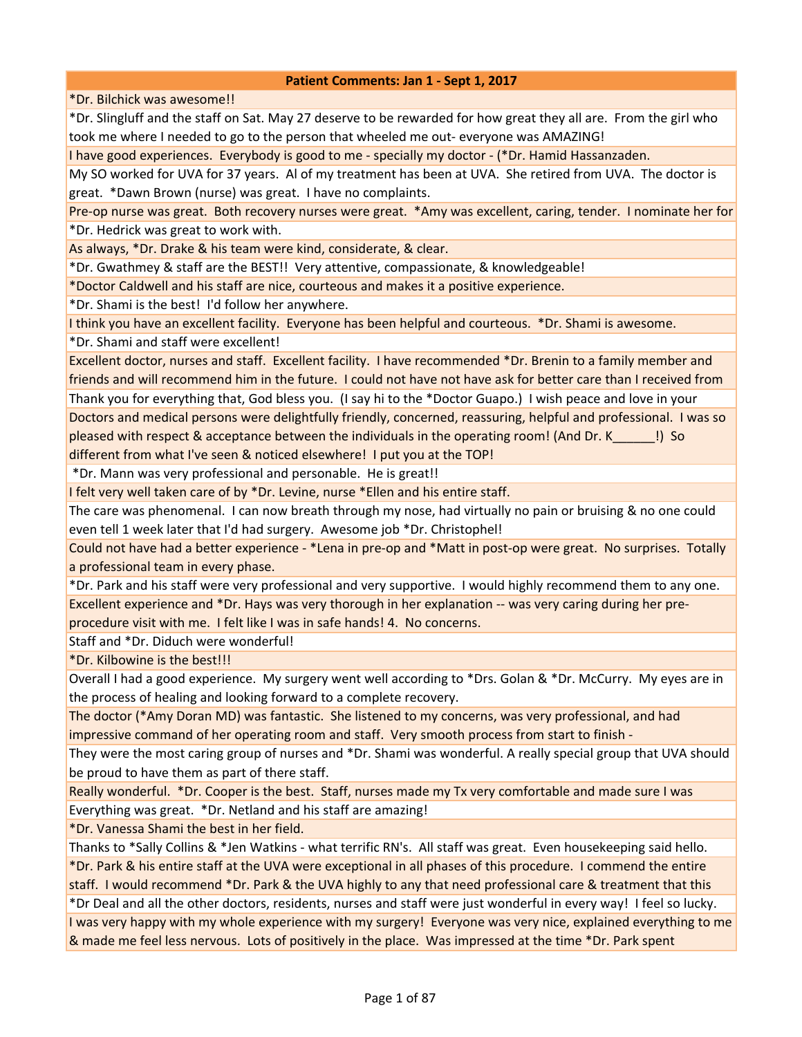| Patient Comments: Jan 1 - Sept 1, 2017 |
| --- |
| *Dr. Bilchick was awesome!! |
| *Dr. Slingluff and the staff on Sat. May 27 deserve to be rewarded for how great they all are. From the girl who took me where I needed to go to the person that wheeled me out- everyone was AMAZING! |
| I have good experiences. Everybody is good to me - specially my doctor - (*Dr. Hamid Hassanzaden. |
| My SO worked for UVA for 37 years. Al of my treatment has been at UVA. She retired from UVA. The doctor is great. *Dawn Brown (nurse) was great. I have no complaints. |
| Pre-op nurse was great. Both recovery nurses were great. *Amy was excellent, caring, tender. I nominate her for |
| *Dr. Hedrick was great to work with. |
| As always, *Dr. Drake & his team were kind, considerate, & clear. |
| *Dr. Gwathmey & staff are the BEST!! Very attentive, compassionate, & knowledgeable! |
| *Doctor Caldwell and his staff are nice, courteous and makes it a positive experience. |
| *Dr. Shami is the best! I'd follow her anywhere. |
| I think you have an excellent facility. Everyone has been helpful and courteous. *Dr. Shami is awesome. |
| *Dr. Shami and staff were excellent! |
| Excellent doctor, nurses and staff. Excellent facility. I have recommended *Dr. Brenin to a family member and friends and will recommend him in the future. I could not have not have ask for better care than I received from |
| Thank you for everything that, God bless you. (I say hi to the *Doctor Guapo.) I wish peace and love in your |
| Doctors and medical persons were delightfully friendly, concerned, reassuring, helpful and professional. I was so pleased with respect & acceptance between the individuals in the operating room! (And Dr. K______!) So different from what I've seen & noticed elsewhere! I put you at the TOP! |
| *Dr. Mann was very professional and personable. He is great!! |
| I felt very well taken care of by *Dr. Levine, nurse *Ellen and his entire staff. |
| The care was phenomenal. I can now breath through my nose, had virtually no pain or bruising & no one could even tell 1 week later that I'd had surgery. Awesome job *Dr. Christophel! |
| Could not have had a better experience - *Lena in pre-op and *Matt in post-op were great. No surprises. Totally a professional team in every phase. |
| *Dr. Park and his staff were very professional and very supportive. I would highly recommend them to any one. |
| Excellent experience and *Dr. Hays was very thorough in her explanation -- was very caring during her pre-procedure visit with me. I felt like I was in safe hands! 4. No concerns. |
| Staff and *Dr. Diduch were wonderful! |
| *Dr. Kilbowine is the best!!! |
| Overall I had a good experience. My surgery went well according to *Drs. Golan & *Dr. McCurry. My eyes are in the process of healing and looking forward to a complete recovery. |
| The doctor (*Amy Doran MD) was fantastic. She listened to my concerns, was very professional, and had impressive command of her operating room and staff. Very smooth process from start to finish - |
| They were the most caring group of nurses and *Dr. Shami was wonderful. A really special group that UVA should be proud to have them as part of there staff. |
| Really wonderful. *Dr. Cooper is the best. Staff, nurses made my Tx very comfortable and made sure I was |
| Everything was great. *Dr. Netland and his staff are amazing! |
| *Dr. Vanessa Shami the best in her field. |
| Thanks to *Sally Collins & *Jen Watkins - what terrific RN's. All staff was great. Even housekeeping said hello. |
| *Dr. Park & his entire staff at the UVA were exceptional in all phases of this procedure. I commend the entire staff. I would recommend *Dr. Park & the UVA highly to any that need professional care & treatment that this |
| *Dr Deal and all the other doctors, residents, nurses and staff were just wonderful in every way! I feel so lucky. |
| I was very happy with my whole experience with my surgery! Everyone was very nice, explained everything to me & made me feel less nervous. Lots of positively in the place. Was impressed at the time *Dr. Park spent |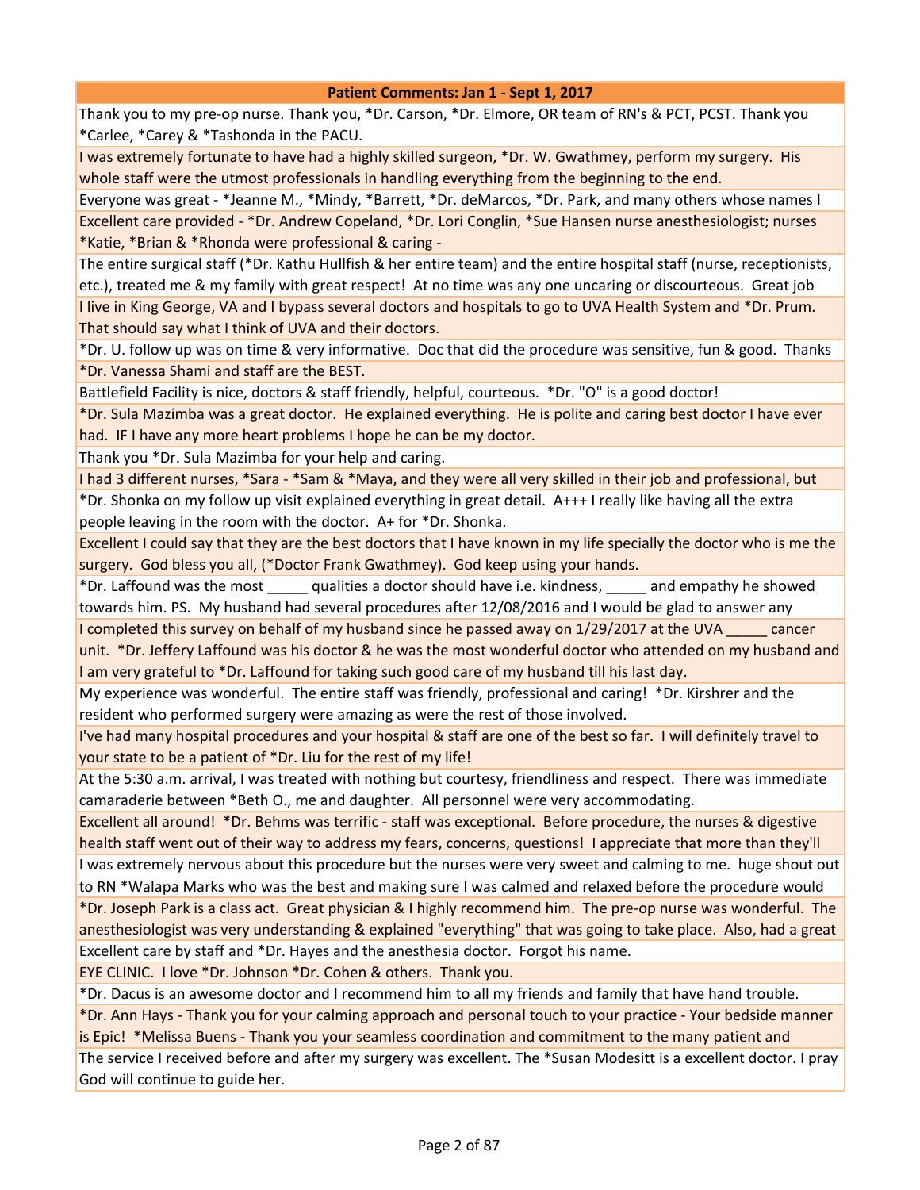| Patient Comments: Jan 1 - Sept 1, 2017 |
|---|
| Thank you to my pre-op nurse. Thank you, *Dr. Carson, *Dr. Elmore, OR team of RN's & PCT, PCST. Thank you *Carlee, *Carey & *Tashonda in the PACU. |
| I was extremely fortunate to have had a highly skilled surgeon, *Dr. W. Gwathmey, perform my surgery. His whole staff were the utmost professionals in handling everything from the beginning to the end. |
| Everyone was great - *Jeanne M., *Mindy, *Barrett, *Dr. deMarcos, *Dr. Park, and many others whose names I |
| Excellent care provided - *Dr. Andrew Copeland, *Dr. Lori Conglin, *Sue Hansen nurse anesthesiologist; nurses *Katie, *Brian & *Rhonda were professional & caring - |
| The entire surgical staff (*Dr. Kathu Hullfish & her entire team) and the entire hospital staff (nurse, receptionists, etc.), treated me & my family with great respect! At no time was any one uncaring or discourteous. Great job |
| I live in King George, VA and I bypass several doctors and hospitals to go to UVA Health System and *Dr. Prum. That should say what I think of UVA and their doctors. |
| *Dr. U. follow up was on time & very informative. Doc that did the procedure was sensitive, fun & good. Thanks |
| *Dr. Vanessa Shami and staff are the BEST. |
| Battlefield Facility is nice, doctors & staff friendly, helpful, courteous. *Dr. "O" is a good doctor! |
| *Dr. Sula Mazimba was a great doctor. He explained everything. He is polite and caring best doctor I have ever had. IF I have any more heart problems I hope he can be my doctor. |
| Thank you *Dr. Sula Mazimba for your help and caring. |
| I had 3 different nurses, *Sara - *Sam & *Maya, and they were all very skilled in their job and professional, but |
| *Dr. Shonka on my follow up visit explained everything in great detail. A+++ I really like having all the extra people leaving in the room with the doctor. A+ for *Dr. Shonka. |
| Excellent I could say that they are the best doctors that I have known in my life specially the doctor who is me the surgery. God bless you all, (*Doctor Frank Gwathmey). God keep using your hands. |
| *Dr. Laffound was the most _____ qualities a doctor should have i.e. kindness, _____ and empathy he showed towards him. PS. My husband had several procedures after 12/08/2016 and I would be glad to answer any |
| I completed this survey on behalf of my husband since he passed away on 1/29/2017 at the UVA _____ cancer unit. *Dr. Jeffery Laffound was his doctor & he was the most wonderful doctor who attended on my husband and I am very grateful to *Dr. Laffound for taking such good care of my husband till his last day. |
| My experience was wonderful. The entire staff was friendly, professional and caring! *Dr. Kirshrer and the resident who performed surgery were amazing as were the rest of those involved. |
| I've had many hospital procedures and your hospital & staff are one of the best so far. I will definitely travel to your state to be a patient of *Dr. Liu for the rest of my life! |
| At the 5:30 a.m. arrival, I was treated with nothing but courtesy, friendliness and respect. There was immediate camaraderie between *Beth O., me and daughter. All personnel were very accommodating. |
| Excellent all around! *Dr. Behms was terrific - staff was exceptional. Before procedure, the nurses & digestive health staff went out of their way to address my fears, concerns, questions! I appreciate that more than they'll |
| I was extremely nervous about this procedure but the nurses were very sweet and calming to me. huge shout out to RN *Walapa Marks who was the best and making sure I was calmed and relaxed before the procedure would |
| *Dr. Joseph Park is a class act. Great physician & I highly recommend him. The pre-op nurse was wonderful. The anesthesiologist was very understanding & explained "everything" that was going to take place. Also, had a great |
| Excellent care by staff and *Dr. Hayes and the anesthesia doctor. Forgot his name. |
| EYE CLINIC. I love *Dr. Johnson *Dr. Cohen & others. Thank you. |
| *Dr. Dacus is an awesome doctor and I recommend him to all my friends and family that have hand trouble. |
| *Dr. Ann Hays - Thank you for your calming approach and personal touch to your practice - Your bedside manner is Epic! *Melissa Buens - Thank you your seamless coordination and commitment to the many patient and |
| The service I received before and after my surgery was excellent. The *Susan Modesitt is a excellent doctor. I pray God will continue to guide her. |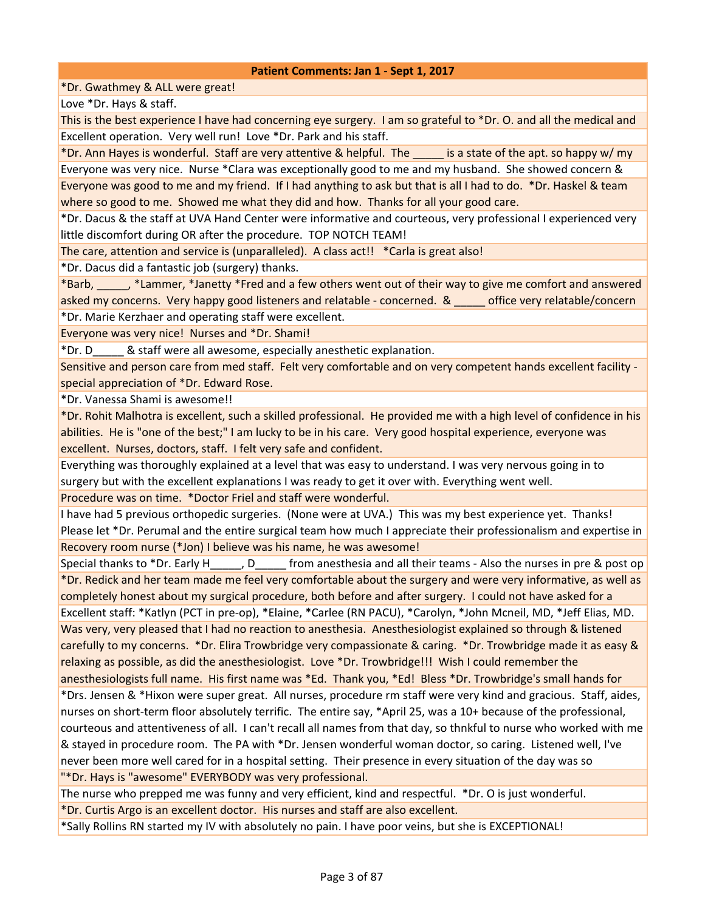| Patient Comments: Jan 1 - Sept 1, 2017 |
| --- |
| *Dr. Gwathmey & ALL were great! |
| Love *Dr. Hays & staff. |
| This is the best experience I have had concerning eye surgery. I am so grateful to *Dr. O. and all the medical and |
| Excellent operation. Very well run! Love *Dr. Park and his staff. |
| *Dr. Ann Hayes is wonderful. Staff are very attentive & helpful. The _____ is a state of the apt. so happy w/ my |
| Everyone was very nice. Nurse *Clara was exceptionally good to me and my husband. She showed concern & |
| Everyone was good to me and my friend. If I had anything to ask but that is all I had to do. *Dr. Haskel & team where so good to me. Showed me what they did and how. Thanks for all your good care. |
| *Dr. Dacus & the staff at UVA Hand Center were informative and courteous, very professional I experienced very little discomfort during OR after the procedure. TOP NOTCH TEAM! |
| The care, attention and service is (unparalleled). A class act!! *Carla is great also! |
| *Dr. Dacus did a fantastic job (surgery) thanks. |
| *Barb, _____, *Lammer, *Janetty *Fred and a few others went out of their way to give me comfort and answered asked my concerns. Very happy good listeners and relatable - concerned. & _____ office very relatable/concern |
| *Dr. Marie Kerzhaer and operating staff were excellent. |
| Everyone was very nice! Nurses and *Dr. Shami! |
| *Dr. D_____ & staff were all awesome, especially anesthetic explanation. |
| Sensitive and person care from med staff. Felt very comfortable and on very competent hands excellent facility - special appreciation of *Dr. Edward Rose. |
| *Dr. Vanessa Shami is awesome!! |
| *Dr. Rohit Malhotra is excellent, such a skilled professional. He provided me with a high level of confidence in his abilities. He is "one of the best;" I am lucky to be in his care. Very good hospital experience, everyone was excellent. Nurses, doctors, staff. I felt very safe and confident. |
| Everything was thoroughly explained at a level that was easy to understand. I was very nervous going in to surgery but with the excellent explanations I was ready to get it over with. Everything went well. |
| Procedure was on time. *Doctor Friel and staff were wonderful. |
| I have had 5 previous orthopedic surgeries. (None were at UVA.) This was my best experience yet. Thanks! Please let *Dr. Perumal and the entire surgical team how much I appreciate their professionalism and expertise in |
| Recovery room nurse (*Jon) I believe was his name, he was awesome! |
| Special thanks to *Dr. Early H_____, D_____ from anesthesia and all their teams - Also the nurses in pre & post op |
| *Dr. Redick and her team made me feel very comfortable about the surgery and were very informative, as well as completely honest about my surgical procedure, both before and after surgery. I could not have asked for a |
| Excellent staff: *Katlyn (PCT in pre-op), *Elaine, *Carlee (RN PACU), *Carolyn, *John Mcneil, MD, *Jeff Elias, MD. |
| Was very, very pleased that I had no reaction to anesthesia. Anesthesiologist explained so through & listened carefully to my concerns. *Dr. Elira Trowbridge very compassionate & caring. *Dr. Trowbridge made it as easy & relaxing as possible, as did the anesthesiologist. Love *Dr. Trowbridge!!! Wish I could remember the anesthesiologists full name. His first name was *Ed. Thank you, *Ed! Bless *Dr. Trowbridge's small hands for |
| *Drs. Jensen & *Hixon were super great. All nurses, procedure rm staff were very kind and gracious. Staff, aides, nurses on short-term floor absolutely terrific. The entire say, *April 25, was a 10+ because of the professional, courteous and attentiveness of all. I can't recall all names from that day, so thnkful to nurse who worked with me & stayed in procedure room. The PA with *Dr. Jensen wonderful woman doctor, so caring. Listened well, I've never been more well cared for in a hospital setting. Their presence in every situation of the day was so |
| "*Dr. Hays is "awesome" EVERYBODY was very professional. |
| The nurse who prepped me was funny and very efficient, kind and respectful. *Dr. O is just wonderful. |
| *Dr. Curtis Argo is an excellent doctor. His nurses and staff are also excellent. |
| *Sally Rollins RN started my IV with absolutely no pain. I have poor veins, but she is EXCEPTIONAL! |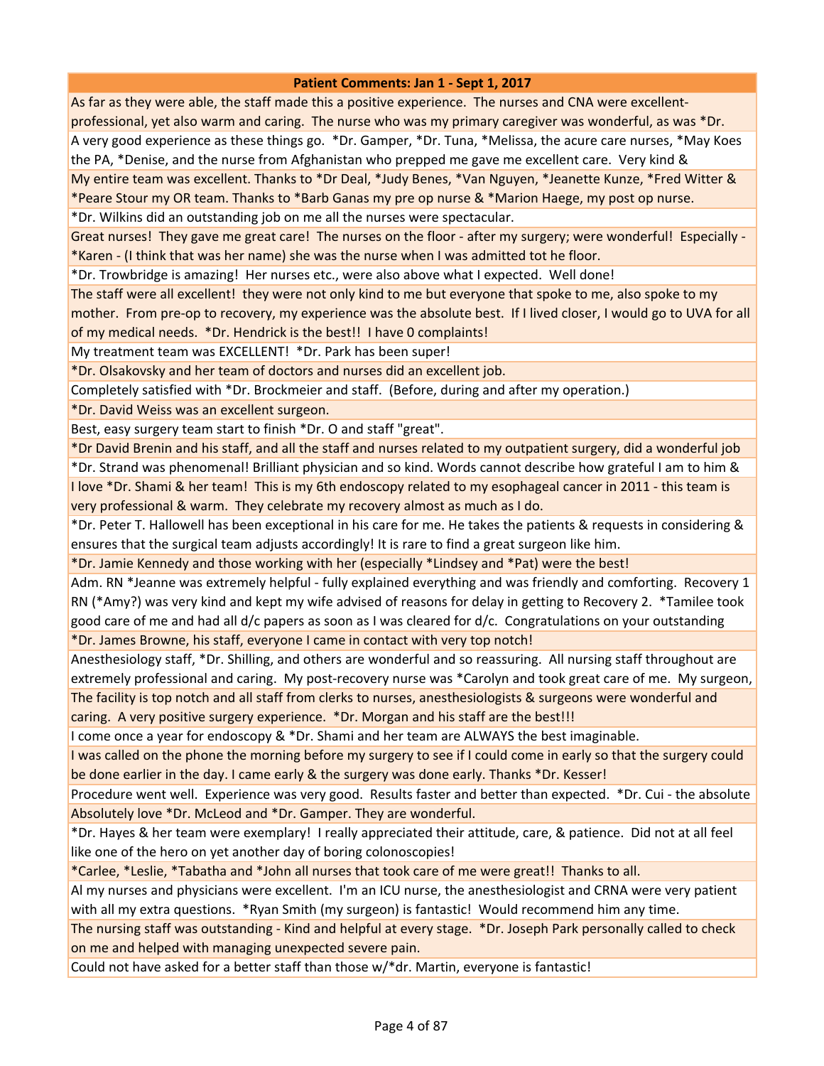| Patient Comments: Jan 1 - Sept 1, 2017 |
| --- |
| As far as they were able, the staff made this a positive experience. The nurses and CNA were excellent- professional, yet also warm and caring. The nurse who was my primary caregiver was wonderful, as was *Dr. |
| A very good experience as these things go. *Dr. Gamper, *Dr. Tuna, *Melissa, the acure care nurses, *May Koes the PA, *Denise, and the nurse from Afghanistan who prepped me gave me excellent care. Very kind & |
| My entire team was excellent. Thanks to *Dr Deal, *Judy Benes, *Van Nguyen, *Jeanette Kunze, *Fred Witter & *Peare Stour my OR team. Thanks to *Barb Ganas my pre op nurse & *Marion Haege, my post op nurse. |
| *Dr. Wilkins did an outstanding job on me all the nurses were spectacular. |
| Great nurses! They gave me great care! The nurses on the floor - after my surgery; were wonderful! Especially - *Karen - (I think that was her name) she was the nurse when I was admitted tot he floor. |
| *Dr. Trowbridge is amazing! Her nurses etc., were also above what I expected. Well done! |
| The staff were all excellent! they were not only kind to me but everyone that spoke to me, also spoke to my mother. From pre-op to recovery, my experience was the absolute best. If I lived closer, I would go to UVA for all of my medical needs. *Dr. Hendrick is the best!! I have 0 complaints! |
| My treatment team was EXCELLENT! *Dr. Park has been super! |
| *Dr. Olsakovsky and her team of doctors and nurses did an excellent job. |
| Completely satisfied with *Dr. Brockmeier and staff. (Before, during and after my operation.) |
| *Dr. David Weiss was an excellent surgeon. |
| Best, easy surgery team start to finish *Dr. O and staff "great". |
| *Dr David Brenin and his staff, and all the staff and nurses related to my outpatient surgery, did a wonderful job |
| *Dr. Strand was phenomenal! Brilliant physician and so kind. Words cannot describe how grateful I am to him & |
| I love *Dr. Shami & her team! This is my 6th endoscopy related to my esophageal cancer in 2011 - this team is very professional & warm. They celebrate my recovery almost as much as I do. |
| *Dr. Peter T. Hallowell has been exceptional in his care for me. He takes the patients & requests in considering & ensures that the surgical team adjusts accordingly! It is rare to find a great surgeon like him. |
| *Dr. Jamie Kennedy and those working with her (especially *Lindsey and *Pat) were the best! |
| Adm. RN *Jeanne was extremely helpful - fully explained everything and was friendly and comforting. Recovery 1 RN (*Amy?) was very kind and kept my wife advised of reasons for delay in getting to Recovery 2. *Tamilee took good care of me and had all d/c papers as soon as I was cleared for d/c. Congratulations on your outstanding |
| *Dr. James Browne, his staff, everyone I came in contact with very top notch! |
| Anesthesiology staff, *Dr. Shilling, and others are wonderful and so reassuring. All nursing staff throughout are extremely professional and caring. My post-recovery nurse was *Carolyn and took great care of me. My surgeon, |
| The facility is top notch and all staff from clerks to nurses, anesthesiologists & surgeons were wonderful and caring. A very positive surgery experience. *Dr. Morgan and his staff are the best!!! |
| I come once a year for endoscopy & *Dr. Shami and her team are ALWAYS the best imaginable. |
| I was called on the phone the morning before my surgery to see if I could come in early so that the surgery could be done earlier in the day. I came early & the surgery was done early. Thanks *Dr. Kesser! |
| Procedure went well. Experience was very good. Results faster and better than expected. *Dr. Cui - the absolute |
| Absolutely love *Dr. McLeod and *Dr. Gamper. They are wonderful. |
| *Dr. Hayes & her team were exemplary! I really appreciated their attitude, care, & patience. Did not at all feel like one of the hero on yet another day of boring colonoscopies! |
| *Carlee, *Leslie, *Tabatha and *John all nurses that took care of me were great!! Thanks to all. |
| Al my nurses and physicians were excellent. I'm an ICU nurse, the anesthesiologist and CRNA were very patient with all my extra questions. *Ryan Smith (my surgeon) is fantastic! Would recommend him any time. |
| The nursing staff was outstanding - Kind and helpful at every stage. *Dr. Joseph Park personally called to check on me and helped with managing unexpected severe pain. |
| Could not have asked for a better staff than those w/*dr. Martin, everyone is fantastic! |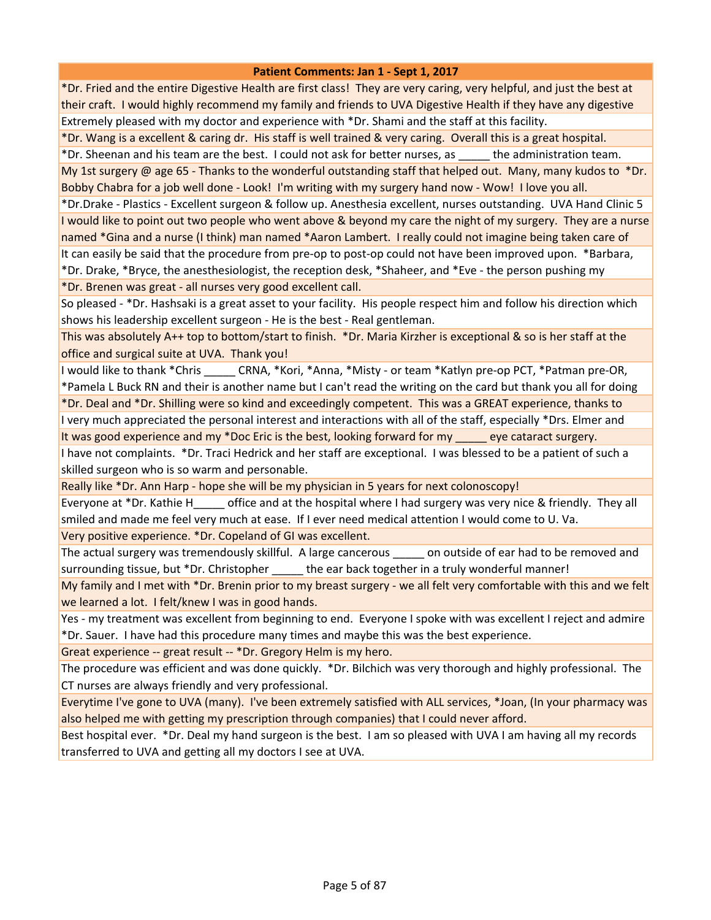| Patient Comments: Jan 1 - Sept 1, 2017 |
| --- |
| *Dr. Fried and the entire Digestive Health are first class! They are very caring, very helpful, and just the best at their craft. I would highly recommend my family and friends to UVA Digestive Health if they have any digestive |
| Extremely pleased with my doctor and experience with *Dr. Shami and the staff at this facility. |
| *Dr. Wang is a excellent & caring dr. His staff is well trained & very caring. Overall this is a great hospital. |
| *Dr. Sheenan and his team are the best. I could not ask for better nurses, as _____ the administration team. |
| My 1st surgery @ age 65 - Thanks to the wonderful outstanding staff that helped out. Many, many kudos to *Dr. Bobby Chabra for a job well done - Look! I'm writing with my surgery hand now - Wow! I love you all. |
| *Dr.Drake - Plastics - Excellent surgeon & follow up. Anesthesia excellent, nurses outstanding. UVA Hand Clinic 5 |
| I would like to point out two people who went above & beyond my care the night of my surgery. They are a nurse named *Gina and a nurse (I think) man named *Aaron Lambert. I really could not imagine being taken care of |
| It can easily be said that the procedure from pre-op to post-op could not have been improved upon. *Barbara, *Dr. Drake, *Bryce, the anesthesiologist, the reception desk, *Shaheer, and *Eve - the person pushing my |
| *Dr. Brenen was great - all nurses very good excellent call. |
| So pleased - *Dr. Hashsaki is a great asset to your facility. His people respect him and follow his direction which shows his leadership excellent surgeon - He is the best - Real gentleman. |
| This was absolutely A++ top to bottom/start to finish. *Dr. Maria Kirzher is exceptional & so is her staff at the office and surgical suite at UVA. Thank you! |
| I would like to thank *Chris _____ CRNA, *Kori, *Anna, *Misty - or team *Katlyn pre-op PCT, *Patman pre-OR, *Pamela L Buck RN and their is another name but I can't read the writing on the card but thank you all for doing |
| *Dr. Deal and *Dr. Shilling were so kind and exceedingly competent. This was a GREAT experience, thanks to |
| I very much appreciated the personal interest and interactions with all of the staff, especially *Drs. Elmer and |
| It was good experience and my *Doc Eric is the best, looking forward for my _____ eye cataract surgery. |
| I have not complaints. *Dr. Traci Hedrick and her staff are exceptional. I was blessed to be a patient of such a skilled surgeon who is so warm and personable. |
| Really like *Dr. Ann Harp - hope she will be my physician in 5 years for next colonoscopy! |
| Everyone at *Dr. Kathie H_____ office and at the hospital where I had surgery was very nice & friendly. They all smiled and made me feel very much at ease. If I ever need medical attention I would come to U. Va. |
| Very positive experience. *Dr. Copeland of GI was excellent. |
| The actual surgery was tremendously skillful. A large cancerous _____ on outside of ear had to be removed and surrounding tissue, but *Dr. Christopher _____ the ear back together in a truly wonderful manner! |
| My family and I met with *Dr. Brenin prior to my breast surgery - we all felt very comfortable with this and we felt we learned a lot. I felt/knew I was in good hands. |
| Yes - my treatment was excellent from beginning to end. Everyone I spoke with was excellent I reject and admire *Dr. Sauer. I have had this procedure many times and maybe this was the best experience. |
| Great experience -- great result -- *Dr. Gregory Helm is my hero. |
| The procedure was efficient and was done quickly. *Dr. Bilchich was very thorough and highly professional. The CT nurses are always friendly and very professional. |
| Everytime I've gone to UVA (many). I've been extremely satisfied with ALL services, *Joan, (In your pharmacy was also helped me with getting my prescription through companies) that I could never afford. |
| Best hospital ever. *Dr. Deal my hand surgeon is the best. I am so pleased with UVA I am having all my records transferred to UVA and getting all my doctors I see at UVA. |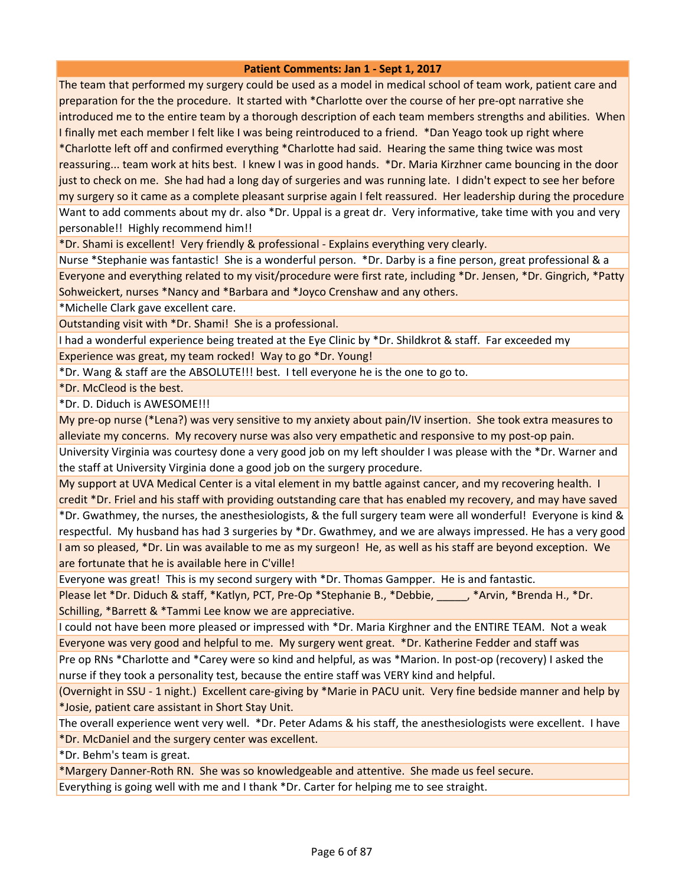| Patient Comments: Jan 1 - Sept 1, 2017 |
|---|
| The team that performed my surgery could be used as a model in medical school of team work, patient care and preparation for the the procedure. It started with *Charlotte over the course of her pre-opt narrative she introduced me to the entire team by a thorough description of each team members strengths and abilities. When I finally met each member I felt like I was being reintroduced to a friend. *Dan Yeago took up right where *Charlotte left off and confirmed everything *Charlotte had said. Hearing the same thing twice was most reassuring... team work at hits best. I knew I was in good hands. *Dr. Maria Kirzhner came bouncing in the door just to check on me. She had had a long day of surgeries and was running late. I didn't expect to see her before my surgery so it came as a complete pleasant surprise again I felt reassured. Her leadership during the procedure |
| Want to add comments about my dr. also *Dr. Uppal is a great dr. Very informative, take time with you and very personable!! Highly recommend him!! |
| *Dr. Shami is excellent! Very friendly & professional - Explains everything very clearly. |
| Nurse *Stephanie was fantastic! She is a wonderful person. *Dr. Darby is a fine person, great professional & a |
| Everyone and everything related to my visit/procedure were first rate, including *Dr. Jensen, *Dr. Gingrich, *Patty Sohweickert, nurses *Nancy and *Barbara and *Joyco Crenshaw and any others. |
| *Michelle Clark gave excellent care. |
| Outstanding visit with *Dr. Shami! She is a professional. |
| I had a wonderful experience being treated at the Eye Clinic by *Dr. Shildkrot & staff. Far exceeded my |
| Experience was great, my team rocked! Way to go *Dr. Young! |
| *Dr. Wang & staff are the ABSOLUTE!!! best. I tell everyone he is the one to go to. |
| *Dr. McCleod is the best. |
| *Dr. D. Diduch is AWESOME!!! |
| My pre-op nurse (*Lena?) was very sensitive to my anxiety about pain/IV insertion. She took extra measures to alleviate my concerns. My recovery nurse was also very empathetic and responsive to my post-op pain. |
| University Virginia was courtesy done a very good job on my left shoulder I was please with the *Dr. Warner and the staff at University Virginia done a good job on the surgery procedure. |
| My support at UVA Medical Center is a vital element in my battle against cancer, and my recovering health. I credit *Dr. Friel and his staff with providing outstanding care that has enabled my recovery, and may have saved |
| *Dr. Gwathmey, the nurses, the anesthesiologists, & the full surgery team were all wonderful! Everyone is kind & respectful. My husband has had 3 surgeries by *Dr. Gwathmey, and we are always impressed. He has a very good |
| I am so pleased, *Dr. Lin was available to me as my surgeon! He, as well as his staff are beyond exception. We are fortunate that he is available here in C'ville! |
| Everyone was great! This is my second surgery with *Dr. Thomas Gampper. He is and fantastic. |
| Please let *Dr. Diduch & staff, *Katlyn, PCT, Pre-Op *Stephanie B., *Debbie, _____, *Arvin, *Brenda H., *Dr. Schilling, *Barrett & *Tammi Lee know we are appreciative. |
| I could not have been more pleased or impressed with *Dr. Maria Kirghner and the ENTIRE TEAM. Not a weak |
| Everyone was very good and helpful to me. My surgery went great. *Dr. Katherine Fedder and staff was |
| Pre op RNs *Charlotte and *Carey were so kind and helpful, as was *Marion. In post-op (recovery) I asked the nurse if they took a personality test, because the entire staff was VERY kind and helpful. |
| (Overnight in SSU - 1 night.) Excellent care-giving by *Marie in PACU unit. Very fine bedside manner and help by *Josie, patient care assistant in Short Stay Unit. |
| The overall experience went very well. *Dr. Peter Adams & his staff, the anesthesiologists were excellent. I have |
| *Dr. McDaniel and the surgery center was excellent. |
| *Dr. Behm's team is great. |
| *Margery Danner-Roth RN. She was so knowledgeable and attentive. She made us feel secure. |
| Everything is going well with me and I thank *Dr. Carter for helping me to see straight. |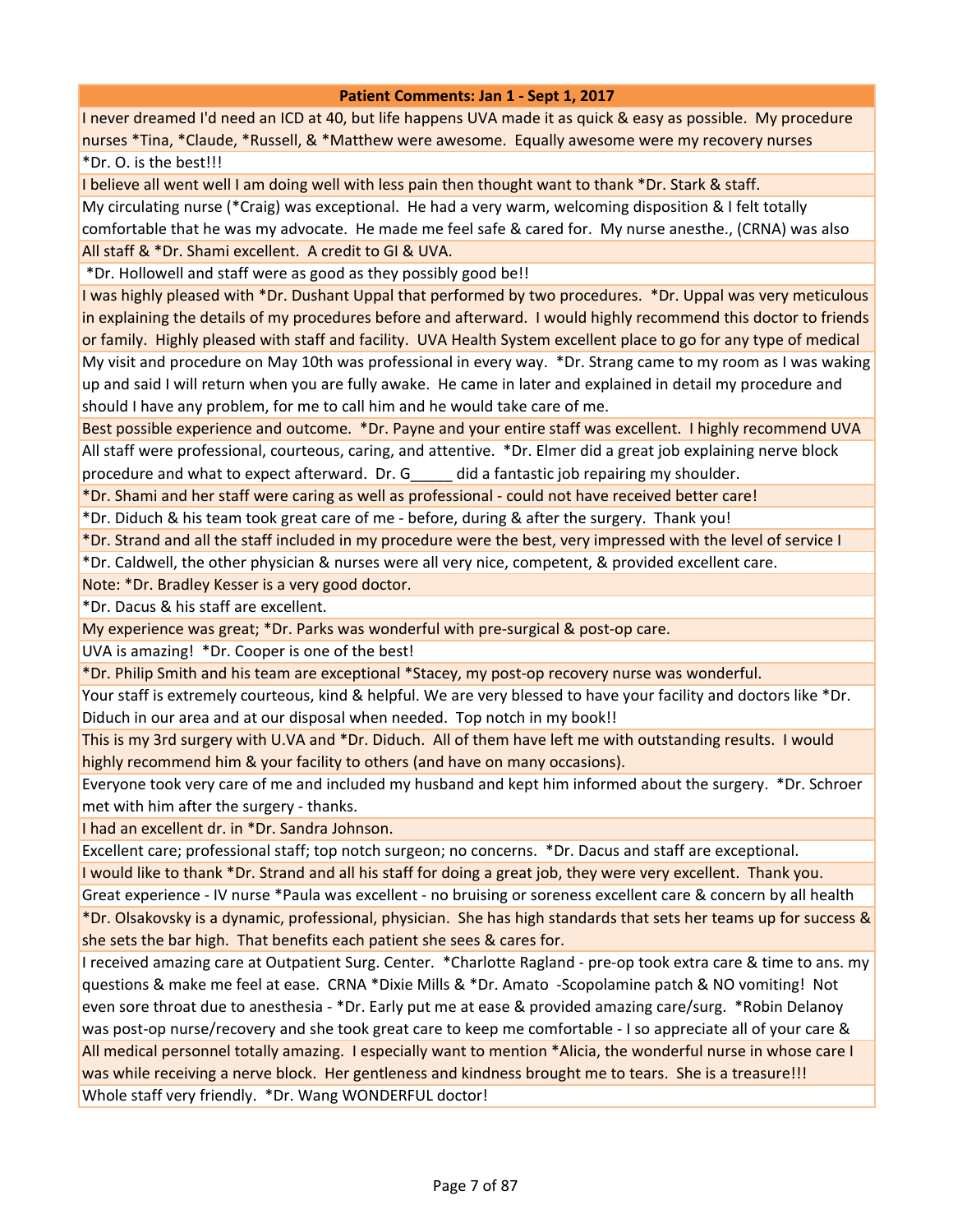| Patient Comments: Jan 1 - Sept 1, 2017 |
|---|
| I never dreamed I'd need an ICD at 40, but life happens UVA made it as quick & easy as possible. My procedure nurses *Tina, *Claude, *Russell, & *Matthew were awesome. Equally awesome were my recovery nurses |
| *Dr. O. is the best!!! |
| I believe all went well I am doing well with less pain then thought want to thank *Dr. Stark & staff. |
| My circulating nurse (*Craig) was exceptional. He had a very warm, welcoming disposition & I felt totally comfortable that he was my advocate. He made me feel safe & cared for. My nurse anesthe., (CRNA) was also |
| All staff & *Dr. Shami excellent. A credit to GI & UVA. |
| *Dr. Hollowell and staff were as good as they possibly good be!! |
| I was highly pleased with *Dr. Dushant Uppal that performed by two procedures. *Dr. Uppal was very meticulous in explaining the details of my procedures before and afterward. I would highly recommend this doctor to friends or family. Highly pleased with staff and facility. UVA Health System excellent place to go for any type of medical |
| My visit and procedure on May 10th was professional in every way. *Dr. Strang came to my room as I was waking up and said I will return when you are fully awake. He came in later and explained in detail my procedure and should I have any problem, for me to call him and he would take care of me. |
| Best possible experience and outcome. *Dr. Payne and your entire staff was excellent. I highly recommend UVA |
| All staff were professional, courteous, caring, and attentive. *Dr. Elmer did a great job explaining nerve block procedure and what to expect afterward. Dr. G_____ did a fantastic job repairing my shoulder. |
| *Dr. Shami and her staff were caring as well as professional - could not have received better care! |
| *Dr. Diduch & his team took great care of me - before, during & after the surgery. Thank you! |
| *Dr. Strand and all the staff included in my procedure were the best, very impressed with the level of service I |
| *Dr. Caldwell, the other physician & nurses were all very nice, competent, & provided excellent care. |
| Note: *Dr. Bradley Kesser is a very good doctor. |
| *Dr. Dacus & his staff are excellent. |
| My experience was great; *Dr. Parks was wonderful with pre-surgical & post-op care. |
| UVA is amazing! *Dr. Cooper is one of the best! |
| *Dr. Philip Smith and his team are exceptional *Stacey, my post-op recovery nurse was wonderful. |
| Your staff is extremely courteous, kind & helpful. We are very blessed to have your facility and doctors like *Dr. Diduch in our area and at our disposal when needed. Top notch in my book!! |
| This is my 3rd surgery with U.VA and *Dr. Diduch. All of them have left me with outstanding results. I would highly recommend him & your facility to others (and have on many occasions). |
| Everyone took very care of me and included my husband and kept him informed about the surgery. *Dr. Schroer met with him after the surgery - thanks. |
| I had an excellent dr. in *Dr. Sandra Johnson. |
| Excellent care; professional staff; top notch surgeon; no concerns. *Dr. Dacus and staff are exceptional. |
| I would like to thank *Dr. Strand and all his staff for doing a great job, they were very excellent. Thank you. |
| Great experience - IV nurse *Paula was excellent - no bruising or soreness excellent care & concern by all health |
| *Dr. Olsakovsky is a dynamic, professional, physician. She has high standards that sets her teams up for success & she sets the bar high. That benefits each patient she sees & cares for. |
| I received amazing care at Outpatient Surg. Center. *Charlotte Ragland - pre-op took extra care & time to ans. my questions & make me feel at ease. CRNA *Dixie Mills & *Dr. Amato -Scopolamine patch & NO vomiting! Not even sore throat due to anesthesia - *Dr. Early put me at ease & provided amazing care/surg. *Robin Delanoy was post-op nurse/recovery and she took great care to keep me comfortable - I so appreciate all of your care & |
| All medical personnel totally amazing. I especially want to mention *Alicia, the wonderful nurse in whose care I was while receiving a nerve block. Her gentleness and kindness brought me to tears. She is a treasure!!! |
| Whole staff very friendly. *Dr. Wang WONDERFUL doctor! |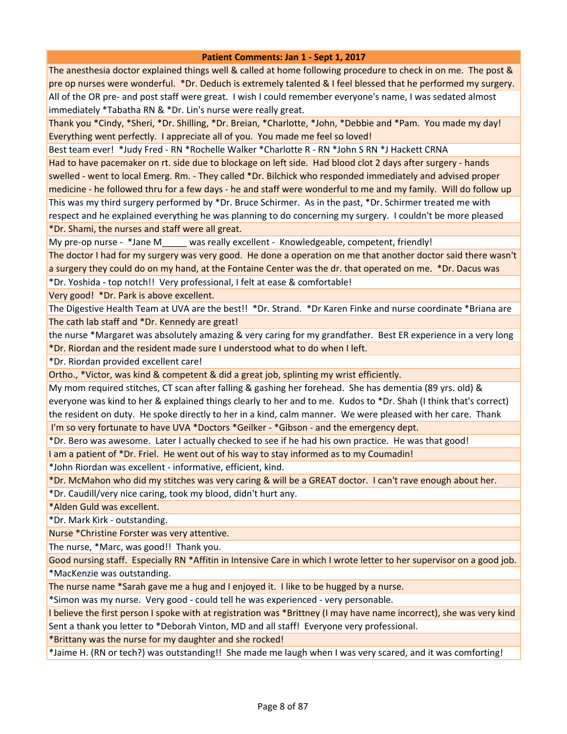| Patient Comments: Jan 1 - Sept 1, 2017 |
| --- |
| The anesthesia doctor explained things well & called at home following procedure to check in on me. The post & pre op nurses were wonderful. *Dr. Deduch is extremely talented & I feel blessed that he performed my surgery. |
| All of the OR pre- and post staff were great. I wish I could remember everyone's name, I was sedated almost immediately *Tabatha RN & *Dr. Lin's nurse were really great. |
| Thank you *Cindy, *Sheri, *Dr. Shilling, *Dr. Breian, *Charlotte, *John, *Debbie and *Pam. You made my day! Everything went perfectly. I appreciate all of you. You made me feel so loved! |
| Best team ever! *Judy Fred - RN *Rochelle Walker *Charlotte R - RN *John S RN *J Hackett CRNA |
| Had to have pacemaker on rt. side due to blockage on left side. Had blood clot 2 days after surgery - hands swelled - went to local Emerg. Rm. - They called *Dr. Bilchick who responded immediately and advised proper medicine - he followed thru for a few days - he and staff were wonderful to me and my family. Will do follow up |
| This was my third surgery performed by *Dr. Bruce Schirmer. As in the past, *Dr. Schirmer treated me with respect and he explained everything he was planning to do concerning my surgery. I couldn't be more pleased |
| *Dr. Shami, the nurses and staff were all great. |
| My pre-op nurse - *Jane M_____ was really excellent - Knowledgeable, competent, friendly! |
| The doctor I had for my surgery was very good. He done a operation on me that another doctor said there wasn't a surgery they could do on my hand, at the Fontaine Center was the dr. that operated on me. *Dr. Dacus was |
| *Dr. Yoshida - top notch!! Very professional, I felt at ease & comfortable! |
| Very good! *Dr. Park is above excellent. |
| The Digestive Health Team at UVA are the best!! *Dr. Strand. *Dr Karen Finke and nurse coordinate *Briana are |
| The cath lab staff and *Dr. Kennedy are great! |
| the nurse *Margaret was absolutely amazing & very caring for my grandfather. Best ER experience in a very long |
| *Dr. Riordan and the resident made sure I understood what to do when I left. |
| *Dr. Riordan provided excellent care! |
| Ortho., *Victor, was kind & competent & did a great job, splinting my wrist efficiently. |
| My mom required stitches, CT scan after falling & gashing her forehead. She has dementia (89 yrs. old) & everyone was kind to her & explained things clearly to her and to me. Kudos to *Dr. Shah (I think that's correct) the resident on duty. He spoke directly to her in a kind, calm manner. We were pleased with her care. Thank |
| I'm so very fortunate to have UVA *Doctors *Geilker - *Gibson - and the emergency dept. |
| *Dr. Bero was awesome. Later I actually checked to see if he had his own practice. He was that good! |
| I am a patient of *Dr. Friel. He went out of his way to stay informed as to my Coumadin! |
| *John Riordan was excellent - informative, efficient, kind. |
| *Dr. McMahon who did my stitches was very caring & will be a GREAT doctor. I can't rave enough about her. |
| *Dr. Caudill/very nice caring, took my blood, didn't hurt any. |
| *Alden Guld was excellent. |
| *Dr. Mark Kirk - outstanding. |
| Nurse *Christine Forster was very attentive. |
| The nurse, *Marc, was good!! Thank you. |
| Good nursing staff. Especially RN *Affitin in Intensive Care in which I wrote letter to her supervisor on a good job. |
| *MacKenzie was outstanding. |
| The nurse name *Sarah gave me a hug and I enjoyed it. I like to be hugged by a nurse. |
| *Simon was my nurse. Very good - could tell he was experienced - very personable. |
| I believe the first person I spoke with at registration was *Brittney (I may have name incorrect), she was very kind |
| Sent a thank you letter to *Deborah Vinton, MD and all staff! Everyone very professional. |
| *Brittany was the nurse for my daughter and she rocked! |
| *Jaime H. (RN or tech?) was outstanding!! She made me laugh when I was very scared, and it was comforting! |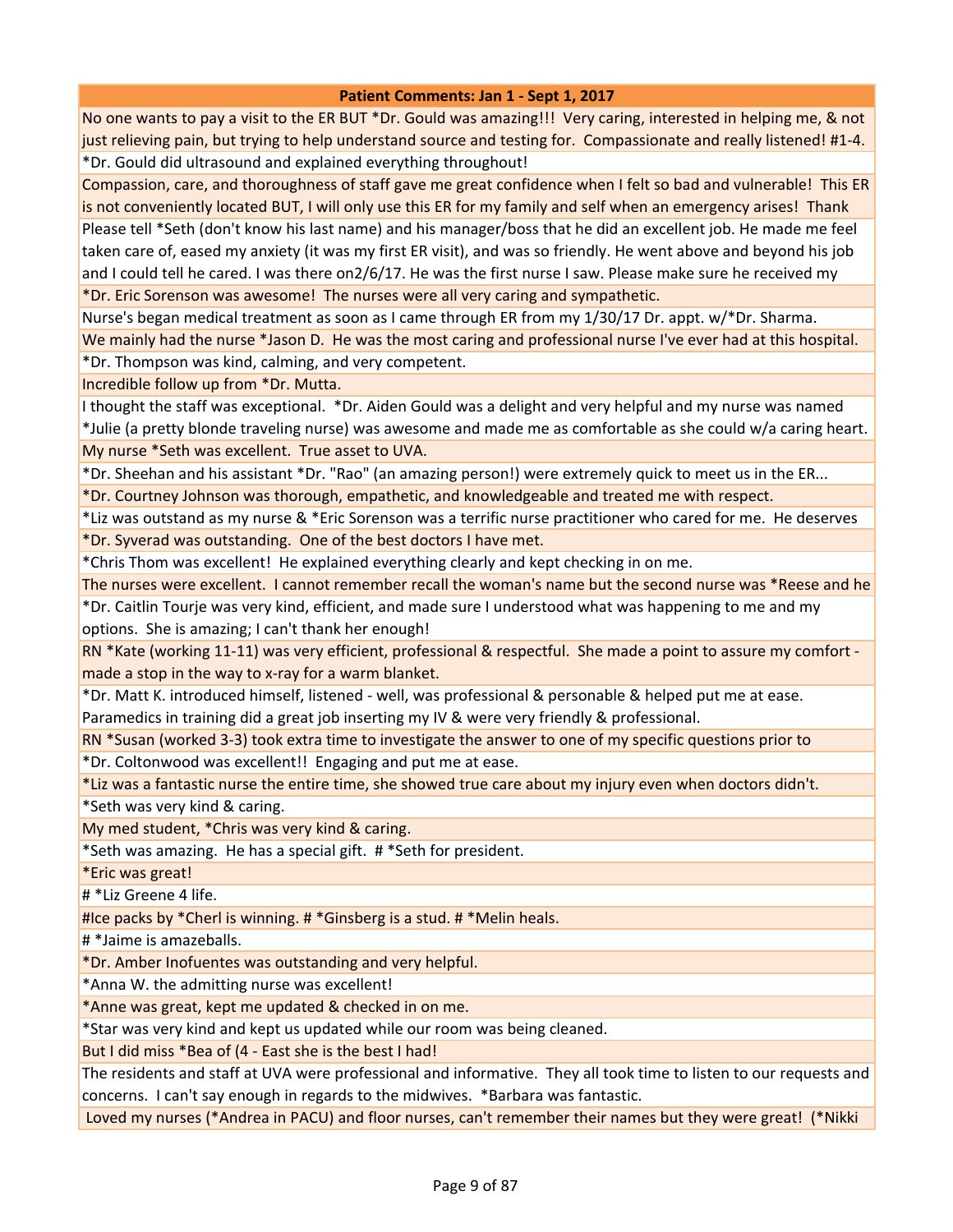| Patient Comments: Jan 1 - Sept 1, 2017 |
|---|
| No one wants to pay a visit to the ER BUT *Dr. Gould was amazing!!! Very caring, interested in helping me, & not just relieving pain, but trying to help understand source and testing for. Compassionate and really listened! #1-4. |
| *Dr. Gould did ultrasound and explained everything throughout! |
| Compassion, care, and thoroughness of staff gave me great confidence when I felt so bad and vulnerable! This ER is not conveniently located BUT, I will only use this ER for my family and self when an emergency arises! Thank |
| Please tell *Seth (don't know his last name) and his manager/boss that he did an excellent job. He made me feel taken care of, eased my anxiety (it was my first ER visit), and was so friendly. He went above and beyond his job and I could tell he cared. I was there on2/6/17. He was the first nurse I saw. Please make sure he received my |
| *Dr. Eric Sorenson was awesome! The nurses were all very caring and sympathetic. |
| Nurse's began medical treatment as soon as I came through ER from my 1/30/17 Dr. appt. w/*Dr. Sharma. |
| We mainly had the nurse *Jason D. He was the most caring and professional nurse I've ever had at this hospital. |
| *Dr. Thompson was kind, calming, and very competent. |
| Incredible follow up from *Dr. Mutta. |
| I thought the staff was exceptional. *Dr. Aiden Gould was a delight and very helpful and my nurse was named *Julie (a pretty blonde traveling nurse) was awesome and made me as comfortable as she could w/a caring heart. |
| My nurse *Seth was excellent. True asset to UVA. |
| *Dr. Sheehan and his assistant *Dr. "Rao" (an amazing person!) were extremely quick to meet us in the ER... |
| *Dr. Courtney Johnson was thorough, empathetic, and knowledgeable and treated me with respect. |
| *Liz was outstand as my nurse & *Eric Sorenson was a terrific nurse practitioner who cared for me. He deserves |
| *Dr. Syverad was outstanding. One of the best doctors I have met. |
| *Chris Thom was excellent! He explained everything clearly and kept checking in on me. |
| The nurses were excellent. I cannot remember recall the woman's name but the second nurse was *Reese and he |
| *Dr. Caitlin Tourje was very kind, efficient, and made sure I understood what was happening to me and my options. She is amazing; I can't thank her enough! |
| RN *Kate (working 11-11) was very efficient, professional & respectful. She made a point to assure my comfort - made a stop in the way to x-ray for a warm blanket. |
| *Dr. Matt K. introduced himself, listened - well, was professional & personable & helped put me at ease. Paramedics in training did a great job inserting my IV & were very friendly & professional. |
| RN *Susan (worked 3-3) took extra time to investigate the answer to one of my specific questions prior to |
| *Dr. Coltonwood was excellent!! Engaging and put me at ease. |
| *Liz was a fantastic nurse the entire time, she showed true care about my injury even when doctors didn't. |
| *Seth was very kind & caring. |
| My med student, *Chris was very kind & caring. |
| *Seth was amazing. He has a special gift. # *Seth for president. |
| *Eric was great! |
| # *Liz Greene 4 life. |
| #Ice packs by *Cherl is winning. # *Ginsberg is a stud. # *Melin heals. |
| # *Jaime is amazeballs. |
| *Dr. Amber Inofuentes was outstanding and very helpful. |
| *Anna W. the admitting nurse was excellent! |
| *Anne was great, kept me updated & checked in on me. |
| *Star was very kind and kept us updated while our room was being cleaned. |
| But I did miss *Bea of (4 - East she is the best I had! |
| The residents and staff at UVA were professional and informative. They all took time to listen to our requests and concerns. I can't say enough in regards to the midwives. *Barbara was fantastic. |
| Loved my nurses (*Andrea in PACU) and floor nurses, can't remember their names but they were great! (*Nikki |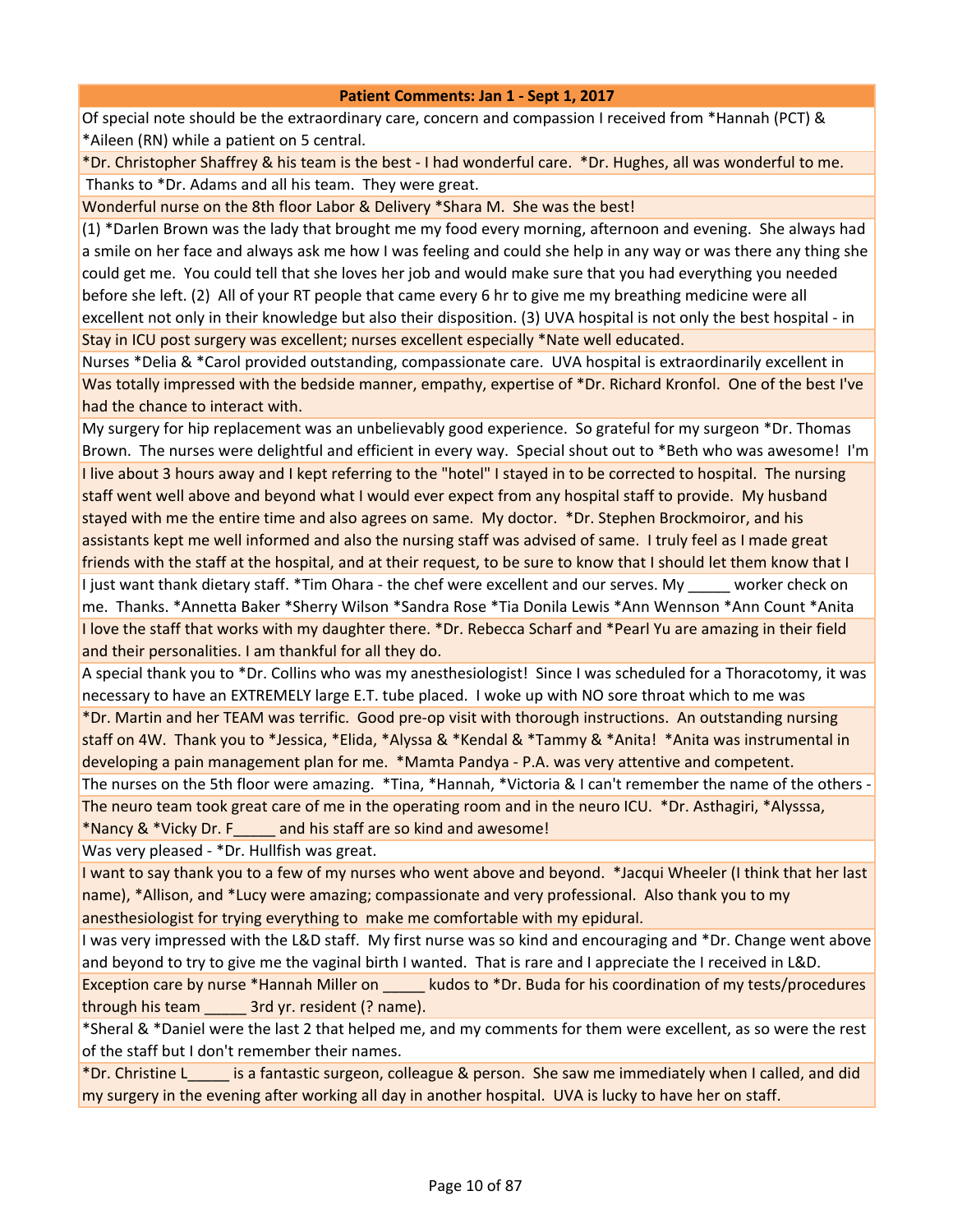| Patient Comments: Jan 1 - Sept 1, 2017 |
|---|
| Of special note should be the extraordinary care, concern and compassion I received from *Hannah (PCT) & *Aileen (RN) while a patient on 5 central. |
| *Dr. Christopher Shaffrey & his team is the best - I had wonderful care. *Dr. Hughes, all was wonderful to me. |
| Thanks to *Dr. Adams and all his team. They were great. |
| Wonderful nurse on the 8th floor Labor & Delivery *Shara M. She was the best! |
| (1) *Darlen Brown was the lady that brought me my food every morning, afternoon and evening. She always had a smile on her face and always ask me how I was feeling and could she help in any way or was there any thing she could get me. You could tell that she loves her job and would make sure that you had everything you needed before she left. (2) All of your RT people that came every 6 hr to give me my breathing medicine were all excellent not only in their knowledge but also their disposition. (3) UVA hospital is not only the best hospital - in |
| Stay in ICU post surgery was excellent; nurses excellent especially *Nate well educated. |
| Nurses *Delia & *Carol provided outstanding, compassionate care. UVA hospital is extraordinarily excellent in |
| Was totally impressed with the bedside manner, empathy, expertise of *Dr. Richard Kronfol. One of the best I've had the chance to interact with. |
| My surgery for hip replacement was an unbelievably good experience. So grateful for my surgeon *Dr. Thomas Brown. The nurses were delightful and efficient in every way. Special shout out to *Beth who was awesome! I'm |
| I live about 3 hours away and I kept referring to the "hotel" I stayed in to be corrected to hospital. The nursing staff went well above and beyond what I would ever expect from any hospital staff to provide. My husband stayed with me the entire time and also agrees on same. My doctor. *Dr. Stephen Brockmoiror, and his assistants kept me well informed and also the nursing staff was advised of same. I truly feel as I made great friends with the staff at the hospital, and at their request, to be sure to know that I should let them know that I |
| I just want thank dietary staff. *Tim Ohara - the chef were excellent and our serves. My _____ worker check on me. Thanks. *Annetta Baker *Sherry Wilson *Sandra Rose *Tia Donila Lewis *Ann Wennson *Ann Count *Anita |
| I love the staff that works with my daughter there. *Dr. Rebecca Scharf and *Pearl Yu are amazing in their field and their personalities. I am thankful for all they do. |
| A special thank you to *Dr. Collins who was my anesthesiologist! Since I was scheduled for a Thoracotomy, it was necessary to have an EXTREMELY large E.T. tube placed. I woke up with NO sore throat which to me was |
| *Dr. Martin and her TEAM was terrific. Good pre-op visit with thorough instructions. An outstanding nursing staff on 4W. Thank you to *Jessica, *Elida, *Alyssa & *Kendal & *Tammy & *Anita! *Anita was instrumental in developing a pain management plan for me. *Mamta Pandya - P.A. was very attentive and competent. |
| The nurses on the 5th floor were amazing. *Tina, *Hannah, *Victoria & I can't remember the name of the others - |
| The neuro team took great care of me in the operating room and in the neuro ICU. *Dr. Asthagiri, *Alysssa, *Nancy & *Vicky Dr. F_____ and his staff are so kind and awesome! |
| Was very pleased - *Dr. Hullfish was great. |
| I want to say thank you to a few of my nurses who went above and beyond. *Jacqui Wheeler (I think that her last name), *Allison, and *Lucy were amazing; compassionate and very professional. Also thank you to my anesthesiologist for trying everything to make me comfortable with my epidural. |
| I was very impressed with the L&D staff. My first nurse was so kind and encouraging and *Dr. Change went above and beyond to try to give me the vaginal birth I wanted. That is rare and I appreciate the I received in L&D. |
| Exception care by nurse *Hannah Miller on _____ kudos to *Dr. Buda for his coordination of my tests/procedures through his team _____ 3rd yr. resident (? name). |
| *Sheral & *Daniel were the last 2 that helped me, and my comments for them were excellent, as so were the rest of the staff but I don't remember their names. |
| *Dr. Christine L_____ is a fantastic surgeon, colleague & person. She saw me immediately when I called, and did my surgery in the evening after working all day in another hospital. UVA is lucky to have her on staff. |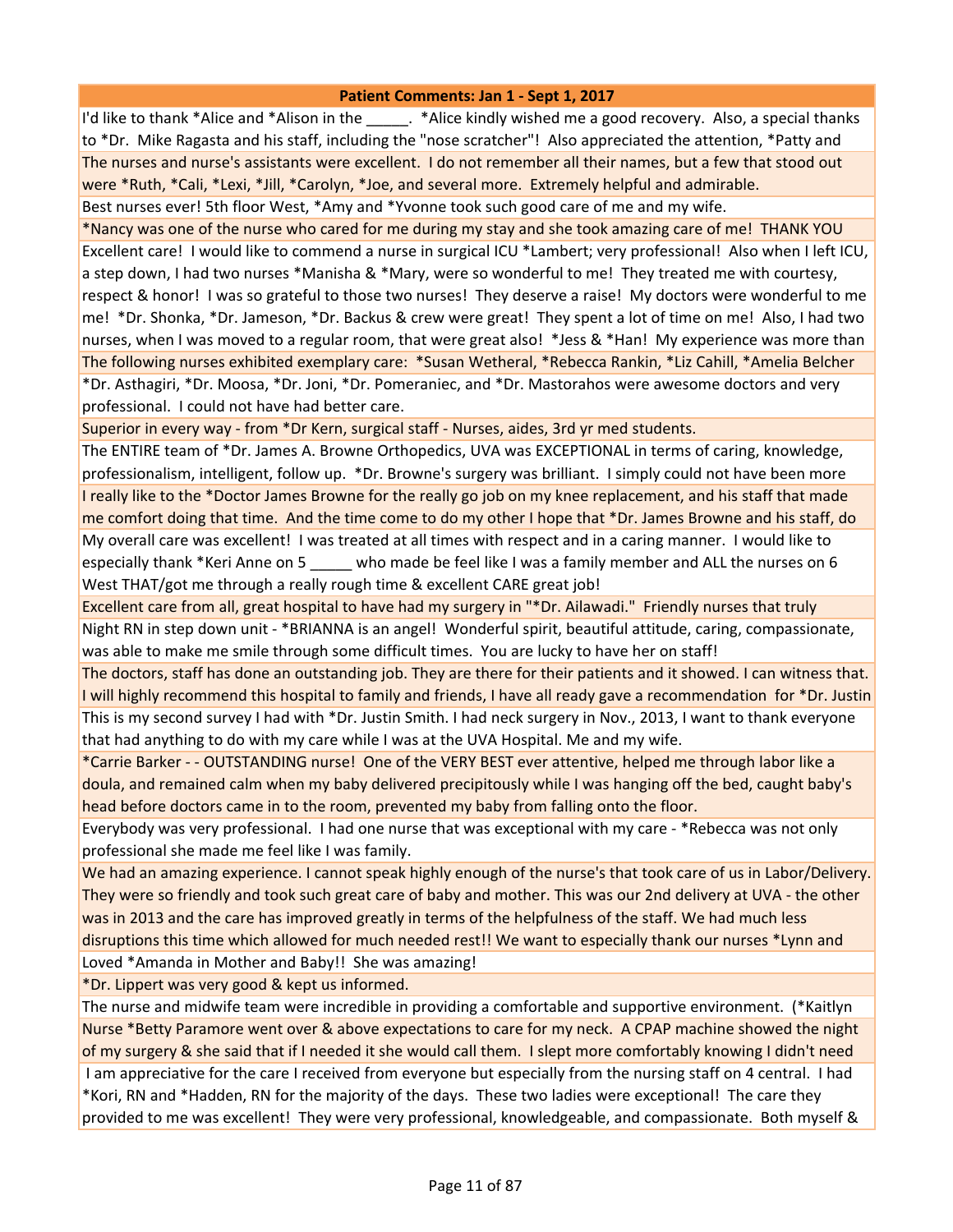| Patient Comments: Jan 1 - Sept 1, 2017 |
|---|
| I'd like to thank *Alice and *Alison in the _____. *Alice kindly wished me a good recovery. Also, a special thanks to *Dr. Mike Ragasta and his staff, including the "nose scratcher"! Also appreciated the attention, *Patty and |
| The nurses and nurse's assistants were excellent. I do not remember all their names, but a few that stood out were *Ruth, *Cali, *Lexi, *Jill, *Carolyn, *Joe, and several more. Extremely helpful and admirable. |
| Best nurses ever! 5th floor West, *Amy and *Yvonne took such good care of me and my wife. |
| *Nancy was one of the nurse who cared for me during my stay and she took amazing care of me! THANK YOU |
| Excellent care! I would like to commend a nurse in surgical ICU *Lambert; very professional! Also when I left ICU, a step down, I had two nurses *Manisha & *Mary, were so wonderful to me! They treated me with courtesy, respect & honor! I was so grateful to those two nurses! They deserve a raise! My doctors were wonderful to me me! *Dr. Shonka, *Dr. Jameson, *Dr. Backus & crew were great! They spent a lot of time on me! Also, I had two nurses, when I was moved to a regular room, that were great also! *Jess & *Han! My experience was more than |
| The following nurses exhibited exemplary care: *Susan Wetheral, *Rebecca Rankin, *Liz Cahill, *Amelia Belcher |
| *Dr. Asthagiri, *Dr. Moosa, *Dr. Joni, *Dr. Pomeraniec, and *Dr. Mastorahos were awesome doctors and very professional. I could not have had better care. |
| Superior in every way - from *Dr Kern, surgical staff - Nurses, aides, 3rd yr med students. |
| The ENTIRE team of *Dr. James A. Browne Orthopedics, UVA was EXCEPTIONAL in terms of caring, knowledge, professionalism, intelligent, follow up. *Dr. Browne's surgery was brilliant. I simply could not have been more |
| I really like to the *Doctor James Browne for the really go job on my knee replacement, and his staff that made me comfort doing that time. And the time come to do my other I hope that *Dr. James Browne and his staff, do |
| My overall care was excellent! I was treated at all times with respect and in a caring manner. I would like to especially thank *Keri Anne on 5 _____ who made be feel like I was a family member and ALL the nurses on 6 West THAT/got me through a really rough time & excellent CARE great job! |
| Excellent care from all, great hospital to have had my surgery in "*Dr. Ailawadi." Friendly nurses that truly |
| Night RN in step down unit - *BRIANNA is an angel! Wonderful spirit, beautiful attitude, caring, compassionate, was able to make me smile through some difficult times. You are lucky to have her on staff! |
| The doctors, staff has done an outstanding job. They are there for their patients and it showed. I can witness that. I will highly recommend this hospital to family and friends, I have all ready gave a recommendation for *Dr. Justin |
| This is my second survey I had with *Dr. Justin Smith. I had neck surgery in Nov., 2013, I want to thank everyone that had anything to do with my care while I was at the UVA Hospital. Me and my wife. |
| *Carrie Barker - - OUTSTANDING nurse! One of the VERY BEST ever attentive, helped me through labor like a doula, and remained calm when my baby delivered precipitously while I was hanging off the bed, caught baby's head before doctors came in to the room, prevented my baby from falling onto the floor. |
| Everybody was very professional. I had one nurse that was exceptional with my care - *Rebecca was not only professional she made me feel like I was family. |
| We had an amazing experience. I cannot speak highly enough of the nurse's that took care of us in Labor/Delivery. They were so friendly and took such great care of baby and mother. This was our 2nd delivery at UVA - the other was in 2013 and the care has improved greatly in terms of the helpfulness of the staff. We had much less disruptions this time which allowed for much needed rest!! We want to especially thank our nurses *Lynn and |
| Loved *Amanda in Mother and Baby!! She was amazing! |
| *Dr. Lippert was very good & kept us informed. |
| The nurse and midwife team were incredible in providing a comfortable and supportive environment. (*Kaitlyn |
| Nurse *Betty Paramore went over & above expectations to care for my neck. A CPAP machine showed the night of my surgery & she said that if I needed it she would call them. I slept more comfortably knowing I didn't need |
| I am appreciative for the care I received from everyone but especially from the nursing staff on 4 central. I had *Kori, RN and *Hadden, RN for the majority of the days. These two ladies were exceptional! The care they provided to me was excellent! They were very professional, knowledgeable, and compassionate. Both myself & |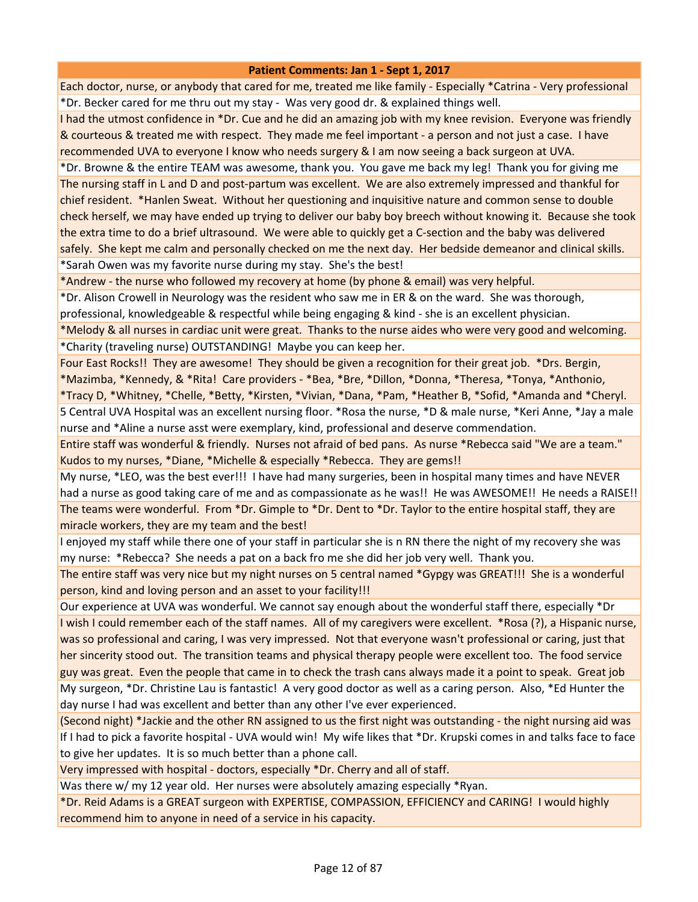| Patient Comments: Jan 1 - Sept 1, 2017 |
|---|
| Each doctor, nurse, or anybody that cared for me, treated me like family - Especially *Catrina - Very professional |
| *Dr. Becker cared for me thru out my stay - Was very good dr. & explained things well. |
| I had the utmost confidence in *Dr. Cue and he did an amazing job with my knee revision. Everyone was friendly & courteous & treated me with respect. They made me feel important - a person and not just a case. I have recommended UVA to everyone I know who needs surgery & I am now seeing a back surgeon at UVA. |
| *Dr. Browne & the entire TEAM was awesome, thank you. You gave me back my leg! Thank you for giving me |
| The nursing staff in L and D and post-partum was excellent. We are also extremely impressed and thankful for chief resident. *Hanlen Sweat. Without her questioning and inquisitive nature and common sense to double check herself, we may have ended up trying to deliver our baby boy breech without knowing it. Because she took the extra time to do a brief ultrasound. We were able to quickly get a C-section and the baby was delivered safely. She kept me calm and personally checked on me the next day. Her bedside demeanor and clinical skills. |
| *Sarah Owen was my favorite nurse during my stay. She's the best! |
| *Andrew - the nurse who followed my recovery at home (by phone & email) was very helpful. |
| *Dr. Alison Crowell in Neurology was the resident who saw me in ER & on the ward. She was thorough, professional, knowledgeable & respectful while being engaging & kind - she is an excellent physician. |
| *Melody & all nurses in cardiac unit were great. Thanks to the nurse aides who were very good and welcoming. |
| *Charity (traveling nurse) OUTSTANDING! Maybe you can keep her. |
| Four East Rocks!! They are awesome! They should be given a recognition for their great job. *Drs. Bergin, *Mazimba, *Kennedy, & *Rita! Care providers - *Bea, *Bre, *Dillon, *Donna, *Theresa, *Tonya, *Anthonio, *Tracy D, *Whitney, *Chelle, *Betty, *Kirsten, *Vivian, *Dana, *Pam, *Heather B, *Sofid, *Amanda and *Cheryl. |
| 5 Central UVA Hospital was an excellent nursing floor. *Rosa the nurse, *D & male nurse, *Keri Anne, *Jay a male nurse and *Aline a nurse asst were exemplary, kind, professional and deserve commendation. |
| Entire staff was wonderful & friendly. Nurses not afraid of bed pans. As nurse *Rebecca said "We are a team." Kudos to my nurses, *Diane, *Michelle & especially *Rebecca. They are gems!! |
| My nurse, *LEO, was the best ever!!! I have had many surgeries, been in hospital many times and have NEVER had a nurse as good taking care of me and as compassionate as he was!! He was AWESOME!! He needs a RAISE!! |
| The teams were wonderful. From *Dr. Gimple to *Dr. Dent to *Dr. Taylor to the entire hospital staff, they are miracle workers, they are my team and the best! |
| I enjoyed my staff while there one of your staff in particular she is n RN there the night of my recovery she was my nurse: *Rebecca? She needs a pat on a back fro me she did her job very well. Thank you. |
| The entire staff was very nice but my night nurses on 5 central named *Gypgy was GREAT!!! She is a wonderful person, kind and loving person and an asset to your facility!!! |
| Our experience at UVA was wonderful. We cannot say enough about the wonderful staff there, especially *Dr |
| I wish I could remember each of the staff names. All of my caregivers were excellent. *Rosa (?), a Hispanic nurse, was so professional and caring, I was very impressed. Not that everyone wasn't professional or caring, just that her sincerity stood out. The transition teams and physical therapy people were excellent too. The food service guy was great. Even the people that came in to check the trash cans always made it a point to speak. Great job |
| My surgeon, *Dr. Christine Lau is fantastic! A very good doctor as well as a caring person. Also, *Ed Hunter the day nurse I had was excellent and better than any other I've ever experienced. |
| (Second night) *Jackie and the other RN assigned to us the first night was outstanding - the night nursing aid was |
| If I had to pick a favorite hospital - UVA would win! My wife likes that *Dr. Krupski comes in and talks face to face to give her updates. It is so much better than a phone call. |
| Very impressed with hospital - doctors, especially *Dr. Cherry and all of staff. |
| Was there w/ my 12 year old. Her nurses were absolutely amazing especially *Ryan. |
| *Dr. Reid Adams is a GREAT surgeon with EXPERTISE, COMPASSION, EFFICIENCY and CARING! I would highly recommend him to anyone in need of a service in his capacity. |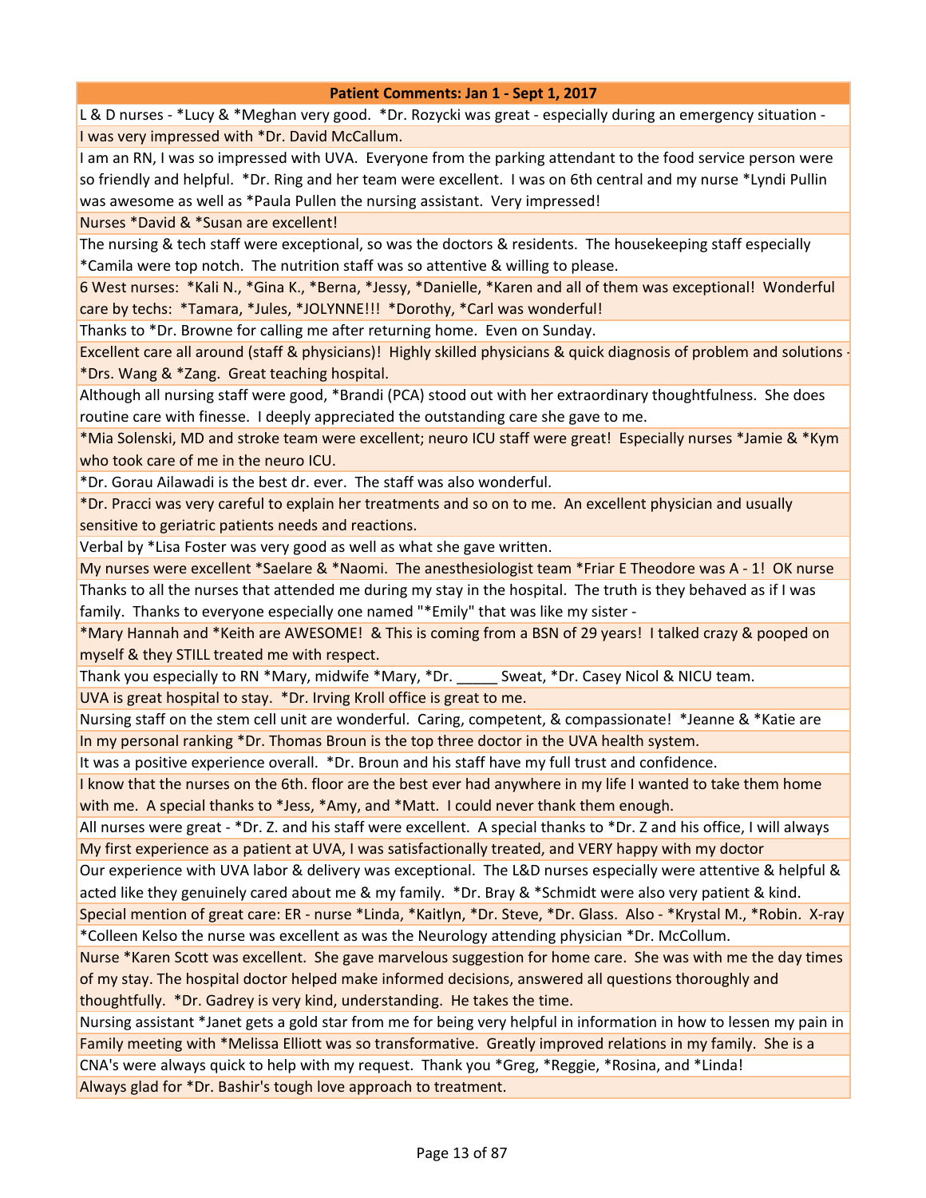| Patient Comments: Jan 1 - Sept 1, 2017 |
|---|
| L & D nurses - *Lucy & *Meghan very good. *Dr. Rozycki was great - especially during an emergency situation - |
| I was very impressed with *Dr. David McCallum. |
| I am an RN, I was so impressed with UVA. Everyone from the parking attendant to the food service person were so friendly and helpful. *Dr. Ring and her team were excellent. I was on 6th central and my nurse *Lyndi Pullin was awesome as well as *Paula Pullen the nursing assistant. Very impressed! |
| Nurses *David & *Susan are excellent! |
| The nursing & tech staff were exceptional, so was the doctors & residents. The housekeeping staff especially *Camila were top notch. The nutrition staff was so attentive & willing to please. |
| 6 West nurses: *Kali N., *Gina K., *Berna, *Jessy, *Danielle, *Karen and all of them was exceptional! Wonderful care by techs: *Tamara, *Jules, *JOLYNNE!!! *Dorothy, *Carl was wonderful! |
| Thanks to *Dr. Browne for calling me after returning home. Even on Sunday. |
| Excellent care all around (staff & physicians)! Highly skilled physicians & quick diagnosis of problem and solutions - *Drs. Wang & *Zang. Great teaching hospital. |
| Although all nursing staff were good, *Brandi (PCA) stood out with her extraordinary thoughtfulness. She does routine care with finesse. I deeply appreciated the outstanding care she gave to me. |
| *Mia Solenski, MD and stroke team were excellent; neuro ICU staff were great! Especially nurses *Jamie & *Kym who took care of me in the neuro ICU. |
| *Dr. Gorau Ailawadi is the best dr. ever. The staff was also wonderful. |
| *Dr. Pracci was very careful to explain her treatments and so on to me. An excellent physician and usually sensitive to geriatric patients needs and reactions. |
| Verbal by *Lisa Foster was very good as well as what she gave written. |
| My nurses were excellent *Saelare & *Naomi. The anesthesiologist team *Friar E Theodore was A - 1! OK nurse |
| Thanks to all the nurses that attended me during my stay in the hospital. The truth is they behaved as if I was family. Thanks to everyone especially one named "*Emily" that was like my sister - |
| *Mary Hannah and *Keith are AWESOME! & This is coming from a BSN of 29 years! I talked crazy & pooped on myself & they STILL treated me with respect. |
| Thank you especially to RN *Mary, midwife *Mary, *Dr. _____ Sweat, *Dr. Casey Nicol & NICU team. |
| UVA is great hospital to stay. *Dr. Irving Kroll office is great to me. |
| Nursing staff on the stem cell unit are wonderful. Caring, competent, & compassionate! *Jeanne & *Katie are |
| In my personal ranking *Dr. Thomas Broun is the top three doctor in the UVA health system. |
| It was a positive experience overall. *Dr. Broun and his staff have my full trust and confidence. |
| I know that the nurses on the 6th. floor are the best ever had anywhere in my life I wanted to take them home with me. A special thanks to *Jess, *Amy, and *Matt. I could never thank them enough. |
| All nurses were great - *Dr. Z. and his staff were excellent. A special thanks to *Dr. Z and his office, I will always |
| My first experience as a patient at UVA, I was satisfactionally treated, and VERY happy with my doctor |
| Our experience with UVA labor & delivery was exceptional. The L&D nurses especially were attentive & helpful & acted like they genuinely cared about me & my family. *Dr. Bray & *Schmidt were also very patient & kind. |
| Special mention of great care: ER - nurse *Linda, *Kaitlyn, *Dr. Steve, *Dr. Glass. Also - *Krystal M., *Robin. X-ray |
| *Colleen Kelso the nurse was excellent as was the Neurology attending physician *Dr. McCollum. |
| Nurse *Karen Scott was excellent. She gave marvelous suggestion for home care. She was with me the day times of my stay. The hospital doctor helped make informed decisions, answered all questions thoroughly and thoughtfully. *Dr. Gadrey is very kind, understanding. He takes the time. |
| Nursing assistant *Janet gets a gold star from me for being very helpful in information in how to lessen my pain in |
| Family meeting with *Melissa Elliott was so transformative. Greatly improved relations in my family. She is a |
| CNA's were always quick to help with my request. Thank you *Greg, *Reggie, *Rosina, and *Linda! |
| Always glad for *Dr. Bashir's tough love approach to treatment. |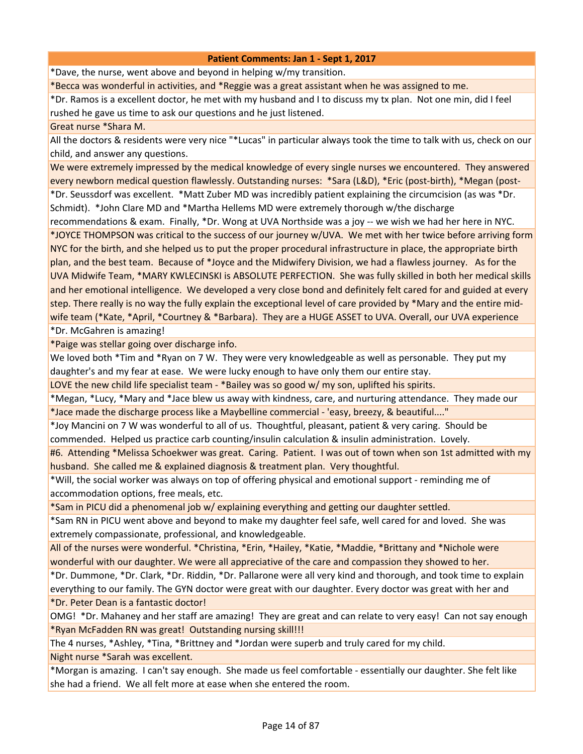| Patient Comments: Jan 1 - Sept 1, 2017 |
|---|
| *Dave, the nurse, went above and beyond in helping w/my transition. |
| *Becca was wonderful in activities, and *Reggie was a great assistant when he was assigned to me. |
| *Dr. Ramos is a excellent doctor, he met with my husband and I to discuss my tx plan. Not one min, did I feel rushed he gave us time to ask our questions and he just listened. |
| Great nurse *Shara M. |
| All the doctors & residents were very nice "*Lucas" in particular always took the time to talk with us, check on our child, and answer any questions. |
| We were extremely impressed by the medical knowledge of every single nurses we encountered. They answered every newborn medical question flawlessly. Outstanding nurses: *Sara (L&D), *Eric (post-birth), *Megan (post- |
| *Dr. Seussdorf was excellent. *Matt Zuber MD was incredibly patient explaining the circumcision (as was *Dr. Schmidt). *John Clare MD and *Martha Hellems MD were extremely thorough w/the discharge recommendations & exam. Finally, *Dr. Wong at UVA Northside was a joy -- we wish we had her here in NYC. |
| *JOYCE THOMPSON was critical to the success of our journey w/UVA. We met with her twice before arriving form NYC for the birth, and she helped us to put the proper procedural infrastructure in place, the appropriate birth plan, and the best team. Because of *Joyce and the Midwifery Division, we had a flawless journey. As for the UVA Midwife Team, *MARY KWLECINSKI is ABSOLUTE PERFECTION. She was fully skilled in both her medical skills and her emotional intelligence. We developed a very close bond and definitely felt cared for and guided at every step. There really is no way the fully explain the exceptional level of care provided by *Mary and the entire mid-wife team (*Kate, *April, *Courtney & *Barbara). They are a HUGE ASSET to UVA. Overall, our UVA experience |
| *Dr. McGahren is amazing! |
| *Paige was stellar going over discharge info. |
| We loved both *Tim and *Ryan on 7 W. They were very knowledgeable as well as personable. They put my daughter's and my fear at ease. We were lucky enough to have only them our entire stay. |
| LOVE the new child life specialist team - *Bailey was so good w/ my son, uplifted his spirits. |
| *Megan, *Lucy, *Mary and *Jace blew us away with kindness, care, and nurturing attendance. They made our |
| *Jace made the discharge process like a Maybelline commercial - 'easy, breezy, & beautiful....'' |
| *Joy Mancini on 7 W was wonderful to all of us. Thoughtful, pleasant, patient & very caring. Should be commended. Helped us practice carb counting/insulin calculation & insulin administration. Lovely. |
| #6. Attending *Melissa Schoekwer was great. Caring. Patient. I was out of town when son 1st admitted with my husband. She called me & explained diagnosis & treatment plan. Very thoughtful. |
| *Will, the social worker was always on top of offering physical and emotional support - reminding me of accommodation options, free meals, etc. |
| *Sam in PICU did a phenomenal job w/ explaining everything and getting our daughter settled. |
| *Sam RN in PICU went above and beyond to make my daughter feel safe, well cared for and loved. She was extremely compassionate, professional, and knowledgeable. |
| All of the nurses were wonderful. *Christina, *Erin, *Hailey, *Katie, *Maddie, *Brittany and *Nichole were wonderful with our daughter. We were all appreciative of the care and compassion they showed to her. |
| *Dr. Dummone, *Dr. Clark, *Dr. Riddin, *Dr. Pallarone were all very kind and thorough, and took time to explain everything to our family. The GYN doctor were great with our daughter. Every doctor was great with her and |
| *Dr. Peter Dean is a fantastic doctor! |
| OMG! *Dr. Mahaney and her staff are amazing! They are great and can relate to very easy! Can not say enough |
| *Ryan McFadden RN was great! Outstanding nursing skill!!! |
| The 4 nurses, *Ashley, *Tina, *Brittney and *Jordan were superb and truly cared for my child. |
| Night nurse *Sarah was excellent. |
| *Morgan is amazing. I can't say enough. She made us feel comfortable - essentially our daughter. She felt like she had a friend. We all felt more at ease when she entered the room. |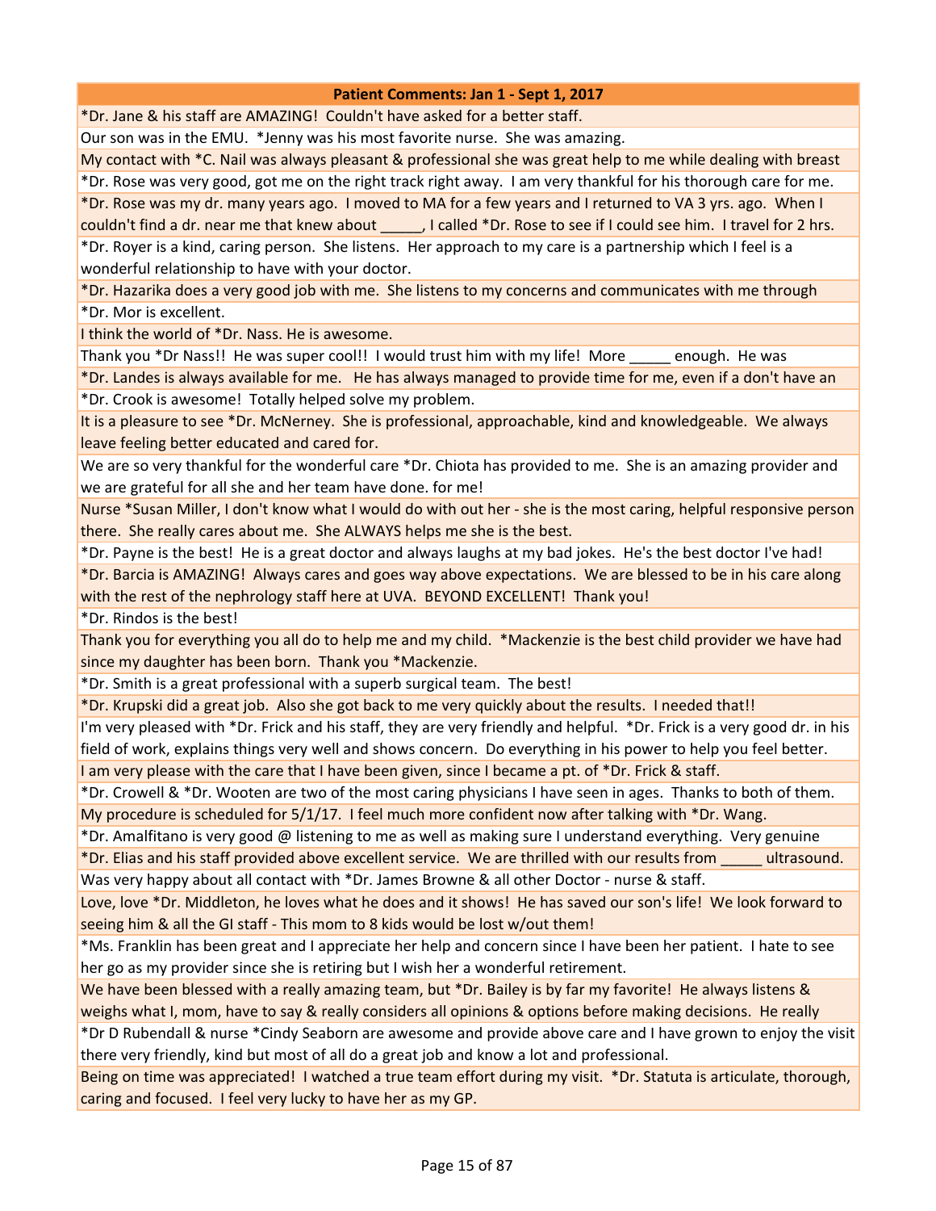| Patient Comments: Jan 1 - Sept 1, 2017 |
| --- |
| *Dr. Jane & his staff are AMAZING! Couldn't have asked for a better staff. |
| Our son was in the EMU. *Jenny was his most favorite nurse. She was amazing. |
| My contact with *C. Nail was always pleasant & professional she was great help to me while dealing with breast |
| *Dr. Rose was very good, got me on the right track right away. I am very thankful for his thorough care for me. |
| *Dr. Rose was my dr. many years ago. I moved to MA for a few years and I returned to VA 3 yrs. ago. When I couldn't find a dr. near me that knew about _____, I called *Dr. Rose to see if I could see him. I travel for 2 hrs. |
| *Dr. Royer is a kind, caring person. She listens. Her approach to my care is a partnership which I feel is a wonderful relationship to have with your doctor. |
| *Dr. Hazarika does a very good job with me. She listens to my concerns and communicates with me through |
| *Dr. Mor is excellent. |
| I think the world of *Dr. Nass. He is awesome. |
| Thank you *Dr Nass!! He was super cool!! I would trust him with my life! More _____ enough. He was |
| *Dr. Landes is always available for me. He has always managed to provide time for me, even if a don't have an |
| *Dr. Crook is awesome! Totally helped solve my problem. |
| It is a pleasure to see *Dr. McNerney. She is professional, approachable, kind and knowledgeable. We always leave feeling better educated and cared for. |
| We are so very thankful for the wonderful care *Dr. Chiota has provided to me. She is an amazing provider and we are grateful for all she and her team have done. for me! |
| Nurse *Susan Miller, I don't know what I would do with out her - she is the most caring, helpful responsive person there. She really cares about me. She ALWAYS helps me she is the best. |
| *Dr. Payne is the best! He is a great doctor and always laughs at my bad jokes. He's the best doctor I've had! |
| *Dr. Barcia is AMAZING! Always cares and goes way above expectations. We are blessed to be in his care along with the rest of the nephrology staff here at UVA. BEYOND EXCELLENT! Thank you! |
| *Dr. Rindos is the best! |
| Thank you for everything you all do to help me and my child. *Mackenzie is the best child provider we have had since my daughter has been born. Thank you *Mackenzie. |
| *Dr. Smith is a great professional with a superb surgical team. The best! |
| *Dr. Krupski did a great job. Also she got back to me very quickly about the results. I needed that!! |
| I'm very pleased with *Dr. Frick and his staff, they are very friendly and helpful. *Dr. Frick is a very good dr. in his field of work, explains things very well and shows concern. Do everything in his power to help you feel better. |
| I am very please with the care that I have been given, since I became a pt. of *Dr. Frick & staff. |
| *Dr. Crowell & *Dr. Wooten are two of the most caring physicians I have seen in ages. Thanks to both of them. |
| My procedure is scheduled for 5/1/17. I feel much more confident now after talking with *Dr. Wang. |
| *Dr. Amalfitano is very good @ listening to me as well as making sure I understand everything. Very genuine |
| *Dr. Elias and his staff provided above excellent service. We are thrilled with our results from _____ ultrasound. |
| Was very happy about all contact with *Dr. James Browne & all other Doctor - nurse & staff. |
| Love, love *Dr. Middleton, he loves what he does and it shows! He has saved our son's life! We look forward to seeing him & all the GI staff - This mom to 8 kids would be lost w/out them! |
| *Ms. Franklin has been great and I appreciate her help and concern since I have been her patient. I hate to see her go as my provider since she is retiring but I wish her a wonderful retirement. |
| We have been blessed with a really amazing team, but *Dr. Bailey is by far my favorite! He always listens & weighs what I, mom, have to say & really considers all opinions & options before making decisions. He really |
| *Dr D Rubendall & nurse *Cindy Seaborn are awesome and provide above care and I have grown to enjoy the visit there very friendly, kind but most of all do a great job and know a lot and professional. |
| Being on time was appreciated! I watched a true team effort during my visit. *Dr. Statuta is articulate, thorough, caring and focused. I feel very lucky to have her as my GP. |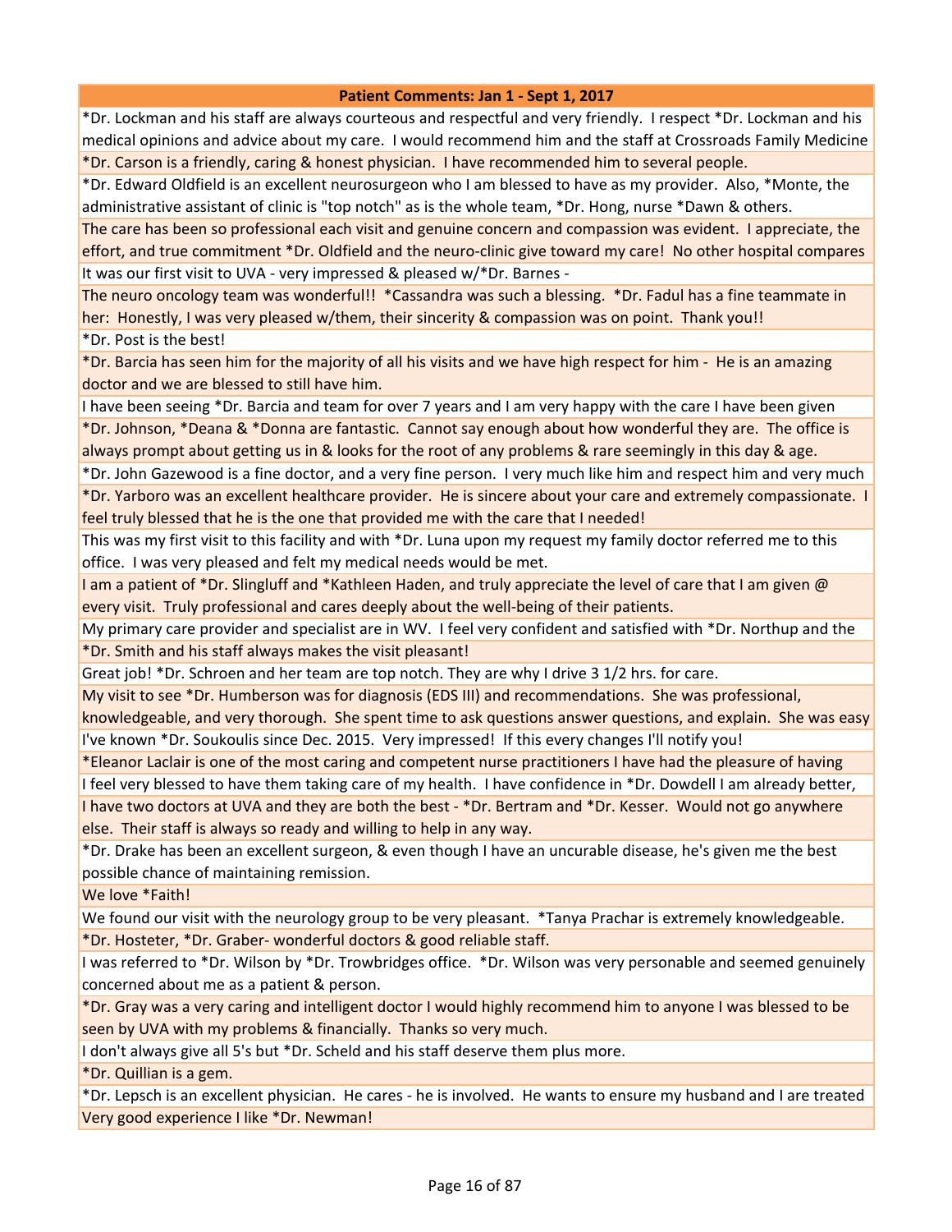| Patient Comments: Jan 1 - Sept 1, 2017 |
| --- |
| *Dr. Lockman and his staff are always courteous and respectful and very friendly. I respect *Dr. Lockman and his medical opinions and advice about my care. I would recommend him and the staff at Crossroads Family Medicine |
| *Dr. Carson is a friendly, caring & honest physician. I have recommended him to several people. |
| *Dr. Edward Oldfield is an excellent neurosurgeon who I am blessed to have as my provider. Also, *Monte, the administrative assistant of clinic is "top notch" as is the whole team, *Dr. Hong, nurse *Dawn & others. |
| The care has been so professional each visit and genuine concern and compassion was evident. I appreciate, the effort, and true commitment *Dr. Oldfield and the neuro-clinic give toward my care! No other hospital compares |
| It was our first visit to UVA - very impressed & pleased w/*Dr. Barnes - |
| The neuro oncology team was wonderful!! *Cassandra was such a blessing. *Dr. Fadul has a fine teammate in her: Honestly, I was very pleased w/them, their sincerity & compassion was on point. Thank you!! |
| *Dr. Post is the best! |
| *Dr. Barcia has seen him for the majority of all his visits and we have high respect for him - He is an amazing doctor and we are blessed to still have him. |
| I have been seeing *Dr. Barcia and team for over 7 years and I am very happy with the care I have been given |
| *Dr. Johnson, *Deana & *Donna are fantastic. Cannot say enough about how wonderful they are. The office is always prompt about getting us in & looks for the root of any problems & rare seemingly in this day & age. |
| *Dr. John Gazewood is a fine doctor, and a very fine person. I very much like him and respect him and very much |
| *Dr. Yarboro was an excellent healthcare provider. He is sincere about your care and extremely compassionate. I feel truly blessed that he is the one that provided me with the care that I needed! |
| This was my first visit to this facility and with *Dr. Luna upon my request my family doctor referred me to this office. I was very pleased and felt my medical needs would be met. |
| I am a patient of *Dr. Slingluff and *Kathleen Haden, and truly appreciate the level of care that I am given @ every visit. Truly professional and cares deeply about the well-being of their patients. |
| My primary care provider and specialist are in WV. I feel very confident and satisfied with *Dr. Northup and the |
| *Dr. Smith and his staff always makes the visit pleasant! |
| Great job! *Dr. Schroen and her team are top notch. They are why I drive 3 1/2 hrs. for care. |
| My visit to see *Dr. Humberson was for diagnosis (EDS III) and recommendations. She was professional, knowledgeable, and very thorough. She spent time to ask questions answer questions, and explain. She was easy |
| I've known *Dr. Soukoulis since Dec. 2015. Very impressed! If this every changes I'll notify you! |
| *Eleanor Laclair is one of the most caring and competent nurse practitioners I have had the pleasure of having |
| I feel very blessed to have them taking care of my health. I have confidence in *Dr. Dowdell I am already better, |
| I have two doctors at UVA and they are both the best - *Dr. Bertram and *Dr. Kesser. Would not go anywhere else. Their staff is always so ready and willing to help in any way. |
| *Dr. Drake has been an excellent surgeon, & even though I have an uncurable disease, he's given me the best possible chance of maintaining remission. |
| We love *Faith! |
| We found our visit with the neurology group to be very pleasant. *Tanya Prachar is extremely knowledgeable. |
| *Dr. Hosteter, *Dr. Graber- wonderful doctors & good reliable staff. |
| I was referred to *Dr. Wilson by *Dr. Trowbridges office. *Dr. Wilson was very personable and seemed genuinely concerned about me as a patient & person. |
| *Dr. Gray was a very caring and intelligent doctor I would highly recommend him to anyone I was blessed to be seen by UVA with my problems & financially. Thanks so very much. |
| I don't always give all 5's but *Dr. Scheld and his staff deserve them plus more. |
| *Dr. Quillian is a gem. |
| *Dr. Lepsch is an excellent physician. He cares - he is involved. He wants to ensure my husband and I are treated |
| Very good experience I like *Dr. Newman! |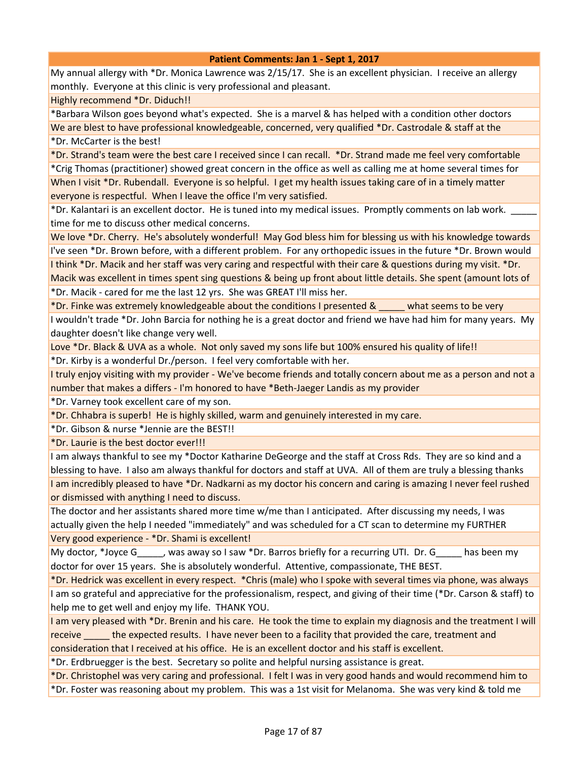| Patient Comments: Jan 1 - Sept 1, 2017 |
|---|
| My annual allergy with *Dr. Monica Lawrence was 2/15/17. She is an excellent physician. I receive an allergy monthly. Everyone at this clinic is very professional and pleasant. |
| Highly recommend *Dr. Diduch!! |
| *Barbara Wilson goes beyond what's expected. She is a marvel & has helped with a condition other doctors |
| We are blest to have professional knowledgeable, concerned, very qualified *Dr. Castrodale & staff at the |
| *Dr. McCarter is the best! |
| *Dr. Strand's team were the best care I received since I can recall. *Dr. Strand made me feel very comfortable |
| *Crig Thomas (practitioner) showed great concern in the office as well as calling me at home several times for |
| When I visit *Dr. Rubendall. Everyone is so helpful. I get my health issues taking care of in a timely matter everyone is respectful. When I leave the office I'm very satisfied. |
| *Dr. Kalantari is an excellent doctor. He is tuned into my medical issues. Promptly comments on lab work. _____ time for me to discuss other medical concerns. |
| We love *Dr. Cherry. He's absolutely wonderful! May God bless him for blessing us with his knowledge towards |
| I've seen *Dr. Brown before, with a different problem. For any orthopedic issues in the future *Dr. Brown would |
| I think *Dr. Macik and her staff was very caring and respectful with their care & questions during my visit. *Dr. Macik was excellent in times spent sing questions & being up front about little details. She spent (amount lots of |
| *Dr. Macik - cared for me the last 12 yrs. She was GREAT I'll miss her. |
| *Dr. Finke was extremely knowledgeable about the conditions I presented & _____ what seems to be very |
| I wouldn't trade *Dr. John Barcia for nothing he is a great doctor and friend we have had him for many years. My daughter doesn't like change very well. |
| Love *Dr. Black & UVA as a whole. Not only saved my sons life but 100% ensured his quality of life!! |
| *Dr. Kirby is a wonderful Dr./person. I feel very comfortable with her. |
| I truly enjoy visiting with my provider - We've become friends and totally concern about me as a person and not a number that makes a differs - I'm honored to have *Beth-Jaeger Landis as my provider |
| *Dr. Varney took excellent care of my son. |
| *Dr. Chhabra is superb! He is highly skilled, warm and genuinely interested in my care. |
| *Dr. Gibson & nurse *Jennie are the BEST!! |
| *Dr. Laurie is the best doctor ever!!! |
| I am always thankful to see my *Doctor Katharine DeGeorge and the staff at Cross Rds. They are so kind and a blessing to have. I also am always thankful for doctors and staff at UVA. All of them are truly a blessing thanks |
| I am incredibly pleased to have *Dr. Nadkarni as my doctor his concern and caring is amazing I never feel rushed or dismissed with anything I need to discuss. |
| The doctor and her assistants shared more time w/me than I anticipated. After discussing my needs, I was actually given the help I needed "immediately" and was scheduled for a CT scan to determine my FURTHER |
| Very good experience - *Dr. Shami is excellent! |
| My doctor, *Joyce G_____, was away so I saw *Dr. Barros briefly for a recurring UTI. Dr. G_____ has been my doctor for over 15 years. She is absolutely wonderful. Attentive, compassionate, THE BEST. |
| *Dr. Hedrick was excellent in every respect. *Chris (male) who I spoke with several times via phone, was always |
| I am so grateful and appreciative for the professionalism, respect, and giving of their time (*Dr. Carson & staff) to help me to get well and enjoy my life. THANK YOU. |
| I am very pleased with *Dr. Brenin and his care. He took the time to explain my diagnosis and the treatment I will receive _____ the expected results. I have never been to a facility that provided the care, treatment and consideration that I received at his office. He is an excellent doctor and his staff is excellent. |
| *Dr. Erdbruegger is the best. Secretary so polite and helpful nursing assistance is great. |
| *Dr. Christophel was very caring and professional. I felt I was in very good hands and would recommend him to |
| *Dr. Foster was reasoning about my problem. This was a 1st visit for Melanoma. She was very kind & told me |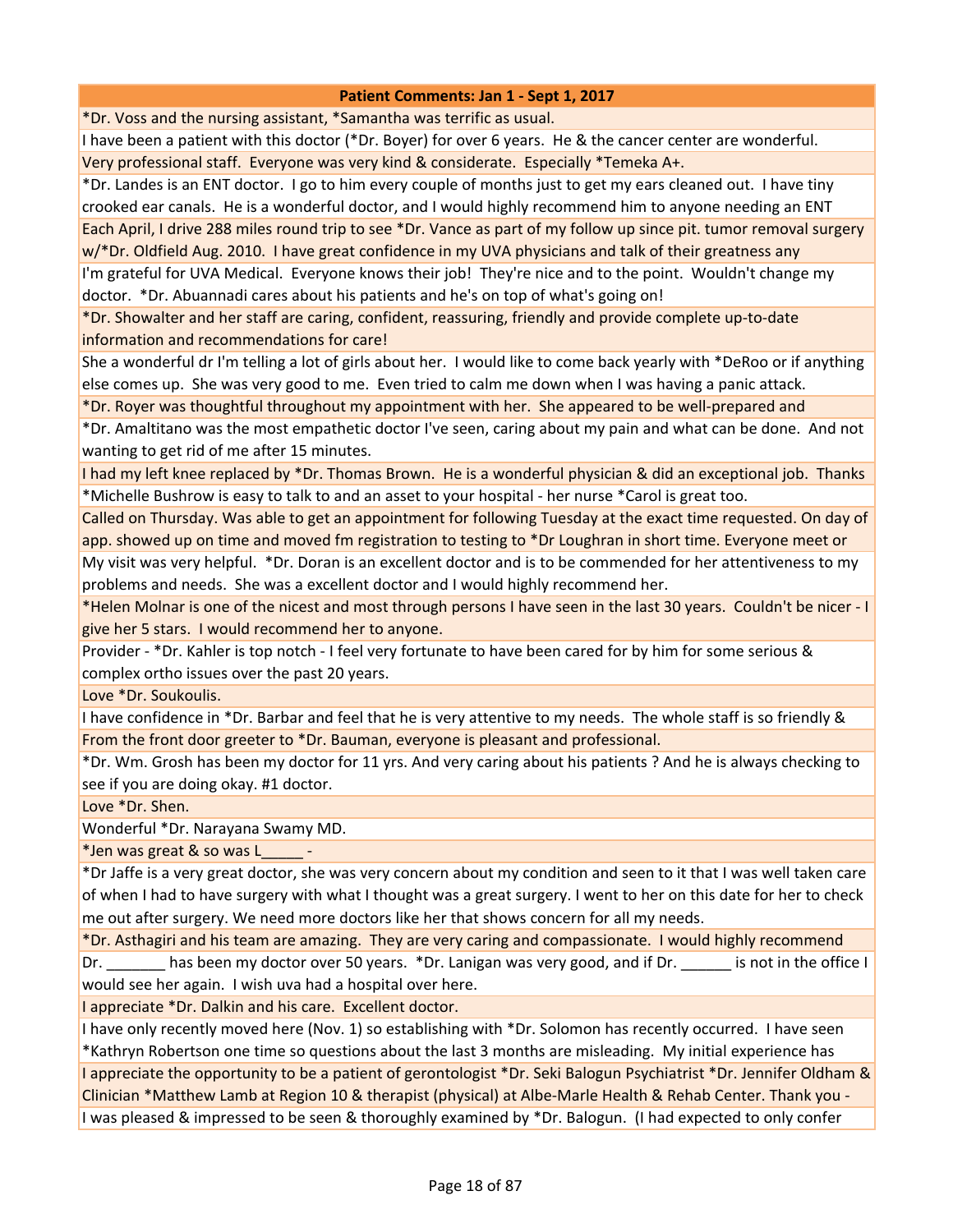| Patient Comments: Jan 1 - Sept 1, 2017 |
| --- |
| *Dr. Voss and the nursing assistant, *Samantha was terrific as usual. |
| I have been a patient with this doctor (*Dr. Boyer) for over 6 years.  He & the cancer center are wonderful. |
| Very professional staff.  Everyone was very kind & considerate.  Especially *Temeka A+. |
| *Dr. Landes is an ENT doctor.  I go to him every couple of months just to get my ears cleaned out.  I have tiny crooked ear canals.  He is a wonderful doctor, and I would highly recommend him to anyone needing an ENT |
| Each April, I drive 288 miles round trip to see *Dr. Vance as part of my follow up since pit. tumor removal surgery w/*Dr. Oldfield Aug. 2010.  I have great confidence in my UVA physicians and talk of their greatness any |
| I'm grateful for UVA Medical.  Everyone knows their job!  They're nice and to the point.  Wouldn't change my doctor.  *Dr. Abuannadi cares about his patients and he's on top of what's going on! |
| *Dr. Showalter and her staff are caring, confident, reassuring, friendly and provide complete up-to-date information and recommendations for care! |
| She a wonderful dr I'm telling a lot of girls about her.  I would like to come back yearly with *DeRoo or if anything else comes up.  She was very good to me.  Even tried to calm me down when I was having a panic attack. |
| *Dr. Royer was thoughtful throughout my appointment with her.  She appeared to be well-prepared and |
| *Dr. Amaltitano was the most empathetic doctor I've seen, caring about my pain and what can be done.  And not wanting to get rid of me after 15 minutes. |
| I had my left knee replaced by *Dr. Thomas Brown.  He is a wonderful physician & did an exceptional job.  Thanks |
| *Michelle Bushrow is easy to talk to and an asset to your hospital - her nurse *Carol is great too. |
| Called on Thursday. Was able to get an appointment for following Tuesday at the exact time requested. On day of app. showed up on time and moved fm registration to testing to *Dr Loughran in short time. Everyone meet or |
| My visit was very helpful.  *Dr. Doran is an excellent doctor and is to be commended for her attentiveness to my problems and needs.  She was a excellent doctor and I would highly recommend her. |
| *Helen Molnar is one of the nicest and most through persons I have seen in the last 30 years.  Couldn't be nicer - I give her 5 stars.  I would recommend her to anyone. |
| Provider - *Dr. Kahler is top notch - I feel very fortunate to have been cared for by him for some serious & complex ortho issues over the past 20 years. |
| Love *Dr. Soukoulis. |
| I have confidence in *Dr. Barbar and feel that he is very attentive to my needs.  The whole staff is so friendly & |
| From the front door greeter to *Dr. Bauman, everyone is pleasant and professional. |
| *Dr. Wm. Grosh has been my doctor for 11 yrs. And very caring about his patients ? And he is always checking to see if you are doing okay. #1 doctor. |
| Love *Dr. Shen. |
| Wonderful *Dr. Narayana Swamy MD. |
| *Jen was great & so was L_____ - |
| *Dr Jaffe is a very great doctor, she was very concern about my condition and seen to it that I was well taken care of when I had to have surgery with what I thought was a great surgery. I went to her on this date for her to check me out after surgery. We need more doctors like her that shows concern for all my needs. |
| *Dr. Asthagiri and his team are amazing.  They are very caring and compassionate.  I would highly recommend |
| Dr. _______ has been my doctor over 50 years.  *Dr. Lanigan was very good, and if Dr. ______ is not in the office I would see her again.  I wish uva had a hospital over here. |
| I appreciate *Dr. Dalkin and his care.  Excellent doctor. |
| I have only recently moved here (Nov. 1) so establishing with *Dr. Solomon has recently occurred.  I have seen *Kathryn Robertson one time so questions about the last 3 months are misleading.  My initial experience has |
| I appreciate the opportunity to be a patient of gerontologist *Dr. Seki Balogun Psychiatrist *Dr. Jennifer Oldham & Clinician *Matthew Lamb at Region 10 & therapist (physical) at Albe-Marle Health & Rehab Center. Thank you - |
| I was pleased & impressed to be seen & thoroughly examined by *Dr. Balogun.  (I had expected to only confer |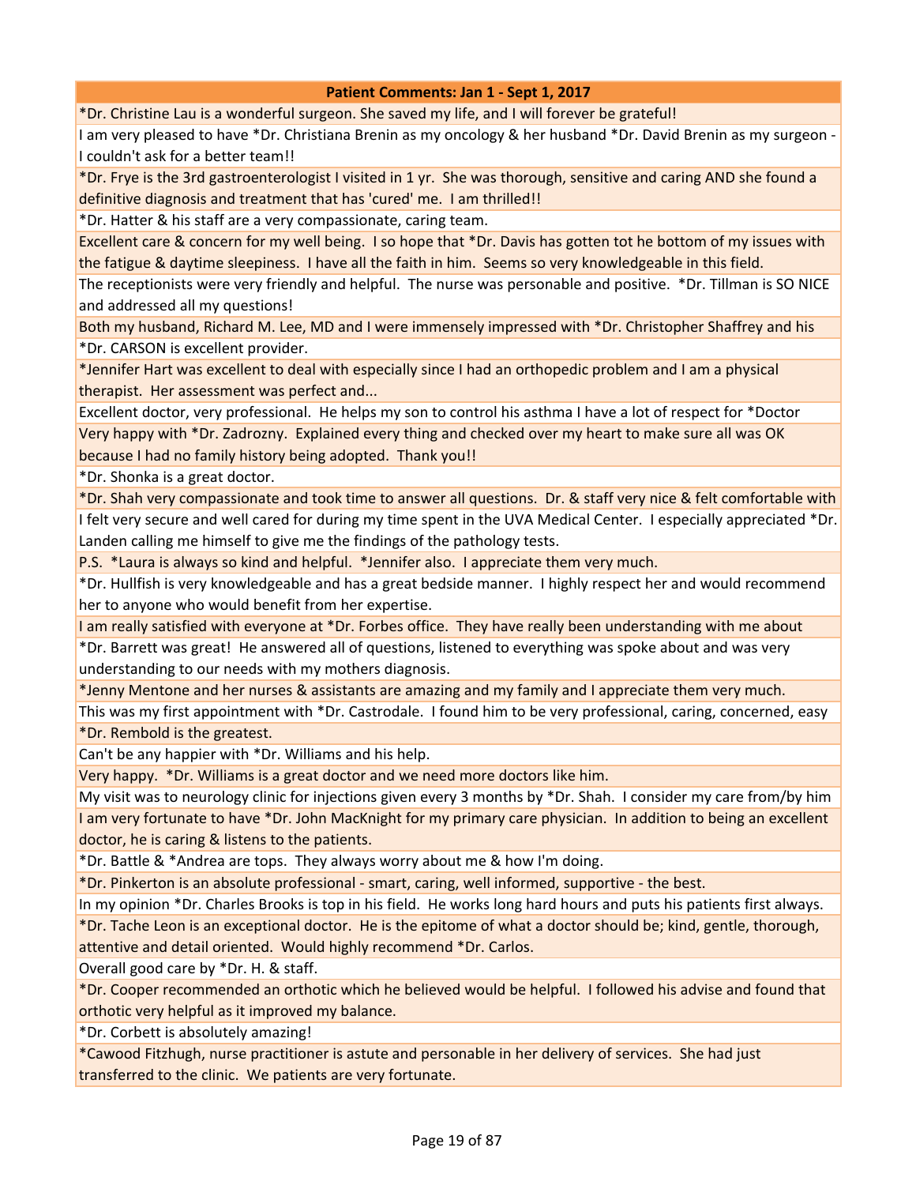| Patient Comments: Jan 1 - Sept 1, 2017 |
| --- |
| *Dr. Christine Lau is a wonderful surgeon. She saved my life, and I will forever be grateful! |
| I am very pleased to have *Dr. Christiana Brenin as my oncology & her husband *Dr. David Brenin as my surgeon - I couldn't ask for a better team!! |
| *Dr. Frye is the 3rd gastroenterologist I visited in 1 yr. She was thorough, sensitive and caring AND she found a definitive diagnosis and treatment that has 'cured' me. I am thrilled!! |
| *Dr. Hatter & his staff are a very compassionate, caring team. |
| Excellent care & concern for my well being. I so hope that *Dr. Davis has gotten tot he bottom of my issues with the fatigue & daytime sleepiness. I have all the faith in him. Seems so very knowledgeable in this field. |
| The receptionists were very friendly and helpful. The nurse was personable and positive. *Dr. Tillman is SO NICE and addressed all my questions! |
| Both my husband, Richard M. Lee, MD and I were immensely impressed with *Dr. Christopher Shaffrey and his |
| *Dr. CARSON is excellent provider. |
| *Jennifer Hart was excellent to deal with especially since I had an orthopedic problem and I am a physical therapist. Her assessment was perfect and... |
| Excellent doctor, very professional. He helps my son to control his asthma I have a lot of respect for *Doctor |
| Very happy with *Dr. Zadrozny. Explained every thing and checked over my heart to make sure all was OK because I had no family history being adopted. Thank you!! |
| *Dr. Shonka is a great doctor. |
| *Dr. Shah very compassionate and took time to answer all questions. Dr. & staff very nice & felt comfortable with |
| I felt very secure and well cared for during my time spent in the UVA Medical Center. I especially appreciated *Dr. Landen calling me himself to give me the findings of the pathology tests. |
| P.S. *Laura is always so kind and helpful. *Jennifer also. I appreciate them very much. |
| *Dr. Hullfish is very knowledgeable and has a great bedside manner. I highly respect her and would recommend her to anyone who would benefit from her expertise. |
| I am really satisfied with everyone at *Dr. Forbes office. They have really been understanding with me about |
| *Dr. Barrett was great! He answered all of questions, listened to everything was spoke about and was very understanding to our needs with my mothers diagnosis. |
| *Jenny Mentone and her nurses & assistants are amazing and my family and I appreciate them very much. |
| This was my first appointment with *Dr. Castrodale. I found him to be very professional, caring, concerned, easy |
| *Dr. Rembold is the greatest. |
| Can't be any happier with *Dr. Williams and his help. |
| Very happy. *Dr. Williams is a great doctor and we need more doctors like him. |
| My visit was to neurology clinic for injections given every 3 months by *Dr. Shah. I consider my care from/by him |
| I am very fortunate to have *Dr. John MacKnight for my primary care physician. In addition to being an excellent doctor, he is caring & listens to the patients. |
| *Dr. Battle & *Andrea are tops. They always worry about me & how I'm doing. |
| *Dr. Pinkerton is an absolute professional - smart, caring, well informed, supportive - the best. |
| In my opinion *Dr. Charles Brooks is top in his field. He works long hard hours and puts his patients first always. |
| *Dr. Tache Leon is an exceptional doctor. He is the epitome of what a doctor should be; kind, gentle, thorough, attentive and detail oriented. Would highly recommend *Dr. Carlos. |
| Overall good care by *Dr. H. & staff. |
| *Dr. Cooper recommended an orthotic which he believed would be helpful. I followed his advise and found that orthotic very helpful as it improved my balance. |
| *Dr. Corbett is absolutely amazing! |
| *Cawood Fitzhugh, nurse practitioner is astute and personable in her delivery of services. She had just transferred to the clinic. We patients are very fortunate. |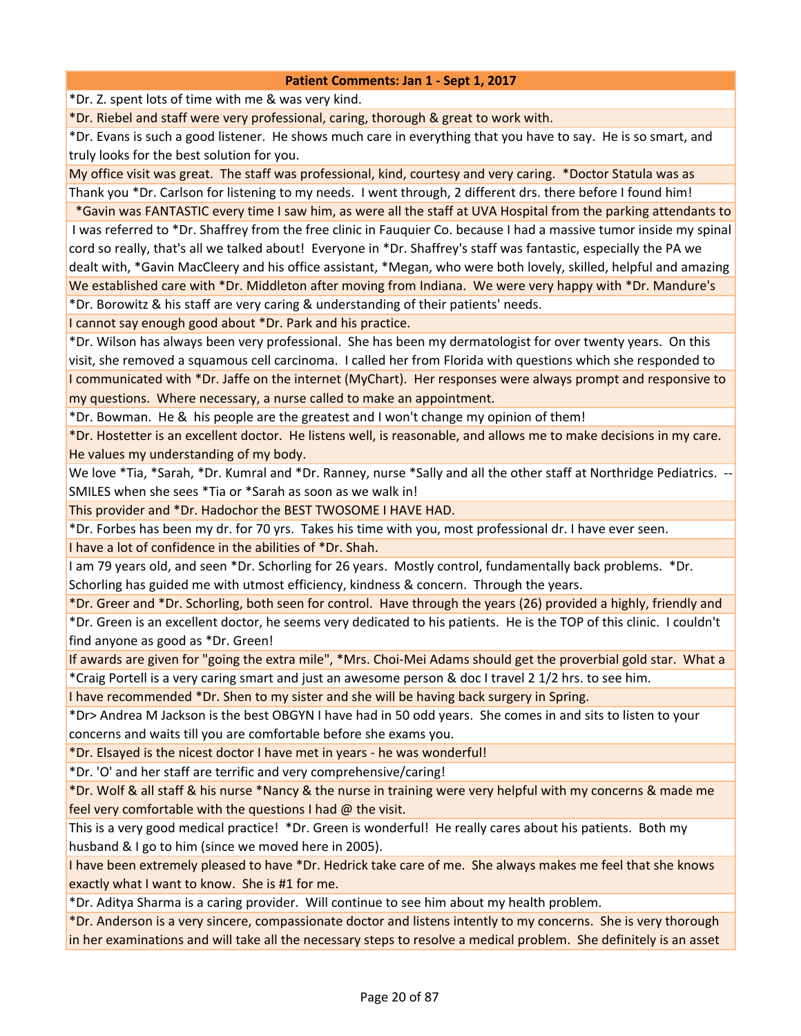| Patient Comments: Jan 1 - Sept 1, 2017 |
| --- |
| *Dr. Z. spent lots of time with me & was very kind. |
| *Dr. Riebel and staff were very professional, caring, thorough & great to work with. |
| *Dr. Evans is such a good listener. He shows much care in everything that you have to say. He is so smart, and truly looks for the best solution for you. |
| My office visit was great. The staff was professional, kind, courtesy and very caring. *Doctor Statula was as |
| Thank you *Dr. Carlson for listening to my needs. I went through, 2 different drs. there before I found him! |
| *Gavin was FANTASTIC every time I saw him, as were all the staff at UVA Hospital from the parking attendants to |
| I was referred to *Dr. Shaffrey from the free clinic in Fauquier Co. because I had a massive tumor inside my spinal cord so really, that's all we talked about! Everyone in *Dr. Shaffrey's staff was fantastic, especially the PA we dealt with, *Gavin MacCleery and his office assistant, *Megan, who were both lovely, skilled, helpful and amazing |
| We established care with *Dr. Middleton after moving from Indiana. We were very happy with *Dr. Mandure's |
| *Dr. Borowitz & his staff are very caring & understanding of their patients' needs. |
| I cannot say enough good about *Dr. Park and his practice. |
| *Dr. Wilson has always been very professional. She has been my dermatologist for over twenty years. On this visit, she removed a squamous cell carcinoma. I called her from Florida with questions which she responded to |
| I communicated with *Dr. Jaffe on the internet (MyChart). Her responses were always prompt and responsive to my questions. Where necessary, a nurse called to make an appointment. |
| *Dr. Bowman. He & his people are the greatest and I won't change my opinion of them! |
| *Dr. Hostetter is an excellent doctor. He listens well, is reasonable, and allows me to make decisions in my care. He values my understanding of my body. |
| We love *Tia, *Sarah, *Dr. Kumral and *Dr. Ranney, nurse *Sally and all the other staff at Northridge Pediatrics. -- SMILES when she sees *Tia or *Sarah as soon as we walk in! |
| This provider and *Dr. Hadochor the BEST TWOSOME I HAVE HAD. |
| *Dr. Forbes has been my dr. for 70 yrs. Takes his time with you, most professional dr. I have ever seen. |
| I have a lot of confidence in the abilities of *Dr. Shah. |
| I am 79 years old, and seen *Dr. Schorling for 26 years. Mostly control, fundamentally back problems. *Dr. Schorling has guided me with utmost efficiency, kindness & concern. Through the years. |
| *Dr. Greer and *Dr. Schorling, both seen for control. Have through the years (26) provided a highly, friendly and |
| *Dr. Green is an excellent doctor, he seems very dedicated to his patients. He is the TOP of this clinic. I couldn't find anyone as good as *Dr. Green! |
| If awards are given for "going the extra mile", *Mrs. Choi-Mei Adams should get the proverbial gold star. What a |
| *Craig Portell is a very caring smart and just an awesome person & doc I travel 2 1/2 hrs. to see him. |
| I have recommended *Dr. Shen to my sister and she will be having back surgery in Spring. |
| *Dr> Andrea M Jackson is the best OBGYN I have had in 50 odd years. She comes in and sits to listen to your concerns and waits till you are comfortable before she exams you. |
| *Dr. Elsayed is the nicest doctor I have met in years - he was wonderful! |
| *Dr. 'O' and her staff are terrific and very comprehensive/caring! |
| *Dr. Wolf & all staff & his nurse *Nancy & the nurse in training were very helpful with my concerns & made me feel very comfortable with the questions I had @ the visit. |
| This is a very good medical practice! *Dr. Green is wonderful! He really cares about his patients. Both my husband & I go to him (since we moved here in 2005). |
| I have been extremely pleased to have *Dr. Hedrick take care of me. She always makes me feel that she knows exactly what I want to know. She is #1 for me. |
| *Dr. Aditya Sharma is a caring provider. Will continue to see him about my health problem. |
| *Dr. Anderson is a very sincere, compassionate doctor and listens intently to my concerns. She is very thorough in her examinations and will take all the necessary steps to resolve a medical problem. She definitely is an asset |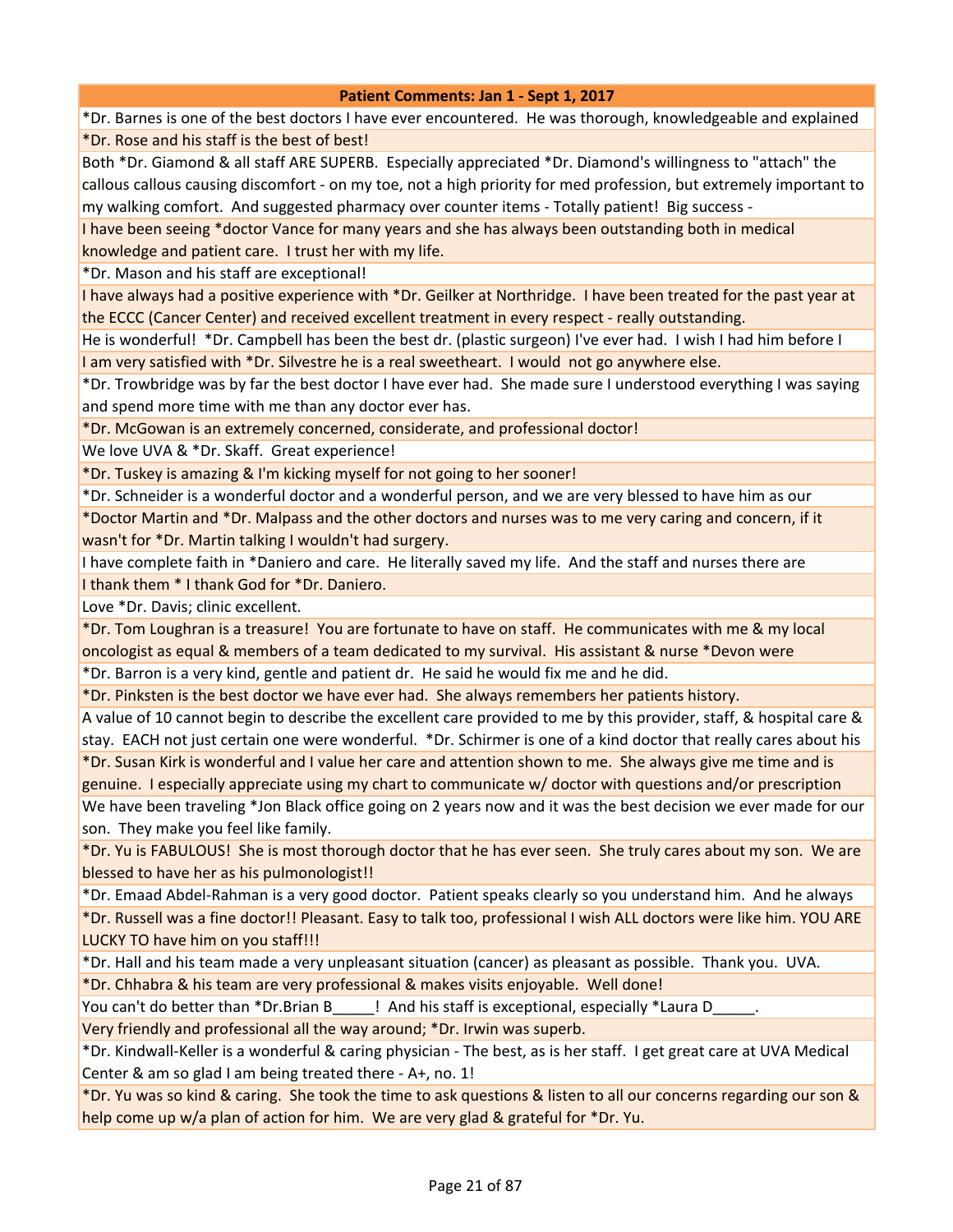| Patient Comments: Jan 1 - Sept 1, 2017 |
|---|
| *Dr. Barnes is one of the best doctors I have ever encountered. He was thorough, knowledgeable and explained |
| *Dr. Rose and his staff is the best of best! |
| Both *Dr. Giamond & all staff ARE SUPERB. Especially appreciated *Dr. Diamond's willingness to "attach" the callous callous causing discomfort - on my toe, not a high priority for med profession, but extremely important to my walking comfort. And suggested pharmacy over counter items - Totally patient! Big success - |
| I have been seeing *doctor Vance for many years and she has always been outstanding both in medical knowledge and patient care. I trust her with my life. |
| *Dr. Mason and his staff are exceptional! |
| I have always had a positive experience with *Dr. Geilker at Northridge. I have been treated for the past year at the ECCC (Cancer Center) and received excellent treatment in every respect - really outstanding. |
| He is wonderful! *Dr. Campbell has been the best dr. (plastic surgeon) I've ever had. I wish I had him before I |
| I am very satisfied with *Dr. Silvestre he is a real sweetheart. I would not go anywhere else. |
| *Dr. Trowbridge was by far the best doctor I have ever had. She made sure I understood everything I was saying and spend more time with me than any doctor ever has. |
| *Dr. McGowan is an extremely concerned, considerate, and professional doctor! |
| We love UVA & *Dr. Skaff. Great experience! |
| *Dr. Tuskey is amazing & I'm kicking myself for not going to her sooner! |
| *Dr. Schneider is a wonderful doctor and a wonderful person, and we are very blessed to have him as our |
| *Doctor Martin and *Dr. Malpass and the other doctors and nurses was to me very caring and concern, if it wasn't for *Dr. Martin talking I wouldn't had surgery. |
| I have complete faith in *Daniero and care. He literally saved my life. And the staff and nurses there are |
| I thank them * I thank God for *Dr. Daniero. |
| Love *Dr. Davis; clinic excellent. |
| *Dr. Tom Loughran is a treasure! You are fortunate to have on staff. He communicates with me & my local oncologist as equal & members of a team dedicated to my survival. His assistant & nurse *Devon were |
| *Dr. Barron is a very kind, gentle and patient dr. He said he would fix me and he did. |
| *Dr. Pinksten is the best doctor we have ever had. She always remembers her patients history. |
| A value of 10 cannot begin to describe the excellent care provided to me by this provider, staff, & hospital care & stay. EACH not just certain one were wonderful. *Dr. Schirmer is one of a kind doctor that really cares about his |
| *Dr. Susan Kirk is wonderful and I value her care and attention shown to me. She always give me time and is genuine. I especially appreciate using my chart to communicate w/ doctor with questions and/or prescription |
| We have been traveling *Jon Black office going on 2 years now and it was the best decision we ever made for our son. They make you feel like family. |
| *Dr. Yu is FABULOUS! She is most thorough doctor that he has ever seen. She truly cares about my son. We are blessed to have her as his pulmonologist!! |
| *Dr. Emaad Abdel-Rahman is a very good doctor. Patient speaks clearly so you understand him. And he always |
| *Dr. Russell was a fine doctor!! Pleasant. Easy to talk too, professional I wish ALL doctors were like him. YOU ARE LUCKY TO have him on you staff!!! |
| *Dr. Hall and his team made a very unpleasant situation (cancer) as pleasant as possible. Thank you. UVA. |
| *Dr. Chhabra & his team are very professional & makes visits enjoyable. Well done! |
| You can't do better than *Dr.Brian B_____! And his staff is exceptional, especially *Laura D_____. |
| Very friendly and professional all the way around; *Dr. Irwin was superb. |
| *Dr. Kindwall-Keller is a wonderful & caring physician - The best, as is her staff. I get great care at UVA Medical Center & am so glad I am being treated there - A+, no. 1! |
| *Dr. Yu was so kind & caring. She took the time to ask questions & listen to all our concerns regarding our son & help come up w/a plan of action for him. We are very glad & grateful for *Dr. Yu. |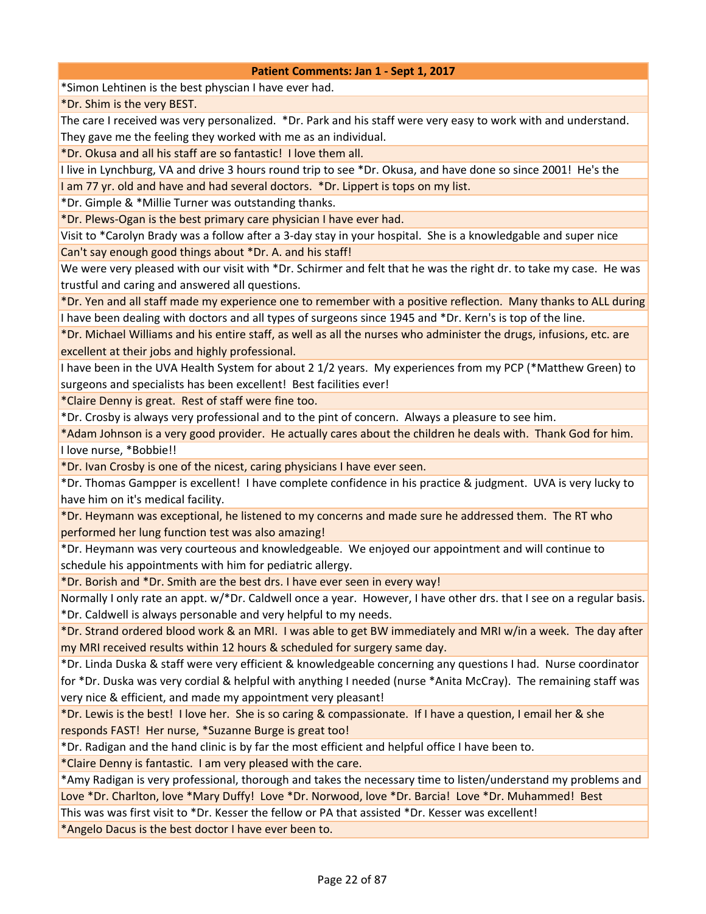| Patient Comments: Jan 1 - Sept 1, 2017 |
|---|
| *Simon Lehtinen is the best physcian I have ever had. |
| *Dr. Shim is the very BEST. |
| The care I received was very personalized. *Dr. Park and his staff were very easy to work with and understand. They gave me the feeling they worked with me as an individual. |
| *Dr. Okusa and all his staff are so fantastic! I love them all. |
| I live in Lynchburg, VA and drive 3 hours round trip to see *Dr. Okusa, and have done so since 2001! He's the |
| I am 77 yr. old and have and had several doctors. *Dr. Lippert is tops on my list. |
| *Dr. Gimple & *Millie Turner was outstanding thanks. |
| *Dr. Plews-Ogan is the best primary care physician I have ever had. |
| Visit to *Carolyn Brady was a follow after a 3-day stay in your hospital. She is a knowledgable and super nice |
| Can't say enough good things about *Dr. A. and his staff! |
| We were very pleased with our visit with *Dr. Schirmer and felt that he was the right dr. to take my case. He was trustful and caring and answered all questions. |
| *Dr. Yen and all staff made my experience one to remember with a positive reflection. Many thanks to ALL during |
| I have been dealing with doctors and all types of surgeons since 1945 and *Dr. Kern's is top of the line. |
| *Dr. Michael Williams and his entire staff, as well as all the nurses who administer the drugs, infusions, etc. are excellent at their jobs and highly professional. |
| I have been in the UVA Health System for about 2 1/2 years. My experiences from my PCP (*Matthew Green) to surgeons and specialists has been excellent! Best facilities ever! |
| *Claire Denny is great. Rest of staff were fine too. |
| *Dr. Crosby is always very professional and to the pint of concern. Always a pleasure to see him. |
| *Adam Johnson is a very good provider. He actually cares about the children he deals with. Thank God for him. |
| I love nurse, *Bobbie!! |
| *Dr. Ivan Crosby is one of the nicest, caring physicians I have ever seen. |
| *Dr. Thomas Gampper is excellent! I have complete confidence in his practice & judgment. UVA is very lucky to have him on it's medical facility. |
| *Dr. Heymann was exceptional, he listened to my concerns and made sure he addressed them. The RT who performed her lung function test was also amazing! |
| *Dr. Heymann was very courteous and knowledgeable. We enjoyed our appointment and will continue to schedule his appointments with him for pediatric allergy. |
| *Dr. Borish and *Dr. Smith are the best drs. I have ever seen in every way! |
| Normally I only rate an appt. w/*Dr. Caldwell once a year. However, I have other drs. that I see on a regular basis. *Dr. Caldwell is always personable and very helpful to my needs. |
| *Dr. Strand ordered blood work & an MRI. I was able to get BW immediately and MRI w/in a week. The day after my MRI received results within 12 hours & scheduled for surgery same day. |
| *Dr. Linda Duska & staff were very efficient & knowledgeable concerning any questions I had. Nurse coordinator for *Dr. Duska was very cordial & helpful with anything I needed (nurse *Anita McCray). The remaining staff was very nice & efficient, and made my appointment very pleasant! |
| *Dr. Lewis is the best! I love her. She is so caring & compassionate. If I have a question, I email her & she responds FAST! Her nurse, *Suzanne Burge is great too! |
| *Dr. Radigan and the hand clinic is by far the most efficient and helpful office I have been to. |
| *Claire Denny is fantastic. I am very pleased with the care. |
| *Amy Radigan is very professional, thorough and takes the necessary time to listen/understand my problems and |
| Love *Dr. Charlton, love *Mary Duffy! Love *Dr. Norwood, love *Dr. Barcia! Love *Dr. Muhammed! Best |
| This was was first visit to *Dr. Kesser the fellow or PA that assisted *Dr. Kesser was excellent! |
| *Angelo Dacus is the best doctor I have ever been to. |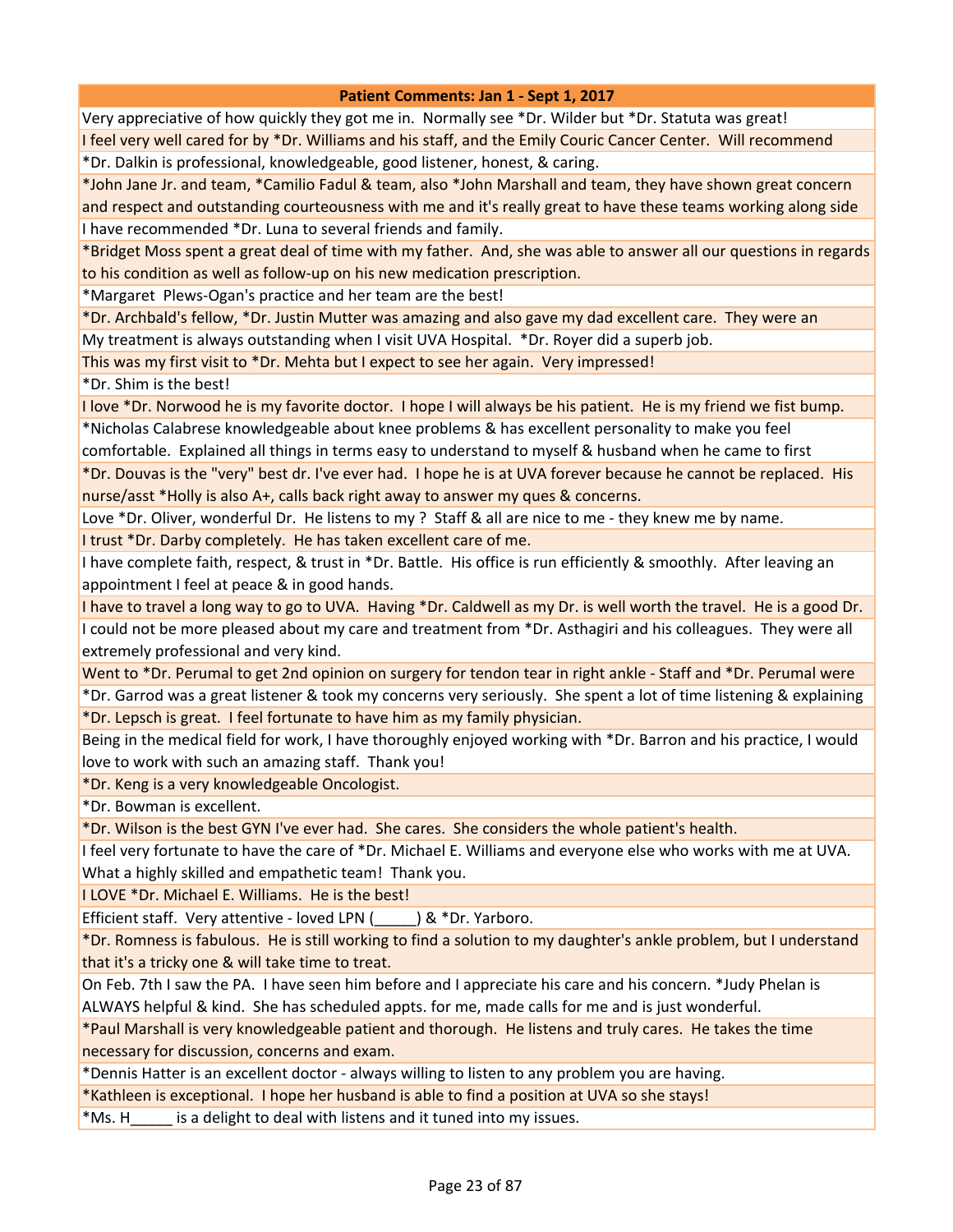| Patient Comments: Jan 1 - Sept 1, 2017 |
|---|
| Very appreciative of how quickly they got me in. Normally see *Dr. Wilder but *Dr. Statuta was great! |
| I feel very well cared for by *Dr. Williams and his staff, and the Emily Couric Cancer Center. Will recommend |
| *Dr. Dalkin is professional, knowledgeable, good listener, honest, & caring. |
| *John Jane Jr. and team, *Camilio Fadul & team, also *John Marshall and team, they have shown great concern and respect and outstanding courteousness with me and it's really great to have these teams working along side |
| I have recommended *Dr. Luna to several friends and family. |
| *Bridget Moss spent a great deal of time with my father. And, she was able to answer all our questions in regards to his condition as well as follow-up on his new medication prescription. |
| *Margaret Plews-Ogan's practice and her team are the best! |
| *Dr. Archbald's fellow, *Dr. Justin Mutter was amazing and also gave my dad excellent care. They were an |
| My treatment is always outstanding when I visit UVA Hospital. *Dr. Royer did a superb job. |
| This was my first visit to *Dr. Mehta but I expect to see her again. Very impressed! |
| *Dr. Shim is the best! |
| I love *Dr. Norwood he is my favorite doctor. I hope I will always be his patient. He is my friend we fist bump. |
| *Nicholas Calabrese knowledgeable about knee problems & has excellent personality to make you feel comfortable. Explained all things in terms easy to understand to myself & husband when he came to first |
| *Dr. Douvas is the "very" best dr. I've ever had. I hope he is at UVA forever because he cannot be replaced. His nurse/asst *Holly is also A+, calls back right away to answer my ques & concerns. |
| Love *Dr. Oliver, wonderful Dr. He listens to my ? Staff & all are nice to me - they knew me by name. |
| I trust *Dr. Darby completely. He has taken excellent care of me. |
| I have complete faith, respect, & trust in *Dr. Battle. His office is run efficiently & smoothly. After leaving an appointment I feel at peace & in good hands. |
| I have to travel a long way to go to UVA. Having *Dr. Caldwell as my Dr. is well worth the travel. He is a good Dr. |
| I could not be more pleased about my care and treatment from *Dr. Asthagiri and his colleagues. They were all extremely professional and very kind. |
| Went to *Dr. Perumal to get 2nd opinion on surgery for tendon tear in right ankle - Staff and *Dr. Perumal were |
| *Dr. Garrod was a great listener & took my concerns very seriously. She spent a lot of time listening & explaining |
| *Dr. Lepsch is great. I feel fortunate to have him as my family physician. |
| Being in the medical field for work, I have thoroughly enjoyed working with *Dr. Barron and his practice, I would love to work with such an amazing staff. Thank you! |
| *Dr. Keng is a very knowledgeable Oncologist. |
| *Dr. Bowman is excellent. |
| *Dr. Wilson is the best GYN I've ever had. She cares. She considers the whole patient's health. |
| I feel very fortunate to have the care of *Dr. Michael E. Williams and everyone else who works with me at UVA. What a highly skilled and empathetic team! Thank you. |
| I LOVE *Dr. Michael E. Williams. He is the best! |
| Efficient staff. Very attentive - loved LPN (_____) & *Dr. Yarboro. |
| *Dr. Romness is fabulous. He is still working to find a solution to my daughter's ankle problem, but I understand that it's a tricky one & will take time to treat. |
| On Feb. 7th I saw the PA. I have seen him before and I appreciate his care and his concern. *Judy Phelan is ALWAYS helpful & kind. She has scheduled appts. for me, made calls for me and is just wonderful. |
| *Paul Marshall is very knowledgeable patient and thorough. He listens and truly cares. He takes the time necessary for discussion, concerns and exam. |
| *Dennis Hatter is an excellent doctor - always willing to listen to any problem you are having. |
| *Kathleen is exceptional. I hope her husband is able to find a position at UVA so she stays! |
| *Ms. H_____ is a delight to deal with listens and it tuned into my issues. |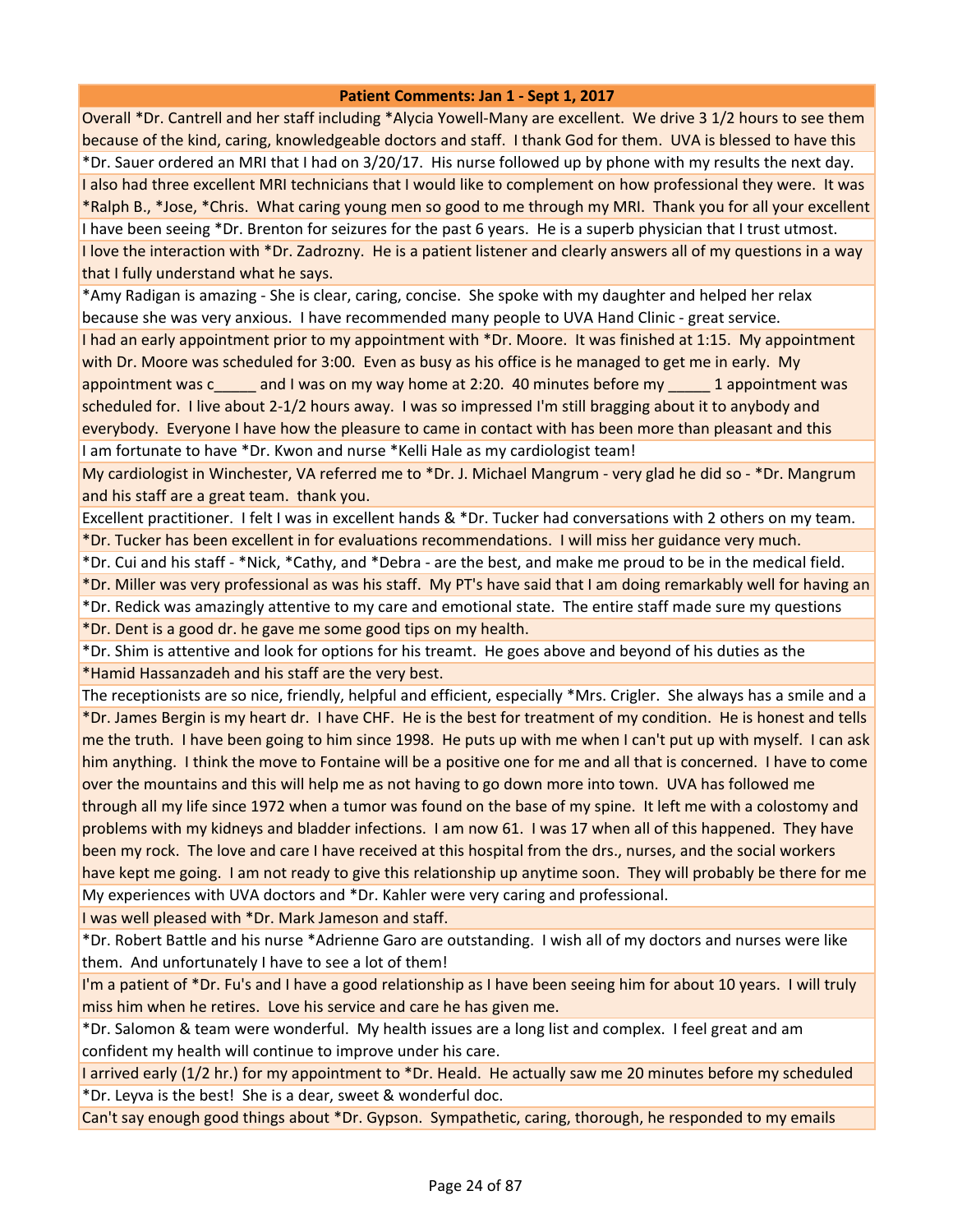| Patient Comments: Jan 1 - Sept 1, 2017 |
|---|
| Overall *Dr. Cantrell and her staff including *Alycia Yowell-Many are excellent. We drive 3 1/2 hours to see them because of the kind, caring, knowledgeable doctors and staff. I thank God for them. UVA is blessed to have this |
| *Dr. Sauer ordered an MRI that I had on 3/20/17. His nurse followed up by phone with my results the next day. |
| I also had three excellent MRI technicians that I would like to complement on how professional they were. It was *Ralph B., *Jose, *Chris. What caring young men so good to me through my MRI. Thank you for all your excellent |
| I have been seeing *Dr. Brenton for seizures for the past 6 years. He is a superb physician that I trust utmost. |
| I love the interaction with *Dr. Zadrozny. He is a patient listener and clearly answers all of my questions in a way that I fully understand what he says. |
| *Amy Radigan is amazing - She is clear, caring, concise. She spoke with my daughter and helped her relax because she was very anxious. I have recommended many people to UVA Hand Clinic - great service. |
| I had an early appointment prior to my appointment with *Dr. Moore. It was finished at 1:15. My appointment with Dr. Moore was scheduled for 3:00. Even as busy as his office is he managed to get me in early. My appointment was c_____ and I was on my way home at 2:20. 40 minutes before my _____ 1 appointment was scheduled for. I live about 2-1/2 hours away. I was so impressed I'm still bragging about it to anybody and everybody. Everyone I have how the pleasure to came in contact with has been more than pleasant and this |
| I am fortunate to have *Dr. Kwon and nurse *Kelli Hale as my cardiologist team! |
| My cardiologist in Winchester, VA referred me to *Dr. J. Michael Mangrum - very glad he did so - *Dr. Mangrum and his staff are a great team. thank you. |
| Excellent practitioner. I felt I was in excellent hands & *Dr. Tucker had conversations with 2 others on my team. |
| *Dr. Tucker has been excellent in for evaluations recommendations. I will miss her guidance very much. |
| *Dr. Cui and his staff - *Nick, *Cathy, and *Debra - are the best, and make me proud to be in the medical field. |
| *Dr. Miller was very professional as was his staff. My PT's have said that I am doing remarkably well for having an |
| *Dr. Redick was amazingly attentive to my care and emotional state. The entire staff made sure my questions |
| *Dr. Dent is a good dr. he gave me some good tips on my health. |
| *Dr. Shim is attentive and look for options for his treamt. He goes above and beyond of his duties as the |
| *Hamid Hassanzadeh and his staff are the very best. |
| The receptionists are so nice, friendly, helpful and efficient, especially *Mrs. Crigler. She always has a smile and a |
| *Dr. James Bergin is my heart dr. I have CHF. He is the best for treatment of my condition. He is honest and tells me the truth. I have been going to him since 1998. He puts up with me when I can't put up with myself. I can ask him anything. I think the move to Fontaine will be a positive one for me and all that is concerned. I have to come over the mountains and this will help me as not having to go down more into town. UVA has followed me through all my life since 1972 when a tumor was found on the base of my spine. It left me with a colostomy and problems with my kidneys and bladder infections. I am now 61. I was 17 when all of this happened. They have been my rock. The love and care I have received at this hospital from the drs., nurses, and the social workers have kept me going. I am not ready to give this relationship up anytime soon. They will probably be there for me |
| My experiences with UVA doctors and *Dr. Kahler were very caring and professional. |
| I was well pleased with *Dr. Mark Jameson and staff. |
| *Dr. Robert Battle and his nurse *Adrienne Garo are outstanding. I wish all of my doctors and nurses were like them. And unfortunately I have to see a lot of them! |
| I'm a patient of *Dr. Fu's and I have a good relationship as I have been seeing him for about 10 years. I will truly miss him when he retires. Love his service and care he has given me. |
| *Dr. Salomon & team were wonderful. My health issues are a long list and complex. I feel great and am confident my health will continue to improve under his care. |
| I arrived early (1/2 hr.) for my appointment to *Dr. Heald. He actually saw me 20 minutes before my scheduled |
| *Dr. Leyva is the best! She is a dear, sweet & wonderful doc. |
| Can't say enough good things about *Dr. Gypson. Sympathetic, caring, thorough, he responded to my emails |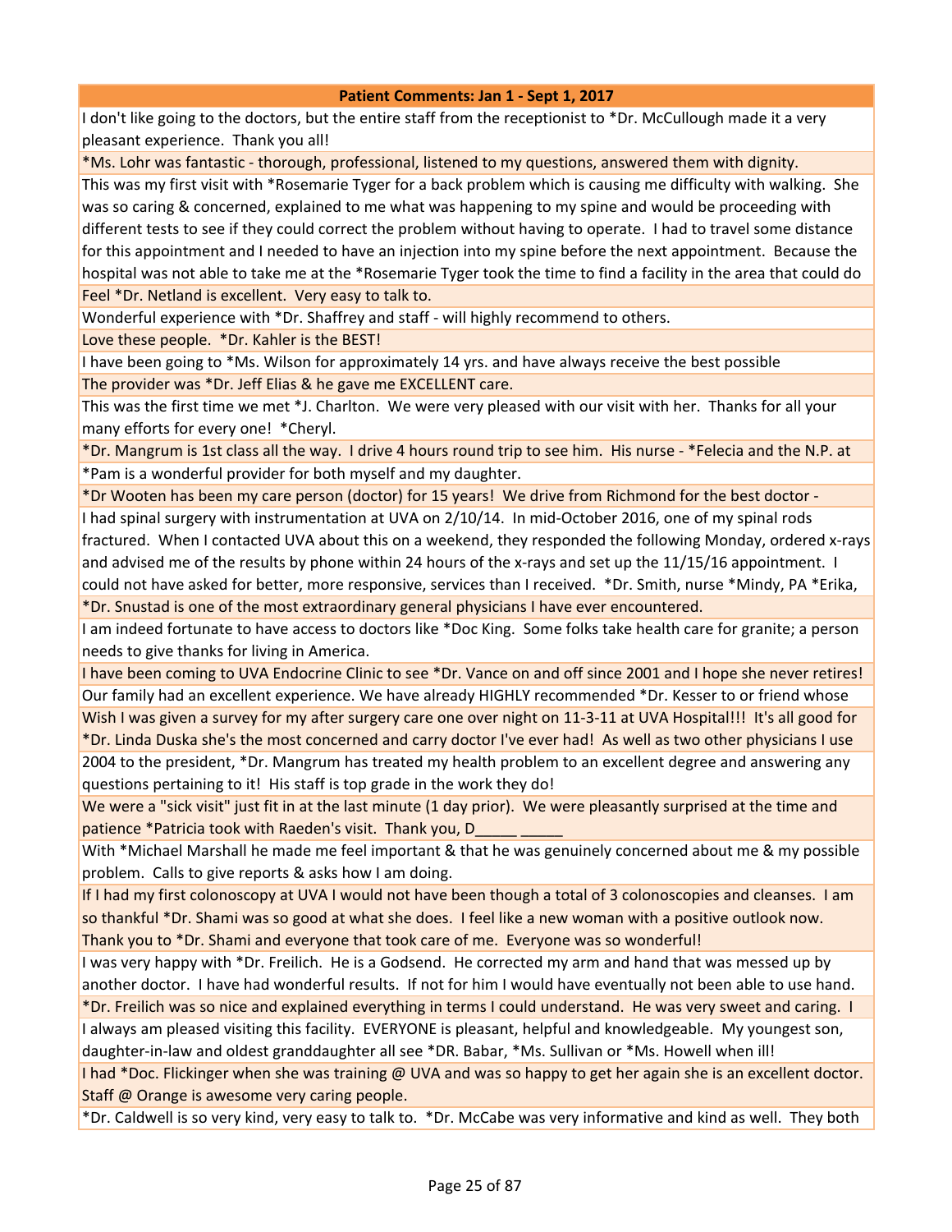| Patient Comments: Jan 1 - Sept 1, 2017 |
|---|
| I don't like going to the doctors, but the entire staff from the receptionist to *Dr. McCullough made it a very pleasant experience. Thank you all! |
| *Ms. Lohr was fantastic - thorough, professional, listened to my questions, answered them with dignity. |
| This was my first visit with *Rosemarie Tyger for a back problem which is causing me difficulty with walking. She was so caring & concerned, explained to me what was happening to my spine and would be proceeding with different tests to see if they could correct the problem without having to operate. I had to travel some distance for this appointment and I needed to have an injection into my spine before the next appointment. Because the hospital was not able to take me at the *Rosemarie Tyger took the time to find a facility in the area that could do |
| Feel *Dr. Netland is excellent. Very easy to talk to. |
| Wonderful experience with *Dr. Shaffrey and staff - will highly recommend to others. |
| Love these people. *Dr. Kahler is the BEST! |
| I have been going to *Ms. Wilson for approximately 14 yrs. and have always receive the best possible |
| The provider was *Dr. Jeff Elias & he gave me EXCELLENT care. |
| This was the first time we met *J. Charlton. We were very pleased with our visit with her. Thanks for all your many efforts for every one! *Cheryl. |
| *Dr. Mangrum is 1st class all the way. I drive 4 hours round trip to see him. His nurse - *Felecia and the N.P. at |
| *Pam is a wonderful provider for both myself and my daughter. |
| *Dr Wooten has been my care person (doctor) for 15 years! We drive from Richmond for the best doctor - |
| I had spinal surgery with instrumentation at UVA on 2/10/14. In mid-October 2016, one of my spinal rods fractured. When I contacted UVA about this on a weekend, they responded the following Monday, ordered x-rays and advised me of the results by phone within 24 hours of the x-rays and set up the 11/15/16 appointment. I could not have asked for better, more responsive, services than I received. *Dr. Smith, nurse *Mindy, PA *Erika, |
| *Dr. Snustad is one of the most extraordinary general physicians I have ever encountered. |
| I am indeed fortunate to have access to doctors like *Doc King. Some folks take health care for granite; a person needs to give thanks for living in America. |
| I have been coming to UVA Endocrine Clinic to see *Dr. Vance on and off since 2001 and I hope she never retires! |
| Our family had an excellent experience. We have already HIGHLY recommended *Dr. Kesser to or friend whose |
| Wish I was given a survey for my after surgery care one over night on 11-3-11 at UVA Hospital!!! It's all good for |
| *Dr. Linda Duska she's the most concerned and carry doctor I've ever had! As well as two other physicians I use |
| 2004 to the president, *Dr. Mangrum has treated my health problem to an excellent degree and answering any questions pertaining to it! His staff is top grade in the work they do! |
| We were a "sick visit" just fit in at the last minute (1 day prior). We were pleasantly surprised at the time and patience *Patricia took with Raeden's visit. Thank you, D_____ _____ |
| With *Michael Marshall he made me feel important & that he was genuinely concerned about me & my possible problem. Calls to give reports & asks how I am doing. |
| If I had my first colonoscopy at UVA I would not have been though a total of 3 colonoscopies and cleanses. I am so thankful *Dr. Shami was so good at what she does. I feel like a new woman with a positive outlook now. Thank you to *Dr. Shami and everyone that took care of me. Everyone was so wonderful! |
| I was very happy with *Dr. Freilich. He is a Godsend. He corrected my arm and hand that was messed up by another doctor. I have had wonderful results. If not for him I would have eventually not been able to use hand. |
| *Dr. Freilich was so nice and explained everything in terms I could understand. He was very sweet and caring. I |
| I always am pleased visiting this facility. EVERYONE is pleasant, helpful and knowledgeable. My youngest son, daughter-in-law and oldest granddaughter all see *DR. Babar, *Ms. Sullivan or *Ms. Howell when ill! |
| I had *Doc. Flickinger when she was training @ UVA and was so happy to get her again she is an excellent doctor. Staff @ Orange is awesome very caring people. |
| *Dr. Caldwell is so very kind, very easy to talk to. *Dr. McCabe was very informative and kind as well. They both |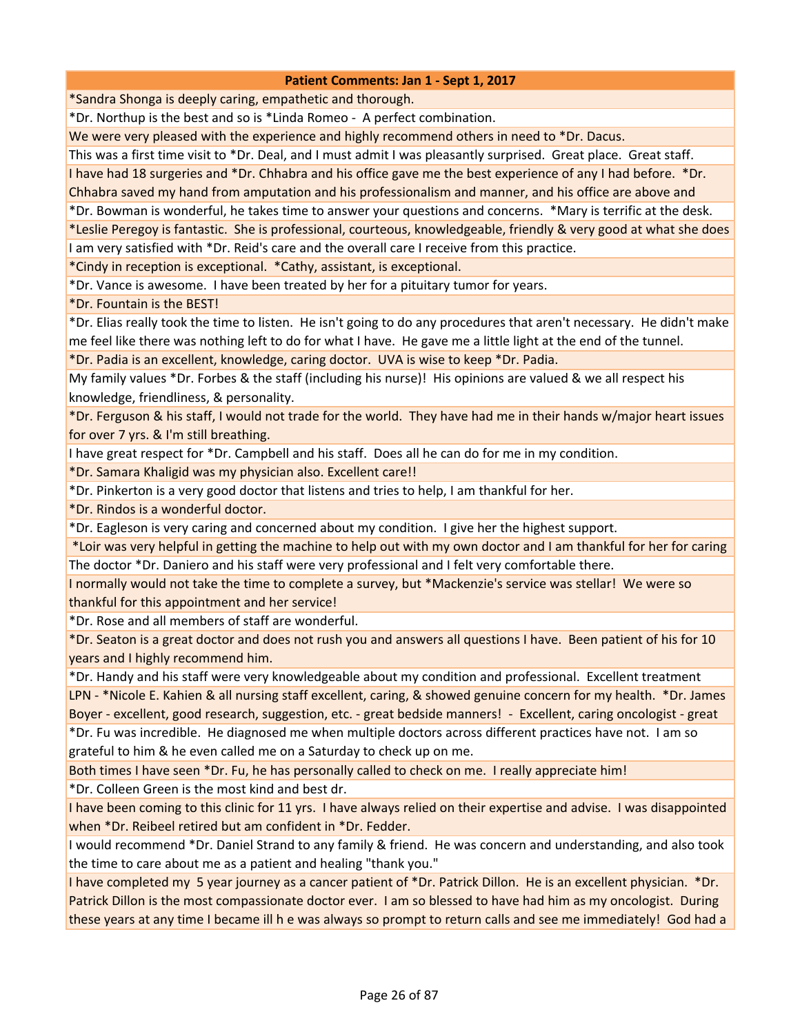| Patient Comments: Jan 1 - Sept 1, 2017 |
| --- |
| *Sandra Shonga is deeply caring, empathetic and thorough. |
| *Dr. Northup is the best and so is *Linda Romeo - A perfect combination. |
| We were very pleased with the experience and highly recommend others in need to *Dr. Dacus. |
| This was a first time visit to *Dr. Deal, and I must admit I was pleasantly surprised. Great place. Great staff. |
| I have had 18 surgeries and *Dr. Chhabra and his office gave me the best experience of any I had before. *Dr. Chhabra saved my hand from amputation and his professionalism and manner, and his office are above and |
| *Dr. Bowman is wonderful, he takes time to answer your questions and concerns. *Mary is terrific at the desk. |
| *Leslie Peregoy is fantastic. She is professional, courteous, knowledgeable, friendly & very good at what she does |
| I am very satisfied with *Dr. Reid's care and the overall care I receive from this practice. |
| *Cindy in reception is exceptional. *Cathy, assistant, is exceptional. |
| *Dr. Vance is awesome. I have been treated by her for a pituitary tumor for years. |
| *Dr. Fountain is the BEST! |
| *Dr. Elias really took the time to listen. He isn't going to do any procedures that aren't necessary. He didn't make me feel like there was nothing left to do for what I have. He gave me a little light at the end of the tunnel. |
| *Dr. Padia is an excellent, knowledge, caring doctor. UVA is wise to keep *Dr. Padia. |
| My family values *Dr. Forbes & the staff (including his nurse)! His opinions are valued & we all respect his knowledge, friendliness, & personality. |
| *Dr. Ferguson & his staff, I would not trade for the world. They have had me in their hands w/major heart issues for over 7 yrs. & I'm still breathing. |
| I have great respect for *Dr. Campbell and his staff. Does all he can do for me in my condition. |
| *Dr. Samara Khaligid was my physician also. Excellent care!! |
| *Dr. Pinkerton is a very good doctor that listens and tries to help, I am thankful for her. |
| *Dr. Rindos is a wonderful doctor. |
| *Dr. Eagleson is very caring and concerned about my condition. I give her the highest support. |
| *Loir was very helpful in getting the machine to help out with my own doctor and I am thankful for her for caring |
| The doctor *Dr. Daniero and his staff were very professional and I felt very comfortable there. |
| I normally would not take the time to complete a survey, but *Mackenzie's service was stellar! We were so thankful for this appointment and her service! |
| *Dr. Rose and all members of staff are wonderful. |
| *Dr. Seaton is a great doctor and does not rush you and answers all questions I have. Been patient of his for 10 years and I highly recommend him. |
| *Dr. Handy and his staff were very knowledgeable about my condition and professional. Excellent treatment |
| LPN - *Nicole E. Kahien & all nursing staff excellent, caring, & showed genuine concern for my health. *Dr. James Boyer - excellent, good research, suggestion, etc. - great bedside manners! - Excellent, caring oncologist - great |
| *Dr. Fu was incredible. He diagnosed me when multiple doctors across different practices have not. I am so grateful to him & he even called me on a Saturday to check up on me. |
| Both times I have seen *Dr. Fu, he has personally called to check on me. I really appreciate him! |
| *Dr. Colleen Green is the most kind and best dr. |
| I have been coming to this clinic for 11 yrs. I have always relied on their expertise and advise. I was disappointed when *Dr. Reibeel retired but am confident in *Dr. Fedder. |
| I would recommend *Dr. Daniel Strand to any family & friend. He was concern and understanding, and also took the time to care about me as a patient and healing "thank you." |
| I have completed my 5 year journey as a cancer patient of *Dr. Patrick Dillon. He is an excellent physician. *Dr. Patrick Dillon is the most compassionate doctor ever. I am so blessed to have had him as my oncologist. During these years at any time I became ill h e was always so prompt to return calls and see me immediately! God had a |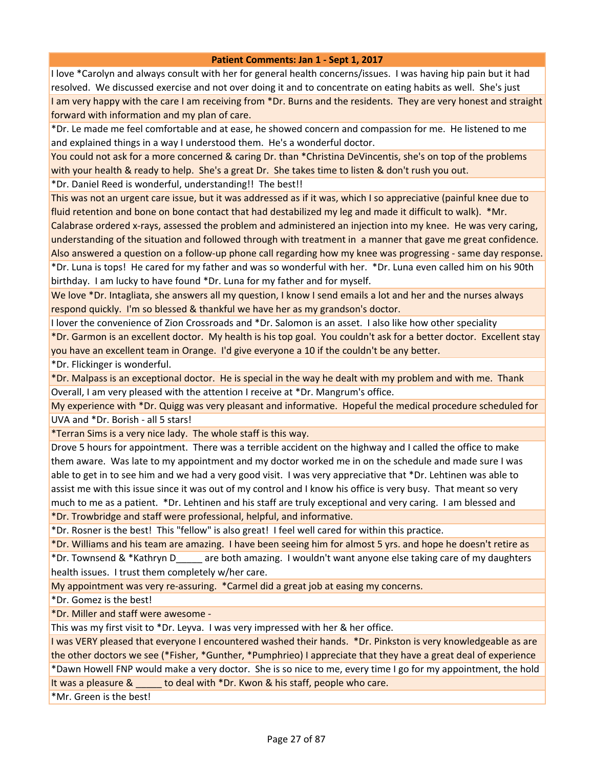| Patient Comments: Jan 1 - Sept 1, 2017 |
|---|
| I love *Carolyn and always consult with her for general health concerns/issues. I was having hip pain but it had resolved. We discussed exercise and not over doing it and to concentrate on eating habits as well. She's just |
| I am very happy with the care I am receiving from *Dr. Burns and the residents. They are very honest and straight forward with information and my plan of care. |
| *Dr. Le made me feel comfortable and at ease, he showed concern and compassion for me. He listened to me and explained things in a way I understood them. He's a wonderful doctor. |
| You could not ask for a more concerned & caring Dr. than *Christina DeVincentis, she's on top of the problems with your health & ready to help. She's a great Dr. She takes time to listen & don't rush you out. |
| *Dr. Daniel Reed is wonderful, understanding!! The best!! |
| This was not an urgent care issue, but it was addressed as if it was, which I so appreciative (painful knee due to fluid retention and bone on bone contact that had destabilized my leg and made it difficult to walk). *Mr. Calabrase ordered x-rays, assessed the problem and administered an injection into my knee. He was very caring, understanding of the situation and followed through with treatment in a manner that gave me great confidence. Also answered a question on a follow-up phone call regarding how my knee was progressing - same day response. |
| *Dr. Luna is tops! He cared for my father and was so wonderful with her. *Dr. Luna even called him on his 90th birthday. I am lucky to have found *Dr. Luna for my father and for myself. |
| We love *Dr. Intagliata, she answers all my question, I know I send emails a lot and her and the nurses always respond quickly. I'm so blessed & thankful we have her as my grandson's doctor. |
| I lover the convenience of Zion Crossroads and *Dr. Salomon is an asset. I also like how other speciality |
| *Dr. Garmon is an excellent doctor. My health is his top goal. You couldn't ask for a better doctor. Excellent stay you have an excellent team in Orange. I'd give everyone a 10 if the couldn't be any better. |
| *Dr. Flickinger is wonderful. |
| *Dr. Malpass is an exceptional doctor. He is special in the way he dealt with my problem and with me. Thank |
| Overall, I am very pleased with the attention I receive at *Dr. Mangrum's office. |
| My experience with *Dr. Quigg was very pleasant and informative. Hopeful the medical procedure scheduled for |
| UVA and *Dr. Borish - all 5 stars! |
| *Terran Sims is a very nice lady. The whole staff is this way. |
| Drove 5 hours for appointment. There was a terrible accident on the highway and I called the office to make them aware. Was late to my appointment and my doctor worked me in on the schedule and made sure I was able to get in to see him and we had a very good visit. I was very appreciative that *Dr. Lehtinen was able to assist me with this issue since it was out of my control and I know his office is very busy. That meant so very much to me as a patient. *Dr. Lehtinen and his staff are truly exceptional and very caring. I am blessed and |
| *Dr. Trowbridge and staff were professional, helpful, and informative. |
| *Dr. Rosner is the best! This "fellow" is also great! I feel well cared for within this practice. |
| *Dr. Williams and his team are amazing. I have been seeing him for almost 5 yrs. and hope he doesn't retire as |
| *Dr. Townsend & *Kathryn D_____ are both amazing. I wouldn't want anyone else taking care of my daughters health issues. I trust them completely w/her care. |
| My appointment was very re-assuring. *Carmel did a great job at easing my concerns. |
| *Dr. Gomez is the best! |
| *Dr. Miller and staff were awesome - |
| This was my first visit to *Dr. Leyva. I was very impressed with her & her office. |
| I was VERY pleased that everyone I encountered washed their hands. *Dr. Pinkston is very knowledgeable as are the other doctors we see (*Fisher, *Gunther, *Pumphrieo) I appreciate that they have a great deal of experience |
| *Dawn Howell FNP would make a very doctor. She is so nice to me, every time I go for my appointment, the hold |
| It was a pleasure & _____ to deal with *Dr. Kwon & his staff, people who care. |
| *Mr. Green is the best! |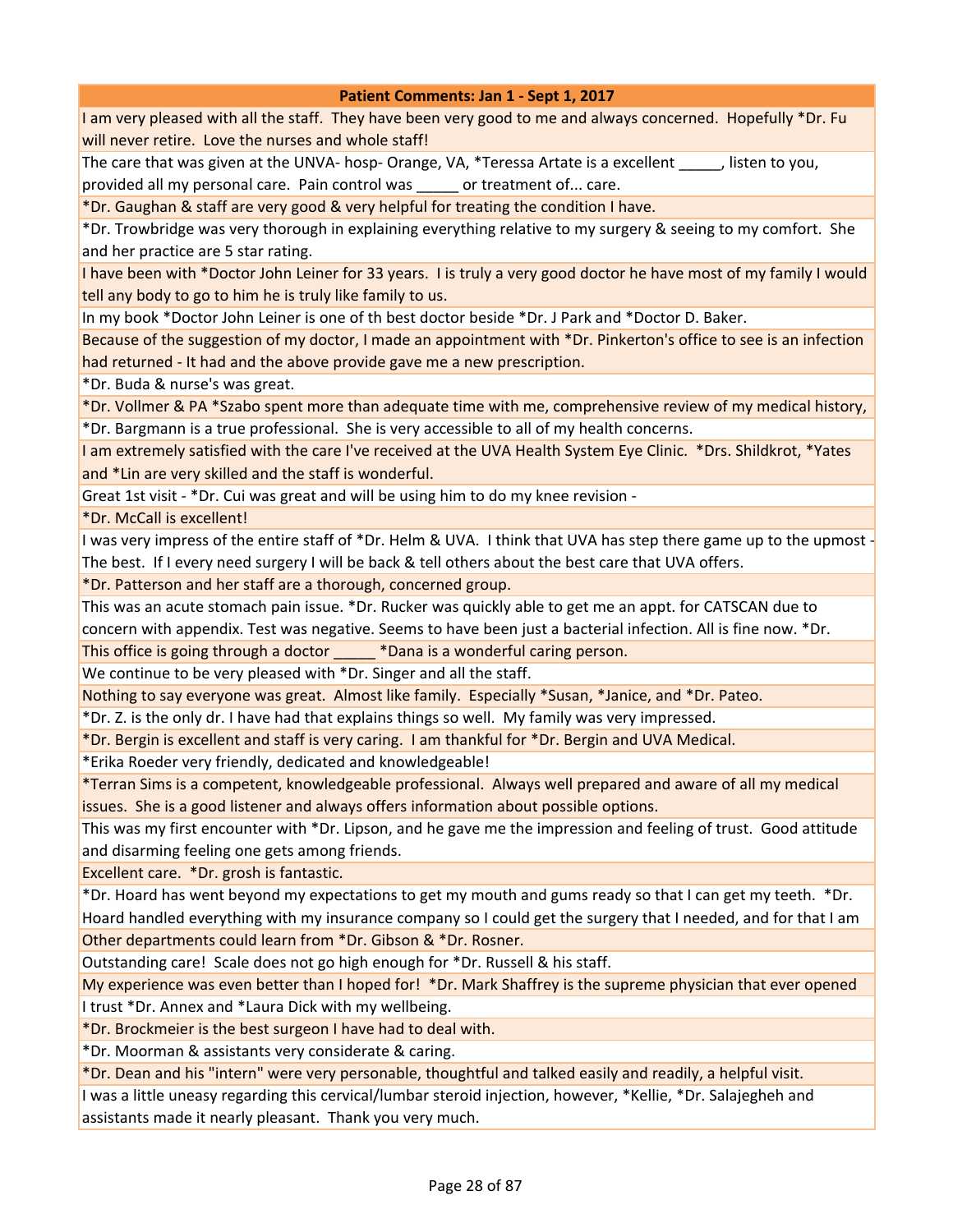| Patient Comments: Jan 1 - Sept 1, 2017 |
|---|
| I am very pleased with all the staff. They have been very good to me and always concerned. Hopefully *Dr. Fu will never retire. Love the nurses and whole staff! |
| The care that was given at the UNVA- hosp- Orange, VA, *Teressa Artate is a excellent _____, listen to you, provided all my personal care. Pain control was _____ or treatment of... care. |
| *Dr. Gaughan & staff are very good & very helpful for treating the condition I have. |
| *Dr. Trowbridge was very thorough in explaining everything relative to my surgery & seeing to my comfort. She and her practice are 5 star rating. |
| I have been with *Doctor John Leiner for 33 years. I is truly a very good doctor he have most of my family I would tell any body to go to him he is truly like family to us. |
| In my book *Doctor John Leiner is one of th best doctor beside *Dr. J Park and *Doctor D. Baker. |
| Because of the suggestion of my doctor, I made an appointment with *Dr. Pinkerton's office to see is an infection had returned - It had and the above provide gave me a new prescription. |
| *Dr. Buda & nurse's was great. |
| *Dr. Vollmer & PA *Szabo spent more than adequate time with me, comprehensive review of my medical history, |
| *Dr. Bargmann is a true professional. She is very accessible to all of my health concerns. |
| I am extremely satisfied with the care I've received at the UVA Health System Eye Clinic. *Drs. Shildkrot, *Yates and *Lin are very skilled and the staff is wonderful. |
| Great 1st visit - *Dr. Cui was great and will be using him to do my knee revision - |
| *Dr. McCall is excellent! |
| I was very impress of the entire staff of *Dr. Helm & UVA. I think that UVA has step there game up to the upmost - The best. If I every need surgery I will be back & tell others about the best care that UVA offers. |
| *Dr. Patterson and her staff are a thorough, concerned group. |
| This was an acute stomach pain issue. *Dr. Rucker was quickly able to get me an appt. for CATSCAN due to concern with appendix. Test was negative. Seems to have been just a bacterial infection. All is fine now. *Dr. |
| This office is going through a doctor _____ *Dana is a wonderful caring person. |
| We continue to be very pleased with *Dr. Singer and all the staff. |
| Nothing to say everyone was great. Almost like family. Especially *Susan, *Janice, and *Dr. Pateo. |
| *Dr. Z. is the only dr. I have had that explains things so well. My family was very impressed. |
| *Dr. Bergin is excellent and staff is very caring. I am thankful for *Dr. Bergin and UVA Medical. |
| *Erika Roeder very friendly, dedicated and knowledgeable! |
| *Terran Sims is a competent, knowledgeable professional. Always well prepared and aware of all my medical issues. She is a good listener and always offers information about possible options. |
| This was my first encounter with *Dr. Lipson, and he gave me the impression and feeling of trust. Good attitude and disarming feeling one gets among friends. |
| Excellent care. *Dr. grosh is fantastic. |
| *Dr. Hoard has went beyond my expectations to get my mouth and gums ready so that I can get my teeth. *Dr. Hoard handled everything with my insurance company so I could get the surgery that I needed, and for that I am |
| Other departments could learn from *Dr. Gibson & *Dr. Rosner. |
| Outstanding care! Scale does not go high enough for *Dr. Russell & his staff. |
| My experience was even better than I hoped for! *Dr. Mark Shaffrey is the supreme physician that ever opened |
| I trust *Dr. Annex and *Laura Dick with my wellbeing. |
| *Dr. Brockmeier is the best surgeon I have had to deal with. |
| *Dr. Moorman & assistants very considerate & caring. |
| *Dr. Dean and his "intern" were very personable, thoughtful and talked easily and readily, a helpful visit. |
| I was a little uneasy regarding this cervical/lumbar steroid injection, however, *Kellie, *Dr. Salajegheh and assistants made it nearly pleasant. Thank you very much. |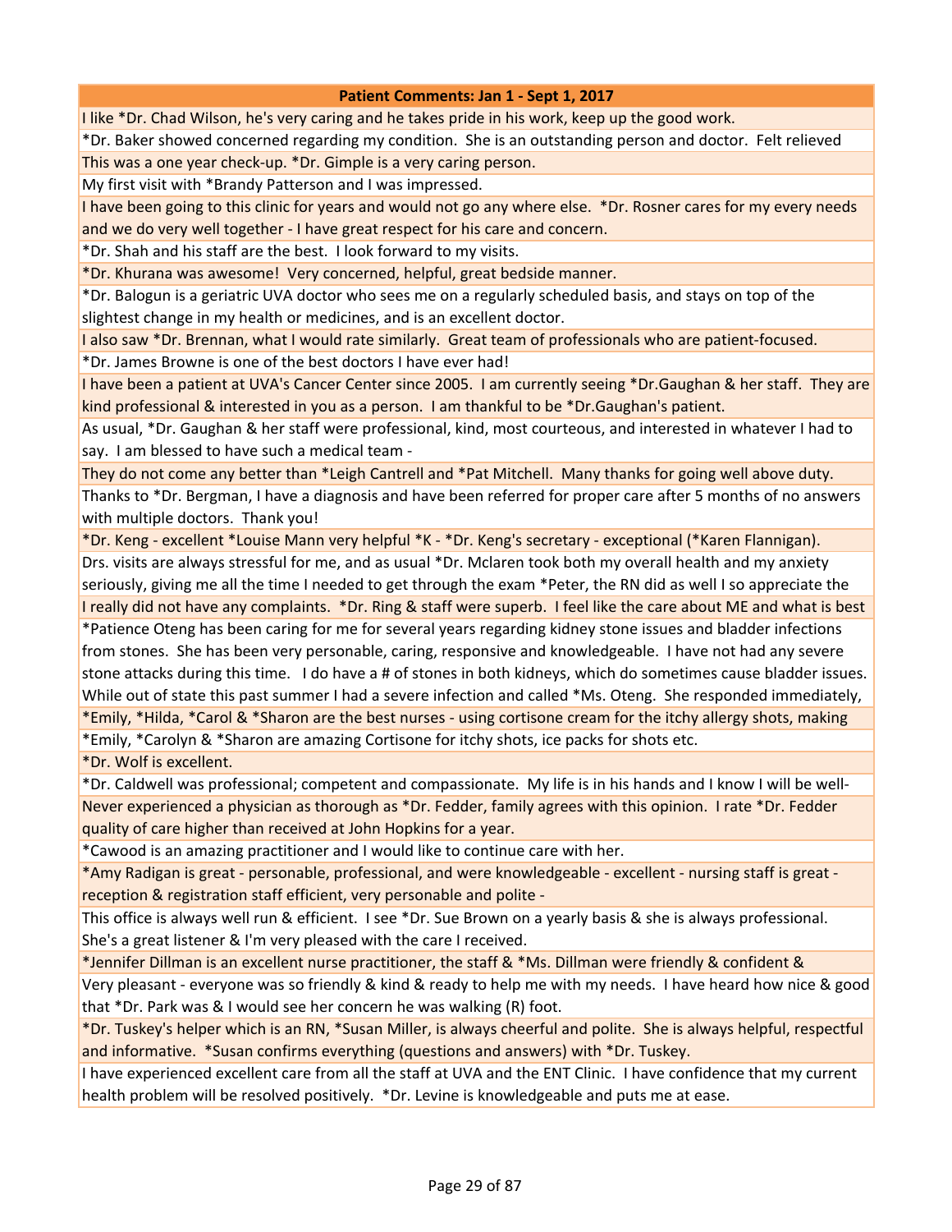| Patient Comments: Jan 1 - Sept 1, 2017 |
|---|
| I like *Dr. Chad Wilson, he's very caring and he takes pride in his work, keep up the good work. |
| *Dr. Baker showed concerned regarding my condition. She is an outstanding person and doctor. Felt relieved |
| This was a one year check-up. *Dr. Gimple is a very caring person. |
| My first visit with *Brandy Patterson and I was impressed. |
| I have been going to this clinic for years and would not go any where else. *Dr. Rosner cares for my every needs and we do very well together - I have great respect for his care and concern. |
| *Dr. Shah and his staff are the best. I look forward to my visits. |
| *Dr. Khurana was awesome! Very concerned, helpful, great bedside manner. |
| *Dr. Balogun is a geriatric UVA doctor who sees me on a regularly scheduled basis, and stays on top of the slightest change in my health or medicines, and is an excellent doctor. |
| I also saw *Dr. Brennan, what I would rate similarly. Great team of professionals who are patient-focused. |
| *Dr. James Browne is one of the best doctors I have ever had! |
| I have been a patient at UVA's Cancer Center since 2005. I am currently seeing *Dr.Gaughan & her staff. They are kind professional & interested in you as a person. I am thankful to be *Dr.Gaughan's patient. |
| As usual, *Dr. Gaughan & her staff were professional, kind, most courteous, and interested in whatever I had to say. I am blessed to have such a medical team - |
| They do not come any better than *Leigh Cantrell and *Pat Mitchell. Many thanks for going well above duty. |
| Thanks to *Dr. Bergman, I have a diagnosis and have been referred for proper care after 5 months of no answers with multiple doctors. Thank you! |
| *Dr. Keng - excellent *Louise Mann very helpful *K - *Dr. Keng's secretary - exceptional (*Karen Flannigan). |
| Drs. visits are always stressful for me, and as usual *Dr. Mclaren took both my overall health and my anxiety seriously, giving me all the time I needed to get through the exam *Peter, the RN did as well I so appreciate the |
| I really did not have any complaints. *Dr. Ring & staff were superb. I feel like the care about ME and what is best |
| *Patience Oteng has been caring for me for several years regarding kidney stone issues and bladder infections from stones. She has been very personable, caring, responsive and knowledgeable. I have not had any severe stone attacks during this time. I do have a # of stones in both kidneys, which do sometimes cause bladder issues. While out of state this past summer I had a severe infection and called *Ms. Oteng. She responded immediately, |
| *Emily, *Hilda, *Carol & *Sharon are the best nurses - using cortisone cream for the itchy allergy shots, making |
| *Emily, *Carolyn & *Sharon are amazing Cortisone for itchy shots, ice packs for shots etc. |
| *Dr. Wolf is excellent. |
| *Dr. Caldwell was professional; competent and compassionate. My life is in his hands and I know I will be well- |
| Never experienced a physician as thorough as *Dr. Fedder, family agrees with this opinion. I rate *Dr. Fedder quality of care higher than received at John Hopkins for a year. |
| *Cawood is an amazing practitioner and I would like to continue care with her. |
| *Amy Radigan is great - personable, professional, and were knowledgeable - excellent - nursing staff is great - reception & registration staff efficient, very personable and polite - |
| This office is always well run & efficient. I see *Dr. Sue Brown on a yearly basis & she is always professional. She's a great listener & I'm very pleased with the care I received. |
| *Jennifer Dillman is an excellent nurse practitioner, the staff & *Ms. Dillman were friendly & confident & |
| Very pleasant - everyone was so friendly & kind & ready to help me with my needs. I have heard how nice & good that *Dr. Park was & I would see her concern he was walking (R) foot. |
| *Dr. Tuskey's helper which is an RN, *Susan Miller, is always cheerful and polite. She is always helpful, respectful and informative. *Susan confirms everything (questions and answers) with *Dr. Tuskey. |
| I have experienced excellent care from all the staff at UVA and the ENT Clinic. I have confidence that my current health problem will be resolved positively. *Dr. Levine is knowledgeable and puts me at ease. |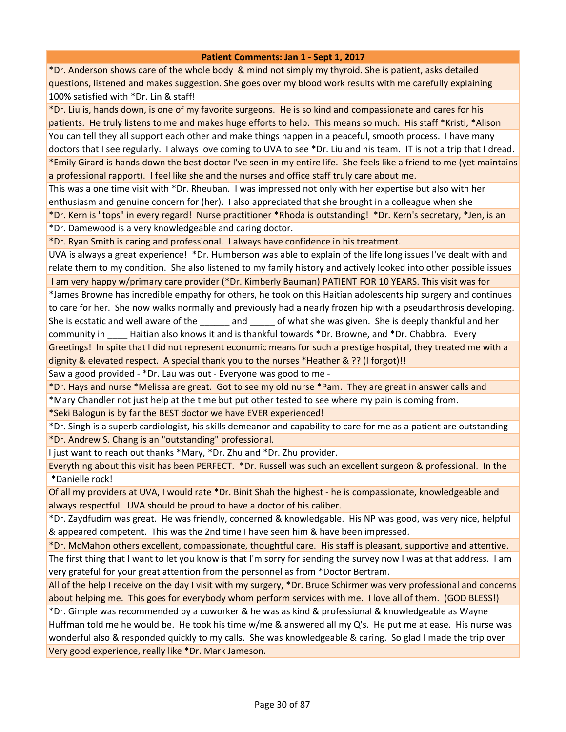| Patient Comments: Jan 1 - Sept 1, 2017 |
|---|
| *Dr. Anderson shows care of the whole body & mind not simply my thyroid. She is patient, asks detailed questions, listened and makes suggestion. She goes over my blood work results with me carefully explaining |
| 100% satisfied with *Dr. Lin & staff! |
| *Dr. Liu is, hands down, is one of my favorite surgeons. He is so kind and compassionate and cares for his patients. He truly listens to me and makes huge efforts to help. This means so much. His staff *Kristi, *Alison |
| You can tell they all support each other and make things happen in a peaceful, smooth process. I have many doctors that I see regularly. I always love coming to UVA to see *Dr. Liu and his team. IT is not a trip that I dread. |
| *Emily Girard is hands down the best doctor I've seen in my entire life. She feels like a friend to me (yet maintains a professional rapport). I feel like she and the nurses and office staff truly care about me. |
| This was a one time visit with *Dr. Rheuban. I was impressed not only with her expertise but also with her enthusiasm and genuine concern for (her). I also appreciated that she brought in a colleague when she |
| *Dr. Kern is "tops" in every regard! Nurse practitioner *Rhoda is outstanding! *Dr. Kern's secretary, *Jen, is an |
| *Dr. Damewood is a very knowledgeable and caring doctor. |
| *Dr. Ryan Smith is caring and professional. I always have confidence in his treatment. |
| UVA is always a great experience! *Dr. Humberson was able to explain of the life long issues I've dealt with and relate them to my condition. She also listened to my family history and actively looked into other possible issues |
| I am very happy w/primary care provider (*Dr. Kimberly Bauman) PATIENT FOR 10 YEARS. This visit was for |
| *James Browne has incredible empathy for others, he took on this Haitian adolescents hip surgery and continues to care for her. She now walks normally and previously had a nearly frozen hip with a pseudarthrosis developing. She is ecstatic and well aware of the ______ and _____ of what she was given. She is deeply thankful and her community in ____ Haitian also knows it and is thankful towards *Dr. Browne, and *Dr. Chabbra. Every |
| Greetings! In spite that I did not represent economic means for such a prestige hospital, they treated me with a dignity & elevated respect. A special thank you to the nurses *Heather & ?? (I forgot)!! |
| Saw a good provided - *Dr. Lau was out - Everyone was good to me - |
| *Dr. Hays and nurse *Melissa are great. Got to see my old nurse *Pam. They are great in answer calls and |
| *Mary Chandler not just help at the time but put other tested to see where my pain is coming from. |
| *Seki Balogun is by far the BEST doctor we have EVER experienced! |
| *Dr. Singh is a superb cardiologist, his skills demeanor and capability to care for me as a patient are outstanding - |
| *Dr. Andrew S. Chang is an "outstanding" professional. |
| I just want to reach out thanks *Mary, *Dr. Zhu and *Dr. Zhu provider. |
| Everything about this visit has been PERFECT. *Dr. Russell was such an excellent surgeon & professional. In the |
| *Danielle rock! |
| Of all my providers at UVA, I would rate *Dr. Binit Shah the highest - he is compassionate, knowledgeable and always respectful. UVA should be proud to have a doctor of his caliber. |
| *Dr. Zaydfudim was great. He was friendly, concerned & knowledgable. His NP was good, was very nice, helpful & appeared competent. This was the 2nd time I have seen him & have been impressed. |
| *Dr. McMahon others excellent, compassionate, thoughtful care. His staff is pleasant, supportive and attentive. |
| The first thing that I want to let you know is that I'm sorry for sending the survey now I was at that address. I am very grateful for your great attention from the personnel as from *Doctor Bertram. |
| All of the help I receive on the day I visit with my surgery, *Dr. Bruce Schirmer was very professional and concerns about helping me. This goes for everybody whom perform services with me. I love all of them. (GOD BLESS!) |
| *Dr. Gimple was recommended by a coworker & he was as kind & professional & knowledgeable as Wayne Huffman told me he would be. He took his time w/me & answered all my Q's. He put me at ease. His nurse was wonderful also & responded quickly to my calls. She was knowledgeable & caring. So glad I made the trip over |
| Very good experience, really like *Dr. Mark Jameson. |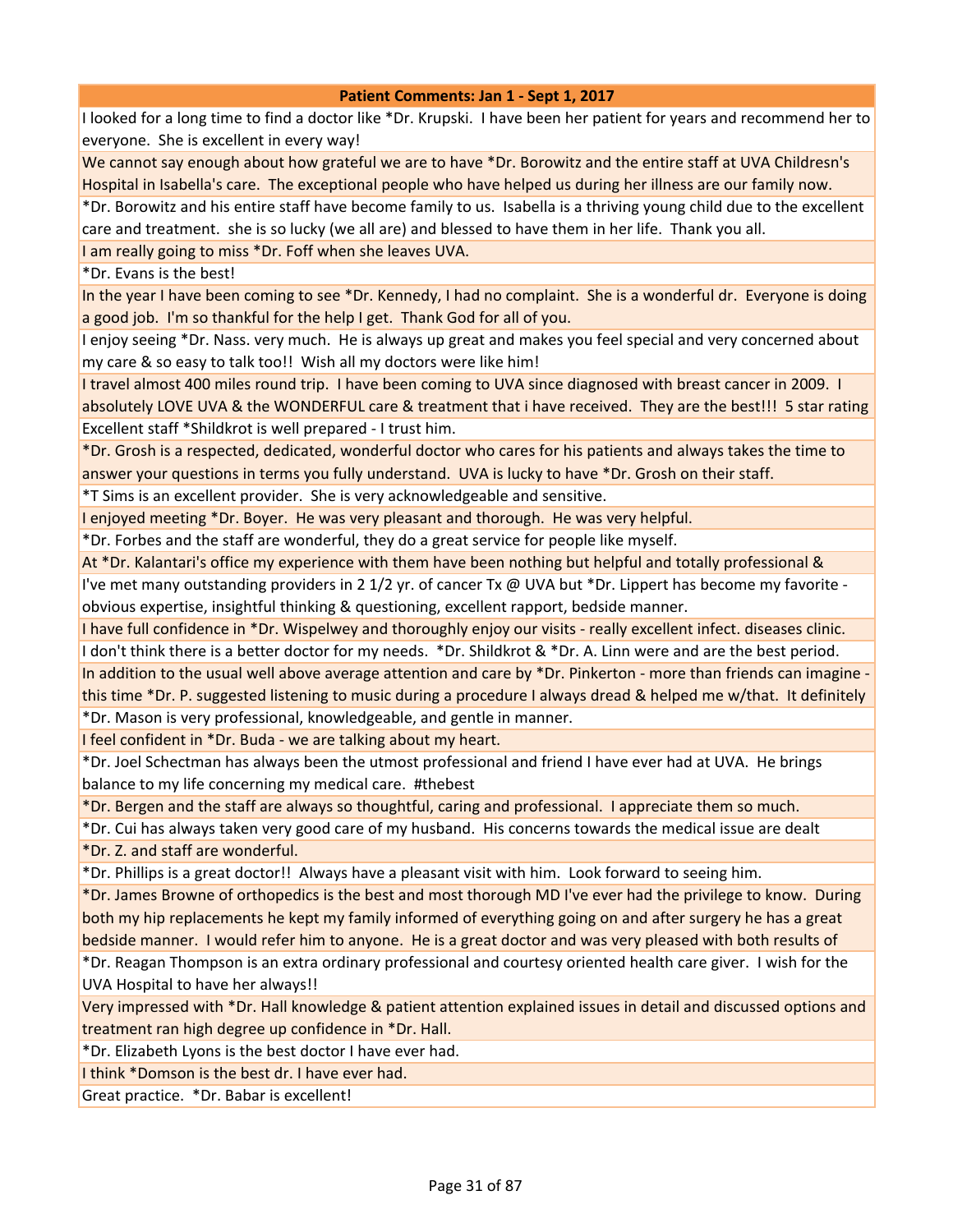| Patient Comments: Jan 1 - Sept 1, 2017 |
|---|
| I looked for a long time to find a doctor like *Dr. Krupski. I have been her patient for years and recommend her to everyone. She is excellent in every way! |
| We cannot say enough about how grateful we are to have *Dr. Borowitz and the entire staff at UVA Childresn's Hospital in Isabella's care. The exceptional people who have helped us during her illness are our family now. |
| *Dr. Borowitz and his entire staff have become family to us. Isabella is a thriving young child due to the excellent care and treatment. she is so lucky (we all are) and blessed to have them in her life. Thank you all. |
| I am really going to miss *Dr. Foff when she leaves UVA. |
| *Dr. Evans is the best! |
| In the year I have been coming to see *Dr. Kennedy, I had no complaint. She is a wonderful dr. Everyone is doing a good job. I'm so thankful for the help I get. Thank God for all of you. |
| I enjoy seeing *Dr. Nass. very much. He is always up great and makes you feel special and very concerned about my care & so easy to talk too!! Wish all my doctors were like him! |
| I travel almost 400 miles round trip. I have been coming to UVA since diagnosed with breast cancer in 2009. I absolutely LOVE UVA & the WONDERFUL care & treatment that i have received. They are the best!!! 5 star rating |
| Excellent staff *Shildkrot is well prepared - I trust him. |
| *Dr. Grosh is a respected, dedicated, wonderful doctor who cares for his patients and always takes the time to answer your questions in terms you fully understand. UVA is lucky to have *Dr. Grosh on their staff. |
| *T Sims is an excellent provider. She is very acknowledgeable and sensitive. |
| I enjoyed meeting *Dr. Boyer. He was very pleasant and thorough. He was very helpful. |
| *Dr. Forbes and the staff are wonderful, they do a great service for people like myself. |
| At *Dr. Kalantari's office my experience with them have been nothing but helpful and totally professional & |
| I've met many outstanding providers in 2 1/2 yr. of cancer Tx @ UVA but *Dr. Lippert has become my favorite - obvious expertise, insightful thinking & questioning, excellent rapport, bedside manner. |
| I have full confidence in *Dr. Wispelwey and thoroughly enjoy our visits - really excellent infect. diseases clinic. |
| I don't think there is a better doctor for my needs. *Dr. Shildkrot & *Dr. A. Linn were and are the best period. |
| In addition to the usual well above average attention and care by *Dr. Pinkerton - more than friends can imagine - this time *Dr. P. suggested listening to music during a procedure I always dread & helped me w/that. It definitely |
| *Dr. Mason is very professional, knowledgeable, and gentle in manner. |
| I feel confident in *Dr. Buda - we are talking about my heart. |
| *Dr. Joel Schectman has always been the utmost professional and friend I have ever had at UVA. He brings balance to my life concerning my medical care. #thebest |
| *Dr. Bergen and the staff are always so thoughtful, caring and professional. I appreciate them so much. |
| *Dr. Cui has always taken very good care of my husband. His concerns towards the medical issue are dealt |
| *Dr. Z. and staff are wonderful. |
| *Dr. Phillips is a great doctor!! Always have a pleasant visit with him. Look forward to seeing him. |
| *Dr. James Browne of orthopedics is the best and most thorough MD I've ever had the privilege to know. During both my hip replacements he kept my family informed of everything going on and after surgery he has a great bedside manner. I would refer him to anyone. He is a great doctor and was very pleased with both results of |
| *Dr. Reagan Thompson is an extra ordinary professional and courtesy oriented health care giver. I wish for the UVA Hospital to have her always!! |
| Very impressed with *Dr. Hall knowledge & patient attention explained issues in detail and discussed options and treatment ran high degree up confidence in *Dr. Hall. |
| *Dr. Elizabeth Lyons is the best doctor I have ever had. |
| I think *Domson is the best dr. I have ever had. |
| Great practice. *Dr. Babar is excellent! |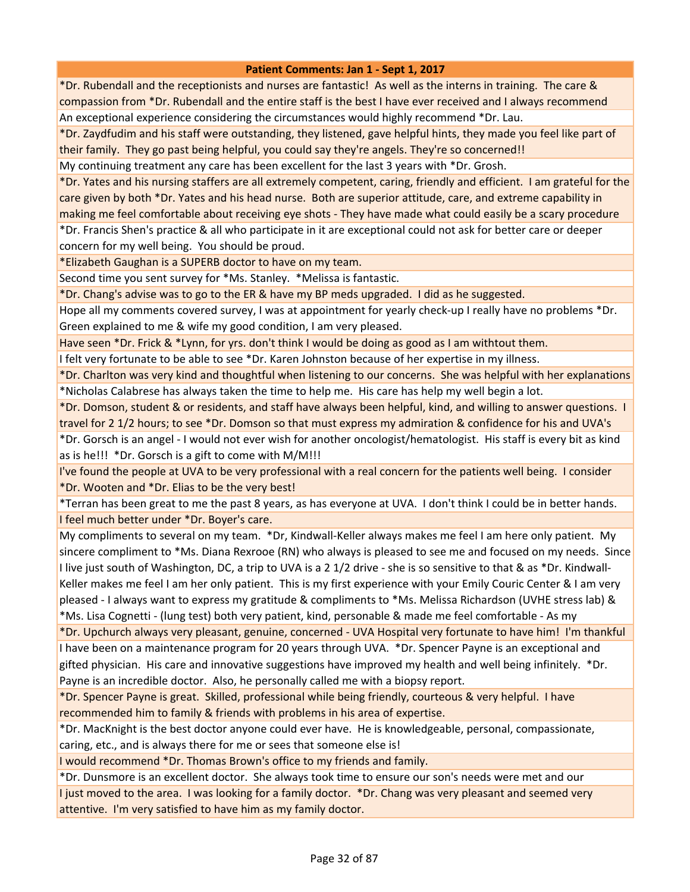| Patient Comments: Jan 1 - Sept 1, 2017 |
| --- |
| *Dr. Rubendall and the receptionists and nurses are fantastic! As well as the interns in training. The care & compassion from *Dr. Rubendall and the entire staff is the best I have ever received and I always recommend |
| An exceptional experience considering the circumstances would highly recommend *Dr. Lau. |
| *Dr. Zaydfudim and his staff were outstanding, they listened, gave helpful hints, they made you feel like part of their family. They go past being helpful, you could say they're angels. They're so concerned!! |
| My continuing treatment any care has been excellent for the last 3 years with *Dr. Grosh. |
| *Dr. Yates and his nursing staffers are all extremely competent, caring, friendly and efficient. I am grateful for the care given by both *Dr. Yates and his head nurse. Both are superior attitude, care, and extreme capability in making me feel comfortable about receiving eye shots - They have made what could easily be a scary procedure |
| *Dr. Francis Shen's practice & all who participate in it are exceptional could not ask for better care or deeper concern for my well being. You should be proud. |
| *Elizabeth Gaughan is a SUPERB doctor to have on my team. |
| Second time you sent survey for *Ms. Stanley. *Melissa is fantastic. |
| *Dr. Chang's advise was to go to the ER & have my BP meds upgraded. I did as he suggested. |
| Hope all my comments covered survey, I was at appointment for yearly check-up I really have no problems *Dr. Green explained to me & wife my good condition, I am very pleased. |
| Have seen *Dr. Frick & *Lynn, for yrs. don't think I would be doing as good as I am withtout them. |
| I felt very fortunate to be able to see *Dr. Karen Johnston because of her expertise in my illness. |
| *Dr. Charlton was very kind and thoughtful when listening to our concerns. She was helpful with her explanations |
| *Nicholas Calabrese has always taken the time to help me. His care has help my well begin a lot. |
| *Dr. Domson, student & or residents, and staff have always been helpful, kind, and willing to answer questions. I travel for 2 1/2 hours; to see *Dr. Domson so that must express my admiration & confidence for his and UVA's |
| *Dr. Gorsch is an angel - I would not ever wish for another oncologist/hematologist. His staff is every bit as kind as is he!!! *Dr. Gorsch is a gift to come with M/M!!! |
| I've found the people at UVA to be very professional with a real concern for the patients well being. I consider *Dr. Wooten and *Dr. Elias to be the very best! |
| *Terran has been great to me the past 8 years, as has everyone at UVA. I don't think I could be in better hands. |
| I feel much better under *Dr. Boyer's care. |
| My compliments to several on my team. *Dr, Kindwall-Keller always makes me feel I am here only patient. My sincere compliment to *Ms. Diana Rexrooe (RN) who always is pleased to see me and focused on my needs. Since I live just south of Washington, DC, a trip to UVA is a 2 1/2 drive - she is so sensitive to that & as *Dr. Kindwall-Keller makes me feel I am her only patient. This is my first experience with your Emily Couric Center & I am very pleased - I always want to express my gratitude & compliments to *Ms. Melissa Richardson (UVHE stress lab) & *Ms. Lisa Cognetti - (lung test) both very patient, kind, personable & made me feel comfortable - As my |
| *Dr. Upchurch always very pleasant, genuine, concerned - UVA Hospital very fortunate to have him! I'm thankful |
| I have been on a maintenance program for 20 years through UVA. *Dr. Spencer Payne is an exceptional and gifted physician. His care and innovative suggestions have improved my health and well being infinitely. *Dr. Payne is an incredible doctor. Also, he personally called me with a biopsy report. |
| *Dr. Spencer Payne is great. Skilled, professional while being friendly, courteous & very helpful. I have recommended him to family & friends with problems in his area of expertise. |
| *Dr. MacKnight is the best doctor anyone could ever have. He is knowledgeable, personal, compassionate, caring, etc., and is always there for me or sees that someone else is! |
| I would recommend *Dr. Thomas Brown's office to my friends and family. |
| *Dr. Dunsmore is an excellent doctor. She always took time to ensure our son's needs were met and our |
| I just moved to the area. I was looking for a family doctor. *Dr. Chang was very pleasant and seemed very attentive. I'm very satisfied to have him as my family doctor. |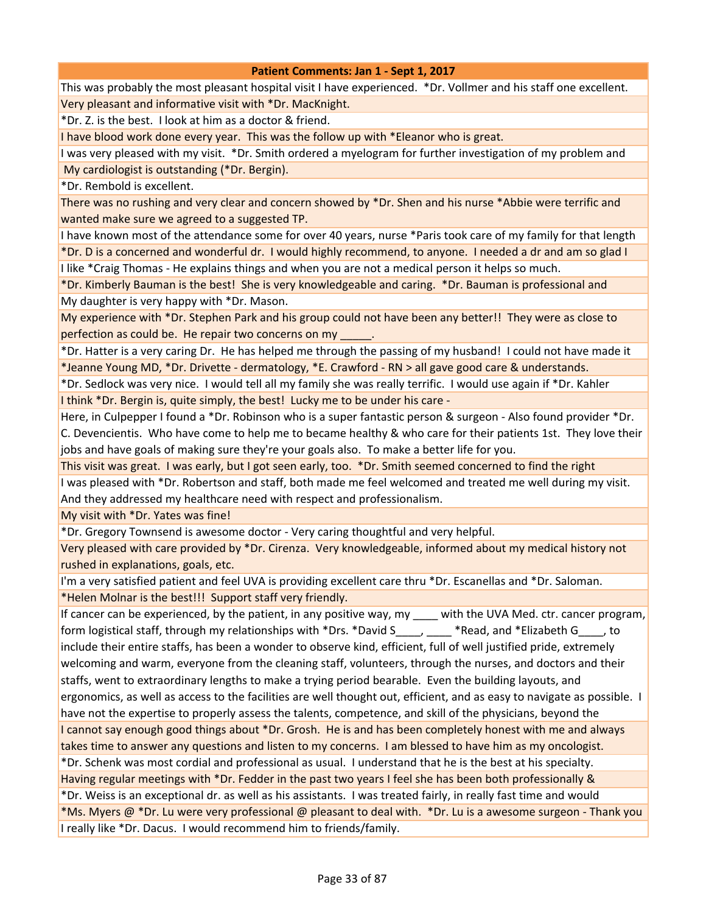| Patient Comments: Jan 1 - Sept 1, 2017 |
|---|
| This was probably the most pleasant hospital visit I have experienced. *Dr. Vollmer and his staff one excellent. |
| Very pleasant and informative visit with *Dr. MacKnight. |
| *Dr. Z. is the best. I look at him as a doctor & friend. |
| I have blood work done every year. This was the follow up with *Eleanor who is great. |
| I was very pleased with my visit. *Dr. Smith ordered a myelogram for further investigation of my problem and |
| My cardiologist is outstanding (*Dr. Bergin). |
| *Dr. Rembold is excellent. |
| There was no rushing and very clear and concern showed by *Dr. Shen and his nurse *Abbie were terrific and wanted make sure we agreed to a suggested TP. |
| I have known most of the attendance some for over 40 years, nurse *Paris took care of my family for that length |
| *Dr. D is a concerned and wonderful dr. I would highly recommend, to anyone. I needed a dr and am so glad I |
| I like *Craig Thomas - He explains things and when you are not a medical person it helps so much. |
| *Dr. Kimberly Bauman is the best! She is very knowledgeable and caring. *Dr. Bauman is professional and |
| My daughter is very happy with *Dr. Mason. |
| My experience with *Dr. Stephen Park and his group could not have been any better!! They were as close to perfection as could be. He repair two concerns on my _____. |
| *Dr. Hatter is a very caring Dr. He has helped me through the passing of my husband! I could not have made it |
| *Jeanne Young MD, *Dr. Drivette - dermatology, *E. Crawford - RN > all gave good care & understands. |
| *Dr. Sedlock was very nice. I would tell all my family she was really terrific. I would use again if *Dr. Kahler |
| I think *Dr. Bergin is, quite simply, the best! Lucky me to be under his care - |
| Here, in Culpepper I found a *Dr. Robinson who is a super fantastic person & surgeon - Also found provider *Dr. C. Devencientis. Who have come to help me to became healthy & who care for their patients 1st. They love their jobs and have goals of making sure they're your goals also. To make a better life for you. |
| This visit was great. I was early, but I got seen early, too. *Dr. Smith seemed concerned to find the right |
| I was pleased with *Dr. Robertson and staff, both made me feel welcomed and treated me well during my visit. And they addressed my healthcare need with respect and professionalism. |
| My visit with *Dr. Yates was fine! |
| *Dr. Gregory Townsend is awesome doctor - Very caring thoughtful and very helpful. |
| Very pleased with care provided by *Dr. Cirenza. Very knowledgeable, informed about my medical history not rushed in explanations, goals, etc. |
| I'm a very satisfied patient and feel UVA is providing excellent care thru *Dr. Escanellas and *Dr. Saloman. |
| *Helen Molnar is the best!!! Support staff very friendly. |
| If cancer can be experienced, by the patient, in any positive way, my ____ with the UVA Med. ctr. cancer program, form logistical staff, through my relationships with *Drs. *David S____, ____ *Read, and *Elizabeth G____, to include their entire staffs, has been a wonder to observe kind, efficient, full of well justified pride, extremely welcoming and warm, everyone from the cleaning staff, volunteers, through the nurses, and doctors and their staffs, went to extraordinary lengths to make a trying period bearable. Even the building layouts, and ergonomics, as well as access to the facilities are well thought out, efficient, and as easy to navigate as possible. I have not the expertise to properly assess the talents, competence, and skill of the physicians, beyond the |
| I cannot say enough good things about *Dr. Grosh. He is and has been completely honest with me and always takes time to answer any questions and listen to my concerns. I am blessed to have him as my oncologist. |
| *Dr. Schenk was most cordial and professional as usual. I understand that he is the best at his specialty. |
| Having regular meetings with *Dr. Fedder in the past two years I feel she has been both professionally & |
| *Dr. Weiss is an exceptional dr. as well as his assistants. I was treated fairly, in really fast time and would |
| *Ms. Myers @ *Dr. Lu were very professional @ pleasant to deal with. *Dr. Lu is a awesome surgeon - Thank you |
| I really like *Dr. Dacus. I would recommend him to friends/family. |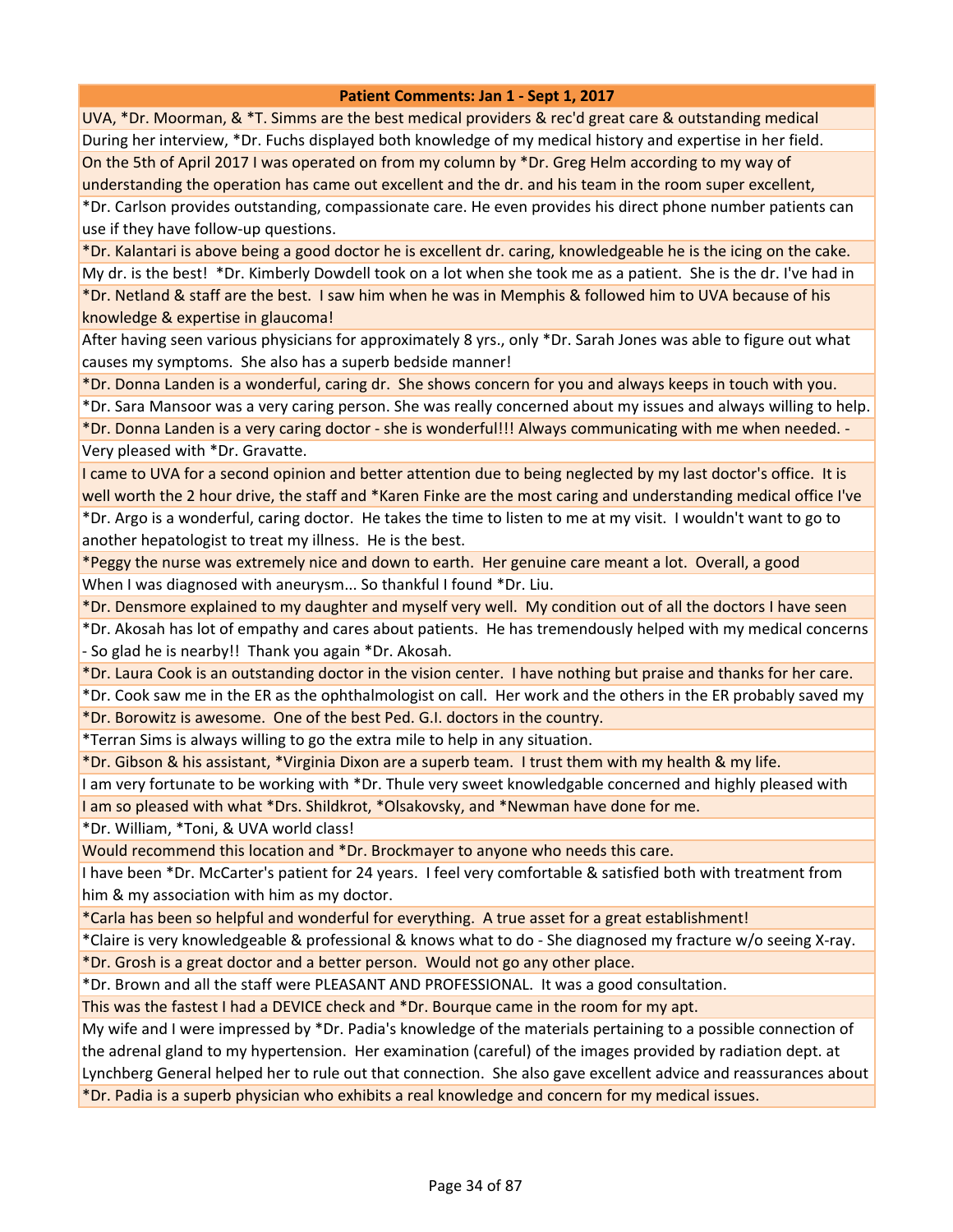| Patient Comments: Jan 1 - Sept 1, 2017 |
|---|
| UVA, *Dr. Moorman, & *T. Simms are the best medical providers & rec'd great care & outstanding medical |
| During her interview, *Dr. Fuchs displayed both knowledge of my medical history and expertise in her field. |
| On the 5th of April 2017 I was operated on from my column by *Dr. Greg Helm according to my way of understanding the operation has came out excellent and the dr. and his team in the room super excellent, |
| *Dr. Carlson provides outstanding, compassionate care. He even provides his direct phone number patients can use if they have follow-up questions. |
| *Dr. Kalantari is above being a good doctor he is excellent dr. caring, knowledgeable he is the icing on the cake. |
| My dr. is the best! *Dr. Kimberly Dowdell took on a lot when she took me as a patient. She is the dr. I've had in |
| *Dr. Netland & staff are the best. I saw him when he was in Memphis & followed him to UVA because of his knowledge & expertise in glaucoma! |
| After having seen various physicians for approximately 8 yrs., only *Dr. Sarah Jones was able to figure out what causes my symptoms. She also has a superb bedside manner! |
| *Dr. Donna Landen is a wonderful, caring dr. She shows concern for you and always keeps in touch with you. |
| *Dr. Sara Mansoor was a very caring person. She was really concerned about my issues and always willing to help. |
| *Dr. Donna Landen is a very caring doctor - she is wonderful!!! Always communicating with me when needed. - |
| Very pleased with *Dr. Gravatte. |
| I came to UVA for a second opinion and better attention due to being neglected by my last doctor's office. It is well worth the 2 hour drive, the staff and *Karen Finke are the most caring and understanding medical office I've |
| *Dr. Argo is a wonderful, caring doctor. He takes the time to listen to me at my visit. I wouldn't want to go to another hepatologist to treat my illness. He is the best. |
| *Peggy the nurse was extremely nice and down to earth. Her genuine care meant a lot. Overall, a good |
| When I was diagnosed with aneurysm... So thankful I found *Dr. Liu. |
| *Dr. Densmore explained to my daughter and myself very well. My condition out of all the doctors I have seen |
| *Dr. Akosah has lot of empathy and cares about patients. He has tremendously helped with my medical concerns - So glad he is nearby!! Thank you again *Dr. Akosah. |
| *Dr. Laura Cook is an outstanding doctor in the vision center. I have nothing but praise and thanks for her care. |
| *Dr. Cook saw me in the ER as the ophthalmologist on call. Her work and the others in the ER probably saved my |
| *Dr. Borowitz is awesome. One of the best Ped. G.I. doctors in the country. |
| *Terran Sims is always willing to go the extra mile to help in any situation. |
| *Dr. Gibson & his assistant, *Virginia Dixon are a superb team. I trust them with my health & my life. |
| I am very fortunate to be working with *Dr. Thule very sweet knowledgable concerned and highly pleased with |
| I am so pleased with what *Drs. Shildkrot, *Olsakovsky, and *Newman have done for me. |
| *Dr. William, *Toni, & UVA world class! |
| Would recommend this location and *Dr. Brockmayer to anyone who needs this care. |
| I have been *Dr. McCarter's patient for 24 years. I feel very comfortable & satisfied both with treatment from him & my association with him as my doctor. |
| *Carla has been so helpful and wonderful for everything. A true asset for a great establishment! |
| *Claire is very knowledgeable & professional & knows what to do - She diagnosed my fracture w/o seeing X-ray. |
| *Dr. Grosh is a great doctor and a better person. Would not go any other place. |
| *Dr. Brown and all the staff were PLEASANT AND PROFESSIONAL. It was a good consultation. |
| This was the fastest I had a DEVICE check and *Dr. Bourque came in the room for my apt. |
| My wife and I were impressed by *Dr. Padia's knowledge of the materials pertaining to a possible connection of the adrenal gland to my hypertension. Her examination (careful) of the images provided by radiation dept. at Lynchberg General helped her to rule out that connection. She also gave excellent advice and reassurances about |
| *Dr. Padia is a superb physician who exhibits a real knowledge and concern for my medical issues. |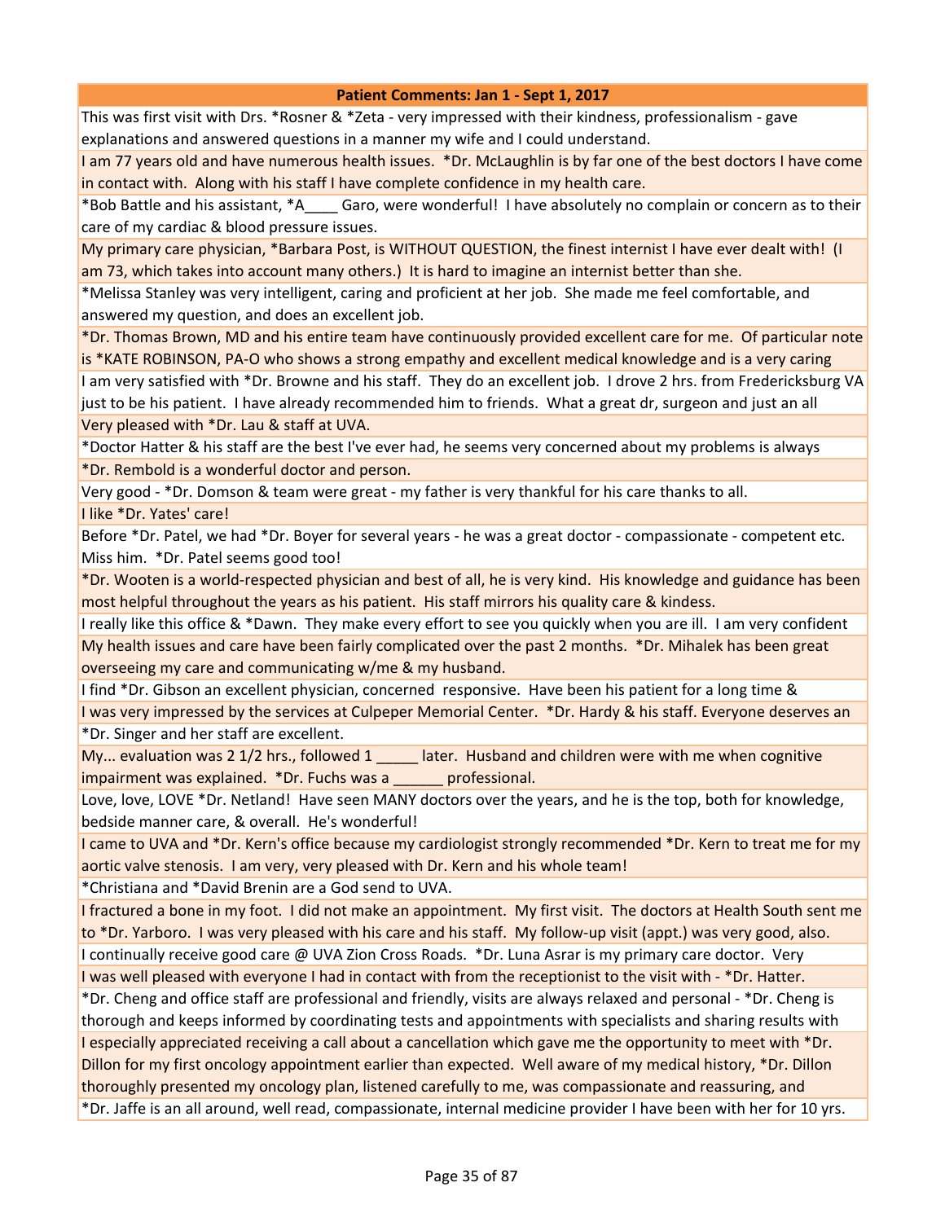| Patient Comments: Jan 1 - Sept 1, 2017 |
| --- |
| This was first visit with Drs. *Rosner & *Zeta - very impressed with their kindness, professionalism - gave explanations and answered questions in a manner my wife and I could understand. |
| I am 77 years old and have numerous health issues. *Dr. McLaughlin is by far one of the best doctors I have come in contact with. Along with his staff I have complete confidence in my health care. |
| *Bob Battle and his assistant, *A____ Garo, were wonderful! I have absolutely no complain or concern as to their care of my cardiac & blood pressure issues. |
| My primary care physician, *Barbara Post, is WITHOUT QUESTION, the finest internist I have ever dealt with! (I am 73, which takes into account many others.) It is hard to imagine an internist better than she. |
| *Melissa Stanley was very intelligent, caring and proficient at her job. She made me feel comfortable, and answered my question, and does an excellent job. |
| *Dr. Thomas Brown, MD and his entire team have continuously provided excellent care for me. Of particular note is *KATE ROBINSON, PA-O who shows a strong empathy and excellent medical knowledge and is a very caring |
| I am very satisfied with *Dr. Browne and his staff. They do an excellent job. I drove 2 hrs. from Fredericksburg VA just to be his patient. I have already recommended him to friends. What a great dr, surgeon and just an all |
| Very pleased with *Dr. Lau & staff at UVA. |
| *Doctor Hatter & his staff are the best I've ever had, he seems very concerned about my problems is always |
| *Dr. Rembold is a wonderful doctor and person. |
| Very good - *Dr. Domson & team were great - my father is very thankful for his care thanks to all. |
| I like *Dr. Yates' care! |
| Before *Dr. Patel, we had *Dr. Boyer for several years - he was a great doctor - compassionate - competent etc. Miss him. *Dr. Patel seems good too! |
| *Dr. Wooten is a world-respected physician and best of all, he is very kind. His knowledge and guidance has been most helpful throughout the years as his patient. His staff mirrors his quality care & kindess. |
| I really like this office & *Dawn. They make every effort to see you quickly when you are ill. I am very confident |
| My health issues and care have been fairly complicated over the past 2 months. *Dr. Mihalek has been great overseeing my care and communicating w/me & my husband. |
| I find *Dr. Gibson an excellent physician, concerned responsive. Have been his patient for a long time & |
| I was very impressed by the services at Culpeper Memorial Center. *Dr. Hardy & his staff. Everyone deserves an |
| *Dr. Singer and her staff are excellent. |
| My... evaluation was 2 1/2 hrs., followed 1 _____ later. Husband and children were with me when cognitive impairment was explained. *Dr. Fuchs was a ______ professional. |
| Love, love, LOVE *Dr. Netland! Have seen MANY doctors over the years, and he is the top, both for knowledge, bedside manner care, & overall. He's wonderful! |
| I came to UVA and *Dr. Kern's office because my cardiologist strongly recommended *Dr. Kern to treat me for my aortic valve stenosis. I am very, very pleased with Dr. Kern and his whole team! |
| *Christiana and *David Brenin are a God send to UVA. |
| I fractured a bone in my foot. I did not make an appointment. My first visit. The doctors at Health South sent me to *Dr. Yarboro. I was very pleased with his care and his staff. My follow-up visit (appt.) was very good, also. |
| I continually receive good care @ UVA Zion Cross Roads. *Dr. Luna Asrar is my primary care doctor. Very |
| I was well pleased with everyone I had in contact with from the receptionist to the visit with - *Dr. Hatter. |
| *Dr. Cheng and office staff are professional and friendly, visits are always relaxed and personal - *Dr. Cheng is thorough and keeps informed by coordinating tests and appointments with specialists and sharing results with |
| I especially appreciated receiving a call about a cancellation which gave me the opportunity to meet with *Dr. Dillon for my first oncology appointment earlier than expected. Well aware of my medical history, *Dr. Dillon thoroughly presented my oncology plan, listened carefully to me, was compassionate and reassuring, and |
| *Dr. Jaffe is an all around, well read, compassionate, internal medicine provider I have been with her for 10 yrs. |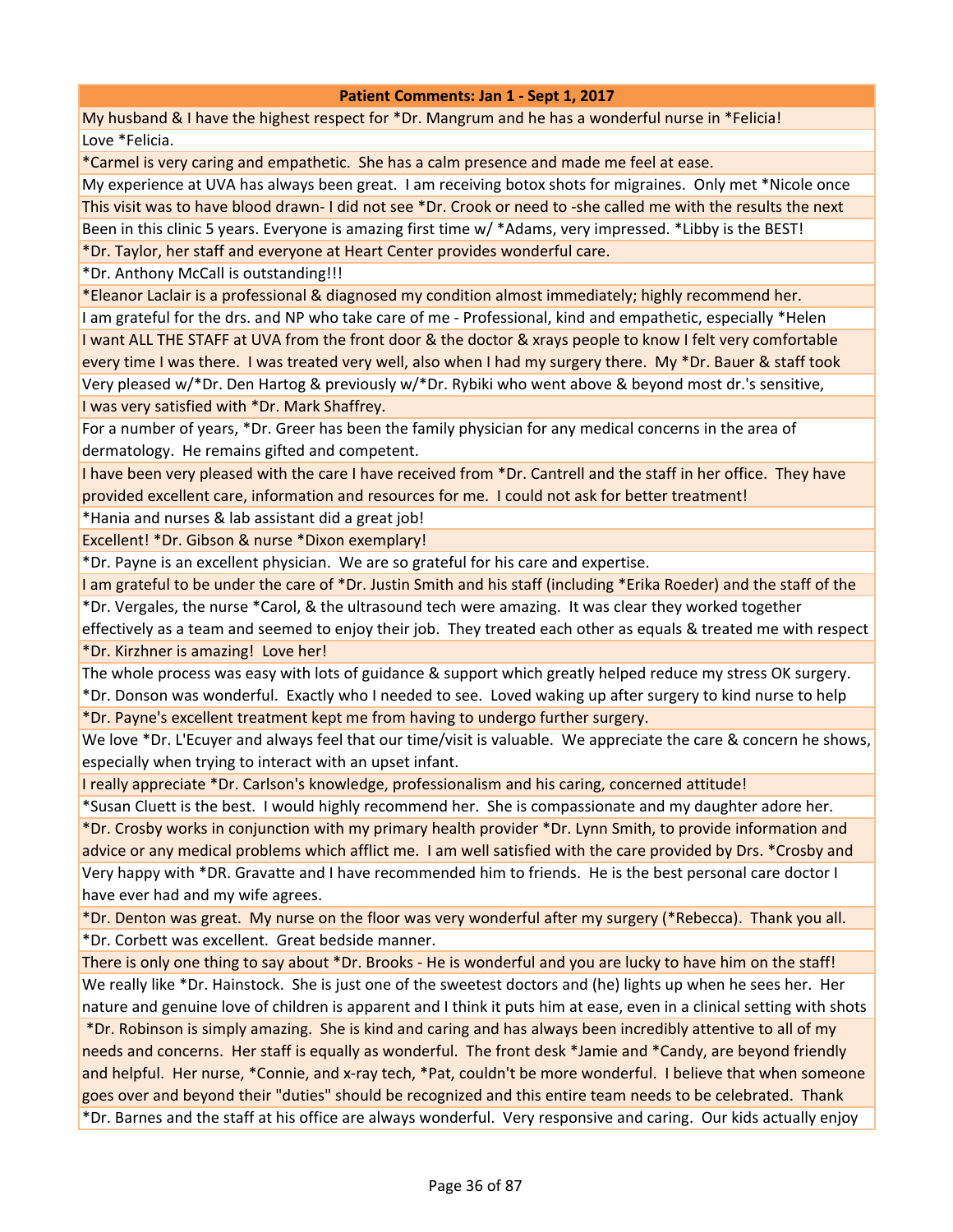| Patient Comments: Jan 1 - Sept 1, 2017 |
|---|
| My husband & I have the highest respect for *Dr. Mangrum and he has a wonderful nurse in *Felicia! |
| Love *Felicia. |
| *Carmel is very caring and empathetic. She has a calm presence and made me feel at ease. |
| My experience at UVA has always been great. I am receiving botox shots for migraines. Only met *Nicole once |
| This visit was to have blood drawn- I did not see *Dr. Crook or need to -she called me with the results the next |
| Been in this clinic 5 years. Everyone is amazing first time w/ *Adams, very impressed. *Libby is the BEST! |
| *Dr. Taylor, her staff and everyone at Heart Center provides wonderful care. |
| *Dr. Anthony McCall is outstanding!!! |
| *Eleanor Laclair is a professional & diagnosed my condition almost immediately; highly recommend her. |
| I am grateful for the drs. and NP who take care of me - Professional, kind and empathetic, especially *Helen |
| I want ALL THE STAFF at UVA from the front door & the doctor & xrays people to know I felt very comfortable every time I was there. I was treated very well, also when I had my surgery there. My *Dr. Bauer & staff took |
| Very pleased w/*Dr. Den Hartog & previously w/*Dr. Rybiki who went above & beyond most dr.'s sensitive, |
| I was very satisfied with *Dr. Mark Shaffrey. |
| For a number of years, *Dr. Greer has been the family physician for any medical concerns in the area of dermatology. He remains gifted and competent. |
| I have been very pleased with the care I have received from *Dr. Cantrell and the staff in her office. They have provided excellent care, information and resources for me. I could not ask for better treatment! |
| *Hania and nurses & lab assistant did a great job! |
| Excellent! *Dr. Gibson & nurse *Dixon exemplary! |
| *Dr. Payne is an excellent physician. We are so grateful for his care and expertise. |
| I am grateful to be under the care of *Dr. Justin Smith and his staff (including *Erika Roeder) and the staff of the |
| *Dr. Vergales, the nurse *Carol, & the ultrasound tech were amazing. It was clear they worked together effectively as a team and seemed to enjoy their job. They treated each other as equals & treated me with respect |
| *Dr. Kirzhner is amazing! Love her! |
| The whole process was easy with lots of guidance & support which greatly helped reduce my stress OK surgery. *Dr. Donson was wonderful. Exactly who I needed to see. Loved waking up after surgery to kind nurse to help |
| *Dr. Payne's excellent treatment kept me from having to undergo further surgery. |
| We love *Dr. L'Ecuyer and always feel that our time/visit is valuable. We appreciate the care & concern he shows, especially when trying to interact with an upset infant. |
| I really appreciate *Dr. Carlson's knowledge, professionalism and his caring, concerned attitude! |
| *Susan Cluett is the best. I would highly recommend her. She is compassionate and my daughter adore her. |
| *Dr. Crosby works in conjunction with my primary health provider *Dr. Lynn Smith, to provide information and advice or any medical problems which afflict me. I am well satisfied with the care provided by Drs. *Crosby and |
| Very happy with *DR. Gravatte and I have recommended him to friends. He is the best personal care doctor I have ever had and my wife agrees. |
| *Dr. Denton was great. My nurse on the floor was very wonderful after my surgery (*Rebecca). Thank you all. |
| *Dr. Corbett was excellent. Great bedside manner. |
| There is only one thing to say about *Dr. Brooks - He is wonderful and you are lucky to have him on the staff! |
| We really like *Dr. Hainstock. She is just one of the sweetest doctors and (he) lights up when he sees her. Her nature and genuine love of children is apparent and I think it puts him at ease, even in a clinical setting with shots |
| *Dr. Robinson is simply amazing. She is kind and caring and has always been incredibly attentive to all of my needs and concerns. Her staff is equally as wonderful. The front desk *Jamie and *Candy, are beyond friendly and helpful. Her nurse, *Connie, and x-ray tech, *Pat, couldn't be more wonderful. I believe that when someone goes over and beyond their "duties" should be recognized and this entire team needs to be celebrated. Thank |
| *Dr. Barnes and the staff at his office are always wonderful. Very responsive and caring. Our kids actually enjoy |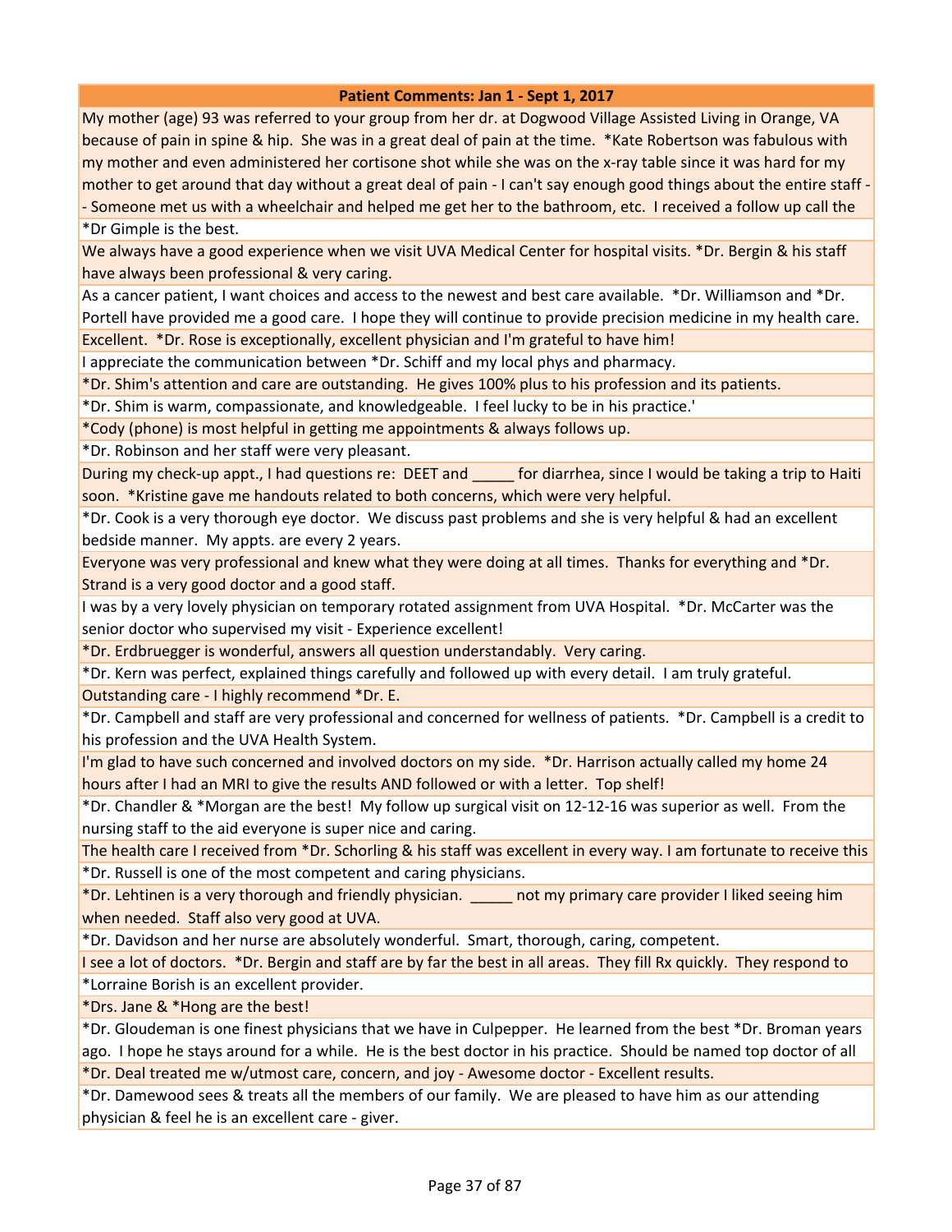| Patient Comments: Jan 1 - Sept 1, 2017 |
|---|
| My mother (age) 93 was referred to your group from her dr. at Dogwood Village Assisted Living in Orange, VA because of pain in spine & hip. She was in a great deal of pain at the time. *Kate Robertson was fabulous with my mother and even administered her cortisone shot while she was on the x-ray table since it was hard for my mother to get around that day without a great deal of pain - I can't say enough good things about the entire staff - - Someone met us with a wheelchair and helped me get her to the bathroom, etc. I received a follow up call the |
| *Dr Gimple is the best. |
| We always have a good experience when we visit UVA Medical Center for hospital visits. *Dr. Bergin & his staff have always been professional & very caring. |
| As a cancer patient, I want choices and access to the newest and best care available. *Dr. Williamson and *Dr. Portell have provided me a good care. I hope they will continue to provide precision medicine in my health care. |
| Excellent. *Dr. Rose is exceptionally, excellent physician and I'm grateful to have him! |
| I appreciate the communication between *Dr. Schiff and my local phys and pharmacy. |
| *Dr. Shim's attention and care are outstanding. He gives 100% plus to his profession and its patients. |
| *Dr. Shim is warm, compassionate, and knowledgeable. I feel lucky to be in his practice.' |
| *Cody (phone) is most helpful in getting me appointments & always follows up. |
| *Dr. Robinson and her staff were very pleasant. |
| During my check-up appt., I had questions re: DEET and _____ for diarrhea, since I would be taking a trip to Haiti soon. *Kristine gave me handouts related to both concerns, which were very helpful. |
| *Dr. Cook is a very thorough eye doctor. We discuss past problems and she is very helpful & had an excellent bedside manner. My appts. are every 2 years. |
| Everyone was very professional and knew what they were doing at all times. Thanks for everything and *Dr. Strand is a very good doctor and a good staff. |
| I was by a very lovely physician on temporary rotated assignment from UVA Hospital. *Dr. McCarter was the senior doctor who supervised my visit - Experience excellent! |
| *Dr. Erdbruegger is wonderful, answers all question understandably. Very caring. |
| *Dr. Kern was perfect, explained things carefully and followed up with every detail. I am truly grateful. |
| Outstanding care - I highly recommend *Dr. E. |
| *Dr. Campbell and staff are very professional and concerned for wellness of patients. *Dr. Campbell is a credit to his profession and the UVA Health System. |
| I'm glad to have such concerned and involved doctors on my side. *Dr. Harrison actually called my home 24 hours after I had an MRI to give the results AND followed or with a letter. Top shelf! |
| *Dr. Chandler & *Morgan are the best! My follow up surgical visit on 12-12-16 was superior as well. From the nursing staff to the aid everyone is super nice and caring. |
| The health care I received from *Dr. Schorling & his staff was excellent in every way. I am fortunate to receive this |
| *Dr. Russell is one of the most competent and caring physicians. |
| *Dr. Lehtinen is a very thorough and friendly physician. _____ not my primary care provider I liked seeing him when needed. Staff also very good at UVA. |
| *Dr. Davidson and her nurse are absolutely wonderful. Smart, thorough, caring, competent. |
| I see a lot of doctors. *Dr. Bergin and staff are by far the best in all areas. They fill Rx quickly. They respond to |
| *Lorraine Borish is an excellent provider. |
| *Drs. Jane & *Hong are the best! |
| *Dr. Gloudeman is one finest physicians that we have in Culpepper. He learned from the best *Dr. Broman years ago. I hope he stays around for a while. He is the best doctor in his practice. Should be named top doctor of all |
| *Dr. Deal treated me w/utmost care, concern, and joy - Awesome doctor - Excellent results. |
| *Dr. Damewood sees & treats all the members of our family. We are pleased to have him as our attending physician & feel he is an excellent care - giver. |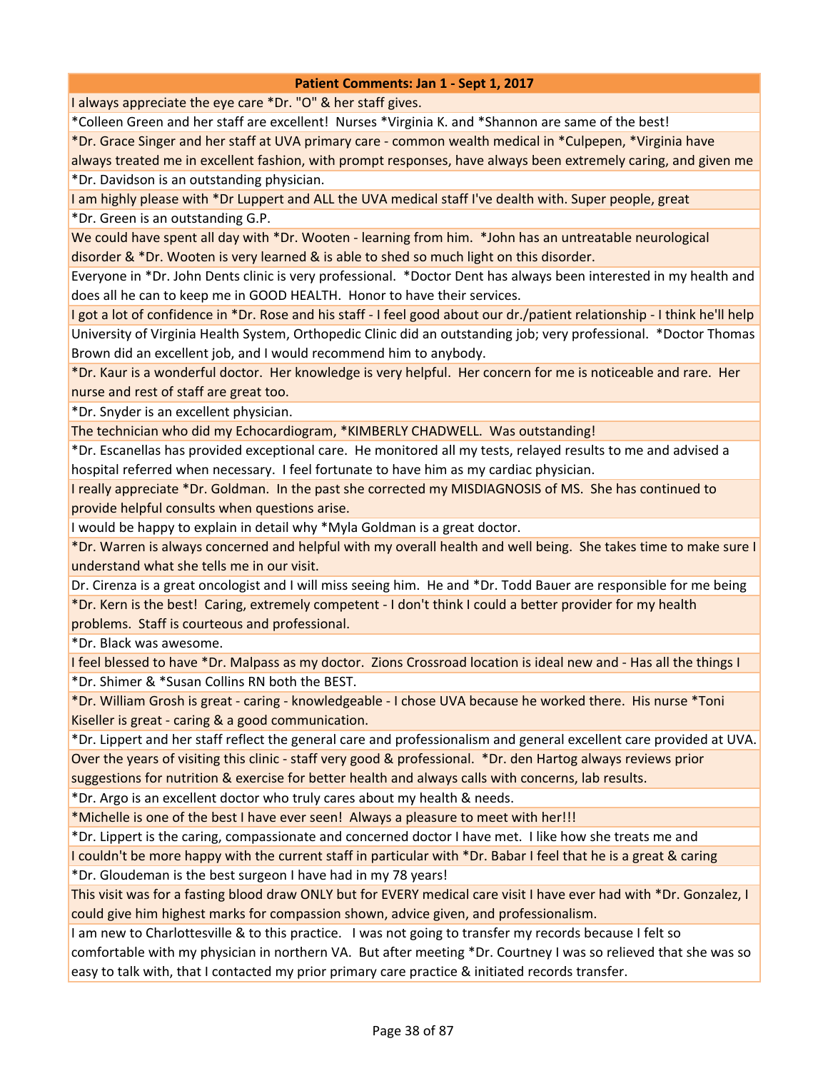| Patient Comments: Jan 1 - Sept 1, 2017 |
| --- |
| I always appreciate the eye care *Dr. "O" & her staff gives. |
| *Colleen Green and her staff are excellent! Nurses *Virginia K. and *Shannon are same of the best! |
| *Dr. Grace Singer and her staff at UVA primary care - common wealth medical in *Culpepen, *Virginia have always treated me in excellent fashion, with prompt responses, have always been extremely caring, and given me |
| *Dr. Davidson is an outstanding physician. |
| I am highly please with *Dr Luppert and ALL the UVA medical staff I've dealth with. Super people, great |
| *Dr. Green is an outstanding G.P. |
| We could have spent all day with *Dr. Wooten - learning from him. *John has an untreatable neurological disorder & *Dr. Wooten is very learned & is able to shed so much light on this disorder. |
| Everyone in *Dr. John Dents clinic is very professional. *Doctor Dent has always been interested in my health and does all he can to keep me in GOOD HEALTH. Honor to have their services. |
| I got a lot of confidence in *Dr. Rose and his staff - I feel good about our dr./patient relationship - I think he'll help |
| University of Virginia Health System, Orthopedic Clinic did an outstanding job; very professional. *Doctor Thomas Brown did an excellent job, and I would recommend him to anybody. |
| *Dr. Kaur is a wonderful doctor. Her knowledge is very helpful. Her concern for me is noticeable and rare. Her nurse and rest of staff are great too. |
| *Dr. Snyder is an excellent physician. |
| The technician who did my Echocardiogram, *KIMBERLY CHADWELL. Was outstanding! |
| *Dr. Escanellas has provided exceptional care. He monitored all my tests, relayed results to me and advised a hospital referred when necessary. I feel fortunate to have him as my cardiac physician. |
| I really appreciate *Dr. Goldman. In the past she corrected my MISDIAGNOSIS of MS. She has continued to provide helpful consults when questions arise. |
| I would be happy to explain in detail why *Myla Goldman is a great doctor. |
| *Dr. Warren is always concerned and helpful with my overall health and well being. She takes time to make sure I understand what she tells me in our visit. |
| Dr. Cirenza is a great oncologist and I will miss seeing him. He and *Dr. Todd Bauer are responsible for me being |
| *Dr. Kern is the best! Caring, extremely competent - I don't think I could a better provider for my health problems. Staff is courteous and professional. |
| *Dr. Black was awesome. |
| I feel blessed to have *Dr. Malpass as my doctor. Zions Crossroad location is ideal new and - Has all the things I |
| *Dr. Shimer & *Susan Collins RN both the BEST. |
| *Dr. William Grosh is great - caring - knowledgeable - I chose UVA because he worked there. His nurse *Toni Kiseller is great - caring & a good communication. |
| *Dr. Lippert and her staff reflect the general care and professionalism and general excellent care provided at UVA. |
| Over the years of visiting this clinic - staff very good & professional. *Dr. den Hartog always reviews prior suggestions for nutrition & exercise for better health and always calls with concerns, lab results. |
| *Dr. Argo is an excellent doctor who truly cares about my health & needs. |
| *Michelle is one of the best I have ever seen! Always a pleasure to meet with her!!! |
| *Dr. Lippert is the caring, compassionate and concerned doctor I have met. I like how she treats me and |
| I couldn't be more happy with the current staff in particular with *Dr. Babar I feel that he is a great & caring |
| *Dr. Gloudeman is the best surgeon I have had in my 78 years! |
| This visit was for a fasting blood draw ONLY but for EVERY medical care visit I have ever had with *Dr. Gonzalez, I could give him highest marks for compassion shown, advice given, and professionalism. |
| I am new to Charlottesville & to this practice. I was not going to transfer my records because I felt so comfortable with my physician in northern VA. But after meeting *Dr. Courtney I was so relieved that she was so easy to talk with, that I contacted my prior primary care practice & initiated records transfer. |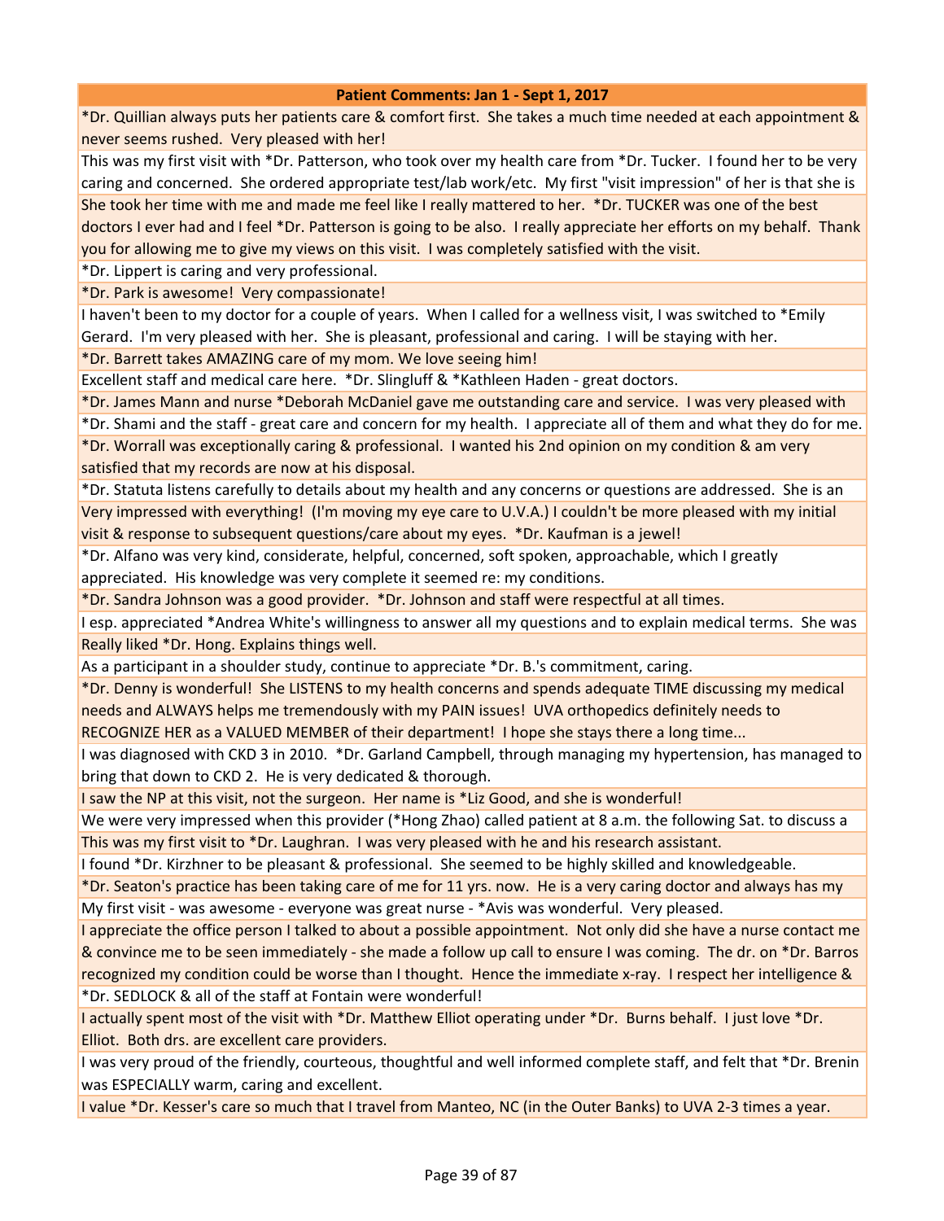| Patient Comments: Jan 1 - Sept 1, 2017 |
|---|
| *Dr. Quillian always puts her patients care & comfort first. She takes a much time needed at each appointment & never seems rushed. Very pleased with her! |
| This was my first visit with *Dr. Patterson, who took over my health care from *Dr. Tucker. I found her to be very caring and concerned. She ordered appropriate test/lab work/etc. My first "visit impression" of her is that she is |
| She took her time with me and made me feel like I really mattered to her. *Dr. TUCKER was one of the best doctors I ever had and I feel *Dr. Patterson is going to be also. I really appreciate her efforts on my behalf. Thank you for allowing me to give my views on this visit. I was completely satisfied with the visit. |
| *Dr. Lippert is caring and very professional. |
| *Dr. Park is awesome! Very compassionate! |
| I haven't been to my doctor for a couple of years. When I called for a wellness visit, I was switched to *Emily Gerard. I'm very pleased with her. She is pleasant, professional and caring. I will be staying with her. |
| *Dr. Barrett takes AMAZING care of my mom. We love seeing him! |
| Excellent staff and medical care here. *Dr. Slingluff & *Kathleen Haden - great doctors. |
| *Dr. James Mann and nurse *Deborah McDaniel gave me outstanding care and service. I was very pleased with |
| *Dr. Shami and the staff - great care and concern for my health. I appreciate all of them and what they do for me. |
| *Dr. Worrall was exceptionally caring & professional. I wanted his 2nd opinion on my condition & am very satisfied that my records are now at his disposal. |
| *Dr. Statuta listens carefully to details about my health and any concerns or questions are addressed. She is an |
| Very impressed with everything! (I'm moving my eye care to U.V.A.) I couldn't be more pleased with my initial visit & response to subsequent questions/care about my eyes. *Dr. Kaufman is a jewel! |
| *Dr. Alfano was very kind, considerate, helpful, concerned, soft spoken, approachable, which I greatly appreciated. His knowledge was very complete it seemed re: my conditions. |
| *Dr. Sandra Johnson was a good provider. *Dr. Johnson and staff were respectful at all times. |
| I esp. appreciated *Andrea White's willingness to answer all my questions and to explain medical terms. She was |
| Really liked *Dr. Hong. Explains things well. |
| As a participant in a shoulder study, continue to appreciate *Dr. B.'s commitment, caring. |
| *Dr. Denny is wonderful! She LISTENS to my health concerns and spends adequate TIME discussing my medical needs and ALWAYS helps me tremendously with my PAIN issues! UVA orthopedics definitely needs to RECOGNIZE HER as a VALUED MEMBER of their department! I hope she stays there a long time... |
| I was diagnosed with CKD 3 in 2010. *Dr. Garland Campbell, through managing my hypertension, has managed to bring that down to CKD 2. He is very dedicated & thorough. |
| I saw the NP at this visit, not the surgeon. Her name is *Liz Good, and she is wonderful! |
| We were very impressed when this provider (*Hong Zhao) called patient at 8 a.m. the following Sat. to discuss a |
| This was my first visit to *Dr. Laughran. I was very pleased with he and his research assistant. |
| I found *Dr. Kirzhner to be pleasant & professional. She seemed to be highly skilled and knowledgeable. |
| *Dr. Seaton's practice has been taking care of me for 11 yrs. now. He is a very caring doctor and always has my |
| My first visit - was awesome - everyone was great nurse - *Avis was wonderful. Very pleased. |
| I appreciate the office person I talked to about a possible appointment. Not only did she have a nurse contact me & convince me to be seen immediately - she made a follow up call to ensure I was coming. The dr. on *Dr. Barros recognized my condition could be worse than I thought. Hence the immediate x-ray. I respect her intelligence & |
| *Dr. SEDLOCK & all of the staff at Fontain were wonderful! |
| I actually spent most of the visit with *Dr. Matthew Elliot operating under *Dr. Burns behalf. I just love *Dr. Elliot. Both drs. are excellent care providers. |
| I was very proud of the friendly, courteous, thoughtful and well informed complete staff, and felt that *Dr. Brenin was ESPECIALLY warm, caring and excellent. |
| I value *Dr. Kesser's care so much that I travel from Manteo, NC (in the Outer Banks) to UVA 2-3 times a year. |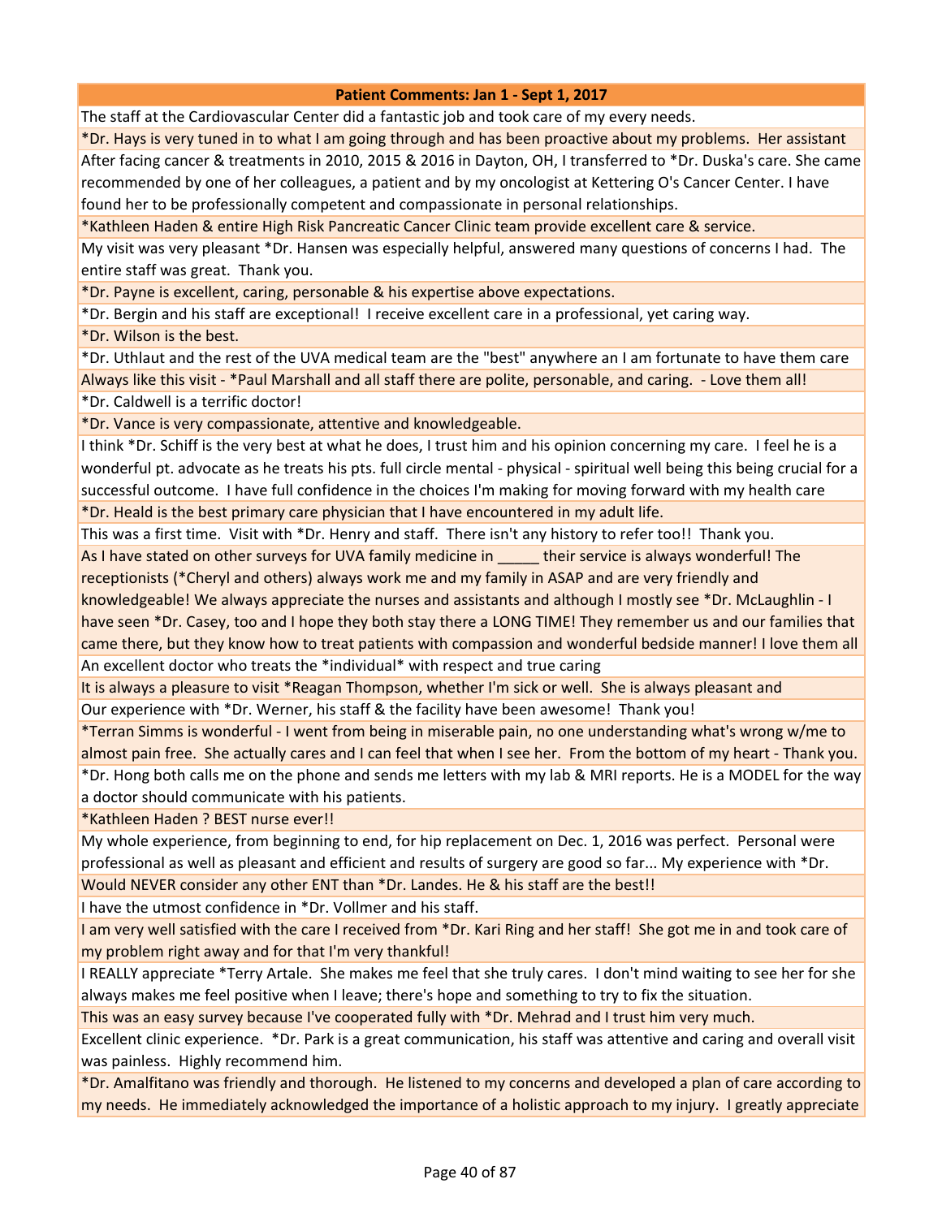| Patient Comments: Jan 1 - Sept 1, 2017 |
|---|
| The staff at the Cardiovascular Center did a fantastic job and took care of my every needs. |
| *Dr. Hays is very tuned in to what I am going through and has been proactive about my problems. Her assistant |
| After facing cancer & treatments in 2010, 2015 & 2016 in Dayton, OH, I transferred to *Dr. Duska's care. She came recommended by one of her colleagues, a patient and by my oncologist at Kettering O's Cancer Center. I have found her to be professionally competent and compassionate in personal relationships. |
| *Kathleen Haden & entire High Risk Pancreatic Cancer Clinic team provide excellent care & service. |
| My visit was very pleasant *Dr. Hansen was especially helpful, answered many questions of concerns I had. The entire staff was great. Thank you. |
| *Dr. Payne is excellent, caring, personable & his expertise above expectations. |
| *Dr. Bergin and his staff are exceptional! I receive excellent care in a professional, yet caring way. |
| *Dr. Wilson is the best. |
| *Dr. Uthlaut and the rest of the UVA medical team are the "best" anywhere an I am fortunate to have them care |
| Always like this visit - *Paul Marshall and all staff there are polite, personable, and caring. - Love them all! |
| *Dr. Caldwell is a terrific doctor! |
| *Dr. Vance is very compassionate, attentive and knowledgeable. |
| I think *Dr. Schiff is the very best at what he does, I trust him and his opinion concerning my care. I feel he is a wonderful pt. advocate as he treats his pts. full circle mental - physical - spiritual well being this being crucial for a successful outcome. I have full confidence in the choices I'm making for moving forward with my health care |
| *Dr. Heald is the best primary care physician that I have encountered in my adult life. |
| This was a first time. Visit with *Dr. Henry and staff. There isn't any history to refer too!! Thank you. |
| As I have stated on other surveys for UVA family medicine in _____ their service is always wonderful! The receptionists (*Cheryl and others) always work me and my family in ASAP and are very friendly and knowledgeable! We always appreciate the nurses and assistants and although I mostly see *Dr. McLaughlin - I have seen *Dr. Casey, too and I hope they both stay there a LONG TIME! They remember us and our families that came there, but they know how to treat patients with compassion and wonderful bedside manner! I love them all |
| An excellent doctor who treats the *individual* with respect and true caring |
| It is always a pleasure to visit *Reagan Thompson, whether I'm sick or well. She is always pleasant and |
| Our experience with *Dr. Werner, his staff & the facility have been awesome! Thank you! |
| *Terran Simms is wonderful - I went from being in miserable pain, no one understanding what's wrong w/me to almost pain free. She actually cares and I can feel that when I see her. From the bottom of my heart - Thank you. |
| *Dr. Hong both calls me on the phone and sends me letters with my lab & MRI reports. He is a MODEL for the way a doctor should communicate with his patients. |
| *Kathleen Haden ? BEST nurse ever!! |
| My whole experience, from beginning to end, for hip replacement on Dec. 1, 2016 was perfect. Personal were professional as well as pleasant and efficient and results of surgery are good so far... My experience with *Dr. |
| Would NEVER consider any other ENT than *Dr. Landes. He & his staff are the best!! |
| I have the utmost confidence in *Dr. Vollmer and his staff. |
| I am very well satisfied with the care I received from *Dr. Kari Ring and her staff! She got me in and took care of my problem right away and for that I'm very thankful! |
| I REALLY appreciate *Terry Artale. She makes me feel that she truly cares. I don't mind waiting to see her for she always makes me feel positive when I leave; there's hope and something to try to fix the situation. |
| This was an easy survey because I've cooperated fully with *Dr. Mehrad and I trust him very much. |
| Excellent clinic experience. *Dr. Park is a great communication, his staff was attentive and caring and overall visit was painless. Highly recommend him. |
| *Dr. Amalfitano was friendly and thorough. He listened to my concerns and developed a plan of care according to my needs. He immediately acknowledged the importance of a holistic approach to my injury. I greatly appreciate |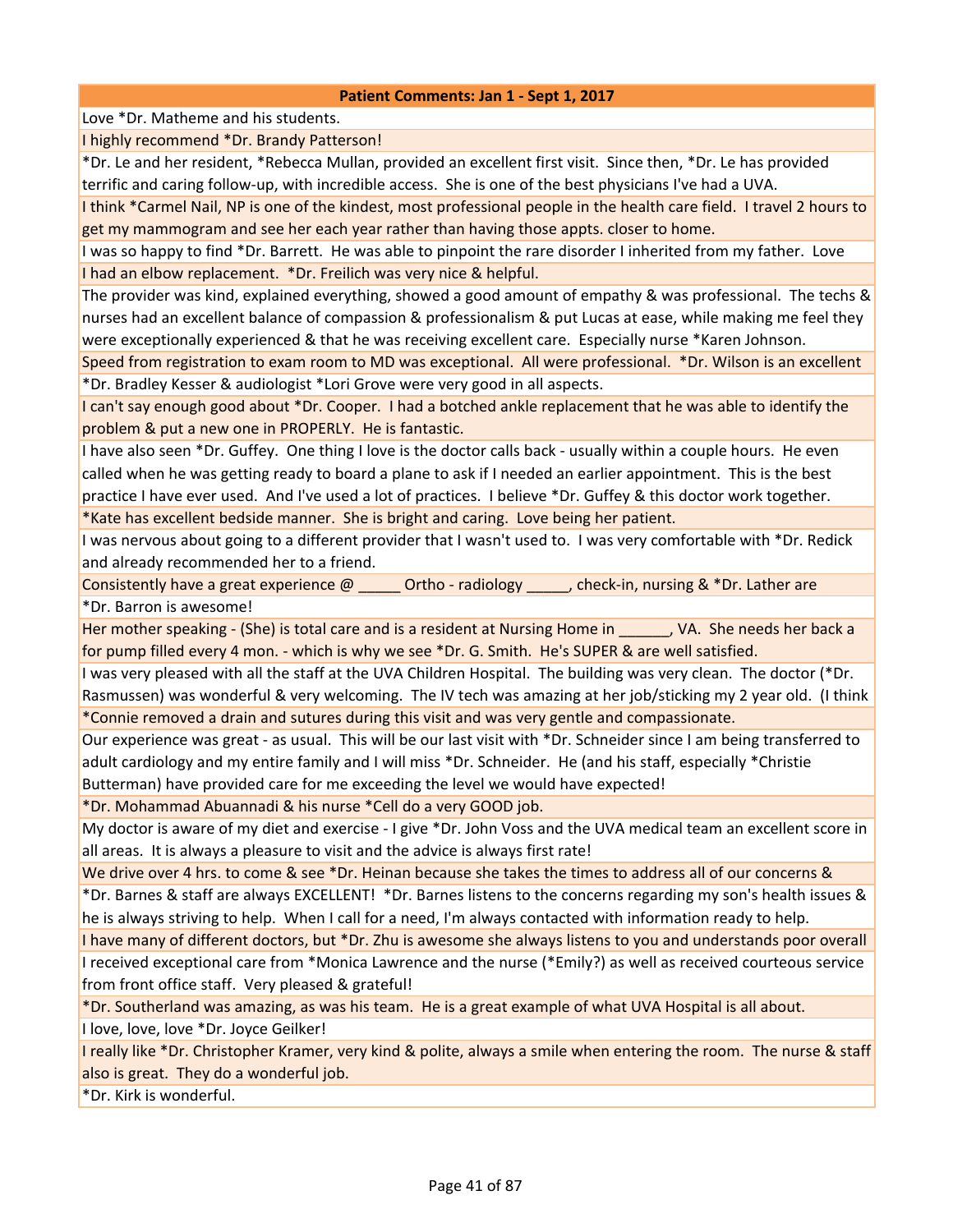| Patient Comments: Jan 1 - Sept 1, 2017 |
|---|
| Love *Dr. Matheme and his students. |
| I highly recommend *Dr. Brandy Patterson! |
| *Dr. Le and her resident, *Rebecca Mullan, provided an excellent first visit. Since then, *Dr. Le has provided terrific and caring follow-up, with incredible access. She is one of the best physicians I've had a UVA. |
| I think *Carmel Nail, NP is one of the kindest, most professional people in the health care field. I travel 2 hours to get my mammogram and see her each year rather than having those appts. closer to home. |
| I was so happy to find *Dr. Barrett. He was able to pinpoint the rare disorder I inherited from my father. Love |
| I had an elbow replacement. *Dr. Freilich was very nice & helpful. |
| The provider was kind, explained everything, showed a good amount of empathy & was professional. The techs & nurses had an excellent balance of compassion & professionalism & put Lucas at ease, while making me feel they were exceptionally experienced & that he was receiving excellent care. Especially nurse *Karen Johnson. |
| Speed from registration to exam room to MD was exceptional. All were professional. *Dr. Wilson is an excellent |
| *Dr. Bradley Kesser & audiologist *Lori Grove were very good in all aspects. |
| I can't say enough good about *Dr. Cooper. I had a botched ankle replacement that he was able to identify the problem & put a new one in PROPERLY. He is fantastic. |
| I have also seen *Dr. Guffey. One thing I love is the doctor calls back - usually within a couple hours. He even called when he was getting ready to board a plane to ask if I needed an earlier appointment. This is the best practice I have ever used. And I've used a lot of practices. I believe *Dr. Guffey & this doctor work together. |
| *Kate has excellent bedside manner. She is bright and caring. Love being her patient. |
| I was nervous about going to a different provider that I wasn't used to. I was very comfortable with *Dr. Redick and already recommended her to a friend. |
| Consistently have a great experience @ _____ Ortho - radiology _____, check-in, nursing & *Dr. Lather are |
| *Dr. Barron is awesome! |
| Her mother speaking - (She) is total care and is a resident at Nursing Home in ______, VA. She needs her back a for pump filled every 4 mon. - which is why we see *Dr. G. Smith. He's SUPER & are well satisfied. |
| I was very pleased with all the staff at the UVA Children Hospital. The building was very clean. The doctor (*Dr. Rasmussen) was wonderful & very welcoming. The IV tech was amazing at her job/sticking my 2 year old. (I think |
| *Connie removed a drain and sutures during this visit and was very gentle and compassionate. |
| Our experience was great - as usual. This will be our last visit with *Dr. Schneider since I am being transferred to adult cardiology and my entire family and I will miss *Dr. Schneider. He (and his staff, especially *Christie Butterman) have provided care for me exceeding the level we would have expected! |
| *Dr. Mohammad Abuannadi & his nurse *Cell do a very GOOD job. |
| My doctor is aware of my diet and exercise - I give *Dr. John Voss and the UVA medical team an excellent score in all areas. It is always a pleasure to visit and the advice is always first rate! |
| We drive over 4 hrs. to come & see *Dr. Heinan because she takes the times to address all of our concerns & |
| *Dr. Barnes & staff are always EXCELLENT! *Dr. Barnes listens to the concerns regarding my son's health issues & he is always striving to help. When I call for a need, I'm always contacted with information ready to help. |
| I have many of different doctors, but *Dr. Zhu is awesome she always listens to you and understands poor overall |
| I received exceptional care from *Monica Lawrence and the nurse (*Emily?) as well as received courteous service from front office staff. Very pleased & grateful! |
| *Dr. Southerland was amazing, as was his team. He is a great example of what UVA Hospital is all about. |
| I love, love, love *Dr. Joyce Geilker! |
| I really like *Dr. Christopher Kramer, very kind & polite, always a smile when entering the room. The nurse & staff also is great. They do a wonderful job. |
| *Dr. Kirk is wonderful. |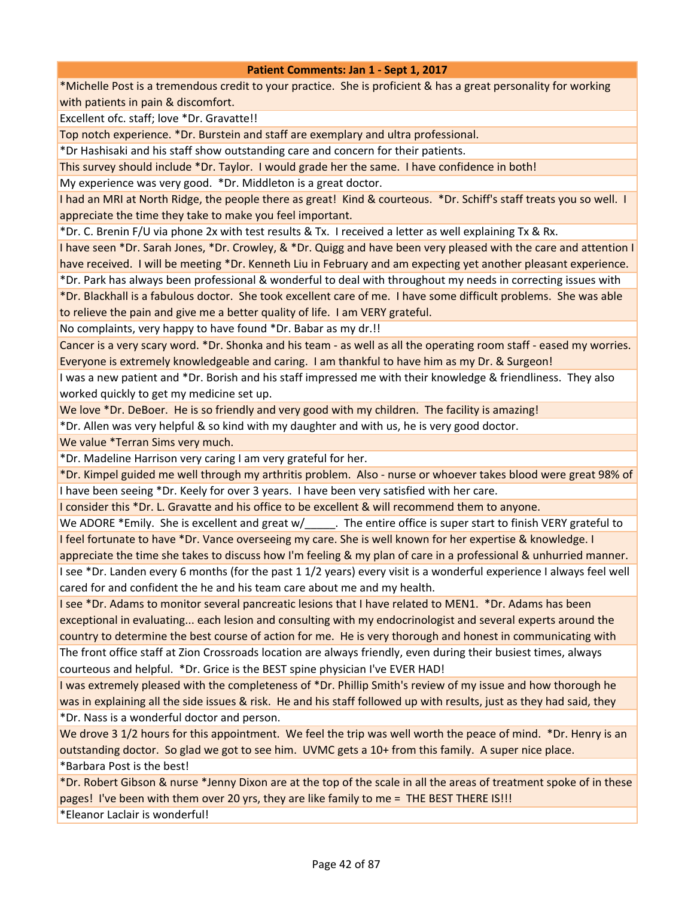| Patient Comments: Jan 1 - Sept 1, 2017 |
| --- |
| *Michelle Post is a tremendous credit to your practice. She is proficient & has a great personality for working with patients in pain & discomfort. |
| Excellent ofc. staff; love *Dr. Gravatte!! |
| Top notch experience. *Dr. Burstein and staff are exemplary and ultra professional. |
| *Dr Hashisaki and his staff show outstanding care and concern for their patients. |
| This survey should include *Dr. Taylor. I would grade her the same. I have confidence in both! |
| My experience was very good. *Dr. Middleton is a great doctor. |
| I had an MRI at North Ridge, the people there as great! Kind & courteous. *Dr. Schiff's staff treats you so well. I appreciate the time they take to make you feel important. |
| *Dr. C. Brenin F/U via phone 2x with test results & Tx. I received a letter as well explaining Tx & Rx. |
| I have seen *Dr. Sarah Jones, *Dr. Crowley, & *Dr. Quigg and have been very pleased with the care and attention I have received. I will be meeting *Dr. Kenneth Liu in February and am expecting yet another pleasant experience. |
| *Dr. Park has always been professional & wonderful to deal with throughout my needs in correcting issues with |
| *Dr. Blackhall is a fabulous doctor. She took excellent care of me. I have some difficult problems. She was able to relieve the pain and give me a better quality of life. I am VERY grateful. |
| No complaints, very happy to have found *Dr. Babar as my dr.!! |
| Cancer is a very scary word. *Dr. Shonka and his team - as well as all the operating room staff - eased my worries. Everyone is extremely knowledgeable and caring. I am thankful to have him as my Dr. & Surgeon! |
| I was a new patient and *Dr. Borish and his staff impressed me with their knowledge & friendliness. They also worked quickly to get my medicine set up. |
| We love *Dr. DeBoer. He is so friendly and very good with my children. The facility is amazing! |
| *Dr. Allen was very helpful & so kind with my daughter and with us, he is very good doctor. |
| We value *Terran Sims very much. |
| *Dr. Madeline Harrison very caring I am very grateful for her. |
| *Dr. Kimpel guided me well through my arthritis problem. Also - nurse or whoever takes blood were great 98% of |
| I have been seeing *Dr. Keely for over 3 years. I have been very satisfied with her care. |
| I consider this *Dr. L. Gravatte and his office to be excellent & will recommend them to anyone. |
| We ADORE *Emily. She is excellent and great w/_____. The entire office is super start to finish VERY grateful to |
| I feel fortunate to have *Dr. Vance overseeing my care. She is well known for her expertise & knowledge. I appreciate the time she takes to discuss how I'm feeling & my plan of care in a professional & unhurried manner. |
| I see *Dr. Landen every 6 months (for the past 1 1/2 years) every visit is a wonderful experience I always feel well cared for and confident the he and his team care about me and my health. |
| I see *Dr. Adams to monitor several pancreatic lesions that I have related to MEN1. *Dr. Adams has been exceptional in evaluating... each lesion and consulting with my endocrinologist and several experts around the country to determine the best course of action for me. He is very thorough and honest in communicating with |
| The front office staff at Zion Crossroads location are always friendly, even during their busiest times, always courteous and helpful. *Dr. Grice is the BEST spine physician I've EVER HAD! |
| I was extremely pleased with the completeness of *Dr. Phillip Smith's review of my issue and how thorough he was in explaining all the side issues & risk. He and his staff followed up with results, just as they had said, they |
| *Dr. Nass is a wonderful doctor and person. |
| We drove 3 1/2 hours for this appointment. We feel the trip was well worth the peace of mind. *Dr. Henry is an outstanding doctor. So glad we got to see him. UVMC gets a 10+ from this family. A super nice place. |
| *Barbara Post is the best! |
| *Dr. Robert Gibson & nurse *Jenny Dixon are at the top of the scale in all the areas of treatment spoke of in these pages! I've been with them over 20 yrs, they are like family to me = THE BEST THERE IS!!! |
| *Eleanor Laclair is wonderful! |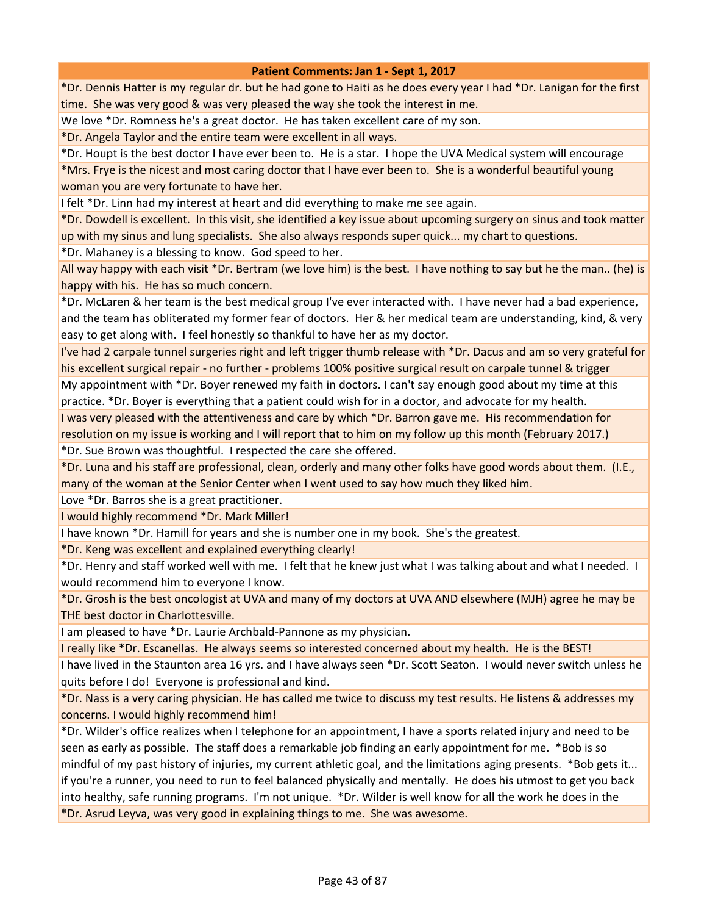| Patient Comments: Jan 1 - Sept 1, 2017 |
|---|
| *Dr. Dennis Hatter is my regular dr. but he had gone to Haiti as he does every year I had *Dr. Lanigan for the first time. She was very good & was very pleased the way she took the interest in me. |
| We love *Dr. Romness he's a great doctor. He has taken excellent care of my son. |
| *Dr. Angela Taylor and the entire team were excellent in all ways. |
| *Dr. Houpt is the best doctor I have ever been to. He is a star. I hope the UVA Medical system will encourage |
| *Mrs. Frye is the nicest and most caring doctor that I have ever been to. She is a wonderful beautiful young woman you are very fortunate to have her. |
| I felt *Dr. Linn had my interest at heart and did everything to make me see again. |
| *Dr. Dowdell is excellent. In this visit, she identified a key issue about upcoming surgery on sinus and took matter up with my sinus and lung specialists. She also always responds super quick... my chart to questions. |
| *Dr. Mahaney is a blessing to know. God speed to her. |
| All way happy with each visit *Dr. Bertram (we love him) is the best. I have nothing to say but he the man.. (he) is happy with his. He has so much concern. |
| *Dr. McLaren & her team is the best medical group I've ever interacted with. I have never had a bad experience, and the team has obliterated my former fear of doctors. Her & her medical team are understanding, kind, & very easy to get along with. I feel honestly so thankful to have her as my doctor. |
| I've had 2 carpale tunnel surgeries right and left trigger thumb release with *Dr. Dacus and am so very grateful for his excellent surgical repair - no further - problems 100% positive surgical result on carpale tunnel & trigger |
| My appointment with *Dr. Boyer renewed my faith in doctors. I can't say enough good about my time at this practice. *Dr. Boyer is everything that a patient could wish for in a doctor, and advocate for my health. |
| I was very pleased with the attentiveness and care by which *Dr. Barron gave me. His recommendation for resolution on my issue is working and I will report that to him on my follow up this month (February 2017.) |
| *Dr. Sue Brown was thoughtful. I respected the care she offered. |
| *Dr. Luna and his staff are professional, clean, orderly and many other folks have good words about them. (I.E., many of the woman at the Senior Center when I went used to say how much they liked him. |
| Love *Dr. Barros she is a great practitioner. |
| I would highly recommend *Dr. Mark Miller! |
| I have known *Dr. Hamill for years and she is number one in my book. She's the greatest. |
| *Dr. Keng was excellent and explained everything clearly! |
| *Dr. Henry and staff worked well with me. I felt that he knew just what I was talking about and what I needed. I would recommend him to everyone I know. |
| *Dr. Grosh is the best oncologist at UVA and many of my doctors at UVA AND elsewhere (MJH) agree he may be THE best doctor in Charlottesville. |
| I am pleased to have *Dr. Laurie Archbald-Pannone as my physician. |
| I really like *Dr. Escanellas. He always seems so interested concerned about my health. He is the BEST! |
| I have lived in the Staunton area 16 yrs. and I have always seen *Dr. Scott Seaton. I would never switch unless he quits before I do! Everyone is professional and kind. |
| *Dr. Nass is a very caring physician. He has called me twice to discuss my test results. He listens & addresses my concerns. I would highly recommend him! |
| *Dr. Wilder's office realizes when I telephone for an appointment, I have a sports related injury and need to be seen as early as possible. The staff does a remarkable job finding an early appointment for me. *Bob is so mindful of my past history of injuries, my current athletic goal, and the limitations aging presents. *Bob gets it... if you're a runner, you need to run to feel balanced physically and mentally. He does his utmost to get you back into healthy, safe running programs. I'm not unique. *Dr. Wilder is well know for all the work he does in the |
| *Dr. Asrud Leyva, was very good in explaining things to me. She was awesome. |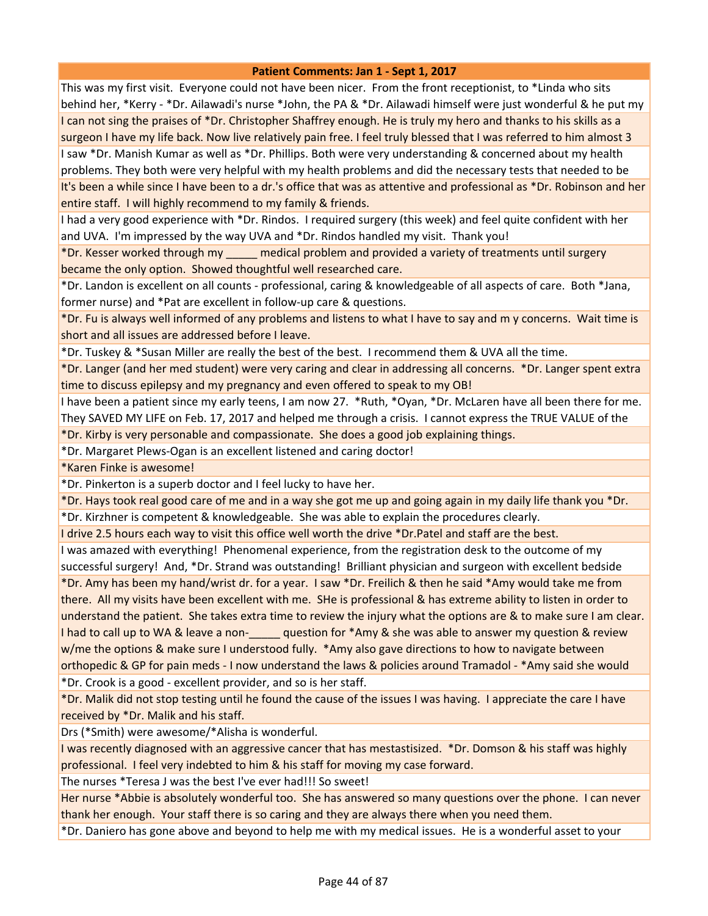| Patient Comments: Jan 1 - Sept 1, 2017 |
| --- |
| This was my first visit. Everyone could not have been nicer. From the front receptionist, to *Linda who sits behind her, *Kerry - *Dr. Ailawadi's nurse *John, the PA & *Dr. Ailawadi himself were just wonderful & he put my |
| I can not sing the praises of *Dr. Christopher Shaffrey enough. He is truly my hero and thanks to his skills as a surgeon I have my life back. Now live relatively pain free. I feel truly blessed that I was referred to him almost 3 |
| I saw *Dr. Manish Kumar as well as *Dr. Phillips. Both were very understanding & concerned about my health problems. They both were very helpful with my health problems and did the necessary tests that needed to be |
| It's been a while since I have been to a dr.'s office that was as attentive and professional as *Dr. Robinson and her entire staff. I will highly recommend to my family & friends. |
| I had a very good experience with *Dr. Rindos. I required surgery (this week) and feel quite confident with her and UVA. I'm impressed by the way UVA and *Dr. Rindos handled my visit. Thank you! |
| *Dr. Kesser worked through my _____ medical problem and provided a variety of treatments until surgery became the only option. Showed thoughtful well researched care. |
| *Dr. Landon is excellent on all counts - professional, caring & knowledgeable of all aspects of care. Both *Jana, former nurse) and *Pat are excellent in follow-up care & questions. |
| *Dr. Fu is always well informed of any problems and listens to what I have to say and m y concerns. Wait time is short and all issues are addressed before I leave. |
| *Dr. Tuskey & *Susan Miller are really the best of the best. I recommend them & UVA all the time. |
| *Dr. Langer (and her med student) were very caring and clear in addressing all concerns. *Dr. Langer spent extra time to discuss epilepsy and my pregnancy and even offered to speak to my OB! |
| I have been a patient since my early teens, I am now 27. *Ruth, *Oyan, *Dr. McLaren have all been there for me. They SAVED MY LIFE on Feb. 17, 2017 and helped me through a crisis. I cannot express the TRUE VALUE of the |
| *Dr. Kirby is very personable and compassionate. She does a good job explaining things. |
| *Dr. Margaret Plews-Ogan is an excellent listened and caring doctor! |
| *Karen Finke is awesome! |
| *Dr. Pinkerton is a superb doctor and I feel lucky to have her. |
| *Dr. Hays took real good care of me and in a way she got me up and going again in my daily life thank you *Dr. |
| *Dr. Kirzhner is competent & knowledgeable. She was able to explain the procedures clearly. |
| I drive 2.5 hours each way to visit this office well worth the drive *Dr.Patel and staff are the best. |
| I was amazed with everything! Phenomenal experience, from the registration desk to the outcome of my successful surgery! And, *Dr. Strand was outstanding! Brilliant physician and surgeon with excellent bedside |
| *Dr. Amy has been my hand/wrist dr. for a year. I saw *Dr. Freilich & then he said *Amy would take me from there. All my visits have been excellent with me. SHe is professional & has extreme ability to listen in order to understand the patient. She takes extra time to review the injury what the options are & to make sure I am clear. I had to call up to WA & leave a non-_____ question for *Amy & she was able to answer my question & review w/me the options & make sure I understood fully. *Amy also gave directions to how to navigate between orthopedic & GP for pain meds - I now understand the laws & policies around Tramadol - *Amy said she would |
| *Dr. Crook is a good - excellent provider, and so is her staff. |
| *Dr. Malik did not stop testing until he found the cause of the issues I was having. I appreciate the care I have received by *Dr. Malik and his staff. |
| Drs (*Smith) were awesome/*Alisha is wonderful. |
| I was recently diagnosed with an aggressive cancer that has mestastisized. *Dr. Domson & his staff was highly professional. I feel very indebted to him & his staff for moving my case forward. |
| The nurses *Teresa J was the best I've ever had!!! So sweet! |
| Her nurse *Abbie is absolutely wonderful too. She has answered so many questions over the phone. I can never thank her enough. Your staff there is so caring and they are always there when you need them. |
| *Dr. Daniero has gone above and beyond to help me with my medical issues. He is a wonderful asset to your |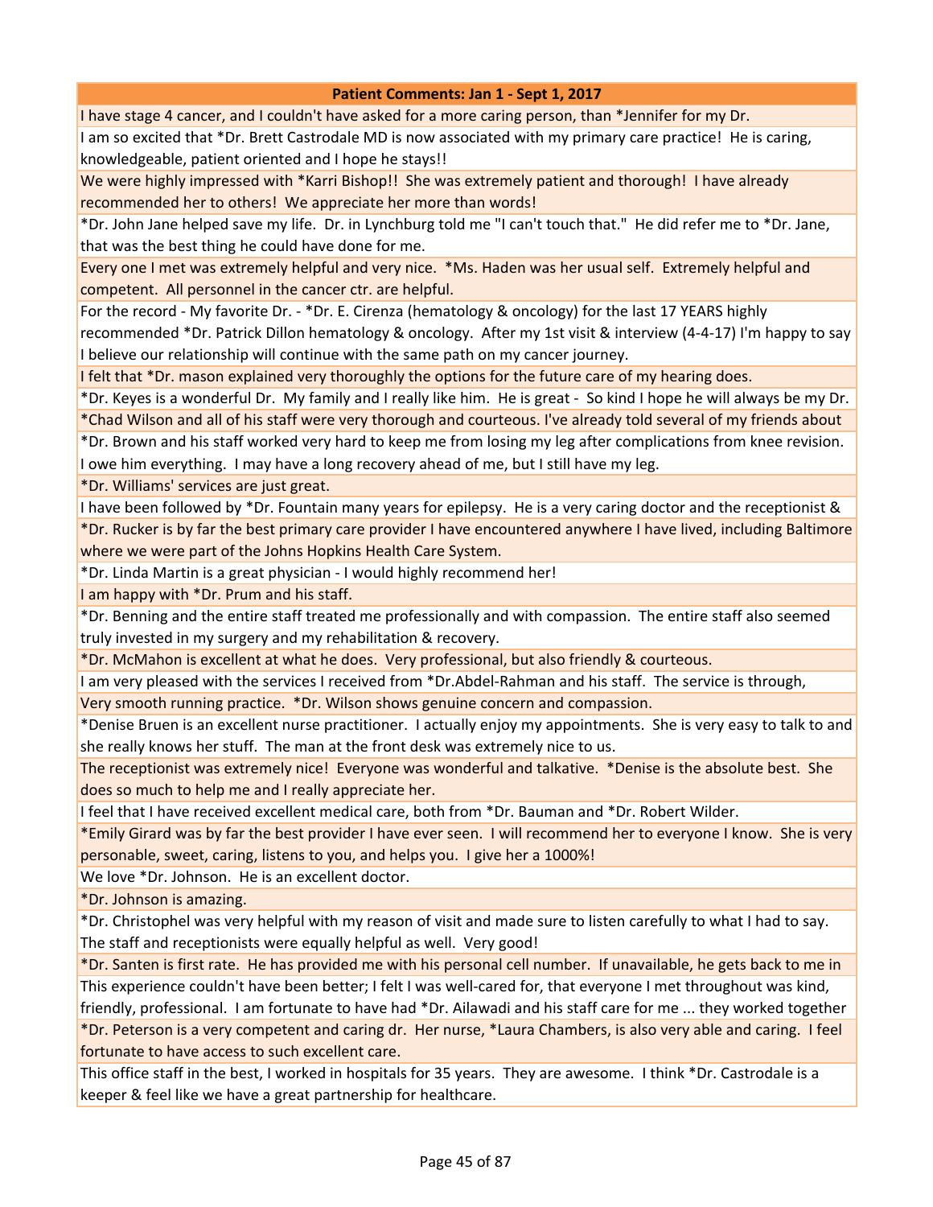| Patient Comments: Jan 1 - Sept 1, 2017 |
|---|
| I have stage 4 cancer, and I couldn't have asked for a more caring person, than *Jennifer for my Dr. |
| I am so excited that *Dr. Brett Castrodale MD is now associated with my primary care practice! He is caring, knowledgeable, patient oriented and I hope he stays!! |
| We were highly impressed with *Karri Bishop!! She was extremely patient and thorough! I have already recommended her to others! We appreciate her more than words! |
| *Dr. John Jane helped save my life. Dr. in Lynchburg told me "I can't touch that." He did refer me to *Dr. Jane, that was the best thing he could have done for me. |
| Every one I met was extremely helpful and very nice. *Ms. Haden was her usual self. Extremely helpful and competent. All personnel in the cancer ctr. are helpful. |
| For the record - My favorite Dr. - *Dr. E. Cirenza (hematology & oncology) for the last 17 YEARS highly recommended *Dr. Patrick Dillon hematology & oncology. After my 1st visit & interview (4-4-17) I'm happy to say I believe our relationship will continue with the same path on my cancer journey. |
| I felt that *Dr. mason explained very thoroughly the options for the future care of my hearing does. |
| *Dr. Keyes is a wonderful Dr. My family and I really like him. He is great - So kind I hope he will always be my Dr. |
| *Chad Wilson and all of his staff were very thorough and courteous. I've already told several of my friends about |
| *Dr. Brown and his staff worked very hard to keep me from losing my leg after complications from knee revision. I owe him everything. I may have a long recovery ahead of me, but I still have my leg. |
| *Dr. Williams' services are just great. |
| I have been followed by *Dr. Fountain many years for epilepsy. He is a very caring doctor and the receptionist & |
| *Dr. Rucker is by far the best primary care provider I have encountered anywhere I have lived, including Baltimore where we were part of the Johns Hopkins Health Care System. |
| *Dr. Linda Martin is a great physician - I would highly recommend her! |
| I am happy with *Dr. Prum and his staff. |
| *Dr. Benning and the entire staff treated me professionally and with compassion. The entire staff also seemed truly invested in my surgery and my rehabilitation & recovery. |
| *Dr. McMahon is excellent at what he does. Very professional, but also friendly & courteous. |
| I am very pleased with the services I received from *Dr.Abdel-Rahman and his staff. The service is through, |
| Very smooth running practice. *Dr. Wilson shows genuine concern and compassion. |
| *Denise Bruen is an excellent nurse practitioner. I actually enjoy my appointments. She is very easy to talk to and she really knows her stuff. The man at the front desk was extremely nice to us. |
| The receptionist was extremely nice! Everyone was wonderful and talkative. *Denise is the absolute best. She does so much to help me and I really appreciate her. |
| I feel that I have received excellent medical care, both from *Dr. Bauman and *Dr. Robert Wilder. |
| *Emily Girard was by far the best provider I have ever seen. I will recommend her to everyone I know. She is very personable, sweet, caring, listens to you, and helps you. I give her a 1000%! |
| We love *Dr. Johnson. He is an excellent doctor. |
| *Dr. Johnson is amazing. |
| *Dr. Christophel was very helpful with my reason of visit and made sure to listen carefully to what I had to say. The staff and receptionists were equally helpful as well. Very good! |
| *Dr. Santen is first rate. He has provided me with his personal cell number. If unavailable, he gets back to me in |
| This experience couldn't have been better; I felt I was well-cared for, that everyone I met throughout was kind, friendly, professional. I am fortunate to have had *Dr. Ailawadi and his staff care for me ... they worked together |
| *Dr. Peterson is a very competent and caring dr. Her nurse, *Laura Chambers, is also very able and caring. I feel fortunate to have access to such excellent care. |
| This office staff in the best, I worked in hospitals for 35 years. They are awesome. I think *Dr. Castrodale is a keeper & feel like we have a great partnership for healthcare. |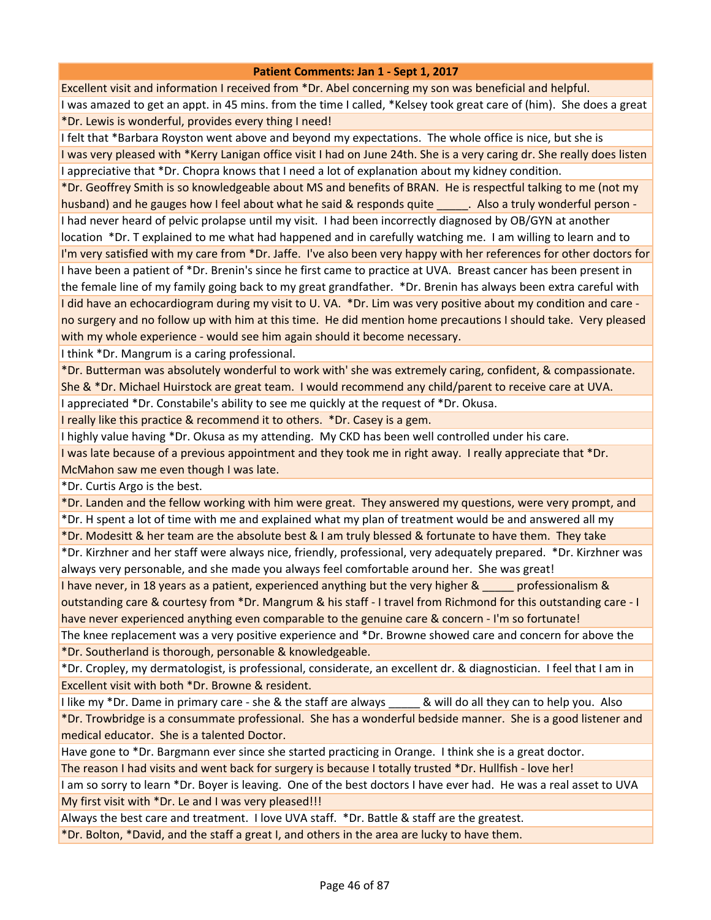| Patient Comments: Jan 1 - Sept 1, 2017 |
|---|
| Excellent visit and information I received from *Dr. Abel concerning my son was beneficial and helpful. |
| I was amazed to get an appt. in 45 mins. from the time I called, *Kelsey took great care of (him). She does a great |
| *Dr. Lewis is wonderful, provides every thing I need! |
| I felt that *Barbara Royston went above and beyond my expectations. The whole office is nice, but she is |
| I was very pleased with *Kerry Lanigan office visit I had on June 24th. She is a very caring dr. She really does listen |
| I appreciative that *Dr. Chopra knows that I need a lot of explanation about my kidney condition. |
| *Dr. Geoffrey Smith is so knowledgeable about MS and benefits of BRAN. He is respectful talking to me (not my husband) and he gauges how I feel about what he said & responds quite _____. Also a truly wonderful person - |
| I had never heard of pelvic prolapse until my visit. I had been incorrectly diagnosed by OB/GYN at another location *Dr. T explained to me what had happened and in carefully watching me. I am willing to learn and to |
| I'm very satisfied with my care from *Dr. Jaffe. I've also been very happy with her references for other doctors for |
| I have been a patient of *Dr. Brenin's since he first came to practice at UVA. Breast cancer has been present in the female line of my family going back to my great grandfather. *Dr. Brenin has always been extra careful with |
| I did have an echocardiogram during my visit to U. VA. *Dr. Lim was very positive about my condition and care - no surgery and no follow up with him at this time. He did mention home precautions I should take. Very pleased with my whole experience - would see him again should it become necessary. |
| I think *Dr. Mangrum is a caring professional. |
| *Dr. Butterman was absolutely wonderful to work with' she was extremely caring, confident, & compassionate. She & *Dr. Michael Huirstock are great team. I would recommend any child/parent to receive care at UVA. |
| I appreciated *Dr. Constabile's ability to see me quickly at the request of *Dr. Okusa. |
| I really like this practice & recommend it to others. *Dr. Casey is a gem. |
| I highly value having *Dr. Okusa as my attending. My CKD has been well controlled under his care. |
| I was late because of a previous appointment and they took me in right away. I really appreciate that *Dr. McMahon saw me even though I was late. |
| *Dr. Curtis Argo is the best. |
| *Dr. Landen and the fellow working with him were great. They answered my questions, were very prompt, and |
| *Dr. H spent a lot of time with me and explained what my plan of treatment would be and answered all my |
| *Dr. Modesitt & her team are the absolute best & I am truly blessed & fortunate to have them. They take |
| *Dr. Kirzhner and her staff were always nice, friendly, professional, very adequately prepared. *Dr. Kirzhner was always very personable, and she made you always feel comfortable around her. She was great! |
| I have never, in 18 years as a patient, experienced anything but the very higher & _____ professionalism & outstanding care & courtesy from *Dr. Mangrum & his staff - I travel from Richmond for this outstanding care - I have never experienced anything even comparable to the genuine care & concern - I'm so fortunate! |
| The knee replacement was a very positive experience and *Dr. Browne showed care and concern for above the |
| *Dr. Southerland is thorough, personable & knowledgeable. |
| *Dr. Cropley, my dermatologist, is professional, considerate, an excellent dr. & diagnostician. I feel that I am in |
| Excellent visit with both *Dr. Browne & resident. |
| I like my *Dr. Dame in primary care - she & the staff are always _____ & will do all they can to help you. Also |
| *Dr. Trowbridge is a consummate professional. She has a wonderful bedside manner. She is a good listener and medical educator. She is a talented Doctor. |
| Have gone to *Dr. Bargmann ever since she started practicing in Orange. I think she is a great doctor. |
| The reason I had visits and went back for surgery is because I totally trusted *Dr. Hullfish - love her! |
| I am so sorry to learn *Dr. Boyer is leaving. One of the best doctors I have ever had. He was a real asset to UVA |
| My first visit with *Dr. Le and I was very pleased!!! |
| Always the best care and treatment. I love UVA staff. *Dr. Battle & staff are the greatest. |
| *Dr. Bolton, *David, and the staff a great I, and others in the area are lucky to have them. |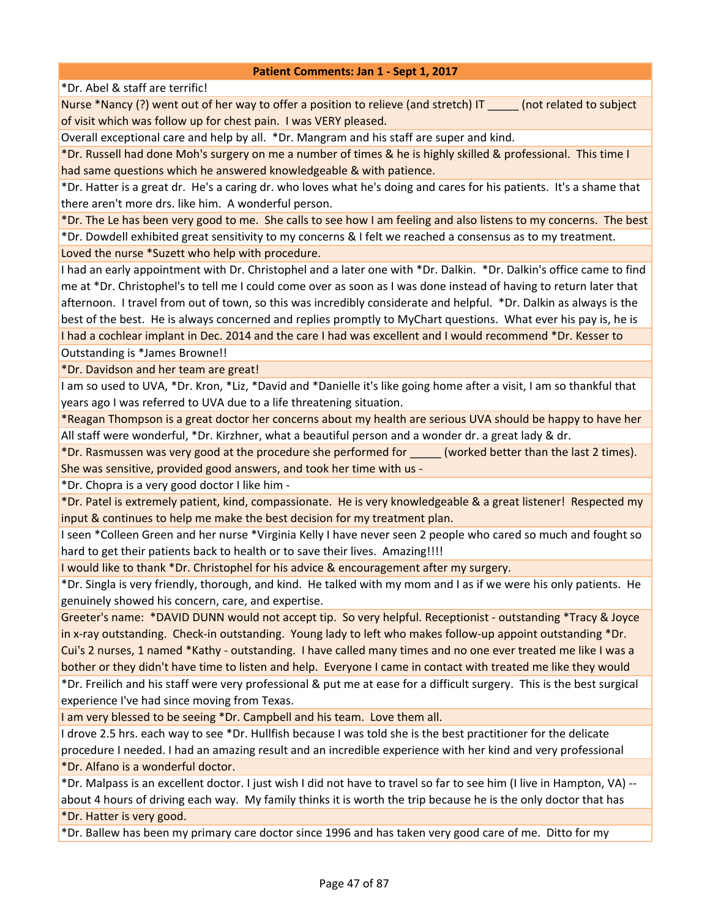| Patient Comments: Jan 1 - Sept 1, 2017 |
|---|
| *Dr. Abel & staff are terrific! |
| Nurse *Nancy (?) went out of her way to offer a position to relieve (and stretch) IT _____ (not related to subject of visit which was follow up for chest pain. I was VERY pleased. |
| Overall exceptional care and help by all. *Dr. Mangram and his staff are super and kind. |
| *Dr. Russell had done Moh's surgery on me a number of times & he is highly skilled & professional. This time I had same questions which he answered knowledgeable & with patience. |
| *Dr. Hatter is a great dr. He's a caring dr. who loves what he's doing and cares for his patients. It's a shame that there aren't more drs. like him. A wonderful person. |
| *Dr. The Le has been very good to me. She calls to see how I am feeling and also listens to my concerns. The best |
| *Dr. Dowdell exhibited great sensitivity to my concerns & I felt we reached a consensus as to my treatment. |
| Loved the nurse *Suzett who help with procedure. |
| I had an early appointment with Dr. Christophel and a later one with *Dr. Dalkin. *Dr. Dalkin's office came to find me at *Dr. Christophel's to tell me I could come over as soon as I was done instead of having to return later that afternoon. I travel from out of town, so this was incredibly considerate and helpful. *Dr. Dalkin as always is the best of the best. He is always concerned and replies promptly to MyChart questions. What ever his pay is, he is |
| I had a cochlear implant in Dec. 2014 and the care I had was excellent and I would recommend *Dr. Kesser to |
| Outstanding is *James Browne!! |
| *Dr. Davidson and her team are great! |
| I am so used to UVA, *Dr. Kron, *Liz, *David and *Danielle it's like going home after a visit, I am so thankful that years ago I was referred to UVA due to a life threatening situation. |
| *Reagan Thompson is a great doctor her concerns about my health are serious UVA should be happy to have her |
| All staff were wonderful, *Dr. Kirzhner, what a beautiful person and a wonder dr. a great lady & dr. |
| *Dr. Rasmussen was very good at the procedure she performed for _____ (worked better than the last 2 times). She was sensitive, provided good answers, and took her time with us - |
| *Dr. Chopra is a very good doctor I like him - |
| *Dr. Patel is extremely patient, kind, compassionate. He is very knowledgeable & a great listener! Respected my input & continues to help me make the best decision for my treatment plan. |
| I seen *Colleen Green and her nurse *Virginia Kelly I have never seen 2 people who cared so much and fought so hard to get their patients back to health or to save their lives. Amazing!!!! |
| I would like to thank *Dr. Christophel for his advice & encouragement after my surgery. |
| *Dr. Singla is very friendly, thorough, and kind. He talked with my mom and I as if we were his only patients. He genuinely showed his concern, care, and expertise. |
| Greeter's name: *DAVID DUNN would not accept tip. So very helpful. Receptionist - outstanding *Tracy & Joyce in x-ray outstanding. Check-in outstanding. Young lady to left who makes follow-up appoint outstanding *Dr. Cui's 2 nurses, 1 named *Kathy - outstanding. I have called many times and no one ever treated me like I was a bother or they didn't have time to listen and help. Everyone I came in contact with treated me like they would |
| *Dr. Freilich and his staff were very professional & put me at ease for a difficult surgery. This is the best surgical experience I've had since moving from Texas. |
| I am very blessed to be seeing *Dr. Campbell and his team. Love them all. |
| I drove 2.5 hrs. each way to see *Dr. Hullfish because I was told she is the best practitioner for the delicate procedure I needed. I had an amazing result and an incredible experience with her kind and very professional |
| *Dr. Alfano is a wonderful doctor. |
| *Dr. Malpass is an excellent doctor. I just wish I did not have to travel so far to see him (I live in Hampton, VA) -- about 4 hours of driving each way. My family thinks it is worth the trip because he is the only doctor that has |
| *Dr. Hatter is very good. |
| *Dr. Ballew has been my primary care doctor since 1996 and has taken very good care of me. Ditto for my |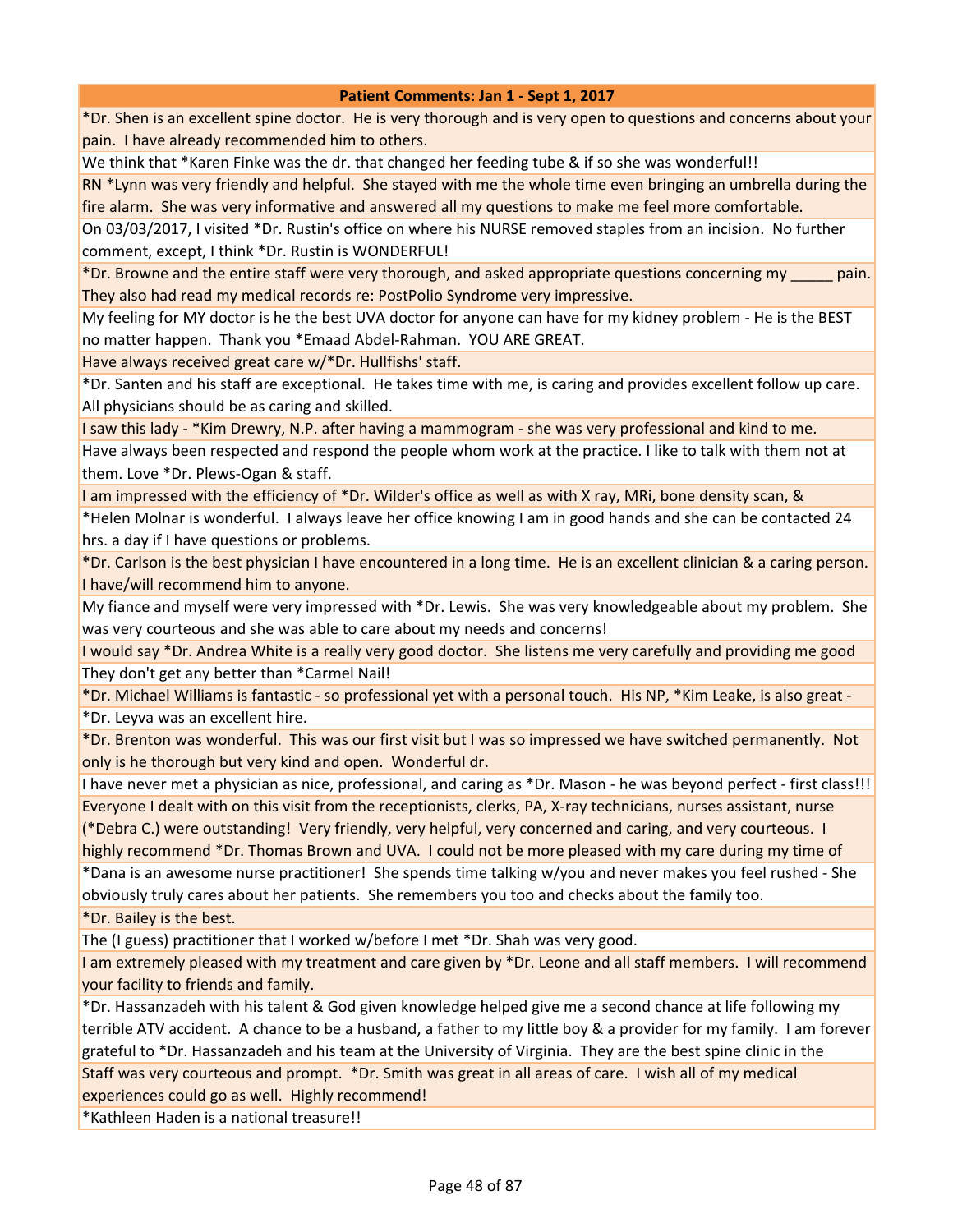| Patient Comments: Jan 1 - Sept 1, 2017 |
|---|
| *Dr. Shen is an excellent spine doctor. He is very thorough and is very open to questions and concerns about your pain. I have already recommended him to others. |
| We think that *Karen Finke was the dr. that changed her feeding tube & if so she was wonderful!! |
| RN *Lynn was very friendly and helpful. She stayed with me the whole time even bringing an umbrella during the fire alarm. She was very informative and answered all my questions to make me feel more comfortable. |
| On 03/03/2017, I visited *Dr. Rustin's office on where his NURSE removed staples from an incision. No further comment, except, I think *Dr. Rustin is WONDERFUL! |
| *Dr. Browne and the entire staff were very thorough, and asked appropriate questions concerning my _____ pain. They also had read my medical records re: PostPolio Syndrome very impressive. |
| My feeling for MY doctor is he the best UVA doctor for anyone can have for my kidney problem - He is the BEST no matter happen. Thank you *Emaad Abdel-Rahman. YOU ARE GREAT. |
| Have always received great care w/*Dr. Hullfishs' staff. |
| *Dr. Santen and his staff are exceptional. He takes time with me, is caring and provides excellent follow up care. All physicians should be as caring and skilled. |
| I saw this lady - *Kim Drewry, N.P. after having a mammogram - she was very professional and kind to me. |
| Have always been respected and respond the people whom work at the practice. I like to talk with them not at them. Love *Dr. Plews-Ogan & staff. |
| I am impressed with the efficiency of *Dr. Wilder's office as well as with X ray, MRi, bone density scan, & |
| *Helen Molnar is wonderful. I always leave her office knowing I am in good hands and she can be contacted 24 hrs. a day if I have questions or problems. |
| *Dr. Carlson is the best physician I have encountered in a long time. He is an excellent clinician & a caring person. I have/will recommend him to anyone. |
| My fiance and myself were very impressed with *Dr. Lewis. She was very knowledgeable about my problem. She was very courteous and she was able to care about my needs and concerns! |
| I would say *Dr. Andrea White is a really very good doctor. She listens me very carefully and providing me good |
| They don't get any better than *Carmel Nail! |
| *Dr. Michael Williams is fantastic - so professional yet with a personal touch. His NP, *Kim Leake, is also great - |
| *Dr. Leyva was an excellent hire. |
| *Dr. Brenton was wonderful. This was our first visit but I was so impressed we have switched permanently. Not only is he thorough but very kind and open. Wonderful dr. |
| I have never met a physician as nice, professional, and caring as *Dr. Mason - he was beyond perfect - first class!!! |
| Everyone I dealt with on this visit from the receptionists, clerks, PA, X-ray technicians, nurses assistant, nurse (*Debra C.) were outstanding! Very friendly, very helpful, very concerned and caring, and very courteous. I highly recommend *Dr. Thomas Brown and UVA. I could not be more pleased with my care during my time of |
| *Dana is an awesome nurse practitioner! She spends time talking w/you and never makes you feel rushed - She obviously truly cares about her patients. She remembers you too and checks about the family too. |
| *Dr. Bailey is the best. |
| The (I guess) practitioner that I worked w/before I met *Dr. Shah was very good. |
| I am extremely pleased with my treatment and care given by *Dr. Leone and all staff members. I will recommend your facility to friends and family. |
| *Dr. Hassanzadeh with his talent & God given knowledge helped give me a second chance at life following my terrible ATV accident. A chance to be a husband, a father to my little boy & a provider for my family. I am forever grateful to *Dr. Hassanzadeh and his team at the University of Virginia. They are the best spine clinic in the |
| Staff was very courteous and prompt. *Dr. Smith was great in all areas of care. I wish all of my medical experiences could go as well. Highly recommend! |
| *Kathleen Haden is a national treasure!! |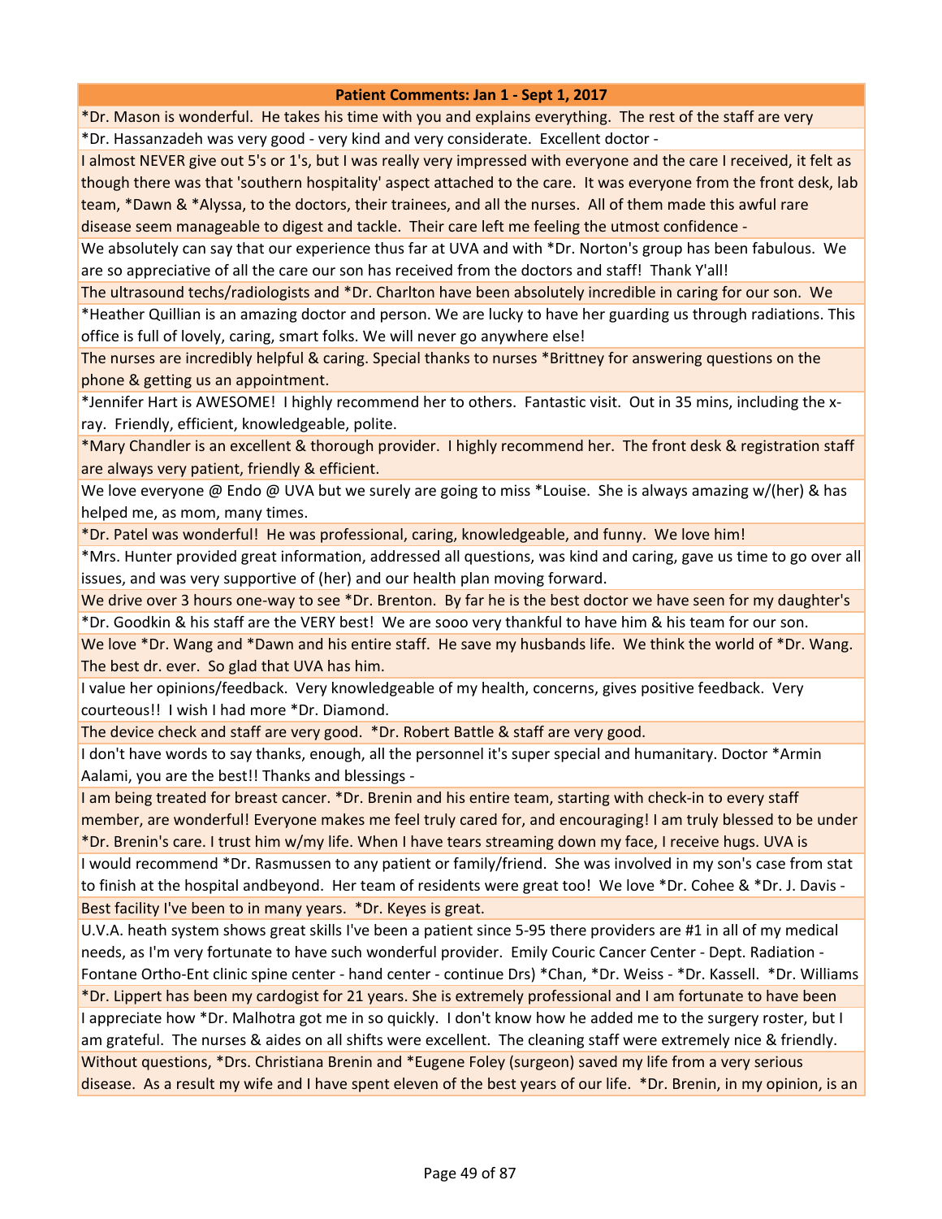| Patient Comments: Jan 1 - Sept 1, 2017 |
|---|
| *Dr. Mason is wonderful. He takes his time with you and explains everything. The rest of the staff are very |
| *Dr. Hassanzadeh was very good - very kind and very considerate. Excellent doctor - |
| I almost NEVER give out 5's or 1's, but I was really very impressed with everyone and the care I received, it felt as though there was that 'southern hospitality' aspect attached to the care. It was everyone from the front desk, lab team, *Dawn & *Alyssa, to the doctors, their trainees, and all the nurses. All of them made this awful rare disease seem manageable to digest and tackle. Their care left me feeling the utmost confidence - |
| We absolutely can say that our experience thus far at UVA and with *Dr. Norton's group has been fabulous. We are so appreciative of all the care our son has received from the doctors and staff! Thank Y'all! |
| The ultrasound techs/radiologists and *Dr. Charlton have been absolutely incredible in caring for our son. We |
| *Heather Quillian is an amazing doctor and person. We are lucky to have her guarding us through radiations. This office is full of lovely, caring, smart folks. We will never go anywhere else! |
| The nurses are incredibly helpful & caring. Special thanks to nurses *Brittney for answering questions on the phone & getting us an appointment. |
| *Jennifer Hart is AWESOME! I highly recommend her to others. Fantastic visit. Out in 35 mins, including the x-ray. Friendly, efficient, knowledgeable, polite. |
| *Mary Chandler is an excellent & thorough provider. I highly recommend her. The front desk & registration staff are always very patient, friendly & efficient. |
| We love everyone @ Endo @ UVA but we surely are going to miss *Louise. She is always amazing w/(her) & has helped me, as mom, many times. |
| *Dr. Patel was wonderful! He was professional, caring, knowledgeable, and funny. We love him! |
| *Mrs. Hunter provided great information, addressed all questions, was kind and caring, gave us time to go over all issues, and was very supportive of (her) and our health plan moving forward. |
| We drive over 3 hours one-way to see *Dr. Brenton. By far he is the best doctor we have seen for my daughter's |
| *Dr. Goodkin & his staff are the VERY best! We are sooo very thankful to have him & his team for our son. |
| We love *Dr. Wang and *Dawn and his entire staff. He save my husbands life. We think the world of *Dr. Wang. The best dr. ever. So glad that UVA has him. |
| I value her opinions/feedback. Very knowledgeable of my health, concerns, gives positive feedback. Very courteous!! I wish I had more *Dr. Diamond. |
| The device check and staff are very good. *Dr. Robert Battle & staff are very good. |
| I don't have words to say thanks, enough, all the personnel it's super special and humanitary. Doctor *Armin Aalami, you are the best!! Thanks and blessings - |
| I am being treated for breast cancer. *Dr. Brenin and his entire team, starting with check-in to every staff member, are wonderful! Everyone makes me feel truly cared for, and encouraging! I am truly blessed to be under *Dr. Brenin's care. I trust him w/my life. When I have tears streaming down my face, I receive hugs. UVA is |
| I would recommend *Dr. Rasmussen to any patient or family/friend. She was involved in my son's case from stat to finish at the hospital andbeyond. Her team of residents were great too! We love *Dr. Cohee & *Dr. J. Davis - |
| Best facility I've been to in many years. *Dr. Keyes is great. |
| U.V.A. heath system shows great skills I've been a patient since 5-95 there providers are #1 in all of my medical needs, as I'm very fortunate to have such wonderful provider. Emily Couric Cancer Center - Dept. Radiation - Fontane Ortho-Ent clinic spine center - hand center - continue Drs) *Chan, *Dr. Weiss - *Dr. Kassell. *Dr. Williams |
| *Dr. Lippert has been my cardogist for 21 years. She is extremely professional and I am fortunate to have been |
| I appreciate how *Dr. Malhotra got me in so quickly. I don't know how he added me to the surgery roster, but I am grateful. The nurses & aides on all shifts were excellent. The cleaning staff were extremely nice & friendly. |
| Without questions, *Drs. Christiana Brenin and *Eugene Foley (surgeon) saved my life from a very serious disease. As a result my wife and I have spent eleven of the best years of our life. *Dr. Brenin, in my opinion, is an |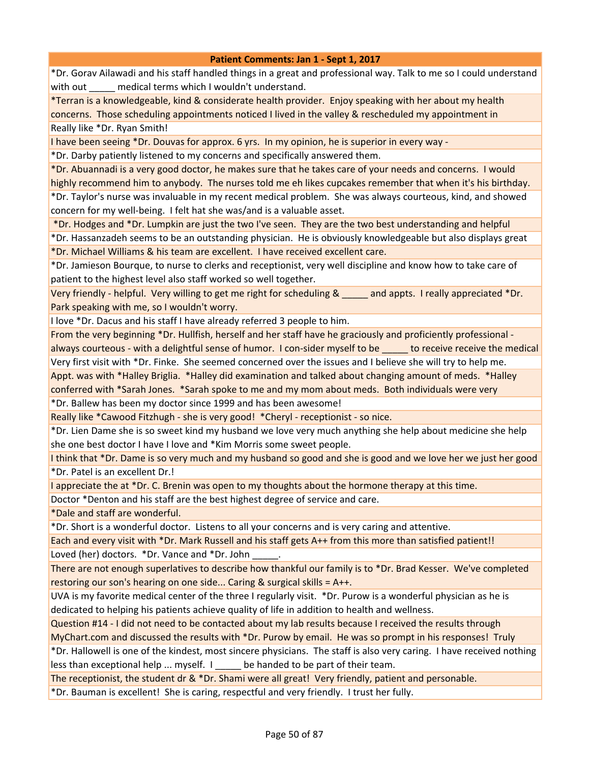| Patient Comments: Jan 1 - Sept 1, 2017 |
|---|
| *Dr. Gorav Ailawadi and his staff handled things in a great and professional way. Talk to me so I could understand with out _____ medical terms which I wouldn't understand. |
| *Terran is a knowledgeable, kind & considerate health provider. Enjoy speaking with her about my health concerns. Those scheduling appointments noticed I lived in the valley & rescheduled my appointment in |
| Really like *Dr. Ryan Smith! |
| I have been seeing *Dr. Douvas for approx. 6 yrs. In my opinion, he is superior in every way - |
| *Dr. Darby patiently listened to my concerns and specifically answered them. |
| *Dr. Abuannadi is a very good doctor, he makes sure that he takes care of your needs and concerns. I would highly recommend him to anybody. The nurses told me eh likes cupcakes remember that when it's his birthday. |
| *Dr. Taylor's nurse was invaluable in my recent medical problem. She was always courteous, kind, and showed concern for my well-being. I felt hat she was/and is a valuable asset. |
| *Dr. Hodges and *Dr. Lumpkin are just the two I've seen. They are the two best understanding and helpful |
| *Dr. Hassanzadeh seems to be an outstanding physician. He is obviously knowledgeable but also displays great |
| *Dr. Michael Williams & his team are excellent. I have received excellent care. |
| *Dr. Jamieson Bourque, to nurse to clerks and receptionist, very well discipline and know how to take care of patient to the highest level also staff worked so well together. |
| Very friendly - helpful. Very willing to get me right for scheduling & _____ and appts. I really appreciated *Dr. Park speaking with me, so I wouldn't worry. |
| I love *Dr. Dacus and his staff I have already referred 3 people to him. |
| From the very beginning *Dr. Hullfish, herself and her staff have he graciously and proficiently professional - always courteous - with a delightful sense of humor. I con-sider myself to be _____ to receive receive the medical |
| Very first visit with *Dr. Finke. She seemed concerned over the issues and I believe she will try to help me. |
| Appt. was with *Halley Briglia. *Halley did examination and talked about changing amount of meds. *Halley conferred with *Sarah Jones. *Sarah spoke to me and my mom about meds. Both individuals were very |
| *Dr. Ballew has been my doctor since 1999 and has been awesome! |
| Really like *Cawood Fitzhugh - she is very good! *Cheryl - receptionist - so nice. |
| *Dr. Lien Dame she is so sweet kind my husband we love very much anything she help about medicine she help she one best doctor I have I love and *Kim Morris some sweet people. |
| I think that *Dr. Dame is so very much and my husband so good and she is good and we love her we just her good |
| *Dr. Patel is an excellent Dr.! |
| I appreciate the at *Dr. C. Brenin was open to my thoughts about the hormone therapy at this time. |
| Doctor *Denton and his staff are the best highest degree of service and care. |
| *Dale and staff are wonderful. |
| *Dr. Short is a wonderful doctor. Listens to all your concerns and is very caring and attentive. |
| Each and every visit with *Dr. Mark Russell and his staff gets A++ from this more than satisfied patient!! |
| Loved (her) doctors. *Dr. Vance and *Dr. John _____. |
| There are not enough superlatives to describe how thankful our family is to *Dr. Brad Kesser. We've completed restoring our son's hearing on one side... Caring & surgical skills = A++. |
| UVA is my favorite medical center of the three I regularly visit. *Dr. Purow is a wonderful physician as he is dedicated to helping his patients achieve quality of life in addition to health and wellness. |
| Question #14 - I did not need to be contacted about my lab results because I received the results through MyChart.com and discussed the results with *Dr. Purow by email. He was so prompt in his responses! Truly |
| *Dr. Hallowell is one of the kindest, most sincere physicians. The staff is also very caring. I have received nothing less than exceptional help ... myself. I _____ be handed to be part of their team. |
| The receptionist, the student dr & *Dr. Shami were all great! Very friendly, patient and personable. |
| *Dr. Bauman is excellent! She is caring, respectful and very friendly. I trust her fully. |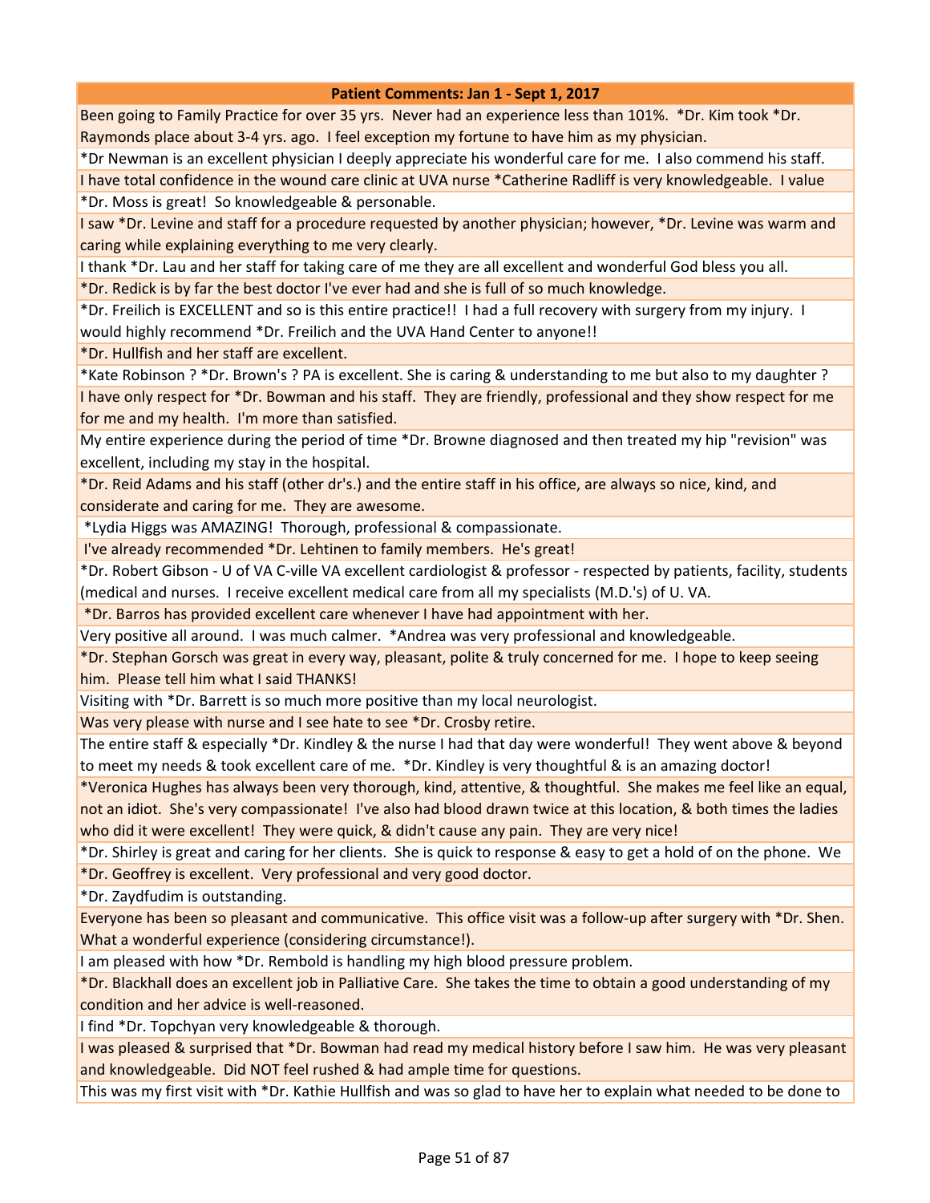| Patient Comments: Jan 1 - Sept 1, 2017 |
| --- |
| Been going to Family Practice for over 35 yrs.  Never had an experience less than 101%.  *Dr. Kim took *Dr. Raymonds place about 3-4 yrs. ago.  I feel exception my fortune to have him as my physician. |
| *Dr Newman is an excellent physician I deeply appreciate his wonderful care for me.  I also commend his staff. |
| I have total confidence in the wound care clinic at UVA nurse *Catherine Radliff is very knowledgeable.  I value |
| *Dr. Moss is great!  So knowledgeable & personable. |
| I saw *Dr. Levine and staff for a procedure requested by another physician; however, *Dr. Levine was warm and caring while explaining everything to me very clearly. |
| I thank *Dr. Lau and her staff for taking care of me they are all excellent and wonderful God bless you all. |
| *Dr. Redick is by far the best doctor I've ever had and she is full of so much knowledge. |
| *Dr. Freilich is EXCELLENT and so is this entire practice!!  I had a full recovery with surgery from my injury.  I would highly recommend *Dr. Freilich and the UVA Hand Center to anyone!! |
| *Dr. Hullfish and her staff are excellent. |
| *Kate Robinson ? *Dr. Brown's ? PA is excellent. She is caring & understanding to me but also to my daughter ? |
| I have only respect for *Dr. Bowman and his staff.  They are friendly, professional and they show respect for me for me and my health.  I'm more than satisfied. |
| My entire experience during the period of time *Dr. Browne diagnosed and then treated my hip "revision" was excellent, including my stay in the hospital. |
| *Dr. Reid Adams and his staff (other dr's.) and the entire staff in his office, are always so nice, kind, and considerate and caring for me.  They are awesome. |
| *Lydia Higgs was AMAZING!  Thorough, professional & compassionate. |
| I've already recommended *Dr. Lehtinen to family members.  He's great! |
| *Dr. Robert Gibson - U of VA C-ville VA excellent cardiologist & professor - respected by patients, facility, students (medical and nurses.  I receive excellent medical care from all my specialists (M.D.'s) of U. VA. |
| *Dr. Barros has provided excellent care whenever I have had appointment with her. |
| Very positive all around.  I was much calmer.  *Andrea was very professional and knowledgeable. |
| *Dr. Stephan Gorsch was great in every way, pleasant, polite & truly concerned for me.  I hope to keep seeing him.  Please tell him what I said THANKS! |
| Visiting with *Dr. Barrett is so much more positive than my local neurologist. |
| Was very please with nurse and I see hate to see *Dr. Crosby retire. |
| The entire staff & especially *Dr. Kindley & the nurse I had that day were wonderful!  They went above & beyond to meet my needs & took excellent care of me.  *Dr. Kindley is very thoughtful & is an amazing doctor! |
| *Veronica Hughes has always been very thorough, kind, attentive, & thoughtful.  She makes me feel like an equal, not an idiot.  She's very compassionate!  I've also had blood drawn twice at this location, & both times the ladies who did it were excellent!  They were quick, & didn't cause any pain.  They are very nice! |
| *Dr. Shirley is great and caring for her clients.  She is quick to response & easy to get a hold of on the phone.  We |
| *Dr. Geoffrey is excellent.  Very professional and very good doctor. |
| *Dr. Zaydfudim is outstanding. |
| Everyone has been so pleasant and communicative.  This office visit was a follow-up after surgery with *Dr. Shen.  What a wonderful experience (considering circumstance!). |
| I am pleased with how *Dr. Rembold is handling my high blood pressure problem. |
| *Dr. Blackhall does an excellent job in Palliative Care.  She takes the time to obtain a good understanding of my condition and her advice is well-reasoned. |
| I find *Dr. Topchyan very knowledgeable & thorough. |
| I was pleased & surprised that *Dr. Bowman had read my medical history before I saw him.  He was very pleasant and knowledgeable.  Did NOT feel rushed & had ample time for questions. |
| This was my first visit with *Dr. Kathie Hullfish and was so glad to have her to explain what needed to be done to |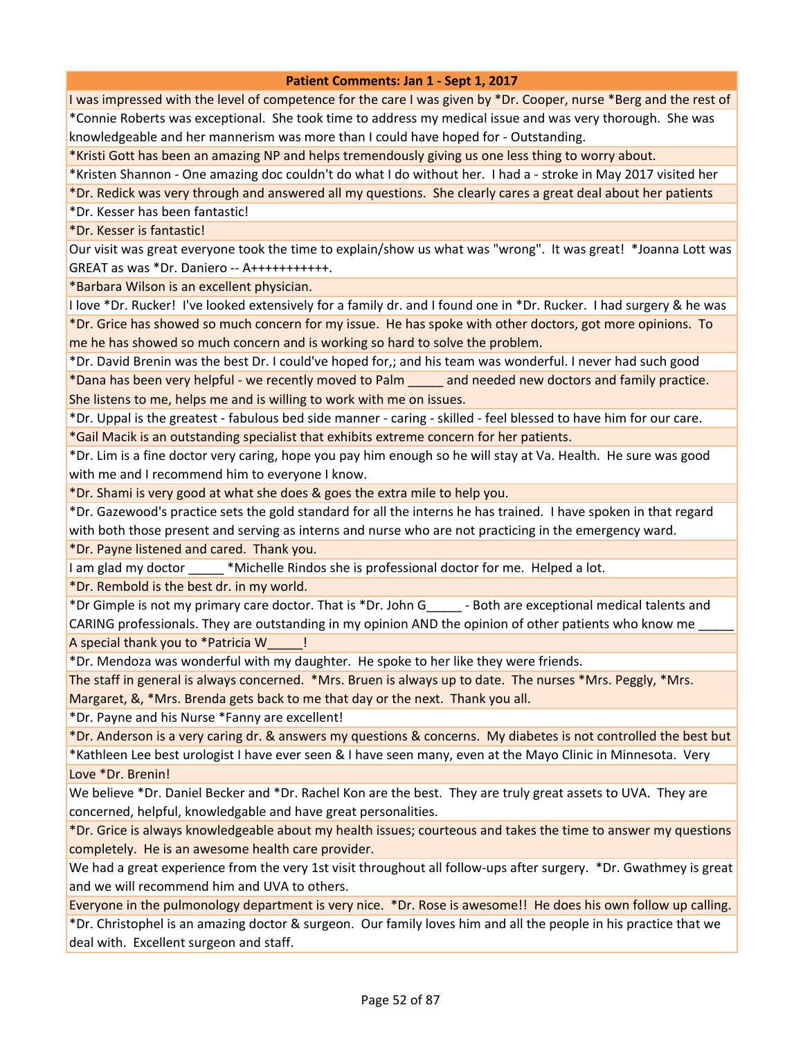| Patient Comments: Jan 1 - Sept 1, 2017 |
|---|
| I was impressed with the level of competence for the care I was given by *Dr. Cooper, nurse *Berg and the rest of |
| *Connie Roberts was exceptional. She took time to address my medical issue and was very thorough. She was knowledgeable and her mannerism was more than I could have hoped for - Outstanding. |
| *Kristi Gott has been an amazing NP and helps tremendously giving us one less thing to worry about. |
| *Kristen Shannon - One amazing doc couldn't do what I do without her. I had a - stroke in May 2017 visited her |
| *Dr. Redick was very through and answered all my questions. She clearly cares a great deal about her patients |
| *Dr. Kesser has been fantastic! |
| *Dr. Kesser is fantastic! |
| Our visit was great everyone took the time to explain/show us what was "wrong". It was great! *Joanna Lott was GREAT as was *Dr. Daniero -- A+++++++++++. |
| *Barbara Wilson is an excellent physician. |
| I love *Dr. Rucker! I've looked extensively for a family dr. and I found one in *Dr. Rucker. I had surgery & he was |
| *Dr. Grice has showed so much concern for my issue. He has spoke with other doctors, got more opinions. To me he has showed so much concern and is working so hard to solve the problem. |
| *Dr. David Brenin was the best Dr. I could've hoped for,; and his team was wonderful. I never had such good |
| *Dana has been very helpful - we recently moved to Palm _____ and needed new doctors and family practice. She listens to me, helps me and is willing to work with me on issues. |
| *Dr. Uppal is the greatest - fabulous bed side manner - caring - skilled - feel blessed to have him for our care. |
| *Gail Macik is an outstanding specialist that exhibits extreme concern for her patients. |
| *Dr. Lim is a fine doctor very caring, hope you pay him enough so he will stay at Va. Health. He sure was good with me and I recommend him to everyone I know. |
| *Dr. Shami is very good at what she does & goes the extra mile to help you. |
| *Dr. Gazewood's practice sets the gold standard for all the interns he has trained. I have spoken in that regard with both those present and serving as interns and nurse who are not practicing in the emergency ward. |
| *Dr. Payne listened and cared. Thank you. |
| I am glad my doctor _____ *Michelle Rindos she is professional doctor for me. Helped a lot. |
| *Dr. Rembold is the best dr. in my world. |
| *Dr Gimple is not my primary care doctor. That is *Dr. John G_____ - Both are exceptional medical talents and CARING professionals. They are outstanding in my opinion AND the opinion of other patients who know me _____ |
| A special thank you to *Patricia W_____! |
| *Dr. Mendoza was wonderful with my daughter. He spoke to her like they were friends. |
| The staff in general is always concerned. *Mrs. Bruen is always up to date. The nurses *Mrs. Peggly, *Mrs. Margaret, &, *Mrs. Brenda gets back to me that day or the next. Thank you all. |
| *Dr. Payne and his Nurse *Fanny are excellent! |
| *Dr. Anderson is a very caring dr. & answers my questions & concerns. My diabetes is not controlled the best but |
| *Kathleen Lee best urologist I have ever seen & I have seen many, even at the Mayo Clinic in Minnesota. Very |
| Love *Dr. Brenin! |
| We believe *Dr. Daniel Becker and *Dr. Rachel Kon are the best. They are truly great assets to UVA. They are concerned, helpful, knowledgable and have great personalities. |
| *Dr. Grice is always knowledgeable about my health issues; courteous and takes the time to answer my questions completely. He is an awesome health care provider. |
| We had a great experience from the very 1st visit throughout all follow-ups after surgery. *Dr. Gwathmey is great and we will recommend him and UVA to others. |
| Everyone in the pulmonology department is very nice. *Dr. Rose is awesome!! He does his own follow up calling. |
| *Dr. Christophel is an amazing doctor & surgeon. Our family loves him and all the people in his practice that we deal with. Excellent surgeon and staff. |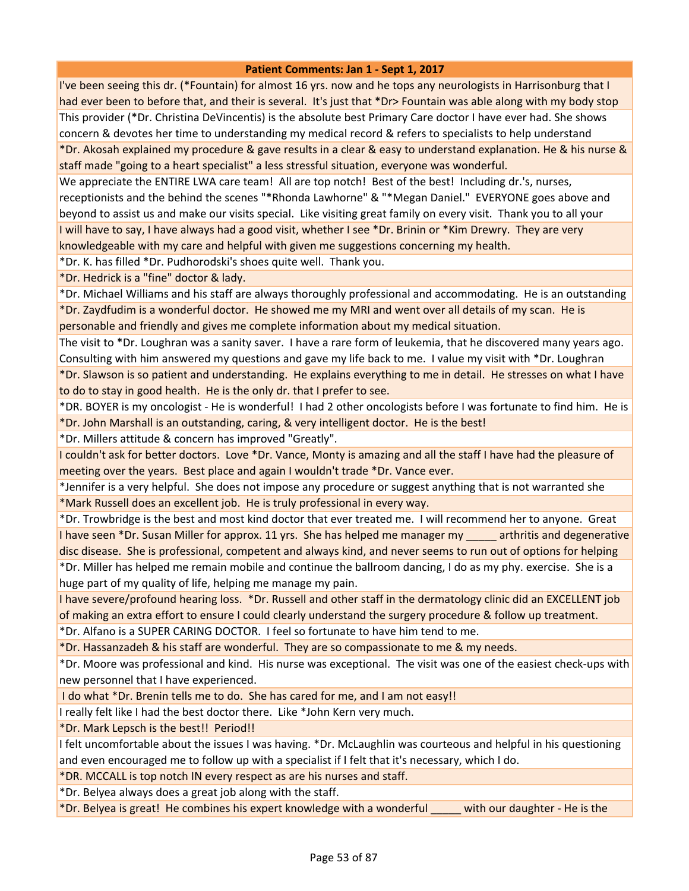| Patient Comments: Jan 1 - Sept 1, 2017 |
|---|
| I've been seeing this dr. (*Fountain) for almost 16 yrs. now and he tops any neurologists in Harrisonburg that I had ever been to before that, and their is several. It's just that *Dr> Fountain was able along with my body stop |
| This provider (*Dr. Christina DeVincentis) is the absolute best Primary Care doctor I have ever had. She shows concern & devotes her time to understanding my medical record & refers to specialists to help understand |
| *Dr. Akosah explained my procedure & gave results in a clear & easy to understand explanation. He & his nurse & staff made "going to a heart specialist" a less stressful situation, everyone was wonderful. |
| We appreciate the ENTIRE LWA care team! All are top notch! Best of the best! Including dr.'s, nurses, receptionists and the behind the scenes "*Rhonda Lawhorne" & "*Megan Daniel." EVERYONE goes above and beyond to assist us and make our visits special. Like visiting great family on every visit. Thank you to all your |
| I will have to say, I have always had a good visit, whether I see *Dr. Brinin or *Kim Drewry. They are very knowledgeable with my care and helpful with given me suggestions concerning my health. |
| *Dr. K. has filled *Dr. Pudhorodski's shoes quite well. Thank you. |
| *Dr. Hedrick is a "fine" doctor & lady. |
| *Dr. Michael Williams and his staff are always thoroughly professional and accommodating. He is an outstanding |
| *Dr. Zaydfudim is a wonderful doctor. He showed me my MRI and went over all details of my scan. He is personable and friendly and gives me complete information about my medical situation. |
| The visit to *Dr. Loughran was a sanity saver. I have a rare form of leukemia, that he discovered many years ago. Consulting with him answered my questions and gave my life back to me. I value my visit with *Dr. Loughran |
| *Dr. Slawson is so patient and understanding. He explains everything to me in detail. He stresses on what I have to do to stay in good health. He is the only dr. that I prefer to see. |
| *DR. BOYER is my oncologist - He is wonderful! I had 2 other oncologists before I was fortunate to find him. He is |
| *Dr. John Marshall is an outstanding, caring, & very intelligent doctor. He is the best! |
| *Dr. Millers attitude & concern has improved "Greatly". |
| I couldn't ask for better doctors. Love *Dr. Vance, Monty is amazing and all the staff I have had the pleasure of meeting over the years. Best place and again I wouldn't trade *Dr. Vance ever. |
| *Jennifer is a very helpful. She does not impose any procedure or suggest anything that is not warranted she |
| *Mark Russell does an excellent job. He is truly professional in every way. |
| *Dr. Trowbridge is the best and most kind doctor that ever treated me. I will recommend her to anyone. Great |
| I have seen *Dr. Susan Miller for approx. 11 yrs. She has helped me manager my _____ arthritis and degenerative disc disease. She is professional, competent and always kind, and never seems to run out of options for helping |
| *Dr. Miller has helped me remain mobile and continue the ballroom dancing, I do as my phy. exercise. She is a huge part of my quality of life, helping me manage my pain. |
| I have severe/profound hearing loss. *Dr. Russell and other staff in the dermatology clinic did an EXCELLENT job of making an extra effort to ensure I could clearly understand the surgery procedure & follow up treatment. |
| *Dr. Alfano is a SUPER CARING DOCTOR. I feel so fortunate to have him tend to me. |
| *Dr. Hassanzadeh & his staff are wonderful. They are so compassionate to me & my needs. |
| *Dr. Moore was professional and kind. His nurse was exceptional. The visit was one of the easiest check-ups with new personnel that I have experienced. |
| I do what *Dr. Brenin tells me to do. She has cared for me, and I am not easy!! |
| I really felt like I had the best doctor there. Like *John Kern very much. |
| *Dr. Mark Lepsch is the best!! Period!! |
| I felt uncomfortable about the issues I was having. *Dr. McLaughlin was courteous and helpful in his questioning and even encouraged me to follow up with a specialist if I felt that it's necessary, which I do. |
| *DR. MCCALL is top notch IN every respect as are his nurses and staff. |
| *Dr. Belyea always does a great job along with the staff. |
| *Dr. Belyea is great! He combines his expert knowledge with a wonderful _____ with our daughter - He is the |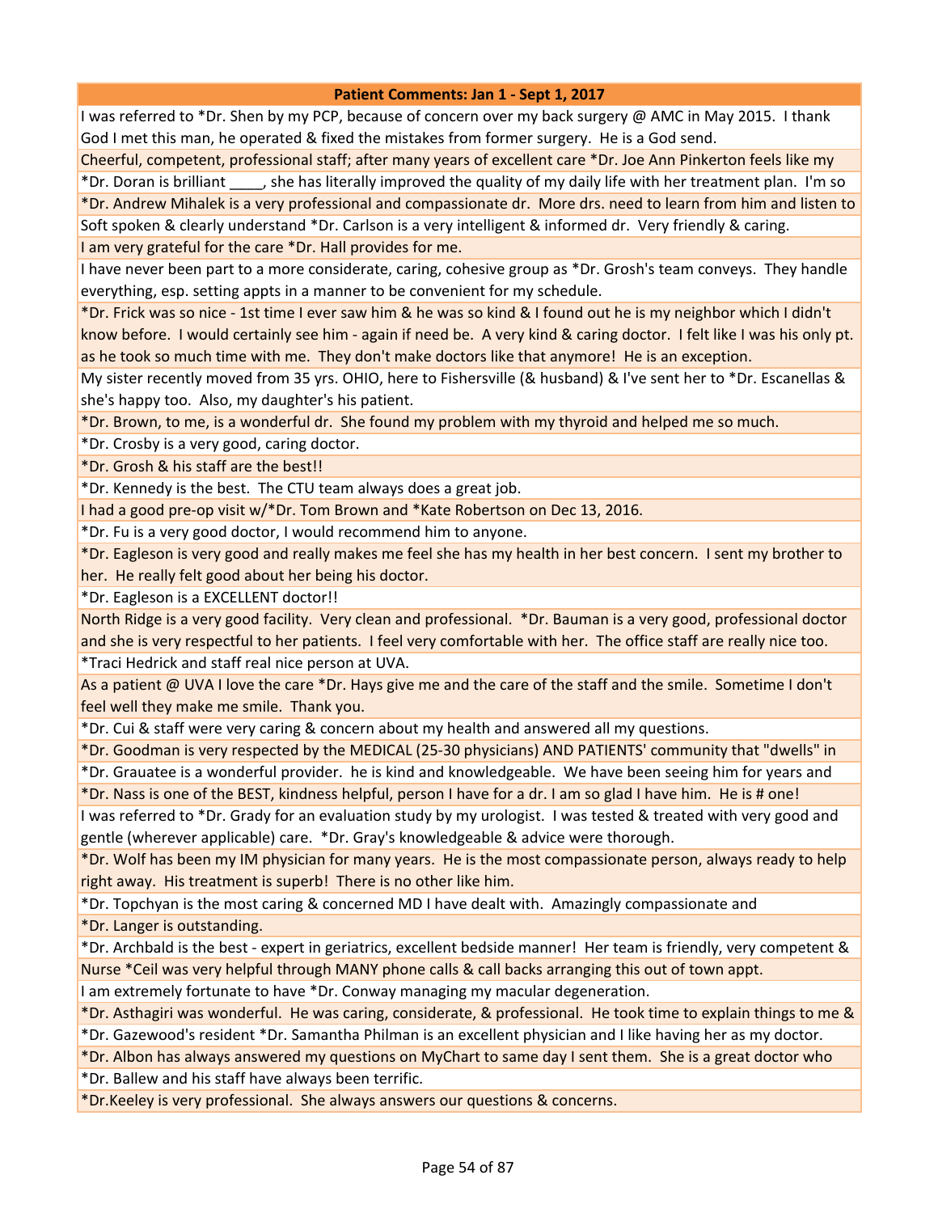| Patient Comments: Jan 1 - Sept 1, 2017 |
|---|
| I was referred to *Dr. Shen by my PCP, because of concern over my back surgery @ AMC in May 2015. I thank God I met this man, he operated & fixed the mistakes from former surgery. He is a God send. |
| Cheerful, competent, professional staff; after many years of excellent care *Dr. Joe Ann Pinkerton feels like my |
| *Dr. Doran is brilliant ____, she has literally improved the quality of my daily life with her treatment plan. I'm so |
| *Dr. Andrew Mihalek is a very professional and compassionate dr. More drs. need to learn from him and listen to |
| Soft spoken & clearly understand *Dr. Carlson is a very intelligent & informed dr. Very friendly & caring. |
| I am very grateful for the care *Dr. Hall provides for me. |
| I have never been part to a more considerate, caring, cohesive group as *Dr. Grosh's team conveys. They handle everything, esp. setting appts in a manner to be convenient for my schedule. |
| *Dr. Frick was so nice - 1st time I ever saw him & he was so kind & I found out he is my neighbor which I didn't know before. I would certainly see him - again if need be. A very kind & caring doctor. I felt like I was his only pt. as he took so much time with me. They don't make doctors like that anymore! He is an exception. |
| My sister recently moved from 35 yrs. OHIO, here to Fishersville (& husband) & I've sent her to *Dr. Escanellas & she's happy too. Also, my daughter's his patient. |
| *Dr. Brown, to me, is a wonderful dr. She found my problem with my thyroid and helped me so much. |
| *Dr. Crosby is a very good, caring doctor. |
| *Dr. Grosh & his staff are the best!! |
| *Dr. Kennedy is the best. The CTU team always does a great job. |
| I had a good pre-op visit w/*Dr. Tom Brown and *Kate Robertson on Dec 13, 2016. |
| *Dr. Fu is a very good doctor, I would recommend him to anyone. |
| *Dr. Eagleson is very good and really makes me feel she has my health in her best concern. I sent my brother to her. He really felt good about her being his doctor. |
| *Dr. Eagleson is a EXCELLENT doctor!! |
| North Ridge is a very good facility. Very clean and professional. *Dr. Bauman is a very good, professional doctor and she is very respectful to her patients. I feel very comfortable with her. The office staff are really nice too. |
| *Traci Hedrick and staff real nice person at UVA. |
| As a patient @ UVA I love the care *Dr. Hays give me and the care of the staff and the smile. Sometime I don't feel well they make me smile. Thank you. |
| *Dr. Cui & staff were very caring & concern about my health and answered all my questions. |
| *Dr. Goodman is very respected by the MEDICAL (25-30 physicians) AND PATIENTS' community that "dwells" in |
| *Dr. Grauatee is a wonderful provider. he is kind and knowledgeable. We have been seeing him for years and |
| *Dr. Nass is one of the BEST, kindness helpful, person I have for a dr. I am so glad I have him. He is # one! |
| I was referred to *Dr. Grady for an evaluation study by my urologist. I was tested & treated with very good and gentle (wherever applicable) care. *Dr. Gray's knowledgeable & advice were thorough. |
| *Dr. Wolf has been my IM physician for many years. He is the most compassionate person, always ready to help right away. His treatment is superb! There is no other like him. |
| *Dr. Topchyan is the most caring & concerned MD I have dealt with. Amazingly compassionate and |
| *Dr. Langer is outstanding. |
| *Dr. Archbald is the best - expert in geriatrics, excellent bedside manner! Her team is friendly, very competent & |
| Nurse *Ceil was very helpful through MANY phone calls & call backs arranging this out of town appt. |
| I am extremely fortunate to have *Dr. Conway managing my macular degeneration. |
| *Dr. Asthagiri was wonderful. He was caring, considerate, & professional. He took time to explain things to me & |
| *Dr. Gazewood's resident *Dr. Samantha Philman is an excellent physician and I like having her as my doctor. |
| *Dr. Albon has always answered my questions on MyChart to same day I sent them. She is a great doctor who |
| *Dr. Ballew and his staff have always been terrific. |
| *Dr.Keeley is very professional. She always answers our questions & concerns. |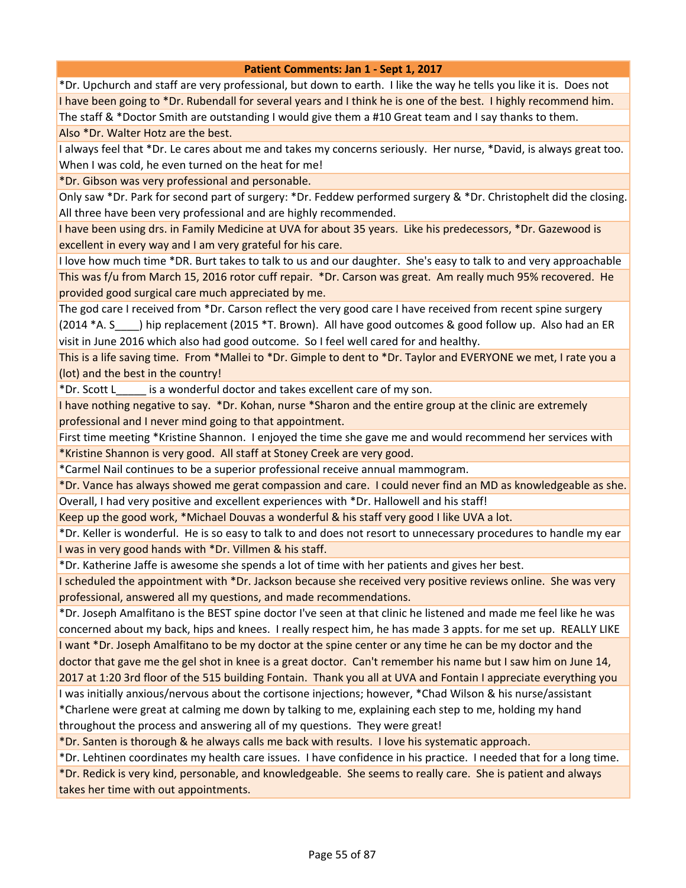| Patient Comments: Jan 1 - Sept 1, 2017 |
|---|
| *Dr. Upchurch and staff are very professional, but down to earth. I like the way he tells you like it is. Does not |
| I have been going to *Dr. Rubendall for several years and I think he is one of the best. I highly recommend him. |
| The staff & *Doctor Smith are outstanding I would give them a #10 Great team and I say thanks to them. |
| Also *Dr. Walter Hotz are the best. |
| I always feel that *Dr. Le cares about me and takes my concerns seriously. Her nurse, *David, is always great too. When I was cold, he even turned on the heat for me! |
| *Dr. Gibson was very professional and personable. |
| Only saw *Dr. Park for second part of surgery: *Dr. Feddew performed surgery & *Dr. Christophelt did the closing. All three have been very professional and are highly recommended. |
| I have been using drs. in Family Medicine at UVA for about 35 years. Like his predecessors, *Dr. Gazewood is excellent in every way and I am very grateful for his care. |
| I love how much time *DR. Burt takes to talk to us and our daughter. She's easy to talk to and very approachable |
| This was f/u from March 15, 2016 rotor cuff repair. *Dr. Carson was great. Am really much 95% recovered. He provided good surgical care much appreciated by me. |
| The god care I received from *Dr. Carson reflect the very good care I have received from recent spine surgery (2014 *A. S____) hip replacement (2015 *T. Brown). All have good outcomes & good follow up. Also had an ER visit in June 2016 which also had good outcome. So I feel well cared for and healthy. |
| This is a life saving time. From *Mallei to *Dr. Gimple to dent to *Dr. Taylor and EVERYONE we met, I rate you a (lot) and the best in the country! |
| *Dr. Scott L_____ is a wonderful doctor and takes excellent care of my son. |
| I have nothing negative to say. *Dr. Kohan, nurse *Sharon and the entire group at the clinic are extremely professional and I never mind going to that appointment. |
| First time meeting *Kristine Shannon. I enjoyed the time she gave me and would recommend her services with |
| *Kristine Shannon is very good. All staff at Stoney Creek are very good. |
| *Carmel Nail continues to be a superior professional receive annual mammogram. |
| *Dr. Vance has always showed me gerat compassion and care. I could never find an MD as knowledgeable as she. |
| Overall, I had very positive and excellent experiences with *Dr. Hallowell and his staff! |
| Keep up the good work, *Michael Douvas a wonderful & his staff very good I like UVA a lot. |
| *Dr. Keller is wonderful. He is so easy to talk to and does not resort to unnecessary procedures to handle my ear |
| I was in very good hands with *Dr. Villmen & his staff. |
| *Dr. Katherine Jaffe is awesome she spends a lot of time with her patients and gives her best. |
| I scheduled the appointment with *Dr. Jackson because she received very positive reviews online. She was very professional, answered all my questions, and made recommendations. |
| *Dr. Joseph Amalfitano is the BEST spine doctor I've seen at that clinic he listened and made me feel like he was concerned about my back, hips and knees. I really respect him, he has made 3 appts. for me set up. REALLY LIKE |
| I want *Dr. Joseph Amalfitano to be my doctor at the spine center or any time he can be my doctor and the doctor that gave me the gel shot in knee is a great doctor. Can't remember his name but I saw him on June 14, 2017 at 1:20 3rd floor of the 515 building Fontain. Thank you all at UVA and Fontain I appreciate everything you |
| I was initially anxious/nervous about the cortisone injections; however, *Chad Wilson & his nurse/assistant *Charlene were great at calming me down by talking to me, explaining each step to me, holding my hand throughout the process and answering all of my questions. They were great! |
| *Dr. Santen is thorough & he always calls me back with results. I love his systematic approach. |
| *Dr. Lehtinen coordinates my health care issues. I have confidence in his practice. I needed that for a long time. |
| *Dr. Redick is very kind, personable, and knowledgeable. She seems to really care. She is patient and always takes her time with out appointments. |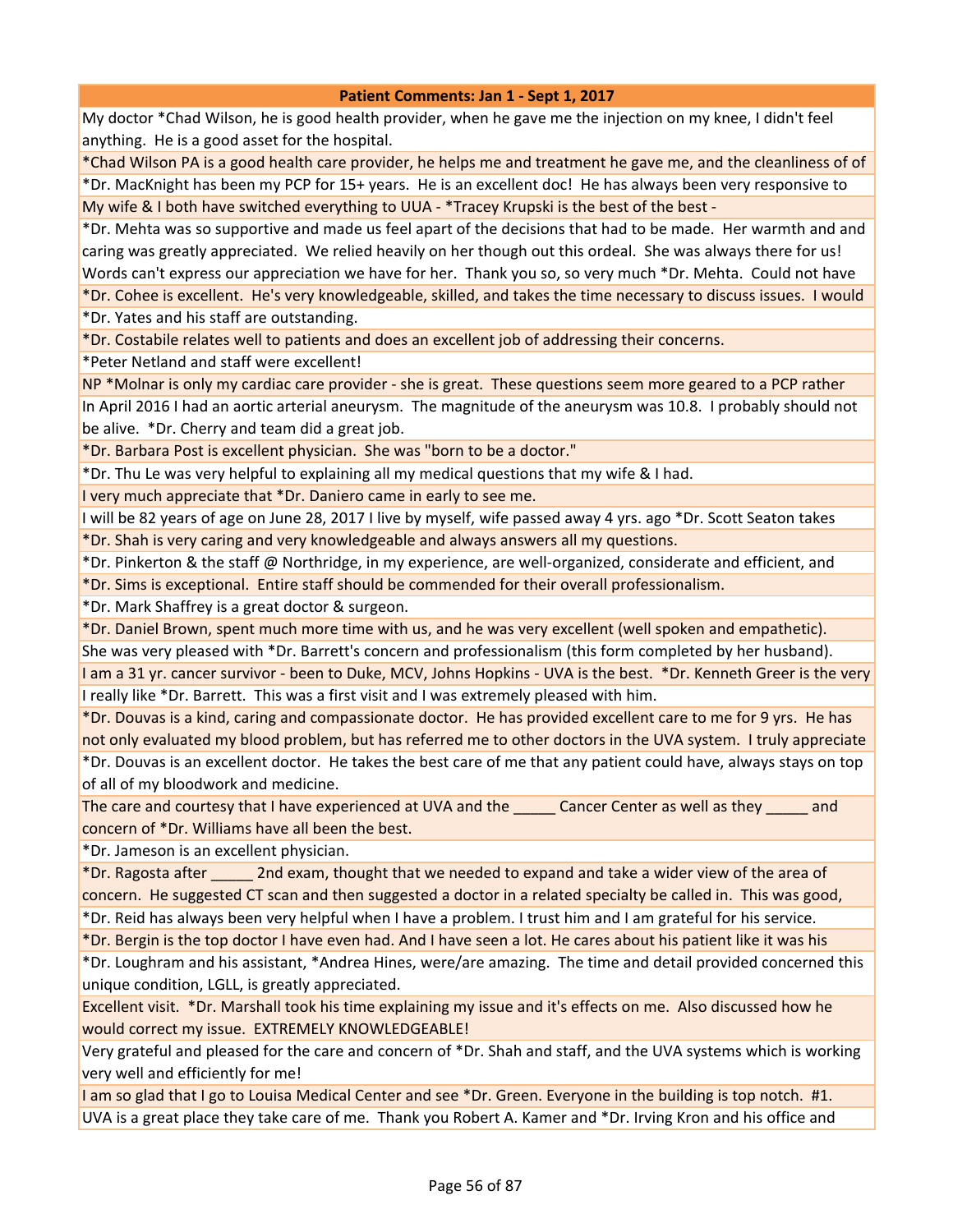| Patient Comments: Jan 1 - Sept 1, 2017 |
|---|
| My doctor *Chad Wilson, he is good health provider, when he gave me the injection on my knee, I didn't feel anything. He is a good asset for the hospital. |
| *Chad Wilson PA is a good health care provider, he helps me and treatment he gave me, and the cleanliness of of |
| *Dr. MacKnight has been my PCP for 15+ years. He is an excellent doc! He has always been very responsive to |
| My wife & I both have switched everything to UUA - *Tracey Krupski is the best of the best - |
| *Dr. Mehta was so supportive and made us feel apart of the decisions that had to be made. Her warmth and and caring was greatly appreciated. We relied heavily on her though out this ordeal. She was always there for us! Words can't express our appreciation we have for her. Thank you so, so very much *Dr. Mehta. Could not have |
| *Dr. Cohee is excellent. He's very knowledgeable, skilled, and takes the time necessary to discuss issues. I would |
| *Dr. Yates and his staff are outstanding. |
| *Dr. Costabile relates well to patients and does an excellent job of addressing their concerns. |
| *Peter Netland and staff were excellent! |
| NP *Molnar is only my cardiac care provider - she is great. These questions seem more geared to a PCP rather |
| In April 2016 I had an aortic arterial aneurysm. The magnitude of the aneurysm was 10.8. I probably should not be alive. *Dr. Cherry and team did a great job. |
| *Dr. Barbara Post is excellent physician. She was "born to be a doctor." |
| *Dr. Thu Le was very helpful to explaining all my medical questions that my wife & I had. |
| I very much appreciate that *Dr. Daniero came in early to see me. |
| I will be 82 years of age on June 28, 2017 I live by myself, wife passed away 4 yrs. ago *Dr. Scott Seaton takes |
| *Dr. Shah is very caring and very knowledgeable and always answers all my questions. |
| *Dr. Pinkerton & the staff @ Northridge, in my experience, are well-organized, considerate and efficient, and |
| *Dr. Sims is exceptional. Entire staff should be commended for their overall professionalism. |
| *Dr. Mark Shaffrey is a great doctor & surgeon. |
| *Dr. Daniel Brown, spent much more time with us, and he was very excellent (well spoken and empathetic). |
| She was very pleased with *Dr. Barrett's concern and professionalism (this form completed by her husband). |
| I am a 31 yr. cancer survivor - been to Duke, MCV, Johns Hopkins - UVA is the best. *Dr. Kenneth Greer is the very |
| I really like *Dr. Barrett. This was a first visit and I was extremely pleased with him. |
| *Dr. Douvas is a kind, caring and compassionate doctor. He has provided excellent care to me for 9 yrs. He has not only evaluated my blood problem, but has referred me to other doctors in the UVA system. I truly appreciate |
| *Dr. Douvas is an excellent doctor. He takes the best care of me that any patient could have, always stays on top of all of my bloodwork and medicine. |
| The care and courtesy that I have experienced at UVA and the _____ Cancer Center as well as they _____ and concern of *Dr. Williams have all been the best. |
| *Dr. Jameson is an excellent physician. |
| *Dr. Ragosta after _____ 2nd exam, thought that we needed to expand and take a wider view of the area of concern. He suggested CT scan and then suggested a doctor in a related specialty be called in. This was good, |
| *Dr. Reid has always been very helpful when I have a problem. I trust him and I am grateful for his service. |
| *Dr. Bergin is the top doctor I have even had. And I have seen a lot. He cares about his patient like it was his |
| *Dr. Loughram and his assistant, *Andrea Hines, were/are amazing. The time and detail provided concerned this unique condition, LGLL, is greatly appreciated. |
| Excellent visit. *Dr. Marshall took his time explaining my issue and it's effects on me. Also discussed how he would correct my issue. EXTREMELY KNOWLEDGEABLE! |
| Very grateful and pleased for the care and concern of *Dr. Shah and staff, and the UVA systems which is working very well and efficiently for me! |
| I am so glad that I go to Louisa Medical Center and see *Dr. Green. Everyone in the building is top notch. #1. |
| UVA is a great place they take care of me. Thank you Robert A. Kamer and *Dr. Irving Kron and his office and |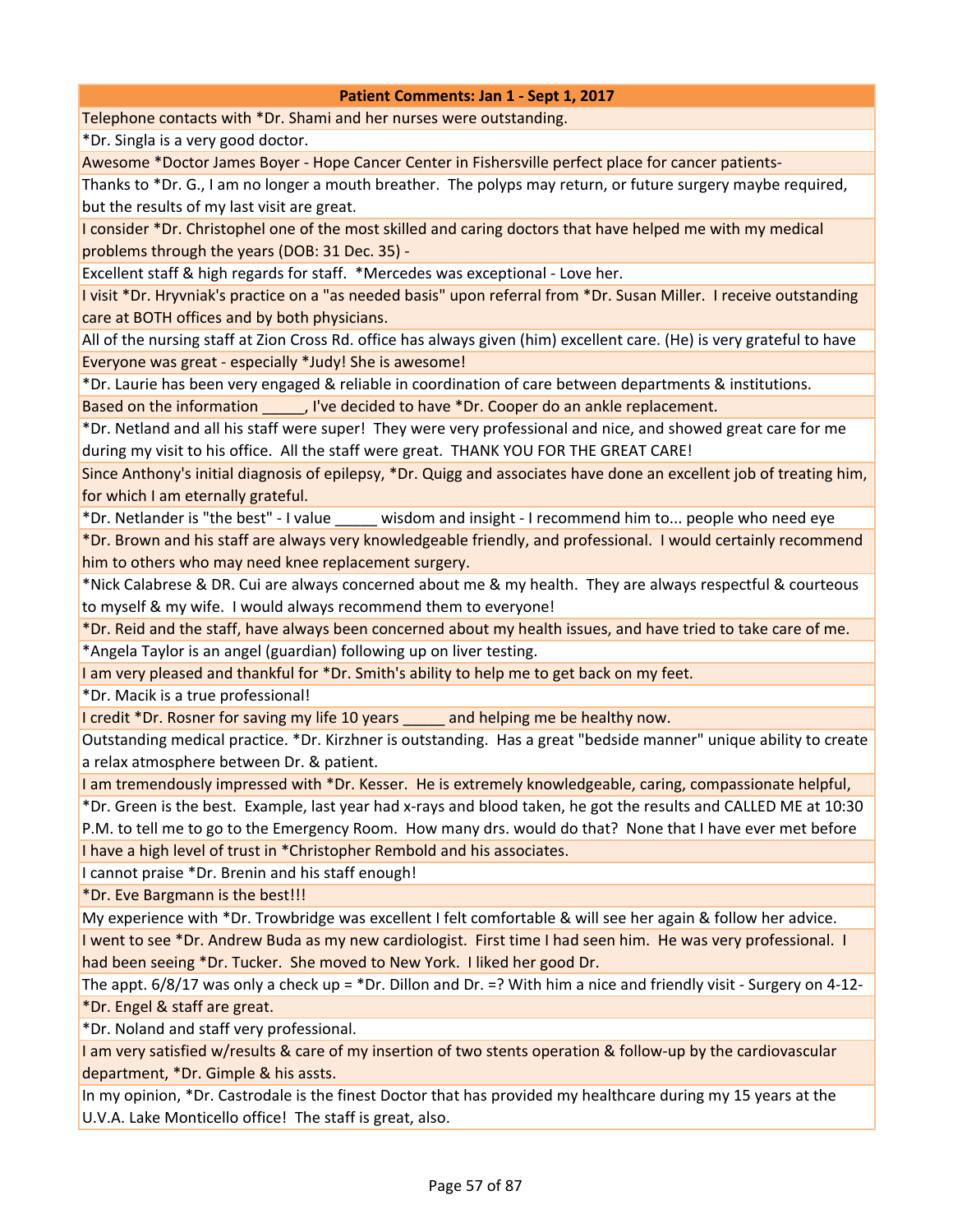| Patient Comments: Jan 1 - Sept 1, 2017 |
| --- |
| Telephone contacts with *Dr. Shami and her nurses were outstanding. |
| *Dr. Singla is a very good doctor. |
| Awesome *Doctor James Boyer - Hope Cancer Center in Fishersville perfect place for cancer patients- |
| Thanks to *Dr. G., I am no longer a mouth breather. The polyps may return, or future surgery maybe required, but the results of my last visit are great. |
| I consider *Dr. Christophel one of the most skilled and caring doctors that have helped me with my medical problems through the years (DOB: 31 Dec. 35) - |
| Excellent staff & high regards for staff. *Mercedes was exceptional - Love her. |
| I visit *Dr. Hryvniak's practice on a "as needed basis" upon referral from *Dr. Susan Miller. I receive outstanding care at BOTH offices and by both physicians. |
| All of the nursing staff at Zion Cross Rd. office has always given (him) excellent care. (He) is very grateful to have |
| Everyone was great - especially *Judy! She is awesome! |
| *Dr. Laurie has been very engaged & reliable in coordination of care between departments & institutions. |
| Based on the information _____, I've decided to have *Dr. Cooper do an ankle replacement. |
| *Dr. Netland and all his staff were super! They were very professional and nice, and showed great care for me during my visit to his office. All the staff were great. THANK YOU FOR THE GREAT CARE! |
| Since Anthony's initial diagnosis of epilepsy, *Dr. Quigg and associates have done an excellent job of treating him, for which I am eternally grateful. |
| *Dr. Netlander is "the best" - I value _____ wisdom and insight - I recommend him to... people who need eye |
| *Dr. Brown and his staff are always very knowledgeable friendly, and professional. I would certainly recommend him to others who may need knee replacement surgery. |
| *Nick Calabrese & DR. Cui are always concerned about me & my health. They are always respectful & courteous to myself & my wife. I would always recommend them to everyone! |
| *Dr. Reid and the staff, have always been concerned about my health issues, and have tried to take care of me. |
| *Angela Taylor is an angel (guardian) following up on liver testing. |
| I am very pleased and thankful for *Dr. Smith's ability to help me to get back on my feet. |
| *Dr. Macik is a true professional! |
| I credit *Dr. Rosner for saving my life 10 years _____ and helping me be healthy now. |
| Outstanding medical practice. *Dr. Kirzhner is outstanding. Has a great "bedside manner" unique ability to create a relax atmosphere between Dr. & patient. |
| I am tremendously impressed with *Dr. Kesser. He is extremely knowledgeable, caring, compassionate helpful, |
| *Dr. Green is the best. Example, last year had x-rays and blood taken, he got the results and CALLED ME at 10:30 P.M. to tell me to go to the Emergency Room. How many drs. would do that? None that I have ever met before |
| I have a high level of trust in *Christopher Rembold and his associates. |
| I cannot praise *Dr. Brenin and his staff enough! |
| *Dr. Eve Bargmann is the best!!! |
| My experience with *Dr. Trowbridge was excellent I felt comfortable & will see her again & follow her advice. |
| I went to see *Dr. Andrew Buda as my new cardiologist. First time I had seen him. He was very professional. I had been seeing *Dr. Tucker. She moved to New York. I liked her good Dr. |
| The appt. 6/8/17 was only a check up = *Dr. Dillon and Dr. =? With him a nice and friendly visit - Surgery on 4-12- |
| *Dr. Engel & staff are great. |
| *Dr. Noland and staff very professional. |
| I am very satisfied w/results & care of my insertion of two stents operation & follow-up by the cardiovascular department, *Dr. Gimple & his assts. |
| In my opinion, *Dr. Castrodale is the finest Doctor that has provided my healthcare during my 15 years at the U.V.A. Lake Monticello office! The staff is great, also. |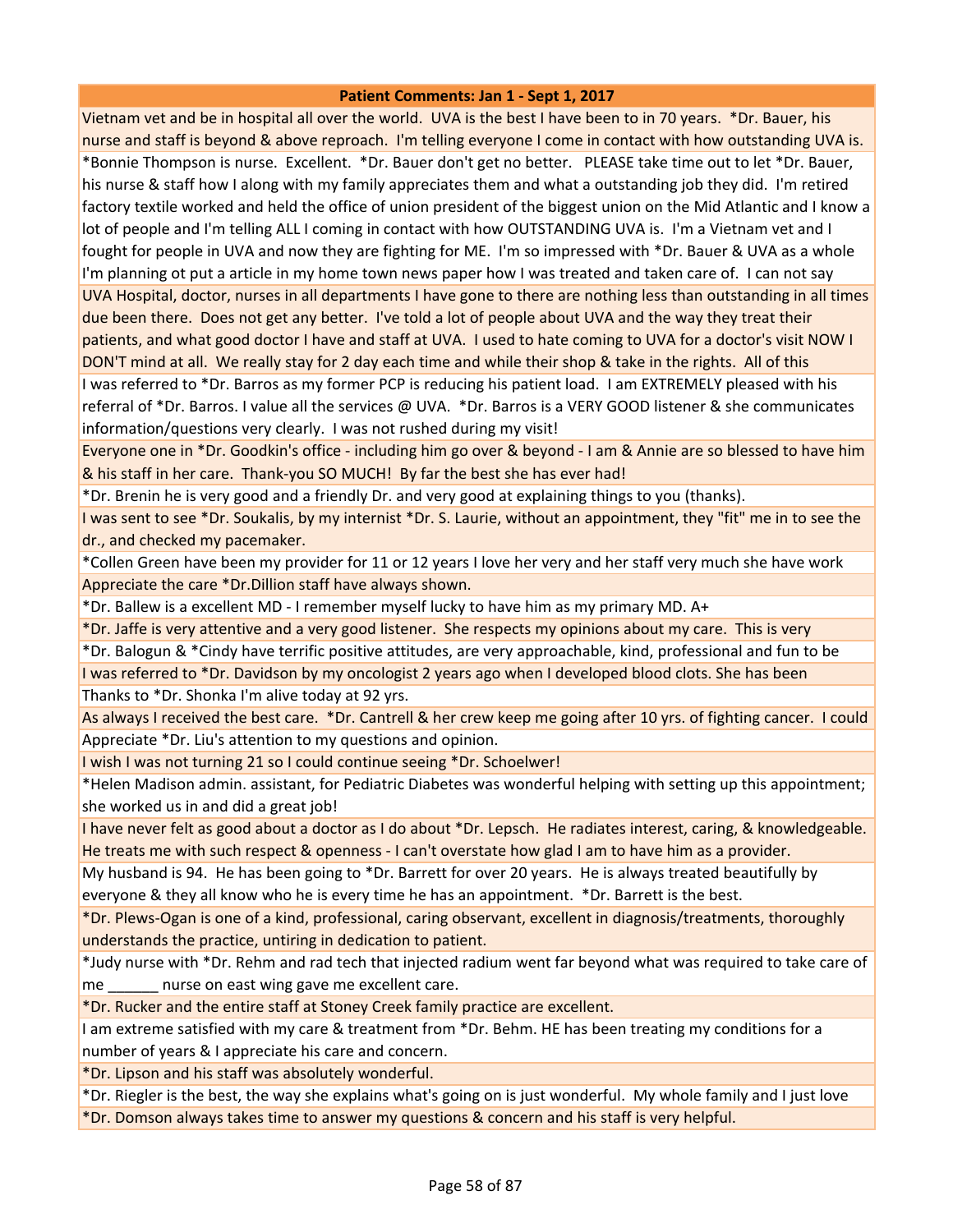| Patient Comments: Jan 1 - Sept 1, 2017 |
|---|
| Vietnam vet and be in hospital all over the world. UVA is the best I have been to in 70 years. *Dr. Bauer, his nurse and staff is beyond & above reproach. I'm telling everyone I come in contact with how outstanding UVA is. |
| *Bonnie Thompson is nurse. Excellent. *Dr. Bauer don't get no better. PLEASE take time out to let *Dr. Bauer, his nurse & staff how I along with my family appreciates them and what a outstanding job they did. I'm retired factory textile worked and held the office of union president of the biggest union on the Mid Atlantic and I know a lot of people and I'm telling ALL I coming in contact with how OUTSTANDING UVA is. I'm a Vietnam vet and I fought for people in UVA and now they are fighting for ME. I'm so impressed with *Dr. Bauer & UVA as a whole I'm planning ot put a article in my home town news paper how I was treated and taken care of. I can not say |
| UVA Hospital, doctor, nurses in all departments I have gone to there are nothing less than outstanding in all times due been there. Does not get any better. I've told a lot of people about UVA and the way they treat their patients, and what good doctor I have and staff at UVA. I used to hate coming to UVA for a doctor's visit NOW I DON'T mind at all. We really stay for 2 day each time and while their shop & take in the rights. All of this |
| I was referred to *Dr. Barros as my former PCP is reducing his patient load. I am EXTREMELY pleased with his referral of *Dr. Barros. I value all the services @ UVA. *Dr. Barros is a VERY GOOD listener & she communicates information/questions very clearly. I was not rushed during my visit! |
| Everyone one in *Dr. Goodkin's office - including him go over & beyond - I am & Annie are so blessed to have him & his staff in her care. Thank-you SO MUCH! By far the best she has ever had! |
| *Dr. Brenin he is very good and a friendly Dr. and very good at explaining things to you (thanks). |
| I was sent to see *Dr. Soukalis, by my internist *Dr. S. Laurie, without an appointment, they "fit" me in to see the dr., and checked my pacemaker. |
| *Collen Green have been my provider for 11 or 12 years I love her very and her staff very much she have work |
| Appreciate the care *Dr.Dillion staff have always shown. |
| *Dr. Ballew is a excellent MD - I remember myself lucky to have him as my primary MD. A+ |
| *Dr. Jaffe is very attentive and a very good listener. She respects my opinions about my care. This is very |
| *Dr. Balogun & *Cindy have terrific positive attitudes, are very approachable, kind, professional and fun to be |
| I was referred to *Dr. Davidson by my oncologist 2 years ago when I developed blood clots. She has been |
| Thanks to *Dr. Shonka I'm alive today at 92 yrs. |
| As always I received the best care. *Dr. Cantrell & her crew keep me going after 10 yrs. of fighting cancer. I could |
| Appreciate *Dr. Liu's attention to my questions and opinion. |
| I wish I was not turning 21 so I could continue seeing *Dr. Schoelwer! |
| *Helen Madison admin. assistant, for Pediatric Diabetes was wonderful helping with setting up this appointment; she worked us in and did a great job! |
| I have never felt as good about a doctor as I do about *Dr. Lepsch. He radiates interest, caring, & knowledgeable. He treats me with such respect & openness - I can't overstate how glad I am to have him as a provider. |
| My husband is 94. He has been going to *Dr. Barrett for over 20 years. He is always treated beautifully by everyone & they all know who he is every time he has an appointment. *Dr. Barrett is the best. |
| *Dr. Plews-Ogan is one of a kind, professional, caring observant, excellent in diagnosis/treatments, thoroughly understands the practice, untiring in dedication to patient. |
| *Judy nurse with *Dr. Rehm and rad tech that injected radium went far beyond what was required to take care of me ______ nurse on east wing gave me excellent care. |
| *Dr. Rucker and the entire staff at Stoney Creek family practice are excellent. |
| I am extreme satisfied with my care & treatment from *Dr. Behm. HE has been treating my conditions for a number of years & I appreciate his care and concern. |
| *Dr. Lipson and his staff was absolutely wonderful. |
| *Dr. Riegler is the best, the way she explains what's going on is just wonderful. My whole family and I just love |
| *Dr. Domson always takes time to answer my questions & concern and his staff is very helpful. |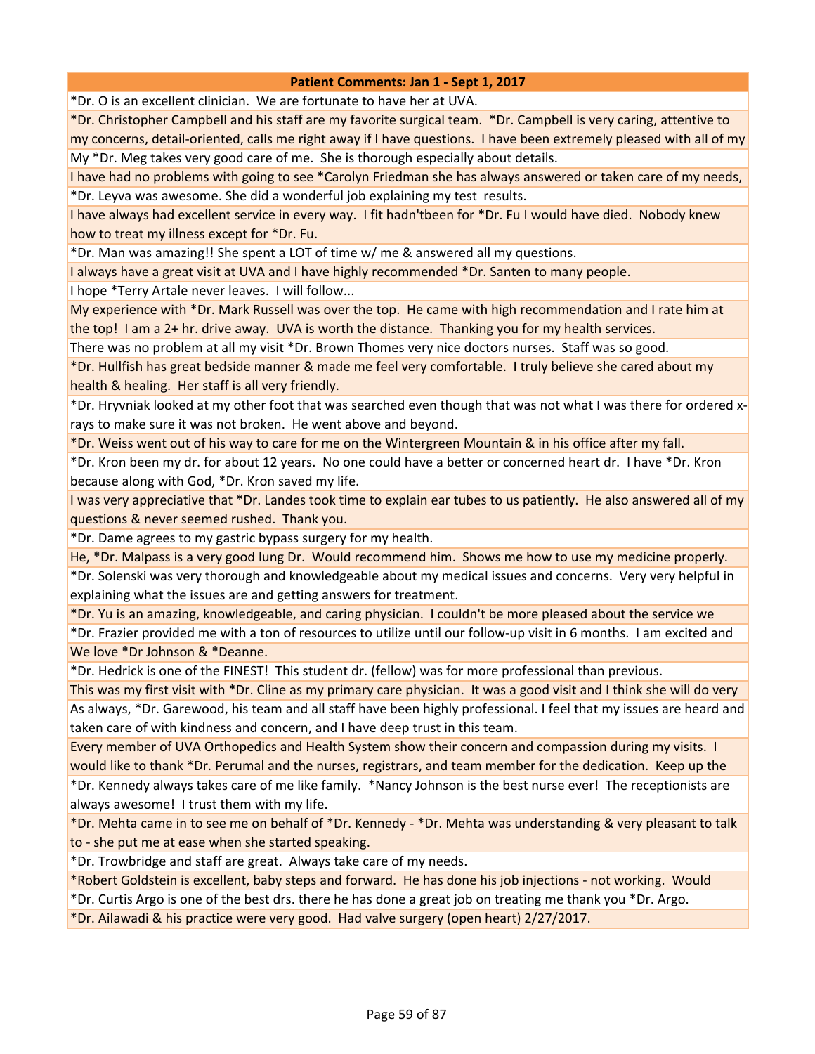| Patient Comments: Jan 1 - Sept 1, 2017 |
|---|
| *Dr. O is an excellent clinician. We are fortunate to have her at UVA. |
| *Dr. Christopher Campbell and his staff are my favorite surgical team. *Dr. Campbell is very caring, attentive to my concerns, detail-oriented, calls me right away if I have questions. I have been extremely pleased with all of my |
| My *Dr. Meg takes very good care of me. She is thorough especially about details. |
| I have had no problems with going to see *Carolyn Friedman she has always answered or taken care of my needs, |
| *Dr. Leyva was awesome. She did a wonderful job explaining my test results. |
| I have always had excellent service in every way. I fit hadn'tbeen for *Dr. Fu I would have died. Nobody knew how to treat my illness except for *Dr. Fu. |
| *Dr. Man was amazing!! She spent a LOT of time w/ me & answered all my questions. |
| I always have a great visit at UVA and I have highly recommended *Dr. Santen to many people. |
| I hope *Terry Artale never leaves. I will follow... |
| My experience with *Dr. Mark Russell was over the top. He came with high recommendation and I rate him at the top! I am a 2+ hr. drive away. UVA is worth the distance. Thanking you for my health services. |
| There was no problem at all my visit *Dr. Brown Thomes very nice doctors nurses. Staff was so good. |
| *Dr. Hullfish has great bedside manner & made me feel very comfortable. I truly believe she cared about my health & healing. Her staff is all very friendly. |
| *Dr. Hryvniak looked at my other foot that was searched even though that was not what I was there for ordered x-rays to make sure it was not broken. He went above and beyond. |
| *Dr. Weiss went out of his way to care for me on the Wintergreen Mountain & in his office after my fall. |
| *Dr. Kron been my dr. for about 12 years. No one could have a better or concerned heart dr. I have *Dr. Kron because along with God, *Dr. Kron saved my life. |
| I was very appreciative that *Dr. Landes took time to explain ear tubes to us patiently. He also answered all of my questions & never seemed rushed. Thank you. |
| *Dr. Dame agrees to my gastric bypass surgery for my health. |
| He, *Dr. Malpass is a very good lung Dr. Would recommend him. Shows me how to use my medicine properly. |
| *Dr. Solenski was very thorough and knowledgeable about my medical issues and concerns. Very very helpful in explaining what the issues are and getting answers for treatment. |
| *Dr. Yu is an amazing, knowledgeable, and caring physician. I couldn't be more pleased about the service we |
| *Dr. Frazier provided me with a ton of resources to utilize until our follow-up visit in 6 months. I am excited and |
| We love *Dr Johnson & *Deanne. |
| *Dr. Hedrick is one of the FINEST! This student dr. (fellow) was for more professional than previous. |
| This was my first visit with *Dr. Cline as my primary care physician. It was a good visit and I think she will do very |
| As always, *Dr. Garewood, his team and all staff have been highly professional. I feel that my issues are heard and taken care of with kindness and concern, and I have deep trust in this team. |
| Every member of UVA Orthopedics and Health System show their concern and compassion during my visits. I would like to thank *Dr. Perumal and the nurses, registrars, and team member for the dedication. Keep up the |
| *Dr. Kennedy always takes care of me like family. *Nancy Johnson is the best nurse ever! The receptionists are always awesome! I trust them with my life. |
| *Dr. Mehta came in to see me on behalf of *Dr. Kennedy - *Dr. Mehta was understanding & very pleasant to talk to - she put me at ease when she started speaking. |
| *Dr. Trowbridge and staff are great. Always take care of my needs. |
| *Robert Goldstein is excellent, baby steps and forward. He has done his job injections - not working. Would |
| *Dr. Curtis Argo is one of the best drs. there he has done a great job on treating me thank you *Dr. Argo. |
| *Dr. Ailawadi & his practice were very good. Had valve surgery (open heart) 2/27/2017. |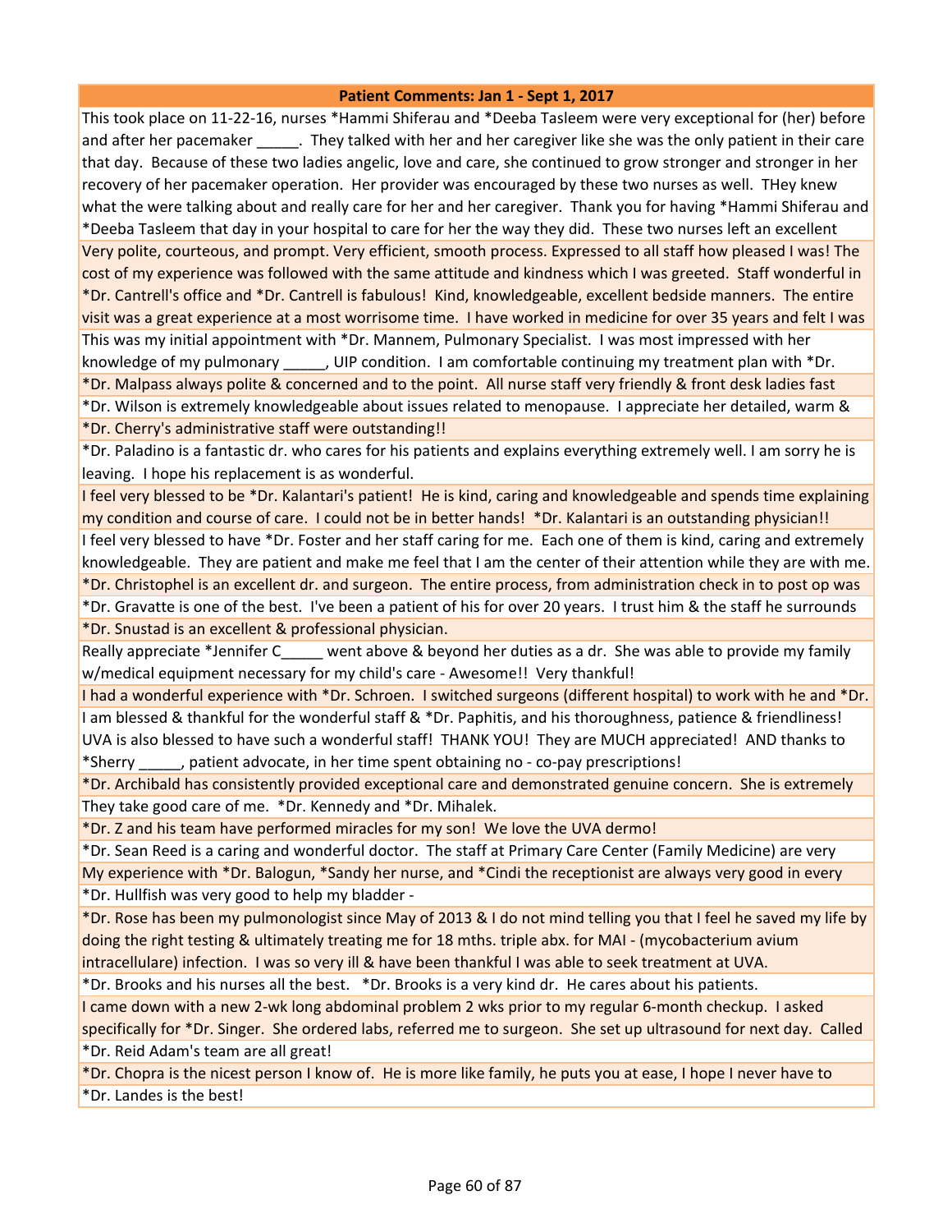| Patient Comments: Jan 1 - Sept 1, 2017 |
|---|
| This took place on 11-22-16, nurses *Hammi Shiferau and *Deeba Tasleem were very exceptional for (her) before and after her pacemaker _____. They talked with her and her caregiver like she was the only patient in their care that day. Because of these two ladies angelic, love and care, she continued to grow stronger and stronger in her recovery of her pacemaker operation. Her provider was encouraged by these two nurses as well. THey knew what the were talking about and really care for her and her caregiver. Thank you for having *Hammi Shiferau and *Deeba Tasleem that day in your hospital to care for her the way they did. These two nurses left an excellent |
| Very polite, courteous, and prompt. Very efficient, smooth process. Expressed to all staff how pleased I was! The cost of my experience was followed with the same attitude and kindness which I was greeted. Staff wonderful in *Dr. Cantrell's office and *Dr. Cantrell is fabulous! Kind, knowledgeable, excellent bedside manners. The entire visit was a great experience at a most worrisome time. I have worked in medicine for over 35 years and felt I was |
| This was my initial appointment with *Dr. Mannem, Pulmonary Specialist. I was most impressed with her knowledge of my pulmonary _____, UIP condition. I am comfortable continuing my treatment plan with *Dr. |
| *Dr. Malpass always polite & concerned and to the point. All nurse staff very friendly & front desk ladies fast |
| *Dr. Wilson is extremely knowledgeable about issues related to menopause. I appreciate her detailed, warm & |
| *Dr. Cherry's administrative staff were outstanding!! |
| *Dr. Paladino is a fantastic dr. who cares for his patients and explains everything extremely well. I am sorry he is leaving. I hope his replacement is as wonderful. |
| I feel very blessed to be *Dr. Kalantari's patient! He is kind, caring and knowledgeable and spends time explaining my condition and course of care. I could not be in better hands! *Dr. Kalantari is an outstanding physician!! |
| I feel very blessed to have *Dr. Foster and her staff caring for me. Each one of them is kind, caring and extremely knowledgeable. They are patient and make me feel that I am the center of their attention while they are with me. |
| *Dr. Christophel is an excellent dr. and surgeon. The entire process, from administration check in to post op was |
| *Dr. Gravatte is one of the best. I've been a patient of his for over 20 years. I trust him & the staff he surrounds |
| *Dr. Snustad is an excellent & professional physician. |
| Really appreciate *Jennifer C_____ went above & beyond her duties as a dr. She was able to provide my family w/medical equipment necessary for my child's care - Awesome!! Very thankful! |
| I had a wonderful experience with *Dr. Schroen. I switched surgeons (different hospital) to work with he and *Dr. |
| I am blessed & thankful for the wonderful staff & *Dr. Paphitis, and his thoroughness, patience & friendliness! UVA is also blessed to have such a wonderful staff! THANK YOU! They are MUCH appreciated! AND thanks to *Sherry _____, patient advocate, in her time spent obtaining no - co-pay prescriptions! |
| *Dr. Archibald has consistently provided exceptional care and demonstrated genuine concern. She is extremely |
| They take good care of me. *Dr. Kennedy and *Dr. Mihalek. |
| *Dr. Z and his team have performed miracles for my son! We love the UVA dermo! |
| *Dr. Sean Reed is a caring and wonderful doctor. The staff at Primary Care Center (Family Medicine) are very |
| My experience with *Dr. Balogun, *Sandy her nurse, and *Cindi the receptionist are always very good in every |
| *Dr. Hullfish was very good to help my bladder - |
| *Dr. Rose has been my pulmonologist since May of 2013 & I do not mind telling you that I feel he saved my life by doing the right testing & ultimately treating me for 18 mths. triple abx. for MAI - (mycobacterium avium intracellulare) infection. I was so very ill & have been thankful I was able to seek treatment at UVA. |
| *Dr. Brooks and his nurses all the best. *Dr. Brooks is a very kind dr. He cares about his patients. |
| I came down with a new 2-wk long abdominal problem 2 wks prior to my regular 6-month checkup. I asked specifically for *Dr. Singer. She ordered labs, referred me to surgeon. She set up ultrasound for next day. Called |
| *Dr. Reid Adam's team are all great! |
| *Dr. Chopra is the nicest person I know of. He is more like family, he puts you at ease, I hope I never have to |
| *Dr. Landes is the best! |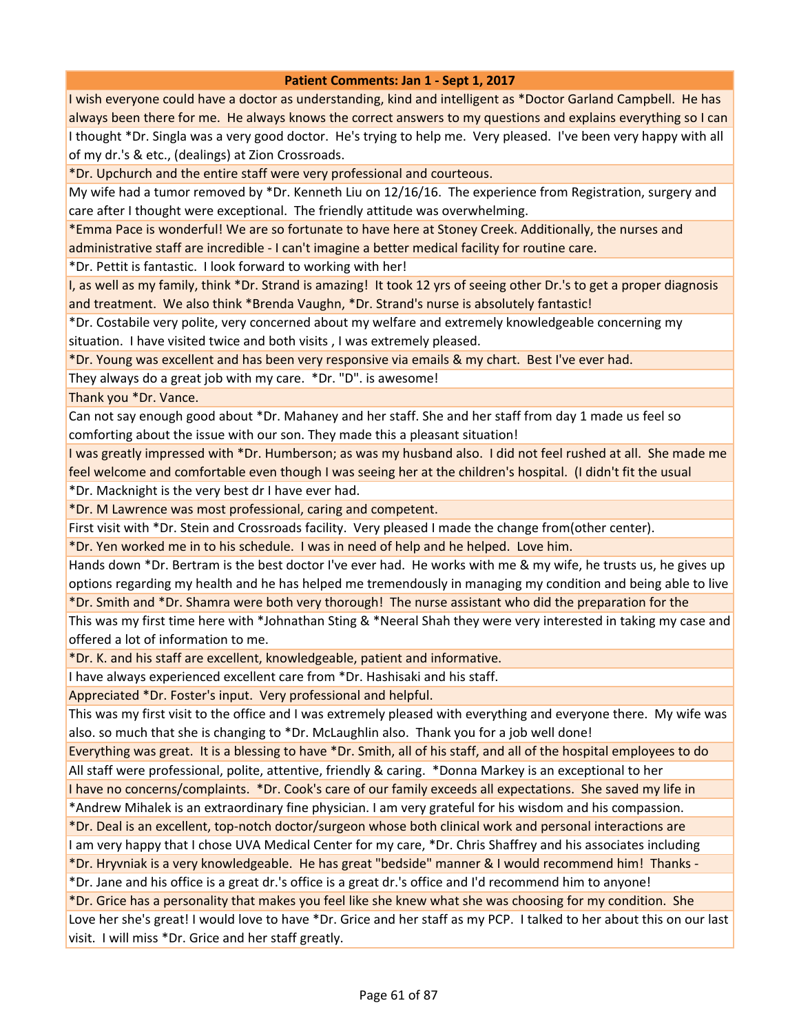| Patient Comments: Jan 1 - Sept 1, 2017 |
|---|
| I wish everyone could have a doctor as understanding, kind and intelligent as *Doctor Garland Campbell. He has always been there for me. He always knows the correct answers to my questions and explains everything so I can |
| I thought *Dr. Singla was a very good doctor. He's trying to help me. Very pleased. I've been very happy with all of my dr.'s & etc., (dealings) at Zion Crossroads. |
| *Dr. Upchurch and the entire staff were very professional and courteous. |
| My wife had a tumor removed by *Dr. Kenneth Liu on 12/16/16. The experience from Registration, surgery and care after I thought were exceptional. The friendly attitude was overwhelming. |
| *Emma Pace is wonderful! We are so fortunate to have here at Stoney Creek. Additionally, the nurses and administrative staff are incredible - I can't imagine a better medical facility for routine care. |
| *Dr. Pettit is fantastic. I look forward to working with her! |
| I, as well as my family, think *Dr. Strand is amazing! It took 12 yrs of seeing other Dr.'s to get a proper diagnosis and treatment. We also think *Brenda Vaughn, *Dr. Strand's nurse is absolutely fantastic! |
| *Dr. Costabile very polite, very concerned about my welfare and extremely knowledgeable concerning my situation. I have visited twice and both visits , I was extremely pleased. |
| *Dr. Young was excellent and has been very responsive via emails & my chart. Best I've ever had. |
| They always do a great job with my care. *Dr. "D". is awesome! |
| Thank you *Dr. Vance. |
| Can not say enough good about *Dr. Mahaney and her staff. She and her staff from day 1 made us feel so comforting about the issue with our son. They made this a pleasant situation! |
| I was greatly impressed with *Dr. Humberson; as was my husband also. I did not feel rushed at all. She made me feel welcome and comfortable even though I was seeing her at the children's hospital. (I didn't fit the usual |
| *Dr. Macknight is the very best dr I have ever had. |
| *Dr. M Lawrence was most professional, caring and competent. |
| First visit with *Dr. Stein and Crossroads facility. Very pleased I made the change from(other center). |
| *Dr. Yen worked me in to his schedule. I was in need of help and he helped. Love him. |
| Hands down *Dr. Bertram is the best doctor I've ever had. He works with me & my wife, he trusts us, he gives up options regarding my health and he has helped me tremendously in managing my condition and being able to live |
| *Dr. Smith and *Dr. Shamra were both very thorough! The nurse assistant who did the preparation for the |
| This was my first time here with *Johnathan Sting & *Neeral Shah they were very interested in taking my case and offered a lot of information to me. |
| *Dr. K. and his staff are excellent, knowledgeable, patient and informative. |
| I have always experienced excellent care from *Dr. Hashisaki and his staff. |
| Appreciated *Dr. Foster's input. Very professional and helpful. |
| This was my first visit to the office and I was extremely pleased with everything and everyone there. My wife was also. so much that she is changing to *Dr. McLaughlin also. Thank you for a job well done! |
| Everything was great. It is a blessing to have *Dr. Smith, all of his staff, and all of the hospital employees to do |
| All staff were professional, polite, attentive, friendly & caring. *Donna Markey is an exceptional to her |
| I have no concerns/complaints. *Dr. Cook's care of our family exceeds all expectations. She saved my life in |
| *Andrew Mihalek is an extraordinary fine physician. I am very grateful for his wisdom and his compassion. |
| *Dr. Deal is an excellent, top-notch doctor/surgeon whose both clinical work and personal interactions are |
| I am very happy that I chose UVA Medical Center for my care, *Dr. Chris Shaffrey and his associates including |
| *Dr. Hryvniak is a very knowledgeable. He has great "bedside" manner & I would recommend him! Thanks - |
| *Dr. Jane and his office is a great dr.'s office is a great dr.'s office and I'd recommend him to anyone! |
| *Dr. Grice has a personality that makes you feel like she knew what she was choosing for my condition. She |
| Love her she's great! I would love to have *Dr. Grice and her staff as my PCP. I talked to her about this on our last visit. I will miss *Dr. Grice and her staff greatly. |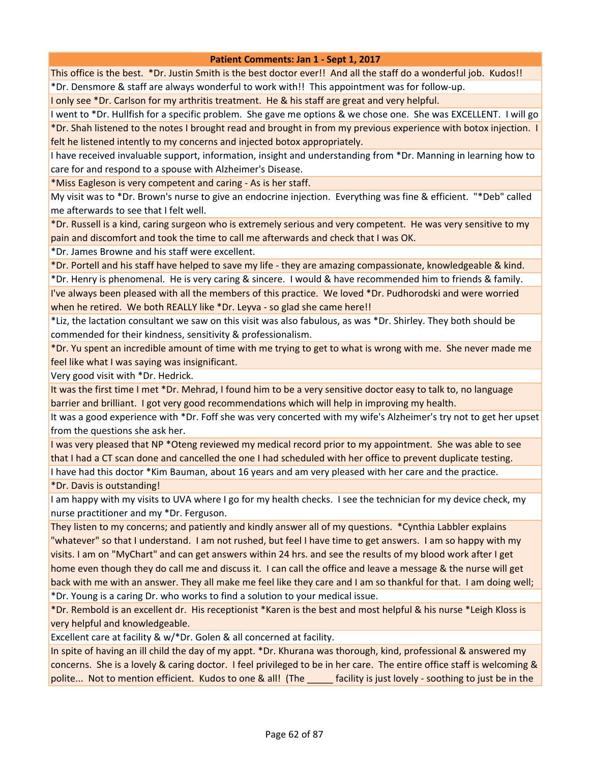| Patient Comments: Jan 1 - Sept 1, 2017 |
|---|
| This office is the best. *Dr. Justin Smith is the best doctor ever!! And all the staff do a wonderful job. Kudos!! |
| *Dr. Densmore & staff are always wonderful to work with!! This appointment was for follow-up. |
| I only see *Dr. Carlson for my arthritis treatment. He & his staff are great and very helpful. |
| I went to *Dr. Hullfish for a specific problem. She gave me options & we chose one. She was EXCELLENT. I will go |
| *Dr. Shah listened to the notes I brought read and brought in from my previous experience with botox injection. I felt he listened intently to my concerns and injected botox appropriately. |
| I have received invaluable support, information, insight and understanding from *Dr. Manning in learning how to care for and respond to a spouse with Alzheimer's Disease. |
| *Miss Eagleson is very competent and caring - As is her staff. |
| My visit was to *Dr. Brown's nurse to give an endocrine injection. Everything was fine & efficient. "*Deb" called me afterwards to see that I felt well. |
| *Dr. Russell is a kind, caring surgeon who is extremely serious and very competent. He was very sensitive to my pain and discomfort and took the time to call me afterwards and check that I was OK. |
| *Dr. James Browne and his staff were excellent. |
| *Dr. Portell and his staff have helped to save my life - they are amazing compassionate, knowledgeable & kind. |
| *Dr. Henry is phenomenal. He is very caring & sincere. I would & have recommended him to friends & family. |
| I've always been pleased with all the members of this practice. We loved *Dr. Pudhorodski and were worried when he retired. We both REALLY like *Dr. Leyva - so glad she came here!! |
| *Liz, the lactation consultant we saw on this visit was also fabulous, as was *Dr. Shirley. They both should be commended for their kindness, sensitivity & professionalism. |
| *Dr. Yu spent an incredible amount of time with me trying to get to what is wrong with me. She never made me feel like what I was saying was insignificant. |
| Very good visit with *Dr. Hedrick. |
| It was the first time I met *Dr. Mehrad, I found him to be a very sensitive doctor easy to talk to, no language barrier and brilliant. I got very good recommendations which will help in improving my health. |
| It was a good experience with *Dr. Foff she was very concerted with my wife's Alzheimer's try not to get her upset from the questions she ask her. |
| I was very pleased that NP *Oteng reviewed my medical record prior to my appointment. She was able to see that I had a CT scan done and cancelled the one I had scheduled with her office to prevent duplicate testing. |
| I have had this doctor *Kim Bauman, about 16 years and am very pleased with her care and the practice. |
| *Dr. Davis is outstanding! |
| I am happy with my visits to UVA where I go for my health checks. I see the technician for my device check, my nurse practitioner and my *Dr. Ferguson. |
| They listen to my concerns; and patiently and kindly answer all of my questions. *Cynthia Labbler explains "whatever" so that I understand. I am not rushed, but feel I have time to get answers. I am so happy with my visits. I am on "MyChart" and can get answers within 24 hrs. and see the results of my blood work after I get home even though they do call me and discuss it. I can call the office and leave a message & the nurse will get back with me with an answer. They all make me feel like they care and I am so thankful for that. I am doing well; |
| *Dr. Young is a caring Dr. who works to find a solution to your medical issue. |
| *Dr. Rembold is an excellent dr. His receptionist *Karen is the best and most helpful & his nurse *Leigh Kloss is very helpful and knowledgeable. |
| Excellent care at facility & w/*Dr. Golen & all concerned at facility. |
| In spite of having an ill child the day of my appt. *Dr. Khurana was thorough, kind, professional & answered my concerns. She is a lovely & caring doctor. I feel privileged to be in her care. The entire office staff is welcoming & polite... Not to mention efficient. Kudos to one & all! (The _____ facility is just lovely - soothing to just be in the |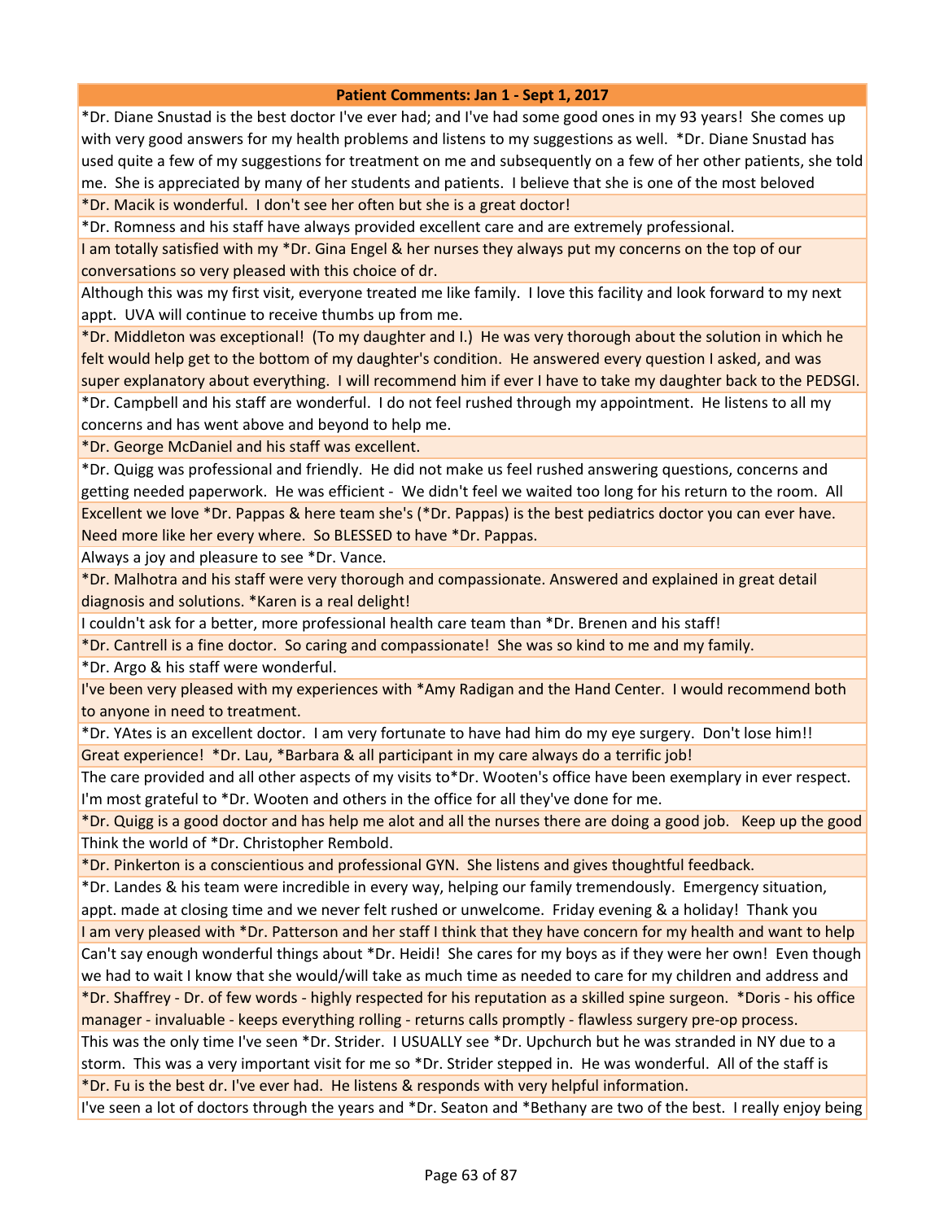| Patient Comments: Jan 1 - Sept 1, 2017 |
|---|
| *Dr. Diane Snustad is the best doctor I've ever had; and I've had some good ones in my 93 years! She comes up with very good answers for my health problems and listens to my suggestions as well. *Dr. Diane Snustad has used quite a few of my suggestions for treatment on me and subsequently on a few of her other patients, she told me. She is appreciated by many of her students and patients. I believe that she is one of the most beloved |
| *Dr. Macik is wonderful. I don't see her often but she is a great doctor! |
| *Dr. Romness and his staff have always provided excellent care and are extremely professional. |
| I am totally satisfied with my *Dr. Gina Engel & her nurses they always put my concerns on the top of our conversations so very pleased with this choice of dr. |
| Although this was my first visit, everyone treated me like family. I love this facility and look forward to my next appt. UVA will continue to receive thumbs up from me. |
| *Dr. Middleton was exceptional! (To my daughter and I.) He was very thorough about the solution in which he felt would help get to the bottom of my daughter's condition. He answered every question I asked, and was super explanatory about everything. I will recommend him if ever I have to take my daughter back to the PEDSGI. |
| *Dr. Campbell and his staff are wonderful. I do not feel rushed through my appointment. He listens to all my concerns and has went above and beyond to help me. |
| *Dr. George McDaniel and his staff was excellent. |
| *Dr. Quigg was professional and friendly. He did not make us feel rushed answering questions, concerns and getting needed paperwork. He was efficient - We didn't feel we waited too long for his return to the room. All |
| Excellent we love *Dr. Pappas & here team she's (*Dr. Pappas) is the best pediatrics doctor you can ever have. Need more like her every where. So BLESSED to have *Dr. Pappas. |
| Always a joy and pleasure to see *Dr. Vance. |
| *Dr. Malhotra and his staff were very thorough and compassionate. Answered and explained in great detail diagnosis and solutions. *Karen is a real delight! |
| I couldn't ask for a better, more professional health care team than *Dr. Brenen and his staff! |
| *Dr. Cantrell is a fine doctor. So caring and compassionate! She was so kind to me and my family. |
| *Dr. Argo & his staff were wonderful. |
| I've been very pleased with my experiences with *Amy Radigan and the Hand Center. I would recommend both to anyone in need to treatment. |
| *Dr. YAtes is an excellent doctor. I am very fortunate to have had him do my eye surgery. Don't lose him!! |
| Great experience! *Dr. Lau, *Barbara & all participant in my care always do a terrific job! |
| The care provided and all other aspects of my visits to*Dr. Wooten's office have been exemplary in ever respect. I'm most grateful to *Dr. Wooten and others in the office for all they've done for me. |
| *Dr. Quigg is a good doctor and has help me alot and all the nurses there are doing a good job. Keep up the good |
| Think the world of *Dr. Christopher Rembold. |
| *Dr. Pinkerton is a conscientious and professional GYN. She listens and gives thoughtful feedback. |
| *Dr. Landes & his team were incredible in every way, helping our family tremendously. Emergency situation, appt. made at closing time and we never felt rushed or unwelcome. Friday evening & a holiday! Thank you |
| I am very pleased with *Dr. Patterson and her staff I think that they have concern for my health and want to help |
| Can't say enough wonderful things about *Dr. Heidi! She cares for my boys as if they were her own! Even though we had to wait I know that she would/will take as much time as needed to care for my children and address and |
| *Dr. Shaffrey - Dr. of few words - highly respected for his reputation as a skilled spine surgeon. *Doris - his office manager - invaluable - keeps everything rolling - returns calls promptly - flawless surgery pre-op process. |
| This was the only time I've seen *Dr. Strider. I USUALLY see *Dr. Upchurch but he was stranded in NY due to a storm. This was a very important visit for me so *Dr. Strider stepped in. He was wonderful. All of the staff is |
| *Dr. Fu is the best dr. I've ever had. He listens & responds with very helpful information. |
| I've seen a lot of doctors through the years and *Dr. Seaton and *Bethany are two of the best. I really enjoy being |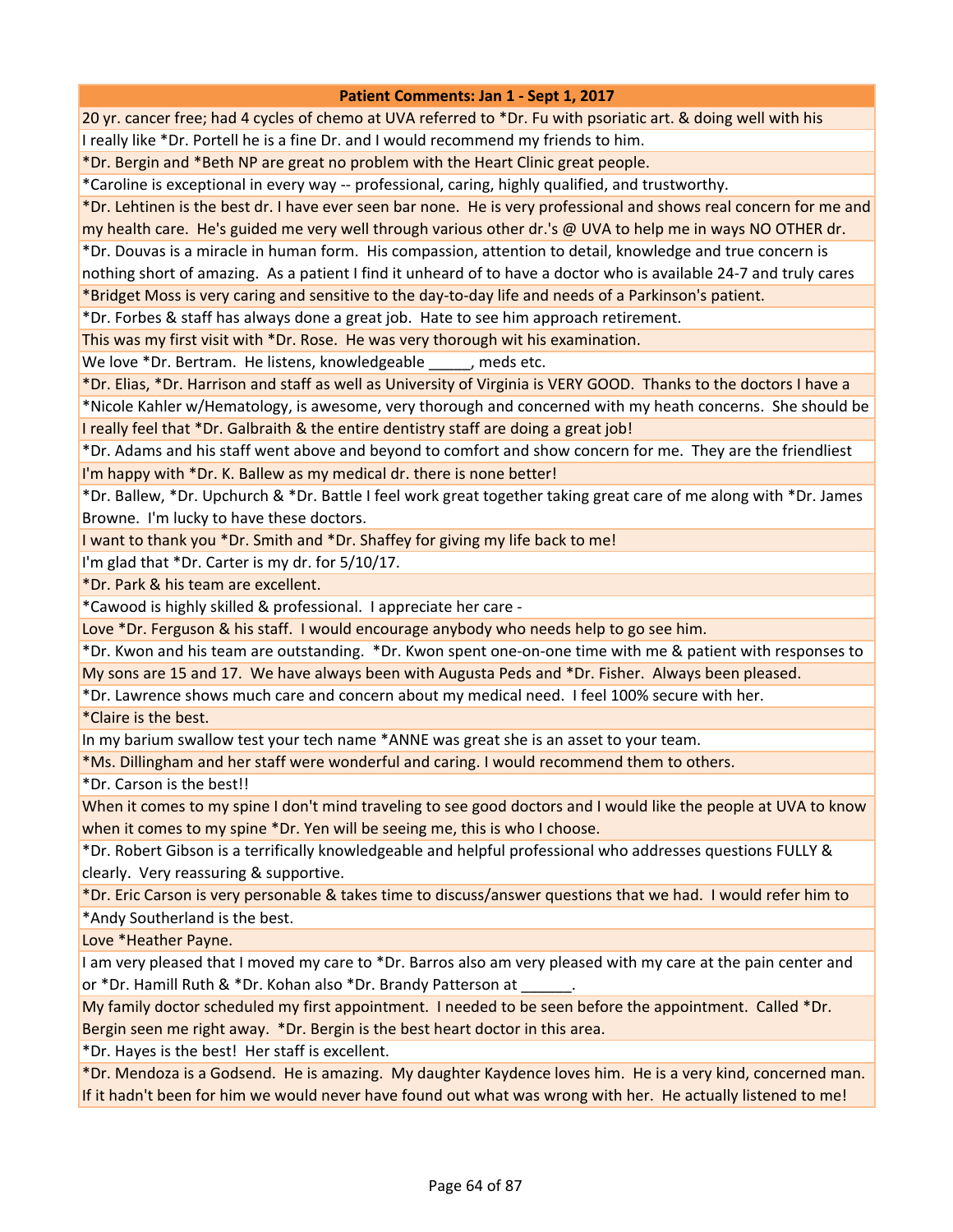| Patient Comments: Jan 1 - Sept 1, 2017 |
|---|
| 20 yr. cancer free; had 4 cycles of chemo at UVA referred to *Dr. Fu with psoriatic art. & doing well with his |
| I really like *Dr. Portell he is a fine Dr. and I would recommend my friends to him. |
| *Dr. Bergin and *Beth NP are great no problem with the Heart Clinic great people. |
| *Caroline is exceptional in every way -- professional, caring, highly qualified, and trustworthy. |
| *Dr. Lehtinen is the best dr. I have ever seen bar none. He is very professional and shows real concern for me and my health care. He's guided me very well through various other dr.'s @ UVA to help me in ways NO OTHER dr. |
| *Dr. Douvas is a miracle in human form. His compassion, attention to detail, knowledge and true concern is nothing short of amazing. As a patient I find it unheard of to have a doctor who is available 24-7 and truly cares |
| *Bridget Moss is very caring and sensitive to the day-to-day life and needs of a Parkinson's patient. |
| *Dr. Forbes & staff has always done a great job. Hate to see him approach retirement. |
| This was my first visit with *Dr. Rose. He was very thorough wit his examination. |
| We love *Dr. Bertram. He listens, knowledgeable _____, meds etc. |
| *Dr. Elias, *Dr. Harrison and staff as well as University of Virginia is VERY GOOD. Thanks to the doctors I have a |
| *Nicole Kahler w/Hematology, is awesome, very thorough and concerned with my heath concerns. She should be |
| I really feel that *Dr. Galbraith & the entire dentistry staff are doing a great job! |
| *Dr. Adams and his staff went above and beyond to comfort and show concern for me. They are the friendliest |
| I'm happy with *Dr. K. Ballew as my medical dr. there is none better! |
| *Dr. Ballew, *Dr. Upchurch & *Dr. Battle I feel work great together taking great care of me along with *Dr. James Browne. I'm lucky to have these doctors. |
| I want to thank you *Dr. Smith and *Dr. Shaffey for giving my life back to me! |
| I'm glad that *Dr. Carter is my dr. for 5/10/17. |
| *Dr. Park & his team are excellent. |
| *Cawood is highly skilled & professional. I appreciate her care - |
| Love *Dr. Ferguson & his staff. I would encourage anybody who needs help to go see him. |
| *Dr. Kwon and his team are outstanding. *Dr. Kwon spent one-on-one time with me & patient with responses to |
| My sons are 15 and 17. We have always been with Augusta Peds and *Dr. Fisher. Always been pleased. |
| *Dr. Lawrence shows much care and concern about my medical need. I feel 100% secure with her. |
| *Claire is the best. |
| In my barium swallow test your tech name *ANNE was great she is an asset to your team. |
| *Ms. Dillingham and her staff were wonderful and caring. I would recommend them to others. |
| *Dr. Carson is the best!! |
| When it comes to my spine I don't mind traveling to see good doctors and I would like the people at UVA to know when it comes to my spine *Dr. Yen will be seeing me, this is who I choose. |
| *Dr. Robert Gibson is a terrifically knowledgeable and helpful professional who addresses questions FULLY & clearly. Very reassuring & supportive. |
| *Dr. Eric Carson is very personable & takes time to discuss/answer questions that we had. I would refer him to |
| *Andy Southerland is the best. |
| Love *Heather Payne. |
| I am very pleased that I moved my care to *Dr. Barros also am very pleased with my care at the pain center and or *Dr. Hamill Ruth & *Dr. Kohan also *Dr. Brandy Patterson at ______. |
| My family doctor scheduled my first appointment. I needed to be seen before the appointment. Called *Dr. Bergin seen me right away. *Dr. Bergin is the best heart doctor in this area. |
| *Dr. Hayes is the best! Her staff is excellent. |
| *Dr. Mendoza is a Godsend. He is amazing. My daughter Kaydence loves him. He is a very kind, concerned man. If it hadn't been for him we would never have found out what was wrong with her. He actually listened to me! |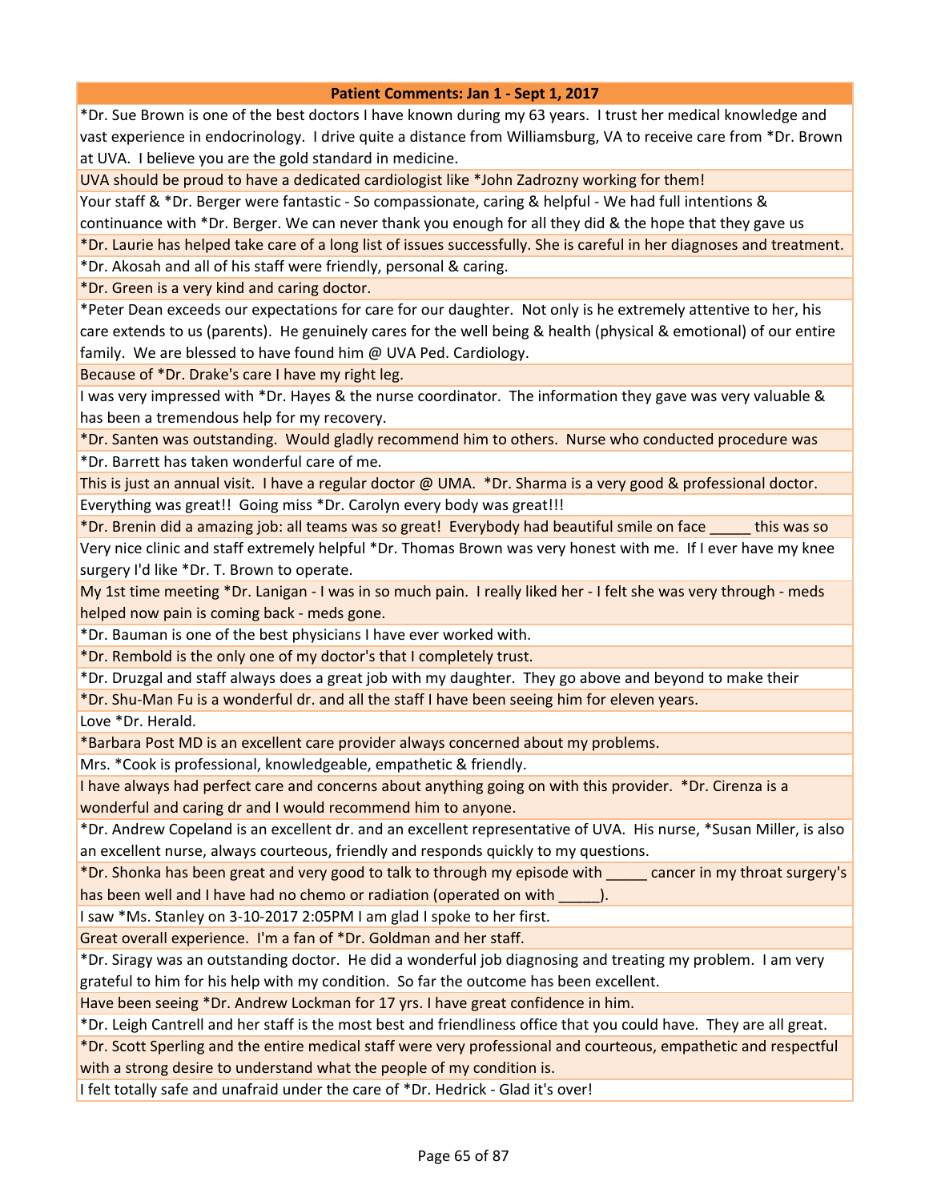| Patient Comments: Jan 1 - Sept 1, 2017 |
|---|
| *Dr. Sue Brown is one of the best doctors I have known during my 63 years.  I trust her medical knowledge and vast experience in endocrinology.  I drive quite a distance from Williamsburg, VA to receive care from *Dr. Brown at UVA.  I believe you are the gold standard in medicine. |
| UVA should be proud to have a dedicated cardiologist like *John Zadrozny working for them! |
| Your staff & *Dr. Berger were fantastic - So compassionate, caring & helpful - We had full intentions & continuance with *Dr. Berger. We can never thank you enough for all they did & the hope that they gave us |
| *Dr. Laurie has helped take care of a long list of issues successfully. She is careful in her diagnoses and treatment. |
| *Dr. Akosah and all of his staff were friendly, personal & caring. |
| *Dr. Green is a very kind and caring doctor. |
| *Peter Dean exceeds our expectations for care for our daughter.  Not only is he extremely attentive to her, his care extends to us (parents).  He genuinely cares for the well being & health (physical & emotional) of our entire family.  We are blessed to have found him @ UVA Ped. Cardiology. |
| Because of *Dr. Drake's care I have my right leg. |
| I was very impressed with *Dr. Hayes & the nurse coordinator.  The information they gave was very valuable & has been a tremendous help for my recovery. |
| *Dr. Santen was outstanding.  Would gladly recommend him to others.  Nurse who conducted procedure was |
| *Dr. Barrett has taken wonderful care of me. |
| This is just an annual visit.  I have a regular doctor @ UMA.  *Dr. Sharma is a very good & professional doctor. |
| Everything was great!!  Going miss *Dr. Carolyn every body was great!!! |
| *Dr. Brenin did a amazing job: all teams was so great!  Everybody had beautiful smile on face _____ this was so |
| Very nice clinic and staff extremely helpful *Dr. Thomas Brown was very honest with me.  If I ever have my knee surgery I'd like *Dr. T. Brown to operate. |
| My 1st time meeting *Dr. Lanigan - I was in so much pain.  I really liked her - I felt she was very through - meds helped now pain is coming back - meds gone. |
| *Dr. Bauman is one of the best physicians I have ever worked with. |
| *Dr. Rembold is the only one of my doctor's that I completely trust. |
| *Dr. Druzgal and staff always does a great job with my daughter.  They go above and beyond to make their |
| *Dr. Shu-Man Fu is a wonderful dr. and all the staff I have been seeing him for eleven years. |
| Love *Dr. Herald. |
| *Barbara Post MD is an excellent care provider always concerned about my problems. |
| Mrs. *Cook is professional, knowledgeable, empathetic & friendly. |
| I have always had perfect care and concerns about anything going on with this provider.  *Dr. Cirenza is a wonderful and caring dr and I would recommend him to anyone. |
| *Dr. Andrew Copeland is an excellent dr. and an excellent representative of UVA.  His nurse, *Susan Miller, is also an excellent nurse, always courteous, friendly and responds quickly to my questions. |
| *Dr. Shonka has been great and very good to talk to through my episode with _____ cancer in my throat surgery's has been well and I have had no chemo or radiation (operated on with _____). |
| I saw *Ms. Stanley on 3-10-2017 2:05PM I am glad I spoke to her first. |
| Great overall experience.  I'm a fan of *Dr. Goldman and her staff. |
| *Dr. Siragy was an outstanding doctor.  He did a wonderful job diagnosing and treating my problem.  I am very grateful to him for his help with my condition.  So far the outcome has been excellent. |
| Have been seeing *Dr. Andrew Lockman for 17 yrs. I have great confidence in him. |
| *Dr. Leigh Cantrell and her staff is the most best and friendliness office that you could have.  They are all great. |
| *Dr. Scott Sperling and the entire medical staff were very professional and courteous, empathetic and respectful with a strong desire to understand what the people of my condition is. |
| I felt totally safe and unafraid under the care of *Dr. Hedrick - Glad it's over! |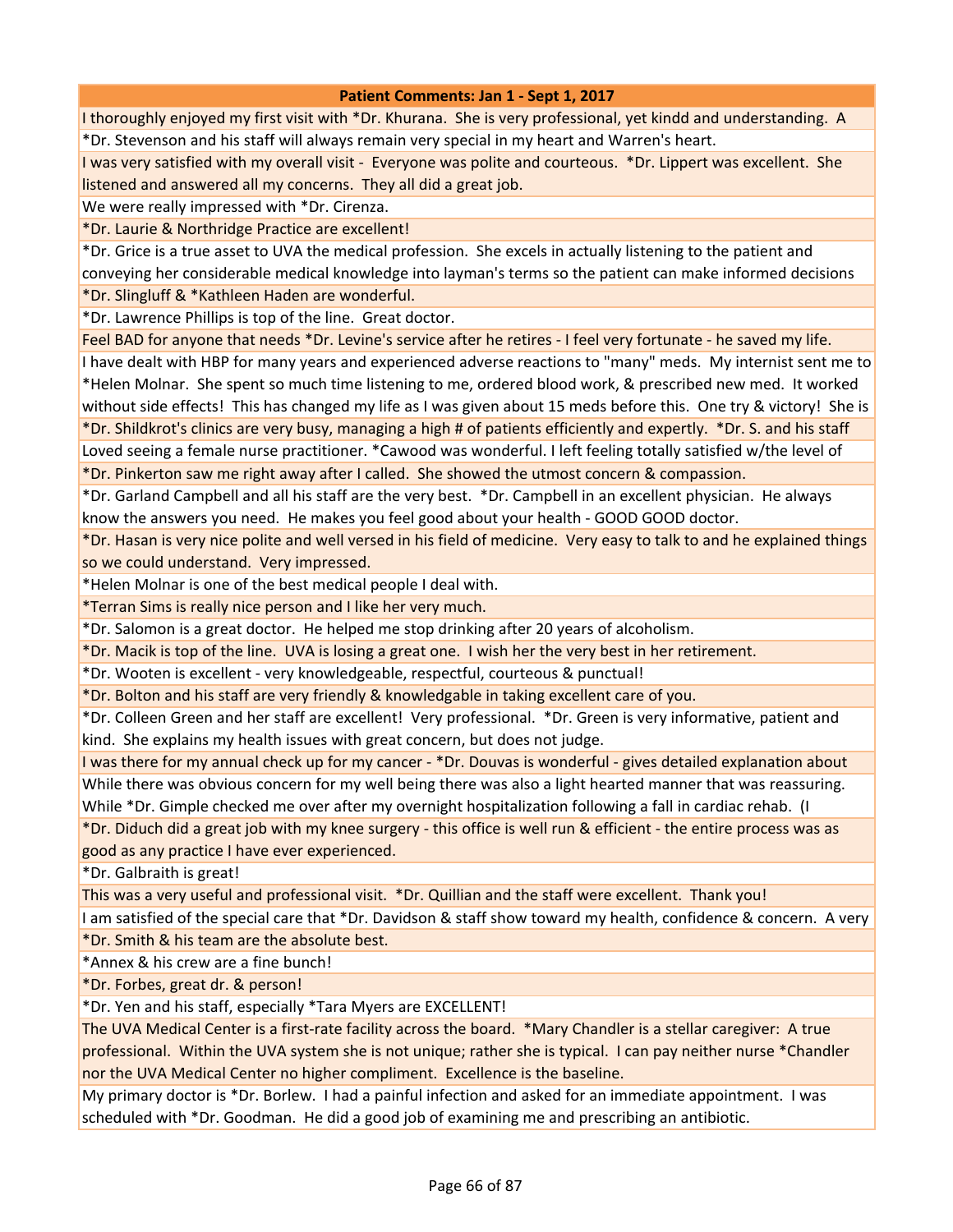| Patient Comments: Jan 1 - Sept 1, 2017 |
|---|
| I thoroughly enjoyed my first visit with *Dr. Khurana. She is very professional, yet kindd and understanding. A |
| *Dr. Stevenson and his staff will always remain very special in my heart and Warren's heart. |
| I was very satisfied with my overall visit - Everyone was polite and courteous. *Dr. Lippert was excellent. She listened and answered all my concerns. They all did a great job. |
| We were really impressed with *Dr. Cirenza. |
| *Dr. Laurie & Northridge Practice are excellent! |
| *Dr. Grice is a true asset to UVA the medical profession. She excels in actually listening to the patient and conveying her considerable medical knowledge into layman's terms so the patient can make informed decisions |
| *Dr. Slingluff & *Kathleen Haden are wonderful. |
| *Dr. Lawrence Phillips is top of the line. Great doctor. |
| Feel BAD for anyone that needs *Dr. Levine's service after he retires - I feel very fortunate - he saved my life. |
| I have dealt with HBP for many years and experienced adverse reactions to "many" meds. My internist sent me to *Helen Molnar. She spent so much time listening to me, ordered blood work, & prescribed new med. It worked without side effects! This has changed my life as I was given about 15 meds before this. One try & victory! She is |
| *Dr. Shildkrot's clinics are very busy, managing a high # of patients efficiently and expertly. *Dr. S. and his staff |
| Loved seeing a female nurse practitioner. *Cawood was wonderful. I left feeling totally satisfied w/the level of |
| *Dr. Pinkerton saw me right away after I called. She showed the utmost concern & compassion. |
| *Dr. Garland Campbell and all his staff are the very best. *Dr. Campbell in an excellent physician. He always know the answers you need. He makes you feel good about your health - GOOD GOOD doctor. |
| *Dr. Hasan is very nice polite and well versed in his field of medicine. Very easy to talk to and he explained things so we could understand. Very impressed. |
| *Helen Molnar is one of the best medical people I deal with. |
| *Terran Sims is really nice person and I like her very much. |
| *Dr. Salomon is a great doctor. He helped me stop drinking after 20 years of alcoholism. |
| *Dr. Macik is top of the line. UVA is losing a great one. I wish her the very best in her retirement. |
| *Dr. Wooten is excellent - very knowledgeable, respectful, courteous & punctual! |
| *Dr. Bolton and his staff are very friendly & knowledgable in taking excellent care of you. |
| *Dr. Colleen Green and her staff are excellent! Very professional. *Dr. Green is very informative, patient and kind. She explains my health issues with great concern, but does not judge. |
| I was there for my annual check up for my cancer - *Dr. Douvas is wonderful - gives detailed explanation about |
| While there was obvious concern for my well being there was also a light hearted manner that was reassuring. While *Dr. Gimple checked me over after my overnight hospitalization following a fall in cardiac rehab. (I |
| *Dr. Diduch did a great job with my knee surgery - this office is well run & efficient - the entire process was as good as any practice I have ever experienced. |
| *Dr. Galbraith is great! |
| This was a very useful and professional visit. *Dr. Quillian and the staff were excellent. Thank you! |
| I am satisfied of the special care that *Dr. Davidson & staff show toward my health, confidence & concern. A very |
| *Dr. Smith & his team are the absolute best. |
| *Annex & his crew are a fine bunch! |
| *Dr. Forbes, great dr. & person! |
| *Dr. Yen and his staff, especially *Tara Myers are EXCELLENT! |
| The UVA Medical Center is a first-rate facility across the board. *Mary Chandler is a stellar caregiver: A true professional. Within the UVA system she is not unique; rather she is typical. I can pay neither nurse *Chandler nor the UVA Medical Center no higher compliment. Excellence is the baseline. |
| My primary doctor is *Dr. Borlew. I had a painful infection and asked for an immediate appointment. I was scheduled with *Dr. Goodman. He did a good job of examining me and prescribing an antibiotic. |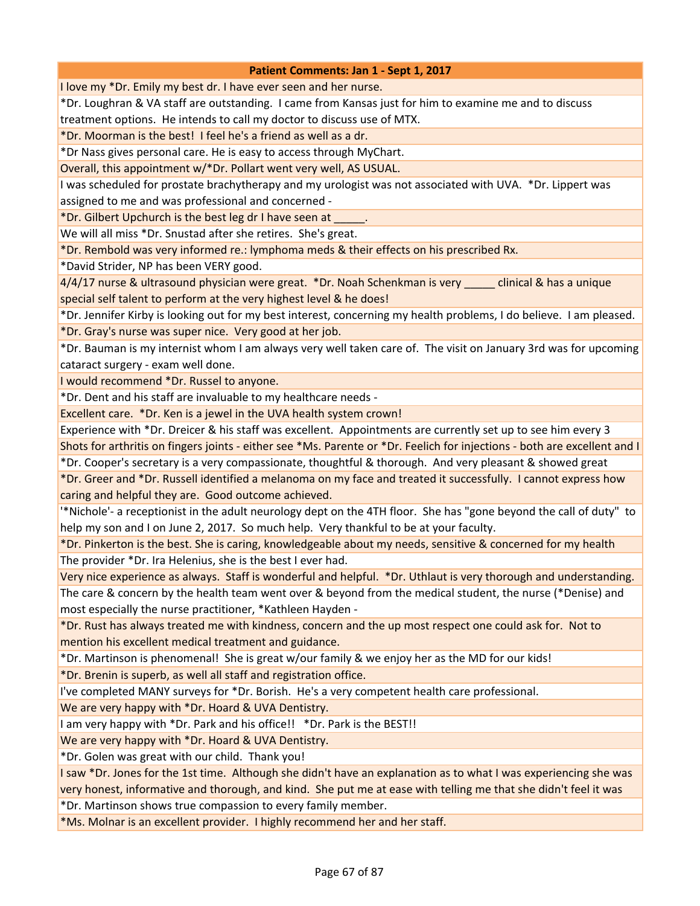| Patient Comments: Jan 1 - Sept 1, 2017 |
| --- |
| I love my *Dr. Emily my best dr. I have ever seen and her nurse. |
| *Dr. Loughran & VA staff are outstanding. I came from Kansas just for him to examine me and to discuss treatment options. He intends to call my doctor to discuss use of MTX. |
| *Dr. Moorman is the best! I feel he's a friend as well as a dr. |
| *Dr Nass gives personal care. He is easy to access through MyChart. |
| Overall, this appointment w/*Dr. Pollart went very well, AS USUAL. |
| I was scheduled for prostate brachytherapy and my urologist was not associated with UVA. *Dr. Lippert was assigned to me and was professional and concerned - |
| *Dr. Gilbert Upchurch is the best leg dr I have seen at _____. |
| We will all miss *Dr. Snustad after she retires. She's great. |
| *Dr. Rembold was very informed re.: lymphoma meds & their effects on his prescribed Rx. |
| *David Strider, NP has been VERY good. |
| 4/4/17 nurse & ultrasound physician were great. *Dr. Noah Schenkman is very _____ clinical & has a unique special self talent to perform at the very highest level & he does! |
| *Dr. Jennifer Kirby is looking out for my best interest, concerning my health problems, I do believe. I am pleased. |
| *Dr. Gray's nurse was super nice. Very good at her job. |
| *Dr. Bauman is my internist whom I am always very well taken care of. The visit on January 3rd was for upcoming cataract surgery - exam well done. |
| I would recommend *Dr. Russel to anyone. |
| *Dr. Dent and his staff are invaluable to my healthcare needs - |
| Excellent care. *Dr. Ken is a jewel in the UVA health system crown! |
| Experience with *Dr. Dreicer & his staff was excellent. Appointments are currently set up to see him every 3 |
| Shots for arthritis on fingers joints - either see *Ms. Parente or *Dr. Feelich for injections - both are excellent and I |
| *Dr. Cooper's secretary is a very compassionate, thoughtful & thorough. And very pleasant & showed great |
| *Dr. Greer and *Dr. Russell identified a melanoma on my face and treated it successfully. I cannot express how caring and helpful they are. Good outcome achieved. |
| '*Nichole'- a receptionist in the adult neurology dept on the 4TH floor. She has "gone beyond the call of duty" to help my son and I on June 2, 2017. So much help. Very thankful to be at your faculty. |
| *Dr. Pinkerton is the best. She is caring, knowledgeable about my needs, sensitive & concerned for my health |
| The provider *Dr. Ira Helenius, she is the best I ever had. |
| Very nice experience as always. Staff is wonderful and helpful. *Dr. Uthlaut is very thorough and understanding. |
| The care & concern by the health team went over & beyond from the medical student, the nurse (*Denise) and most especially the nurse practitioner, *Kathleen Hayden - |
| *Dr. Rust has always treated me with kindness, concern and the up most respect one could ask for. Not to mention his excellent medical treatment and guidance. |
| *Dr. Martinson is phenomenal! She is great w/our family & we enjoy her as the MD for our kids! |
| *Dr. Brenin is superb, as well all staff and registration office. |
| I've completed MANY surveys for *Dr. Borish. He's a very competent health care professional. |
| We are very happy with *Dr. Hoard & UVA Dentistry. |
| I am very happy with *Dr. Park and his office!! *Dr. Park is the BEST!! |
| We are very happy with *Dr. Hoard & UVA Dentistry. |
| *Dr. Golen was great with our child. Thank you! |
| I saw *Dr. Jones for the 1st time. Although she didn't have an explanation as to what I was experiencing she was very honest, informative and thorough, and kind. She put me at ease with telling me that she didn't feel it was |
| *Dr. Martinson shows true compassion to every family member. |
| *Ms. Molnar is an excellent provider. I highly recommend her and her staff. |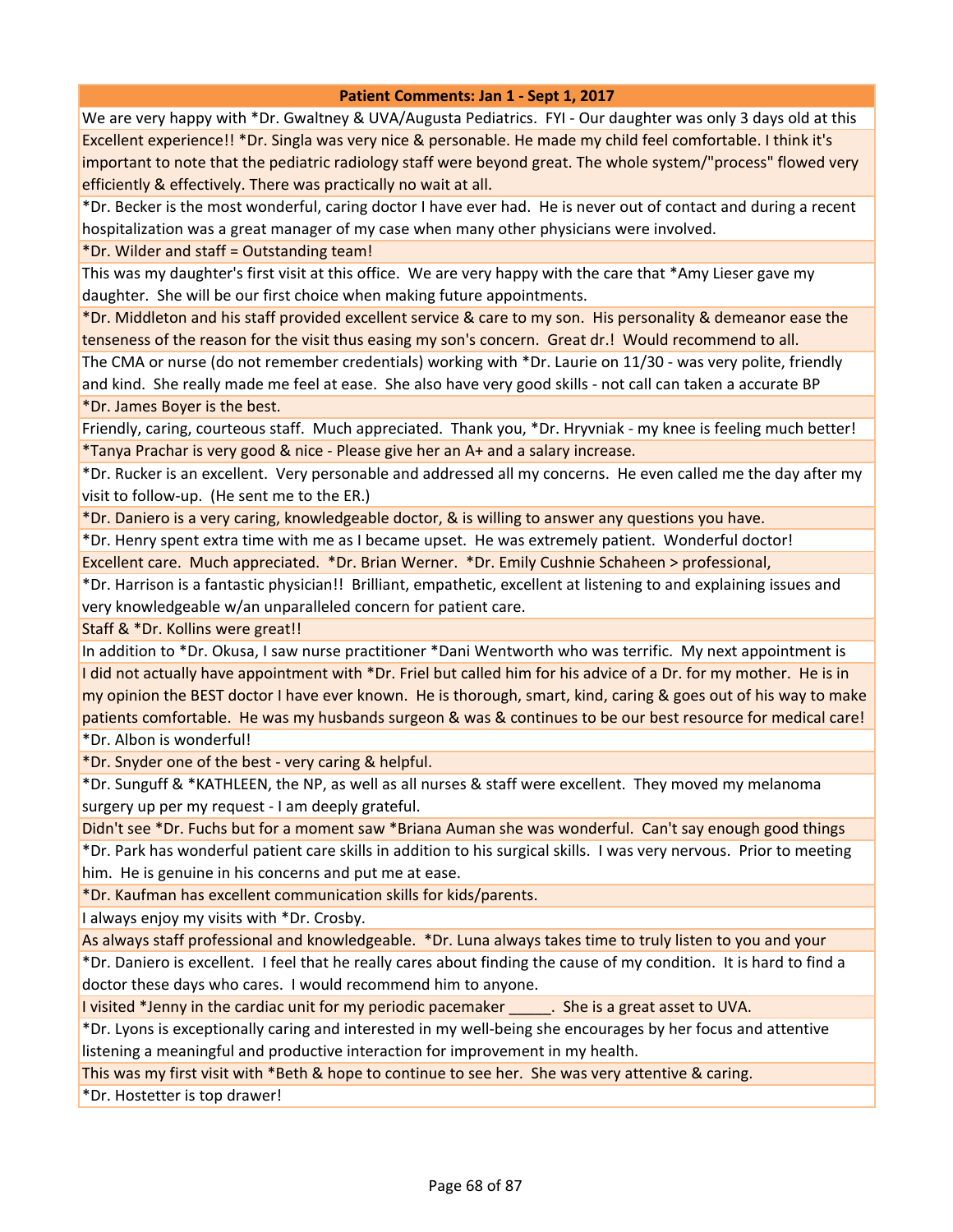| Patient Comments: Jan 1 - Sept 1, 2017 |
|---|
| We are very happy with *Dr. Gwaltney & UVA/Augusta Pediatrics. FYI - Our daughter was only 3 days old at this |
| Excellent experience!! *Dr. Singla was very nice & personable. He made my child feel comfortable. I think it's important to note that the pediatric radiology staff were beyond great. The whole system/"process" flowed very efficiently & effectively. There was practically no wait at all. |
| *Dr. Becker is the most wonderful, caring doctor I have ever had. He is never out of contact and during a recent hospitalization was a great manager of my case when many other physicians were involved. |
| *Dr. Wilder and staff = Outstanding team! |
| This was my daughter's first visit at this office. We are very happy with the care that *Amy Lieser gave my daughter. She will be our first choice when making future appointments. |
| *Dr. Middleton and his staff provided excellent service & care to my son. His personality & demeanor ease the tenseness of the reason for the visit thus easing my son's concern. Great dr.! Would recommend to all. |
| The CMA or nurse (do not remember credentials) working with *Dr. Laurie on 11/30 - was very polite, friendly and kind. She really made me feel at ease. She also have very good skills - not call can taken a accurate BP |
| *Dr. James Boyer is the best. |
| Friendly, caring, courteous staff. Much appreciated. Thank you, *Dr. Hryvniak - my knee is feeling much better! |
| *Tanya Prachar is very good & nice - Please give her an A+ and a salary increase. |
| *Dr. Rucker is an excellent. Very personable and addressed all my concerns. He even called me the day after my visit to follow-up. (He sent me to the ER.) |
| *Dr. Daniero is a very caring, knowledgeable doctor, & is willing to answer any questions you have. |
| *Dr. Henry spent extra time with me as I became upset. He was extremely patient. Wonderful doctor! |
| Excellent care. Much appreciated. *Dr. Brian Werner. *Dr. Emily Cushnie Schaheen > professional, |
| *Dr. Harrison is a fantastic physician!! Brilliant, empathetic, excellent at listening to and explaining issues and very knowledgeable w/an unparalleled concern for patient care. |
| Staff & *Dr. Kollins were great!! |
| In addition to *Dr. Okusa, I saw nurse practitioner *Dani Wentworth who was terrific. My next appointment is |
| I did not actually have appointment with *Dr. Friel but called him for his advice of a Dr. for my mother. He is in my opinion the BEST doctor I have ever known. He is thorough, smart, kind, caring & goes out of his way to make patients comfortable. He was my husbands surgeon & was & continues to be our best resource for medical care! |
| *Dr. Albon is wonderful! |
| *Dr. Snyder one of the best - very caring & helpful. |
| *Dr. Sunguff & *KATHLEEN, the NP, as well as all nurses & staff were excellent. They moved my melanoma surgery up per my request - I am deeply grateful. |
| Didn't see *Dr. Fuchs but for a moment saw *Briana Auman she was wonderful. Can't say enough good things |
| *Dr. Park has wonderful patient care skills in addition to his surgical skills. I was very nervous. Prior to meeting him. He is genuine in his concerns and put me at ease. |
| *Dr. Kaufman has excellent communication skills for kids/parents. |
| I always enjoy my visits with *Dr. Crosby. |
| As always staff professional and knowledgeable. *Dr. Luna always takes time to truly listen to you and your |
| *Dr. Daniero is excellent. I feel that he really cares about finding the cause of my condition. It is hard to find a doctor these days who cares. I would recommend him to anyone. |
| I visited *Jenny in the cardiac unit for my periodic pacemaker _____. She is a great asset to UVA. |
| *Dr. Lyons is exceptionally caring and interested in my well-being she encourages by her focus and attentive listening a meaningful and productive interaction for improvement in my health. |
| This was my first visit with *Beth & hope to continue to see her. She was very attentive & caring. |
| *Dr. Hostetter is top drawer! |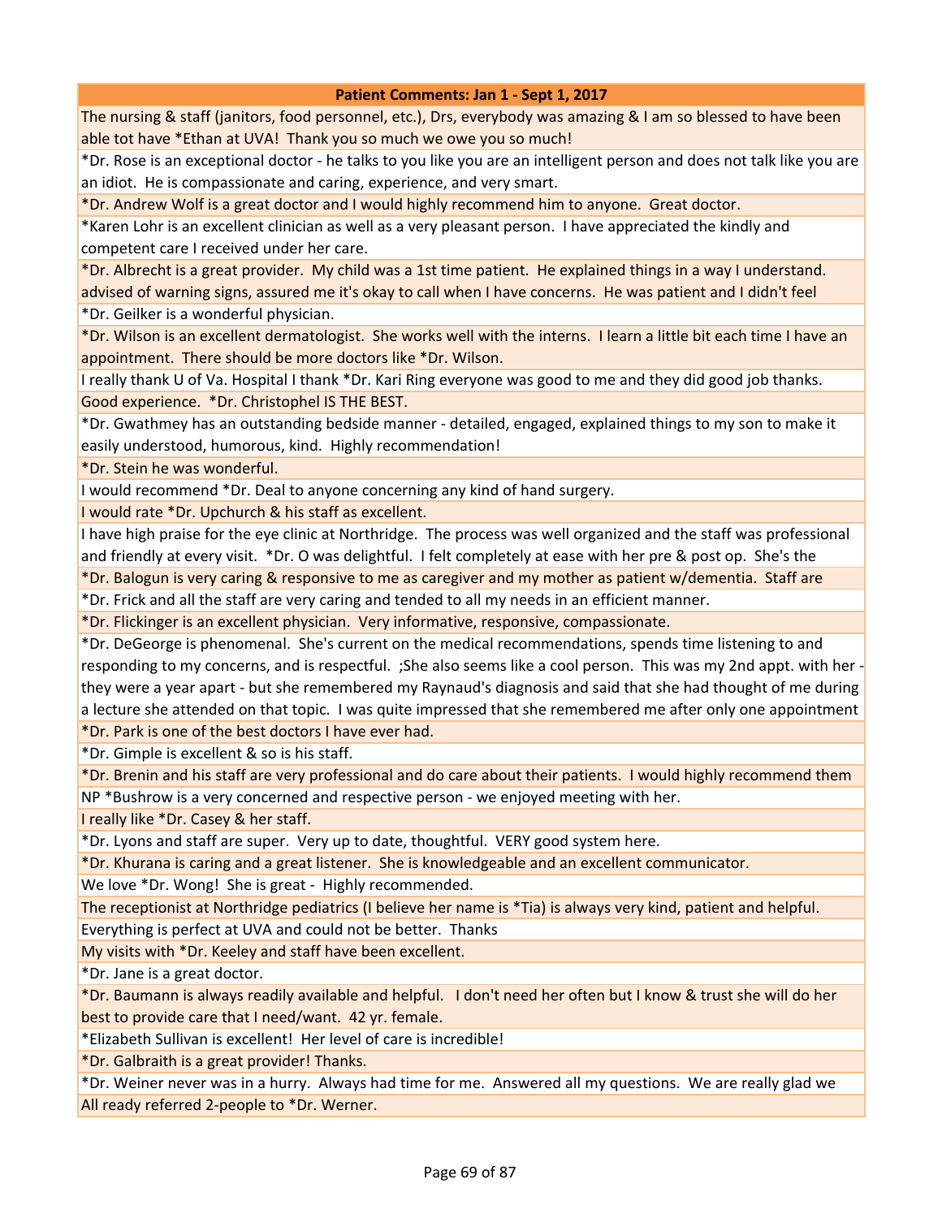| Patient Comments: Jan 1 - Sept 1, 2017 |
|---|
| The nursing & staff (janitors, food personnel, etc.), Drs, everybody was amazing & I am so blessed to have been able tot have *Ethan at UVA!  Thank you so much we owe you so much! |
| *Dr. Rose is an exceptional doctor - he talks to you like you are an intelligent person and does not talk like you are an idiot.  He is compassionate and caring, experience, and very smart. |
| *Dr. Andrew Wolf is a great doctor and I would highly recommend him to anyone.  Great doctor. |
| *Karen Lohr is an excellent clinician as well as a very pleasant person.  I have appreciated the kindly and competent care I received under her care. |
| *Dr. Albrecht is a great provider.  My child was a 1st time patient.  He explained things in a way I understand. advised of warning signs, assured me it's okay to call when I have concerns.  He was patient and I didn't feel |
| *Dr. Geilker is a wonderful physician. |
| *Dr. Wilson is an excellent dermatologist.  She works well with the interns.  I learn a little bit each time I have an appointment.  There should be more doctors like *Dr. Wilson. |
| I really thank U of Va. Hospital I thank *Dr. Kari Ring everyone was good to me and they did good job thanks. |
| Good experience.  *Dr. Christophel IS THE BEST. |
| *Dr. Gwathmey has an outstanding bedside manner - detailed, engaged, explained things to my son to make it easily understood, humorous, kind.  Highly recommendation! |
| *Dr. Stein he was wonderful. |
| I would recommend *Dr. Deal to anyone concerning any kind of hand surgery. |
| I would rate *Dr. Upchurch & his staff as excellent. |
| I have high praise for the eye clinic at Northridge.  The process was well organized and the staff was professional and friendly at every visit.  *Dr. O was delightful.  I felt completely at ease with her pre & post op.  She's the |
| *Dr. Balogun is very caring & responsive to me as caregiver and my mother as patient w/dementia.  Staff are |
| *Dr. Frick and all the staff are very caring and tended to all my needs in an efficient manner. |
| *Dr. Flickinger is an excellent physician.  Very informative, responsive, compassionate. |
| *Dr. DeGeorge is phenomenal.  She's current on the medical recommendations, spends time listening to and responding to my concerns, and is respectful.  ;She also seems like a cool person.  This was my 2nd appt. with her - they were a year apart - but she remembered my Raynaud's diagnosis and said that she had thought of me during a lecture she attended on that topic.  I was quite impressed that she remembered me after only one appointment |
| *Dr. Park is one of the best doctors I have ever had. |
| *Dr. Gimple is excellent & so is his staff. |
| *Dr. Brenin and his staff are very professional and do care about their patients.  I would highly recommend them |
| NP *Bushrow is a very concerned and respective person - we enjoyed meeting with her. |
| I really like *Dr. Casey & her staff. |
| *Dr. Lyons and staff are super.  Very up to date, thoughtful.  VERY good system here. |
| *Dr. Khurana is caring and a great listener.  She is knowledgeable and an excellent communicator. |
| We love *Dr. Wong!  She is great -  Highly recommended. |
| The receptionist at Northridge pediatrics (I believe her name is *Tia) is always very kind, patient and helpful. |
| Everything is perfect at UVA and could not be better.  Thanks |
| My visits with *Dr. Keeley and staff have been excellent. |
| *Dr. Jane is a great doctor. |
| *Dr. Baumann is always readily available and helpful.   I don't need her often but I know & trust she will do her best to provide care that I need/want.  42 yr. female. |
| *Elizabeth Sullivan is excellent!  Her level of care is incredible! |
| *Dr. Galbraith is a great provider! Thanks. |
| *Dr. Weiner never was in a hurry.  Always had time for me.  Answered all my questions.  We are really glad we |
| All ready referred 2-people to *Dr. Werner. |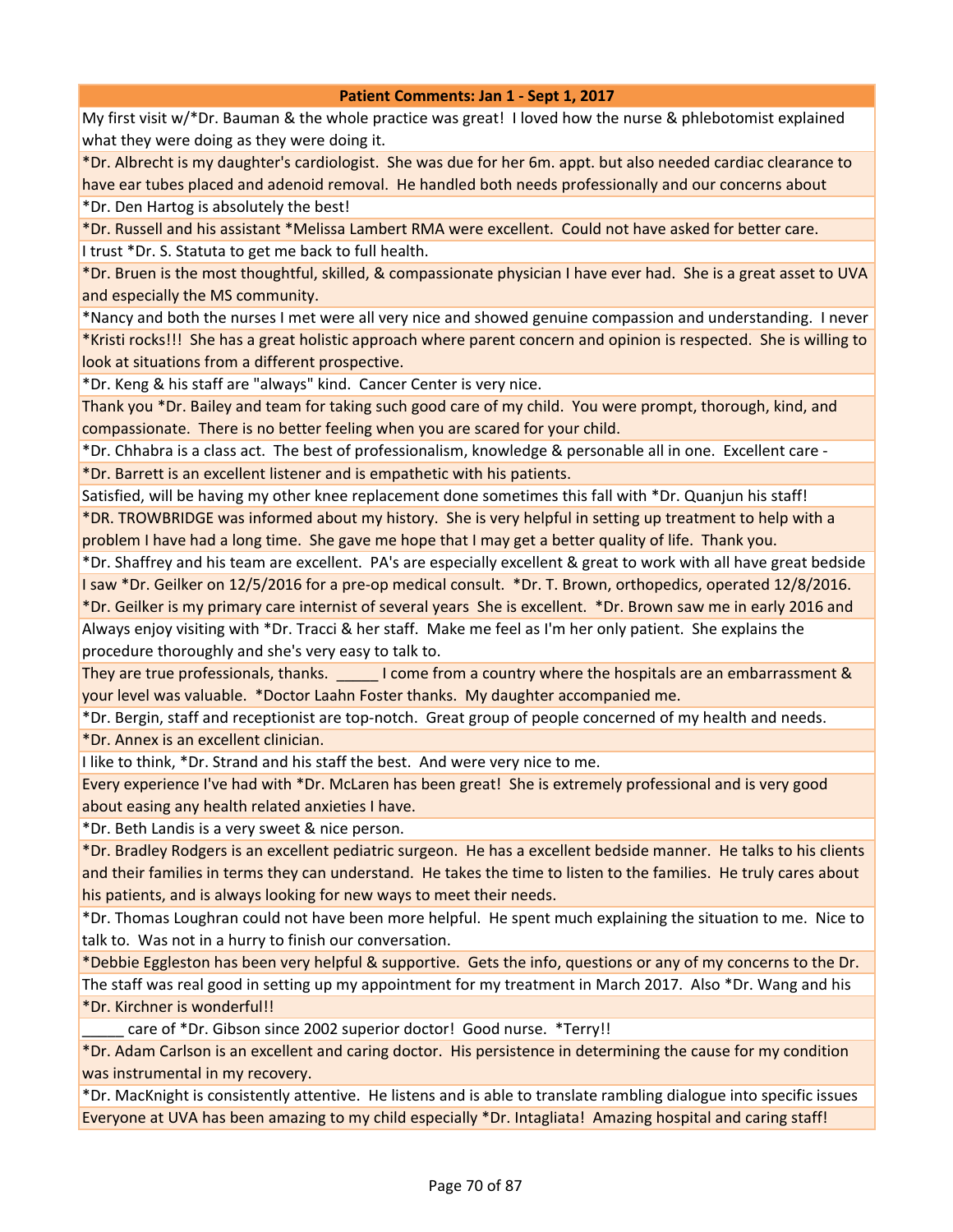| Patient Comments: Jan 1 - Sept 1, 2017 |
| --- |
| My first visit w/*Dr. Bauman & the whole practice was great! I loved how the nurse & phlebotomist explained what they were doing as they were doing it. |
| *Dr. Albrecht is my daughter's cardiologist. She was due for her 6m. appt. but also needed cardiac clearance to have ear tubes placed and adenoid removal. He handled both needs professionally and our concerns about |
| *Dr. Den Hartog is absolutely the best! |
| *Dr. Russell and his assistant *Melissa Lambert RMA were excellent. Could not have asked for better care. |
| I trust *Dr. S. Statuta to get me back to full health. |
| *Dr. Bruen is the most thoughtful, skilled, & compassionate physician I have ever had. She is a great asset to UVA and especially the MS community. |
| *Nancy and both the nurses I met were all very nice and showed genuine compassion and understanding. I never |
| *Kristi rocks!!! She has a great holistic approach where parent concern and opinion is respected. She is willing to look at situations from a different prospective. |
| *Dr. Keng & his staff are "always" kind. Cancer Center is very nice. |
| Thank you *Dr. Bailey and team for taking such good care of my child. You were prompt, thorough, kind, and compassionate. There is no better feeling when you are scared for your child. |
| *Dr. Chhabra is a class act. The best of professionalism, knowledge & personable all in one. Excellent care - |
| *Dr. Barrett is an excellent listener and is empathetic with his patients. |
| Satisfied, will be having my other knee replacement done sometimes this fall with *Dr. Quanjun his staff! |
| *DR. TROWBRIDGE was informed about my history. She is very helpful in setting up treatment to help with a problem I have had a long time. She gave me hope that I may get a better quality of life. Thank you. |
| *Dr. Shaffrey and his team are excellent. PA's are especially excellent & great to work with all have great bedside |
| I saw *Dr. Geilker on 12/5/2016 for a pre-op medical consult. *Dr. T. Brown, orthopedics, operated 12/8/2016. *Dr. Geilker is my primary care internist of several years She is excellent. *Dr. Brown saw me in early 2016 and |
| Always enjoy visiting with *Dr. Tracci & her staff. Make me feel as I'm her only patient. She explains the procedure thoroughly and she's very easy to talk to. |
| They are true professionals, thanks. _____ I come from a country where the hospitals are an embarrassment & your level was valuable. *Doctor Laahn Foster thanks. My daughter accompanied me. |
| *Dr. Bergin, staff and receptionist are top-notch. Great group of people concerned of my health and needs. |
| *Dr. Annex is an excellent clinician. |
| I like to think, *Dr. Strand and his staff the best. And were very nice to me. |
| Every experience I've had with *Dr. McLaren has been great! She is extremely professional and is very good about easing any health related anxieties I have. |
| *Dr. Beth Landis is a very sweet & nice person. |
| *Dr. Bradley Rodgers is an excellent pediatric surgeon. He has a excellent bedside manner. He talks to his clients and their families in terms they can understand. He takes the time to listen to the families. He truly cares about his patients, and is always looking for new ways to meet their needs. |
| *Dr. Thomas Loughran could not have been more helpful. He spent much explaining the situation to me. Nice to talk to. Was not in a hurry to finish our conversation. |
| *Debbie Eggleston has been very helpful & supportive. Gets the info, questions or any of my concerns to the Dr. |
| The staff was real good in setting up my appointment for my treatment in March 2017. Also *Dr. Wang and his |
| *Dr. Kirchner is wonderful!! |
| _____ care of *Dr. Gibson since 2002 superior doctor! Good nurse. *Terry!! |
| *Dr. Adam Carlson is an excellent and caring doctor. His persistence in determining the cause for my condition was instrumental in my recovery. |
| *Dr. MacKnight is consistently attentive. He listens and is able to translate rambling dialogue into specific issues |
| Everyone at UVA has been amazing to my child especially *Dr. Intagliata! Amazing hospital and caring staff! |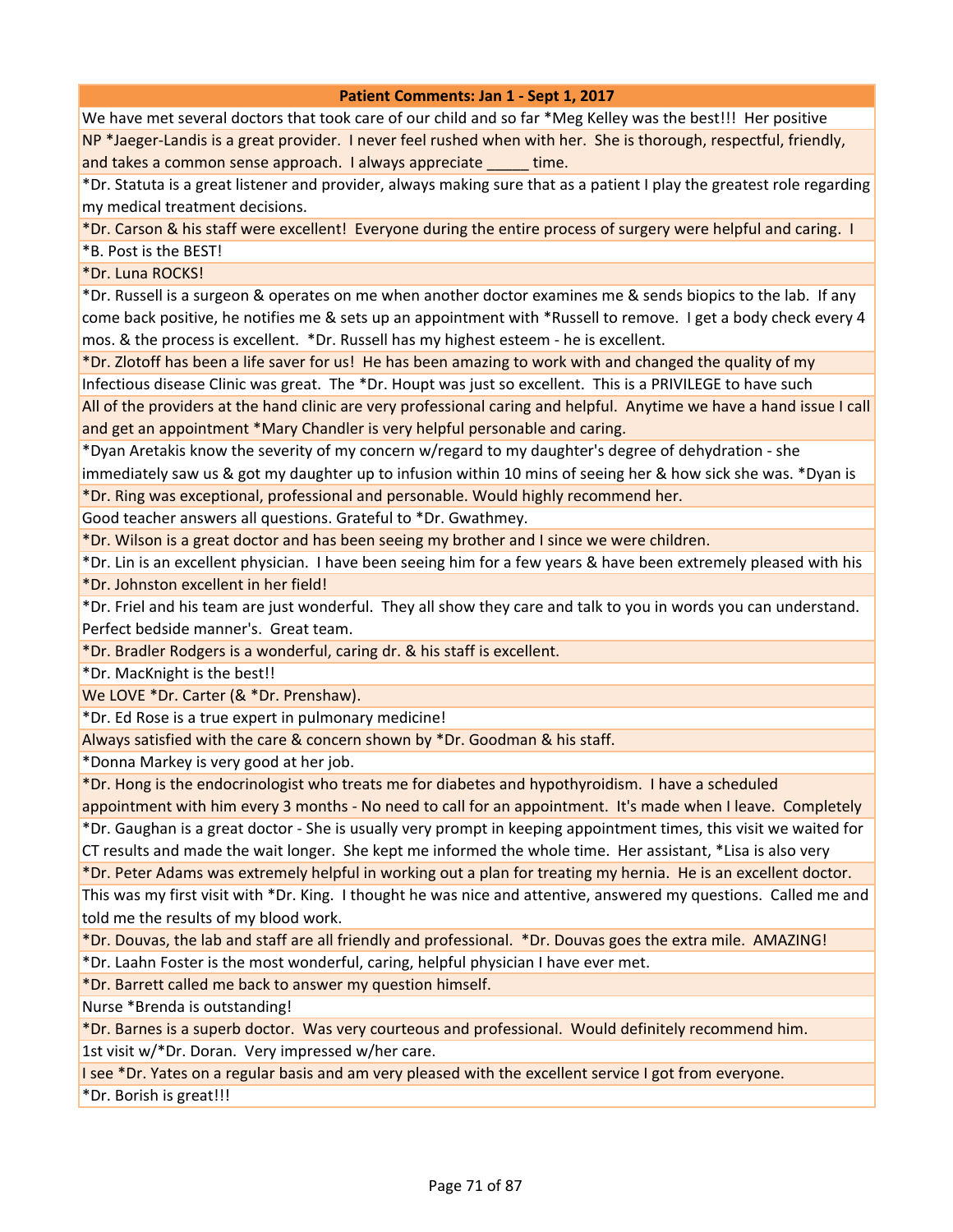| Patient Comments: Jan 1 - Sept 1, 2017 |
|---|
| We have met several doctors that took care of our child and so far *Meg Kelley was the best!!! Her positive |
| NP *Jaeger-Landis is a great provider. I never feel rushed when with her. She is thorough, respectful, friendly, and takes a common sense approach. I always appreciate _____ time. |
| *Dr. Statuta is a great listener and provider, always making sure that as a patient I play the greatest role regarding my medical treatment decisions. |
| *Dr. Carson & his staff were excellent! Everyone during the entire process of surgery were helpful and caring. I |
| *B. Post is the BEST! |
| *Dr. Luna ROCKS! |
| *Dr. Russell is a surgeon & operates on me when another doctor examines me & sends biopics to the lab. If any come back positive, he notifies me & sets up an appointment with *Russell to remove. I get a body check every 4 mos. & the process is excellent. *Dr. Russell has my highest esteem - he is excellent. |
| *Dr. Zlotoff has been a life saver for us! He has been amazing to work with and changed the quality of my |
| Infectious disease Clinic was great. The *Dr. Houpt was just so excellent. This is a PRIVILEGE to have such |
| All of the providers at the hand clinic are very professional caring and helpful. Anytime we have a hand issue I call and get an appointment *Mary Chandler is very helpful personable and caring. |
| *Dyan Aretakis know the severity of my concern w/regard to my daughter's degree of dehydration - she immediately saw us & got my daughter up to infusion within 10 mins of seeing her & how sick she was. *Dyan is |
| *Dr. Ring was exceptional, professional and personable. Would highly recommend her. |
| Good teacher answers all questions. Grateful to *Dr. Gwathmey. |
| *Dr. Wilson is a great doctor and has been seeing my brother and I since we were children. |
| *Dr. Lin is an excellent physician. I have been seeing him for a few years & have been extremely pleased with his |
| *Dr. Johnston excellent in her field! |
| *Dr. Friel and his team are just wonderful. They all show they care and talk to you in words you can understand. Perfect bedside manner's. Great team. |
| *Dr. Bradler Rodgers is a wonderful, caring dr. & his staff is excellent. |
| *Dr. MacKnight is the best!! |
| We LOVE *Dr. Carter (& *Dr. Prenshaw). |
| *Dr. Ed Rose is a true expert in pulmonary medicine! |
| Always satisfied with the care & concern shown by *Dr. Goodman & his staff. |
| *Donna Markey is very good at her job. |
| *Dr. Hong is the endocrinologist who treats me for diabetes and hypothyroidism. I have a scheduled appointment with him every 3 months - No need to call for an appointment. It's made when I leave. Completely |
| *Dr. Gaughan is a great doctor - She is usually very prompt in keeping appointment times, this visit we waited for CT results and made the wait longer. She kept me informed the whole time. Her assistant, *Lisa is also very |
| *Dr. Peter Adams was extremely helpful in working out a plan for treating my hernia. He is an excellent doctor. |
| This was my first visit with *Dr. King. I thought he was nice and attentive, answered my questions. Called me and told me the results of my blood work. |
| *Dr. Douvas, the lab and staff are all friendly and professional. *Dr. Douvas goes the extra mile. AMAZING! |
| *Dr. Laahn Foster is the most wonderful, caring, helpful physician I have ever met. |
| *Dr. Barrett called me back to answer my question himself. |
| Nurse *Brenda is outstanding! |
| *Dr. Barnes is a superb doctor. Was very courteous and professional. Would definitely recommend him. |
| 1st visit w/*Dr. Doran. Very impressed w/her care. |
| I see *Dr. Yates on a regular basis and am very pleased with the excellent service I got from everyone. |
| *Dr. Borish is great!!! |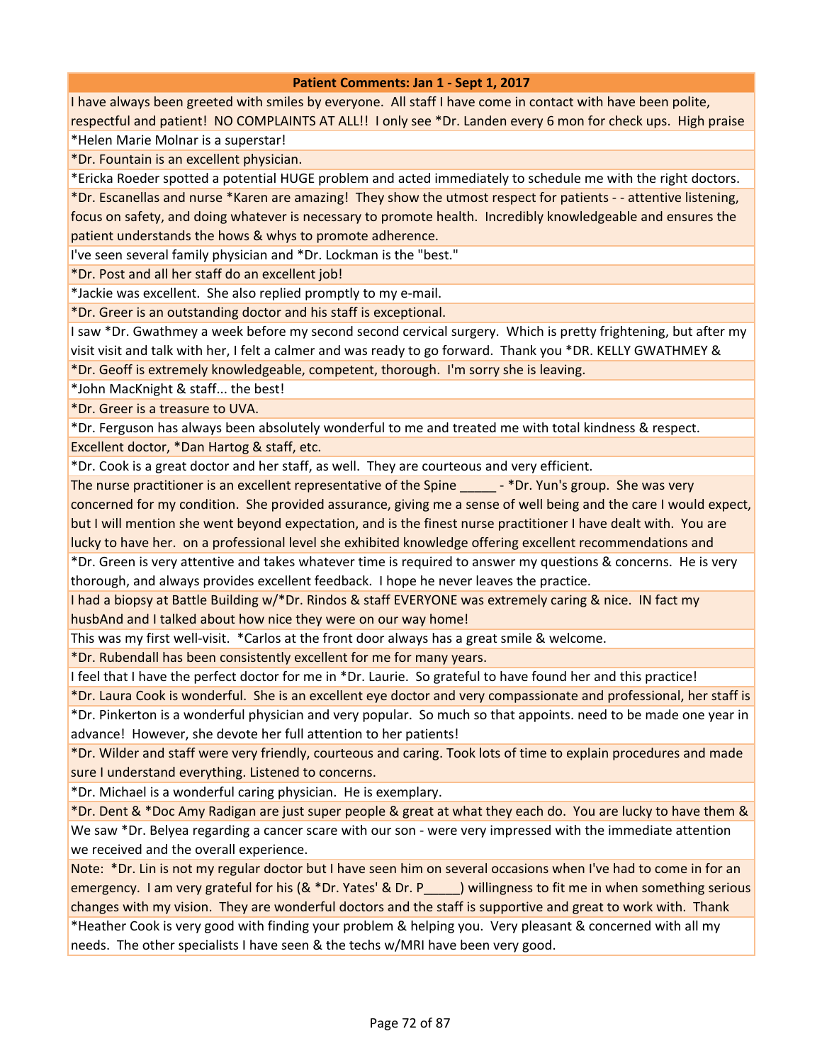| Patient Comments: Jan 1 - Sept 1, 2017 |
|---|
| I have always been greeted with smiles by everyone. All staff I have come in contact with have been polite, respectful and patient! NO COMPLAINTS AT ALL!! I only see *Dr. Landen every 6 mon for check ups. High praise |
| *Helen Marie Molnar is a superstar! |
| *Dr. Fountain is an excellent physician. |
| *Ericka Roeder spotted a potential HUGE problem and acted immediately to schedule me with the right doctors. |
| *Dr. Escanellas and nurse *Karen are amazing! They show the utmost respect for patients - - attentive listening, focus on safety, and doing whatever is necessary to promote health. Incredibly knowledgeable and ensures the patient understands the hows & whys to promote adherence. |
| I've seen several family physician and *Dr. Lockman is the "best." |
| *Dr. Post and all her staff do an excellent job! |
| *Jackie was excellent. She also replied promptly to my e-mail. |
| *Dr. Greer is an outstanding doctor and his staff is exceptional. |
| I saw *Dr. Gwathmey a week before my second second cervical surgery. Which is pretty frightening, but after my visit visit and talk with her, I felt a calmer and was ready to go forward. Thank you *DR. KELLY GWATHMEY & |
| *Dr. Geoff is extremely knowledgeable, competent, thorough. I'm sorry she is leaving. |
| *John MacKnight & staff... the best! |
| *Dr. Greer is a treasure to UVA. |
| *Dr. Ferguson has always been absolutely wonderful to me and treated me with total kindness & respect. |
| Excellent doctor, *Dan Hartog & staff, etc. |
| *Dr. Cook is a great doctor and her staff, as well. They are courteous and very efficient. |
| The nurse practitioner is an excellent representative of the Spine _____ - *Dr. Yun's group. She was very concerned for my condition. She provided assurance, giving me a sense of well being and the care I would expect, but I will mention she went beyond expectation, and is the finest nurse practitioner I have dealt with. You are lucky to have her. on a professional level she exhibited knowledge offering excellent recommendations and |
| *Dr. Green is very attentive and takes whatever time is required to answer my questions & concerns. He is very thorough, and always provides excellent feedback. I hope he never leaves the practice. |
| I had a biopsy at Battle Building w/*Dr. Rindos & staff EVERYONE was extremely caring & nice. IN fact my husbAnd and I talked about how nice they were on our way home! |
| This was my first well-visit. *Carlos at the front door always has a great smile & welcome. |
| *Dr. Rubendall has been consistently excellent for me for many years. |
| I feel that I have the perfect doctor for me in *Dr. Laurie. So grateful to have found her and this practice! |
| *Dr. Laura Cook is wonderful. She is an excellent eye doctor and very compassionate and professional, her staff is |
| *Dr. Pinkerton is a wonderful physician and very popular. So much so that appoints. need to be made one year in advance! However, she devote her full attention to her patients! |
| *Dr. Wilder and staff were very friendly, courteous and caring. Took lots of time to explain procedures and made sure I understand everything. Listened to concerns. |
| *Dr. Michael is a wonderful caring physician. He is exemplary. |
| *Dr. Dent & *Doc Amy Radigan are just super people & great at what they each do. You are lucky to have them & |
| We saw *Dr. Belyea regarding a cancer scare with our son - were very impressed with the immediate attention we received and the overall experience. |
| Note: *Dr. Lin is not my regular doctor but I have seen him on several occasions when I've had to come in for an emergency. I am very grateful for his (& *Dr. Yates' & Dr. P_____) willingness to fit me in when something serious changes with my vision. They are wonderful doctors and the staff is supportive and great to work with. Thank |
| *Heather Cook is very good with finding your problem & helping you. Very pleasant & concerned with all my needs. The other specialists I have seen & the techs w/MRI have been very good. |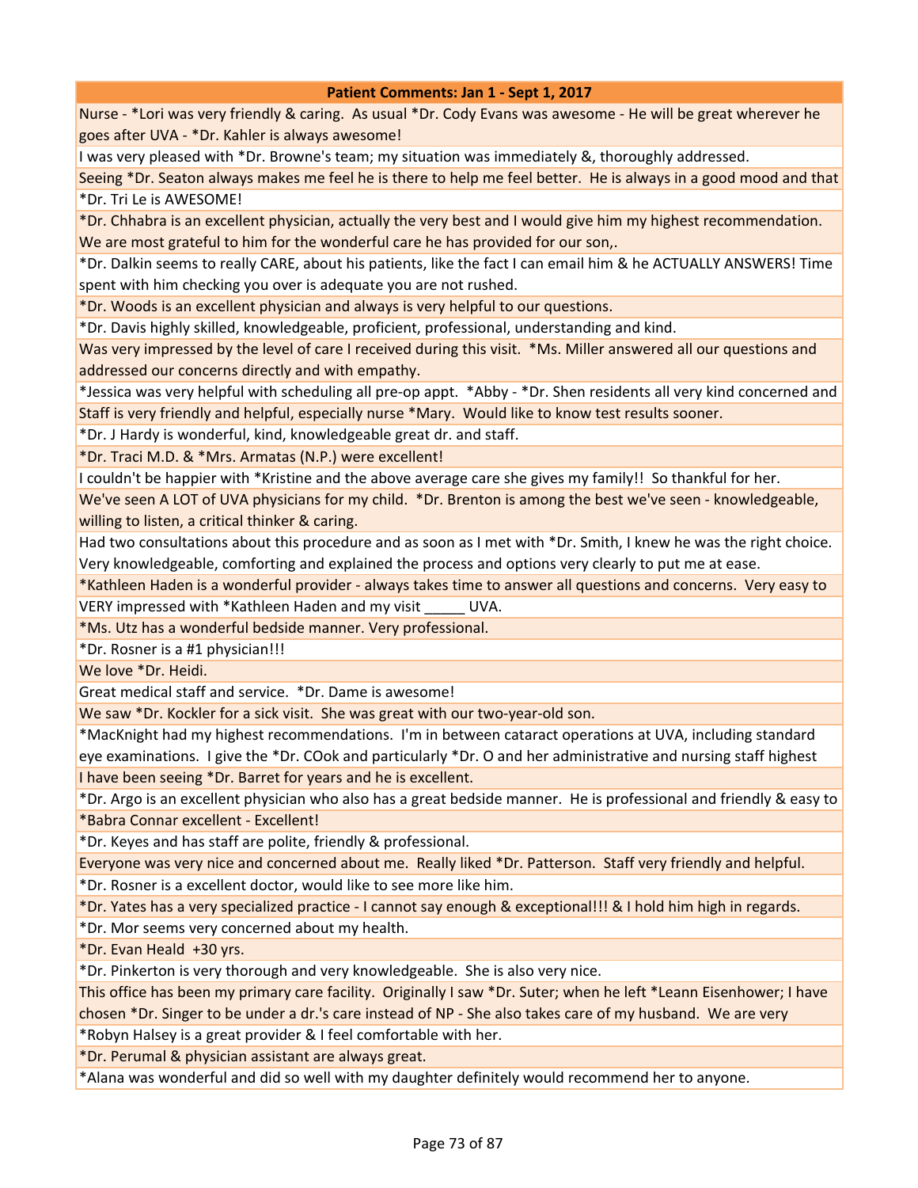| Patient Comments: Jan 1 - Sept 1, 2017 |
|---|
| Nurse - *Lori was very friendly & caring. As usual *Dr. Cody Evans was awesome - He will be great wherever he goes after UVA - *Dr. Kahler is always awesome! |
| I was very pleased with *Dr. Browne's team; my situation was immediately &, thoroughly addressed. |
| Seeing *Dr. Seaton always makes me feel he is there to help me feel better. He is always in a good mood and that |
| *Dr. Tri Le is AWESOME! |
| *Dr. Chhabra is an excellent physician, actually the very best and I would give him my highest recommendation. We are most grateful to him for the wonderful care he has provided for our son,. |
| *Dr. Dalkin seems to really CARE, about his patients, like the fact I can email him & he ACTUALLY ANSWERS! Time spent with him checking you over is adequate you are not rushed. |
| *Dr. Woods is an excellent physician and always is very helpful to our questions. |
| *Dr. Davis highly skilled, knowledgeable, proficient, professional, understanding and kind. |
| Was very impressed by the level of care I received during this visit. *Ms. Miller answered all our questions and addressed our concerns directly and with empathy. |
| *Jessica was very helpful with scheduling all pre-op appt. *Abby - *Dr. Shen residents all very kind concerned and |
| Staff is very friendly and helpful, especially nurse *Mary. Would like to know test results sooner. |
| *Dr. J Hardy is wonderful, kind, knowledgeable great dr. and staff. |
| *Dr. Traci M.D. & *Mrs. Armatas (N.P.) were excellent! |
| I couldn't be happier with *Kristine and the above average care she gives my family!! So thankful for her. |
| We've seen A LOT of UVA physicians for my child. *Dr. Brenton is among the best we've seen - knowledgeable, willing to listen, a critical thinker & caring. |
| Had two consultations about this procedure and as soon as I met with *Dr. Smith, I knew he was the right choice. Very knowledgeable, comforting and explained the process and options very clearly to put me at ease. |
| *Kathleen Haden is a wonderful provider - always takes time to answer all questions and concerns. Very easy to |
| VERY impressed with *Kathleen Haden and my visit _____ UVA. |
| *Ms. Utz has a wonderful bedside manner. Very professional. |
| *Dr. Rosner is a #1 physician!!! |
| We love *Dr. Heidi. |
| Great medical staff and service. *Dr. Dame is awesome! |
| We saw *Dr. Kockler for a sick visit. She was great with our two-year-old son. |
| *MacKnight had my highest recommendations. I'm in between cataract operations at UVA, including standard eye examinations. I give the *Dr. COok and particularly *Dr. O and her administrative and nursing staff highest |
| I have been seeing *Dr. Barret for years and he is excellent. |
| *Dr. Argo is an excellent physician who also has a great bedside manner. He is professional and friendly & easy to |
| *Babra Connar excellent - Excellent! |
| *Dr. Keyes and has staff are polite, friendly & professional. |
| Everyone was very nice and concerned about me. Really liked *Dr. Patterson. Staff very friendly and helpful. |
| *Dr. Rosner is a excellent doctor, would like to see more like him. |
| *Dr. Yates has a very specialized practice - I cannot say enough & exceptional!!! & I hold him high in regards. |
| *Dr. Mor seems very concerned about my health. |
| *Dr. Evan Heald +30 yrs. |
| *Dr. Pinkerton is very thorough and very knowledgeable. She is also very nice. |
| This office has been my primary care facility. Originally I saw *Dr. Suter; when he left *Leann Eisenhower; I have chosen *Dr. Singer to be under a dr.'s care instead of NP - She also takes care of my husband. We are very |
| *Robyn Halsey is a great provider & I feel comfortable with her. |
| *Dr. Perumal & physician assistant are always great. |
| *Alana was wonderful and did so well with my daughter definitely would recommend her to anyone. |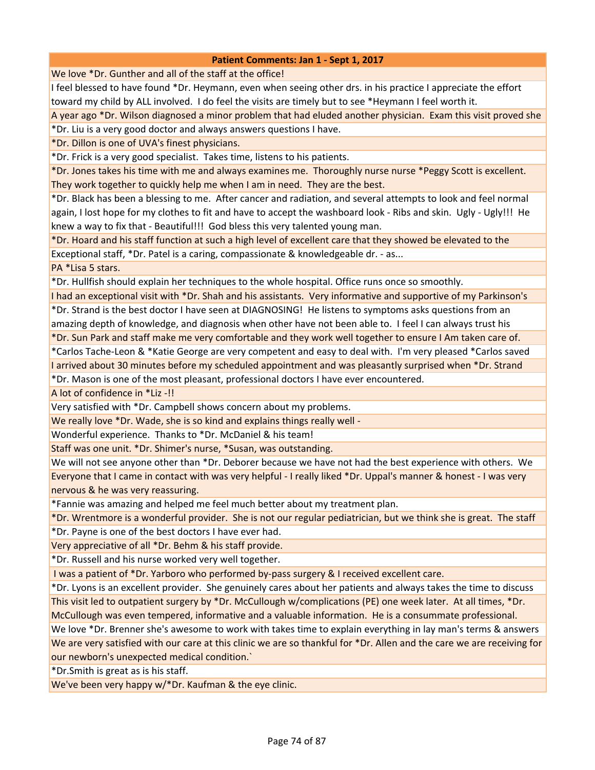| Patient Comments: Jan 1 - Sept 1, 2017 |
|---|
| We love *Dr. Gunther and all of the staff at the office! |
| I feel blessed to have found *Dr. Heymann, even when seeing other drs. in his practice I appreciate the effort toward my child by ALL involved. I do feel the visits are timely but to see *Heymann I feel worth it. |
| A year ago *Dr. Wilson diagnosed a minor problem that had eluded another physician. Exam this visit proved she |
| *Dr. Liu is a very good doctor and always answers questions I have. |
| *Dr. Dillon is one of UVA's finest physicians. |
| *Dr. Frick is a very good specialist. Takes time, listens to his patients. |
| *Dr. Jones takes his time with me and always examines me. Thoroughly nurse nurse *Peggy Scott is excellent. They work together to quickly help me when I am in need. They are the best. |
| *Dr. Black has been a blessing to me. After cancer and radiation, and several attempts to look and feel normal again, I lost hope for my clothes to fit and have to accept the washboard look - Ribs and skin. Ugly - Ugly!!! He knew a way to fix that - Beautiful!!! God bless this very talented young man. |
| *Dr. Hoard and his staff function at such a high level of excellent care that they showed be elevated to the |
| Exceptional staff, *Dr. Patel is a caring, compassionate & knowledgeable dr. - as... |
| PA *Lisa 5 stars. |
| *Dr. Hullfish should explain her techniques to the whole hospital. Office runs once so smoothly. |
| I had an exceptional visit with *Dr. Shah and his assistants. Very informative and supportive of my Parkinson's |
| *Dr. Strand is the best doctor I have seen at DIAGNOSING! He listens to symptoms asks questions from an amazing depth of knowledge, and diagnosis when other have not been able to. I feel I can always trust his |
| *Dr. Sun Park and staff make me very comfortable and they work well together to ensure I Am taken care of. |
| *Carlos Tache-Leon & *Katie George are very competent and easy to deal with. I'm very pleased *Carlos saved |
| I arrived about 30 minutes before my scheduled appointment and was pleasantly surprised when *Dr. Strand |
| *Dr. Mason is one of the most pleasant, professional doctors I have ever encountered. |
| A lot of confidence in *Liz -!! |
| Very satisfied with *Dr. Campbell shows concern about my problems. |
| We really love *Dr. Wade, she is so kind and explains things really well - |
| Wonderful experience. Thanks to *Dr. McDaniel & his team! |
| Staff was one unit. *Dr. Shimer's nurse, *Susan, was outstanding. |
| We will not see anyone other than *Dr. Deborer because we have not had the best experience with others. We |
| Everyone that I came in contact with was very helpful - I really liked *Dr. Uppal's manner & honest - I was very nervous & he was very reassuring. |
| *Fannie was amazing and helped me feel much better about my treatment plan. |
| *Dr. Wrentmore is a wonderful provider. She is not our regular pediatrician, but we think she is great. The staff |
| *Dr. Payne is one of the best doctors I have ever had. |
| Very appreciative of all *Dr. Behm & his staff provide. |
| *Dr. Russell and his nurse worked very well together. |
| I was a patient of *Dr. Yarboro who performed by-pass surgery & I received excellent care. |
| *Dr. Lyons is an excellent provider. She genuinely cares about her patients and always takes the time to discuss |
| This visit led to outpatient surgery by *Dr. McCullough w/complications (PE) one week later. At all times, *Dr. McCullough was even tempered, informative and a valuable information. He is a consummate professional. |
| We love *Dr. Brenner she's awesome to work with takes time to explain everything in lay man's terms & answers |
| We are very satisfied with our care at this clinic we are so thankful for *Dr. Allen and the care we are receiving for our newborn's unexpected medical condition.` |
| *Dr.Smith is great as is his staff. |
| We've been very happy w/*Dr. Kaufman & the eye clinic. |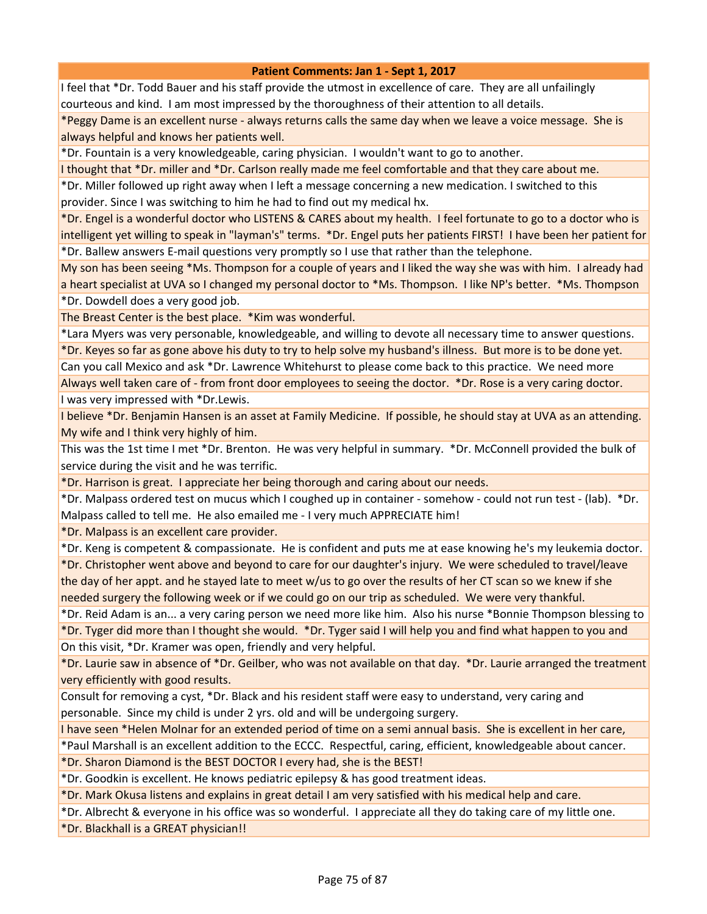| Patient Comments: Jan 1 - Sept 1, 2017 |
|---|
| I feel that *Dr. Todd Bauer and his staff provide the utmost in excellence of care. They are all unfailingly courteous and kind. I am most impressed by the thoroughness of their attention to all details. |
| *Peggy Dame is an excellent nurse - always returns calls the same day when we leave a voice message. She is always helpful and knows her patients well. |
| *Dr. Fountain is a very knowledgeable, caring physician. I wouldn't want to go to another. |
| I thought that *Dr. miller and *Dr. Carlson really made me feel comfortable and that they care about me. |
| *Dr. Miller followed up right away when I left a message concerning a new medication. I switched to this provider. Since I was switching to him he had to find out my medical hx. |
| *Dr. Engel is a wonderful doctor who LISTENS & CARES about my health. I feel fortunate to go to a doctor who is intelligent yet willing to speak in "layman's" terms. *Dr. Engel puts her patients FIRST! I have been her patient for |
| *Dr. Ballew answers E-mail questions very promptly so I use that rather than the telephone. |
| My son has been seeing *Ms. Thompson for a couple of years and I liked the way she was with him. I already had a heart specialist at UVA so I changed my personal doctor to *Ms. Thompson. I like NP's better. *Ms. Thompson |
| *Dr. Dowdell does a very good job. |
| The Breast Center is the best place. *Kim was wonderful. |
| *Lara Myers was very personable, knowledgeable, and willing to devote all necessary time to answer questions. |
| *Dr. Keyes so far as gone above his duty to try to help solve my husband's illness. But more is to be done yet. |
| Can you call Mexico and ask *Dr. Lawrence Whitehurst to please come back to this practice. We need more |
| Always well taken care of - from front door employees to seeing the doctor. *Dr. Rose is a very caring doctor. |
| I was very impressed with *Dr.Lewis. |
| I believe *Dr. Benjamin Hansen is an asset at Family Medicine. If possible, he should stay at UVA as an attending. My wife and I think very highly of him. |
| This was the 1st time I met *Dr. Brenton. He was very helpful in summary. *Dr. McConnell provided the bulk of service during the visit and he was terrific. |
| *Dr. Harrison is great. I appreciate her being thorough and caring about our needs. |
| *Dr. Malpass ordered test on mucus which I coughed up in container - somehow - could not run test - (lab). *Dr. Malpass called to tell me. He also emailed me - I very much APPRECIATE him! |
| *Dr. Malpass is an excellent care provider. |
| *Dr. Keng is competent & compassionate. He is confident and puts me at ease knowing he's my leukemia doctor. |
| *Dr. Christopher went above and beyond to care for our daughter's injury. We were scheduled to travel/leave the day of her appt. and he stayed late to meet w/us to go over the results of her CT scan so we knew if she needed surgery the following week or if we could go on our trip as scheduled. We were very thankful. |
| *Dr. Reid Adam is an... a very caring person we need more like him. Also his nurse *Bonnie Thompson blessing to |
| *Dr. Tyger did more than I thought she would. *Dr. Tyger said I will help you and find what happen to you and |
| On this visit, *Dr. Kramer was open, friendly and very helpful. |
| *Dr. Laurie saw in absence of *Dr. Geilber, who was not available on that day. *Dr. Laurie arranged the treatment very efficiently with good results. |
| Consult for removing a cyst, *Dr. Black and his resident staff were easy to understand, very caring and personable. Since my child is under 2 yrs. old and will be undergoing surgery. |
| I have seen *Helen Molnar for an extended period of time on a semi annual basis. She is excellent in her care, |
| *Paul Marshall is an excellent addition to the ECCC. Respectful, caring, efficient, knowledgeable about cancer. |
| *Dr. Sharon Diamond is the BEST DOCTOR I every had, she is the BEST! |
| *Dr. Goodkin is excellent. He knows pediatric epilepsy & has good treatment ideas. |
| *Dr. Mark Okusa listens and explains in great detail I am very satisfied with his medical help and care. |
| *Dr. Albrecht & everyone in his office was so wonderful. I appreciate all they do taking care of my little one. |
| *Dr. Blackhall is a GREAT physician!! |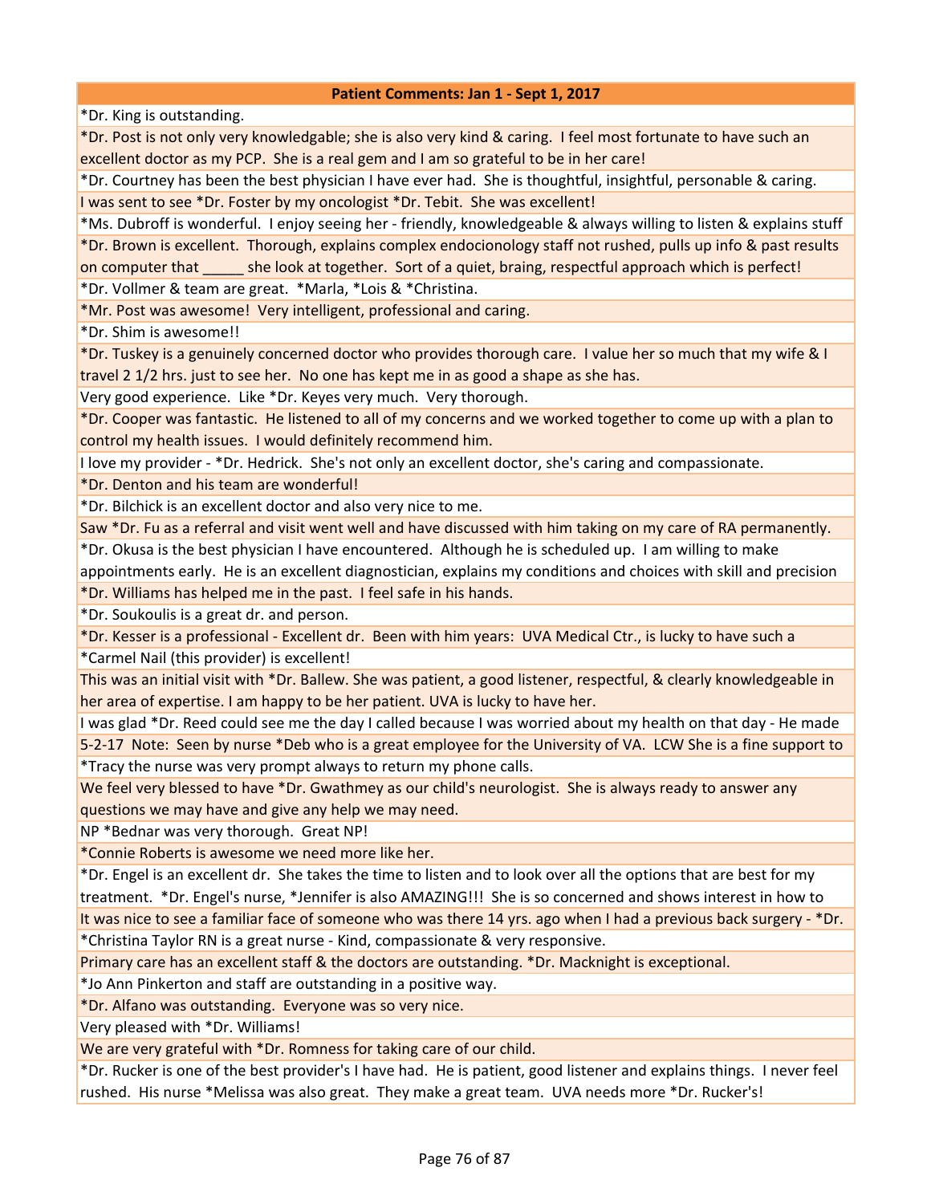| Patient Comments: Jan 1 - Sept 1, 2017 |
|---|
| *Dr. King is outstanding. |
| *Dr. Post is not only very knowledgable; she is also very kind & caring. I feel most fortunate to have such an excellent doctor as my PCP. She is a real gem and I am so grateful to be in her care! |
| *Dr. Courtney has been the best physician I have ever had. She is thoughtful, insightful, personable & caring. |
| I was sent to see *Dr. Foster by my oncologist *Dr. Tebit. She was excellent! |
| *Ms. Dubroff is wonderful. I enjoy seeing her - friendly, knowledgeable & always willing to listen & explains stuff |
| *Dr. Brown is excellent. Thorough, explains complex endocionology staff not rushed, pulls up info & past results on computer that _____ she look at together. Sort of a quiet, braing, respectful approach which is perfect! |
| *Dr. Vollmer & team are great. *Marla, *Lois & *Christina. |
| *Mr. Post was awesome! Very intelligent, professional and caring. |
| *Dr. Shim is awesome!! |
| *Dr. Tuskey is a genuinely concerned doctor who provides thorough care. I value her so much that my wife & I travel 2 1/2 hrs. just to see her. No one has kept me in as good a shape as she has. |
| Very good experience. Like *Dr. Keyes very much. Very thorough. |
| *Dr. Cooper was fantastic. He listened to all of my concerns and we worked together to come up with a plan to control my health issues. I would definitely recommend him. |
| I love my provider - *Dr. Hedrick. She's not only an excellent doctor, she's caring and compassionate. |
| *Dr. Denton and his team are wonderful! |
| *Dr. Bilchick is an excellent doctor and also very nice to me. |
| Saw *Dr. Fu as a referral and visit went well and have discussed with him taking on my care of RA permanently. |
| *Dr. Okusa is the best physician I have encountered. Although he is scheduled up. I am willing to make appointments early. He is an excellent diagnostician, explains my conditions and choices with skill and precision |
| *Dr. Williams has helped me in the past. I feel safe in his hands. |
| *Dr. Soukoulis is a great dr. and person. |
| *Dr. Kesser is a professional - Excellent dr. Been with him years: UVA Medical Ctr., is lucky to have such a |
| *Carmel Nail (this provider) is excellent! |
| This was an initial visit with *Dr. Ballew. She was patient, a good listener, respectful, & clearly knowledgeable in her area of expertise. I am happy to be her patient. UVA is lucky to have her. |
| I was glad *Dr. Reed could see me the day I called because I was worried about my health on that day - He made |
| 5-2-17 Note: Seen by nurse *Deb who is a great employee for the University of VA. LCW She is a fine support to |
| *Tracy the nurse was very prompt always to return my phone calls. |
| We feel very blessed to have *Dr. Gwathmey as our child's neurologist. She is always ready to answer any questions we may have and give any help we may need. |
| NP *Bednar was very thorough. Great NP! |
| *Connie Roberts is awesome we need more like her. |
| *Dr. Engel is an excellent dr. She takes the time to listen and to look over all the options that are best for my treatment. *Dr. Engel's nurse, *Jennifer is also AMAZING!!! She is so concerned and shows interest in how to |
| It was nice to see a familiar face of someone who was there 14 yrs. ago when I had a previous back surgery - *Dr. |
| *Christina Taylor RN is a great nurse - Kind, compassionate & very responsive. |
| Primary care has an excellent staff & the doctors are outstanding. *Dr. Macknight is exceptional. |
| *Jo Ann Pinkerton and staff are outstanding in a positive way. |
| *Dr. Alfano was outstanding. Everyone was so very nice. |
| Very pleased with *Dr. Williams! |
| We are very grateful with *Dr. Romness for taking care of our child. |
| *Dr. Rucker is one of the best provider's I have had. He is patient, good listener and explains things. I never feel rushed. His nurse *Melissa was also great. They make a great team. UVA needs more *Dr. Rucker's! |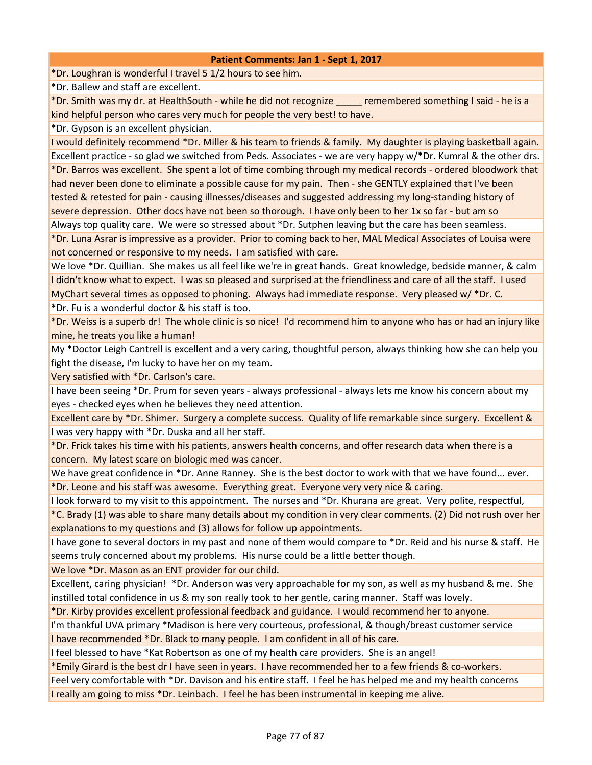| Patient Comments: Jan 1 - Sept 1, 2017 |
|---|
| *Dr. Loughran is wonderful I travel 5 1/2 hours to see him. |
| *Dr. Ballew and staff are excellent. |
| *Dr. Smith was my dr. at HealthSouth - while he did not recognize _____ remembered something I said - he is a kind helpful person who cares very much for people the very best! to have. |
| *Dr. Gypson is an excellent physician. |
| I would definitely recommend *Dr. Miller & his team to friends & family. My daughter is playing basketball again. |
| Excellent practice - so glad we switched from Peds. Associates - we are very happy w/*Dr. Kumral & the other drs. |
| *Dr. Barros was excellent. She spent a lot of time combing through my medical records - ordered bloodwork that had never been done to eliminate a possible cause for my pain. Then - she GENTLY explained that I've been tested & retested for pain - causing illnesses/diseases and suggested addressing my long-standing history of severe depression. Other docs have not been so thorough. I have only been to her 1x so far - but am so |
| Always top quality care. We were so stressed about *Dr. Sutphen leaving but the care has been seamless. |
| *Dr. Luna Asrar is impressive as a provider. Prior to coming back to her, MAL Medical Associates of Louisa were not concerned or responsive to my needs. I am satisfied with care. |
| We love *Dr. Quillian. She makes us all feel like we're in great hands. Great knowledge, bedside manner, & calm |
| I didn't know what to expect. I was so pleased and surprised at the friendliness and care of all the staff. I used MyChart several times as opposed to phoning. Always had immediate response. Very pleased w/ *Dr. C. |
| *Dr. Fu is a wonderful doctor & his staff is too. |
| *Dr. Weiss is a superb dr! The whole clinic is so nice! I'd recommend him to anyone who has or had an injury like mine, he treats you like a human! |
| My *Doctor Leigh Cantrell is excellent and a very caring, thoughtful person, always thinking how she can help you fight the disease, I'm lucky to have her on my team. |
| Very satisfied with *Dr. Carlson's care. |
| I have been seeing *Dr. Prum for seven years - always professional - always lets me know his concern about my eyes - checked eyes when he believes they need attention. |
| Excellent care by *Dr. Shimer. Surgery a complete success. Quality of life remarkable since surgery. Excellent & |
| I was very happy with *Dr. Duska and all her staff. |
| *Dr. Frick takes his time with his patients, answers health concerns, and offer research data when there is a concern. My latest scare on biologic med was cancer. |
| We have great confidence in *Dr. Anne Ranney. She is the best doctor to work with that we have found... ever. |
| *Dr. Leone and his staff was awesome. Everything great. Everyone very very nice & caring. |
| I look forward to my visit to this appointment. The nurses and *Dr. Khurana are great. Very polite, respectful, |
| *C. Brady (1) was able to share many details about my condition in very clear comments. (2) Did not rush over her explanations to my questions and (3) allows for follow up appointments. |
| I have gone to several doctors in my past and none of them would compare to *Dr. Reid and his nurse & staff. He seems truly concerned about my problems. His nurse could be a little better though. |
| We love *Dr. Mason as an ENT provider for our child. |
| Excellent, caring physician! *Dr. Anderson was very approachable for my son, as well as my husband & me. She instilled total confidence in us & my son really took to her gentle, caring manner. Staff was lovely. |
| *Dr. Kirby provides excellent professional feedback and guidance. I would recommend her to anyone. |
| I'm thankful UVA primary *Madison is here very courteous, professional, & though/breast customer service |
| I have recommended *Dr. Black to many people. I am confident in all of his care. |
| I feel blessed to have *Kat Robertson as one of my health care providers. She is an angel! |
| *Emily Girard is the best dr I have seen in years. I have recommended her to a few friends & co-workers. |
| Feel very comfortable with *Dr. Davison and his entire staff. I feel he has helped me and my health concerns |
| I really am going to miss *Dr. Leinbach. I feel he has been instrumental in keeping me alive. |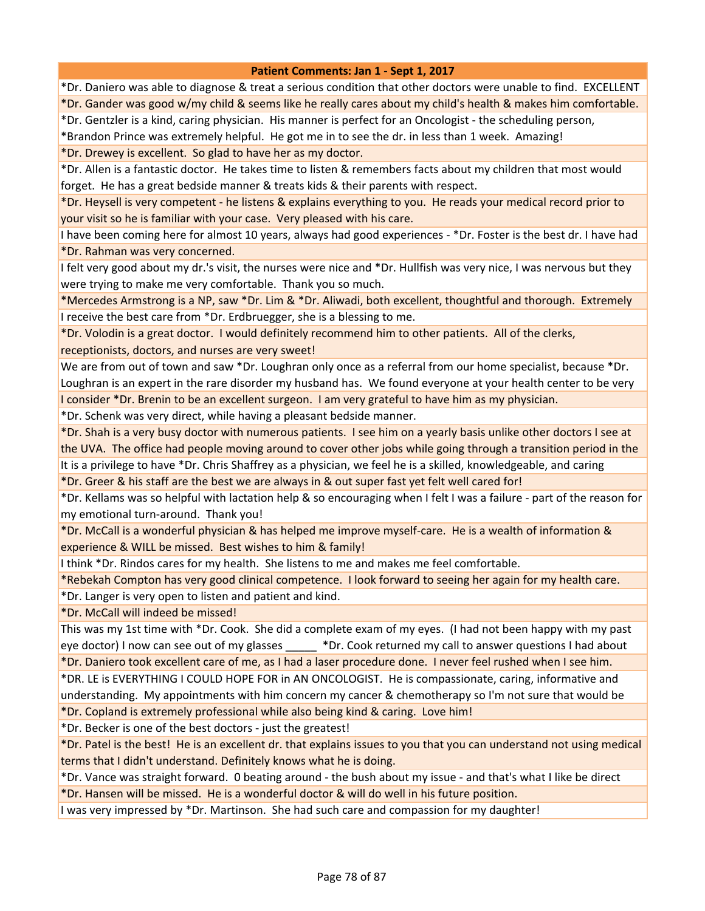| Patient Comments: Jan 1 - Sept 1, 2017 |
|---|
| *Dr. Daniero was able to diagnose & treat a serious condition that other doctors were unable to find.  EXCELLENT |
| *Dr. Gander was good w/my child & seems like he really cares about my child's health & makes him comfortable. |
| *Dr. Gentzler is a kind, caring physician.  His manner is perfect for an Oncologist - the scheduling person, |
| *Brandon Prince was extremely helpful.  He got me in to see the dr. in less than 1 week.  Amazing! |
| *Dr. Drewey is excellent.  So glad to have her as my doctor. |
| *Dr. Allen is a fantastic doctor.  He takes time to listen & remembers facts about my children that most would forget.  He has a great bedside manner & treats kids & their parents with respect. |
| *Dr. Heysell is very competent - he listens & explains everything to you.  He reads your medical record prior to your visit so he is familiar with your case.  Very pleased with his care. |
| I have been coming here for almost 10 years, always had good experiences - *Dr. Foster is the best dr. I have had |
| *Dr. Rahman was very concerned. |
| I felt very good about my dr.'s visit, the nurses were nice and *Dr. Hullfish was very nice, I was nervous but they were trying to make me very comfortable.  Thank you so much. |
| *Mercedes Armstrong is a NP, saw *Dr. Lim & *Dr. Aliwadi, both excellent, thoughtful and thorough.  Extremely |
| I receive the best care from *Dr. Erdbruegger, she is a blessing to me. |
| *Dr. Volodin is a great doctor.  I would definitely recommend him to other patients.  All of the clerks, receptionists, doctors, and nurses are very sweet! |
| We are from out of town and saw *Dr. Loughran only once as a referral from our home specialist, because *Dr. Loughran is an expert in the rare disorder my husband has.  We found everyone at your health center to be very |
| I consider *Dr. Brenin to be an excellent surgeon.  I am very grateful to have him as my physician. |
| *Dr. Schenk was very direct, while having a pleasant bedside manner. |
| *Dr. Shah is a very busy doctor with numerous patients.  I see him on a yearly basis unlike other doctors I see at the UVA.  The office had people moving around to cover other jobs while going through a transition period in the |
| It is a privilege to have *Dr. Chris Shaffrey as a physician, we feel he is a skilled, knowledgeable, and caring |
| *Dr. Greer & his staff are the best we are always in & out super fast yet felt well cared for! |
| *Dr. Kellams was so helpful with lactation help & so encouraging when I felt I was a failure - part of the reason for my emotional turn-around.  Thank you! |
| *Dr. McCall is a wonderful physician & has helped me improve myself-care.  He is a wealth of information & experience & WILL be missed.  Best wishes to him & family! |
| I think *Dr. Rindos cares for my health.  She listens to me and makes me feel comfortable. |
| *Rebekah Compton has very good clinical competence.  I look forward to seeing her again for my health care. |
| *Dr. Langer is very open to listen and patient and kind. |
| *Dr. McCall will indeed be missed! |
| This was my 1st time with *Dr. Cook.  She did a complete exam of my eyes.  (I had not been happy with my past eye doctor) I now can see out of my glasses _____  *Dr. Cook returned my call to answer questions I had about |
| *Dr. Daniero took excellent care of me, as I had a laser procedure done.  I never feel rushed when I see him. |
| *DR. LE is EVERYTHING I COULD HOPE FOR in AN ONCOLOGIST.  He is compassionate, caring, informative and understanding.  My appointments with him concern my cancer & chemotherapy so I'm not sure that would be |
| *Dr. Copland is extremely professional while also being kind & caring.  Love him! |
| *Dr. Becker is one of the best doctors - just the greatest! |
| *Dr. Patel is the best!  He is an excellent dr. that explains issues to you that you can understand not using medical terms that I didn't understand. Definitely knows what he is doing. |
| *Dr. Vance was straight forward.  0 beating around - the bush about my issue - and that's what I like be direct |
| *Dr. Hansen will be missed.  He is a wonderful doctor & will do well in his future position. |
| I was very impressed by *Dr. Martinson.  She had such care and compassion for my daughter! |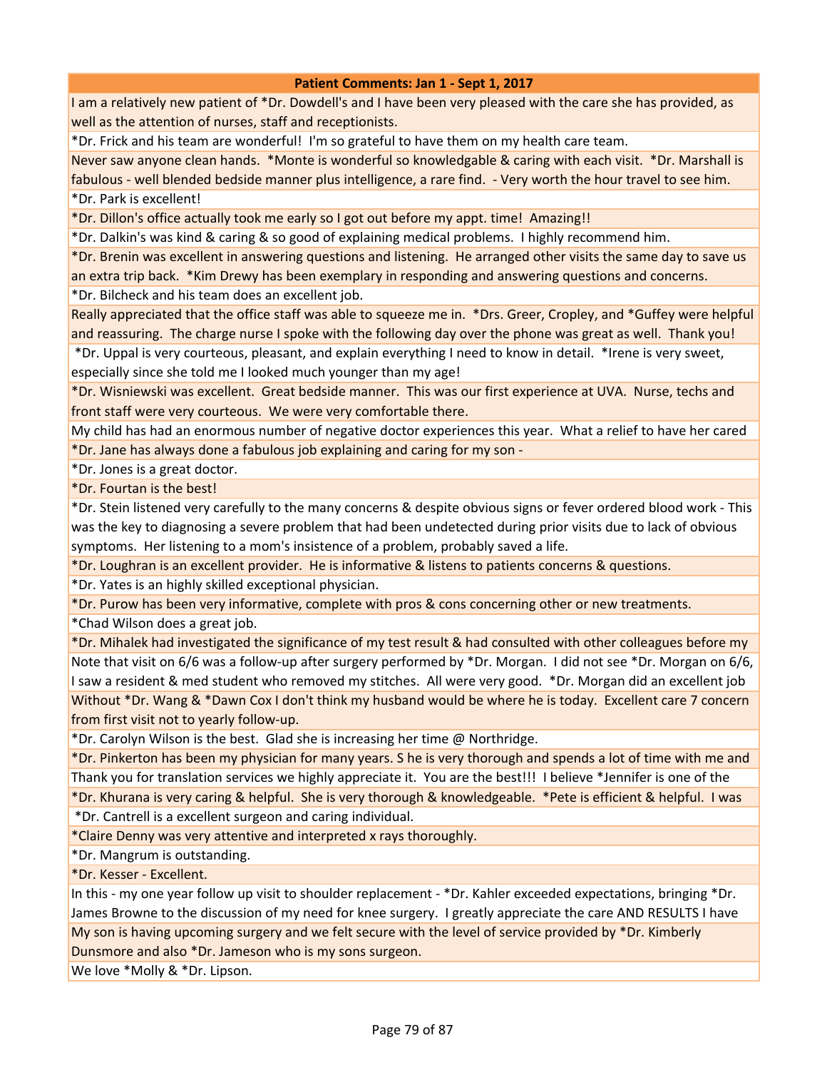| Patient Comments: Jan 1 - Sept 1, 2017 |
| --- |
| I am a relatively new patient of *Dr. Dowdell's and I have been very pleased with the care she has provided, as well as the attention of nurses, staff and receptionists. |
| *Dr. Frick and his team are wonderful! I'm so grateful to have them on my health care team. |
| Never saw anyone clean hands. *Monte is wonderful so knowledgable & caring with each visit. *Dr. Marshall is fabulous - well blended bedside manner plus intelligence, a rare find. - Very worth the hour travel to see him. |
| *Dr. Park is excellent! |
| *Dr. Dillon's office actually took me early so I got out before my appt. time! Amazing!! |
| *Dr. Dalkin's was kind & caring & so good of explaining medical problems. I highly recommend him. |
| *Dr. Brenin was excellent in answering questions and listening. He arranged other visits the same day to save us an extra trip back. *Kim Drewy has been exemplary in responding and answering questions and concerns. |
| *Dr. Bilcheck and his team does an excellent job. |
| Really appreciated that the office staff was able to squeeze me in. *Drs. Greer, Cropley, and *Guffey were helpful and reassuring. The charge nurse I spoke with the following day over the phone was great as well. Thank you! |
| *Dr. Uppal is very courteous, pleasant, and explain everything I need to know in detail. *Irene is very sweet, especially since she told me I looked much younger than my age! |
| *Dr. Wisniewski was excellent. Great bedside manner. This was our first experience at UVA. Nurse, techs and front staff were very courteous. We were very comfortable there. |
| My child has had an enormous number of negative doctor experiences this year. What a relief to have her cared |
| *Dr. Jane has always done a fabulous job explaining and caring for my son - |
| *Dr. Jones is a great doctor. |
| *Dr. Fourtan is the best! |
| *Dr. Stein listened very carefully to the many concerns & despite obvious signs or fever ordered blood work - This was the key to diagnosing a severe problem that had been undetected during prior visits due to lack of obvious symptoms. Her listening to a mom's insistence of a problem, probably saved a life. |
| *Dr. Loughran is an excellent provider. He is informative & listens to patients concerns & questions. |
| *Dr. Yates is an highly skilled exceptional physician. |
| *Dr. Purow has been very informative, complete with pros & cons concerning other or new treatments. |
| *Chad Wilson does a great job. |
| *Dr. Mihalek had investigated the significance of my test result & had consulted with other colleagues before my |
| Note that visit on 6/6 was a follow-up after surgery performed by *Dr. Morgan. I did not see *Dr. Morgan on 6/6, I saw a resident & med student who removed my stitches. All were very good. *Dr. Morgan did an excellent job |
| Without *Dr. Wang & *Dawn Cox I don't think my husband would be where he is today. Excellent care 7 concern from first visit not to yearly follow-up. |
| *Dr. Carolyn Wilson is the best. Glad she is increasing her time @ Northridge. |
| *Dr. Pinkerton has been my physician for many years. S he is very thorough and spends a lot of time with me and |
| Thank you for translation services we highly appreciate it. You are the best!!! I believe *Jennifer is one of the |
| *Dr. Khurana is very caring & helpful. She is very thorough & knowledgeable. *Pete is efficient & helpful. I was |
| *Dr. Cantrell is a excellent surgeon and caring individual. |
| *Claire Denny was very attentive and interpreted x rays thoroughly. |
| *Dr. Mangrum is outstanding. |
| *Dr. Kesser - Excellent. |
| In this - my one year follow up visit to shoulder replacement - *Dr. Kahler exceeded expectations, bringing *Dr. James Browne to the discussion of my need for knee surgery. I greatly appreciate the care AND RESULTS I have |
| My son is having upcoming surgery and we felt secure with the level of service provided by *Dr. Kimberly Dunsmore and also *Dr. Jameson who is my sons surgeon. |
| We love *Molly & *Dr. Lipson. |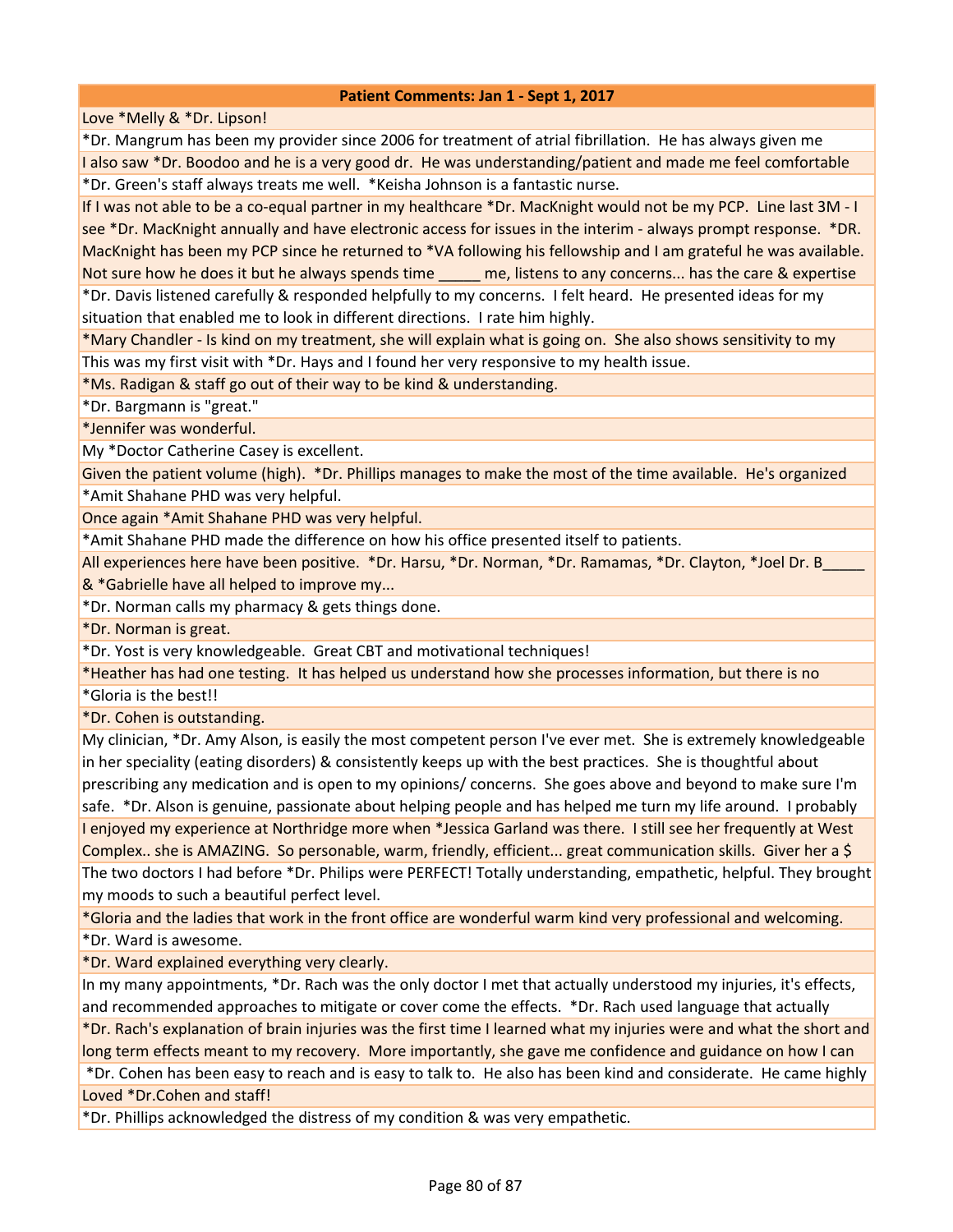| Patient Comments: Jan 1 - Sept 1, 2017 |
|---|
| Love *Melly & *Dr. Lipson! |
| *Dr. Mangrum has been my provider since 2006 for treatment of atrial fibrillation. He has always given me |
| I also saw *Dr. Boodoo and he is a very good dr. He was understanding/patient and made me feel comfortable |
| *Dr. Green's staff always treats me well. *Keisha Johnson is a fantastic nurse. |
| If I was not able to be a co-equal partner in my healthcare *Dr. MacKnight would not be my PCP. Line last 3M - I see *Dr. MacKnight annually and have electronic access for issues in the interim - always prompt response. *DR. MacKnight has been my PCP since he returned to *VA following his fellowship and I am grateful he was available. Not sure how he does it but he always spends time _____ me, listens to any concerns... has the care & expertise |
| *Dr. Davis listened carefully & responded helpfully to my concerns. I felt heard. He presented ideas for my situation that enabled me to look in different directions. I rate him highly. |
| *Mary Chandler - Is kind on my treatment, she will explain what is going on. She also shows sensitivity to my |
| This was my first visit with *Dr. Hays and I found her very responsive to my health issue. |
| *Ms. Radigan & staff go out of their way to be kind & understanding. |
| *Dr. Bargmann is "great." |
| *Jennifer was wonderful. |
| My *Doctor Catherine Casey is excellent. |
| Given the patient volume (high). *Dr. Phillips manages to make the most of the time available. He's organized |
| *Amit Shahane PHD was very helpful. |
| Once again *Amit Shahane PHD was very helpful. |
| *Amit Shahane PHD made the difference on how his office presented itself to patients. |
| All experiences here have been positive. *Dr. Harsu, *Dr. Norman, *Dr. Ramamas, *Dr. Clayton, *Joel Dr. B_____ & *Gabrielle have all helped to improve my... |
| *Dr. Norman calls my pharmacy & gets things done. |
| *Dr. Norman is great. |
| *Dr. Yost is very knowledgeable. Great CBT and motivational techniques! |
| *Heather has had one testing. It has helped us understand how she processes information, but there is no |
| *Gloria is the best!! |
| *Dr. Cohen is outstanding. |
| My clinician, *Dr. Amy Alson, is easily the most competent person I've ever met. She is extremely knowledgeable in her speciality (eating disorders) & consistently keeps up with the best practices. She is thoughtful about prescribing any medication and is open to my opinions/ concerns. She goes above and beyond to make sure I'm safe. *Dr. Alson is genuine, passionate about helping people and has helped me turn my life around. I probably |
| I enjoyed my experience at Northridge more when *Jessica Garland was there. I still see her frequently at West Complex.. she is AMAZING. So personable, warm, friendly, efficient... great communication skills. Giver her a $ |
| The two doctors I had before *Dr. Philips were PERFECT! Totally understanding, empathetic, helpful. They brought my moods to such a beautiful perfect level. |
| *Gloria and the ladies that work in the front office are wonderful warm kind very professional and welcoming. |
| *Dr. Ward is awesome. |
| *Dr. Ward explained everything very clearly. |
| In my many appointments, *Dr. Rach was the only doctor I met that actually understood my injuries, it's effects, and recommended approaches to mitigate or cover come the effects. *Dr. Rach used language that actually |
| *Dr. Rach's explanation of brain injuries was the first time I learned what my injuries were and what the short and long term effects meant to my recovery. More importantly, she gave me confidence and guidance on how I can |
| *Dr. Cohen has been easy to reach and is easy to talk to. He also has been kind and considerate. He came highly |
| Loved *Dr.Cohen and staff! |
| *Dr. Phillips acknowledged the distress of my condition & was very empathetic. |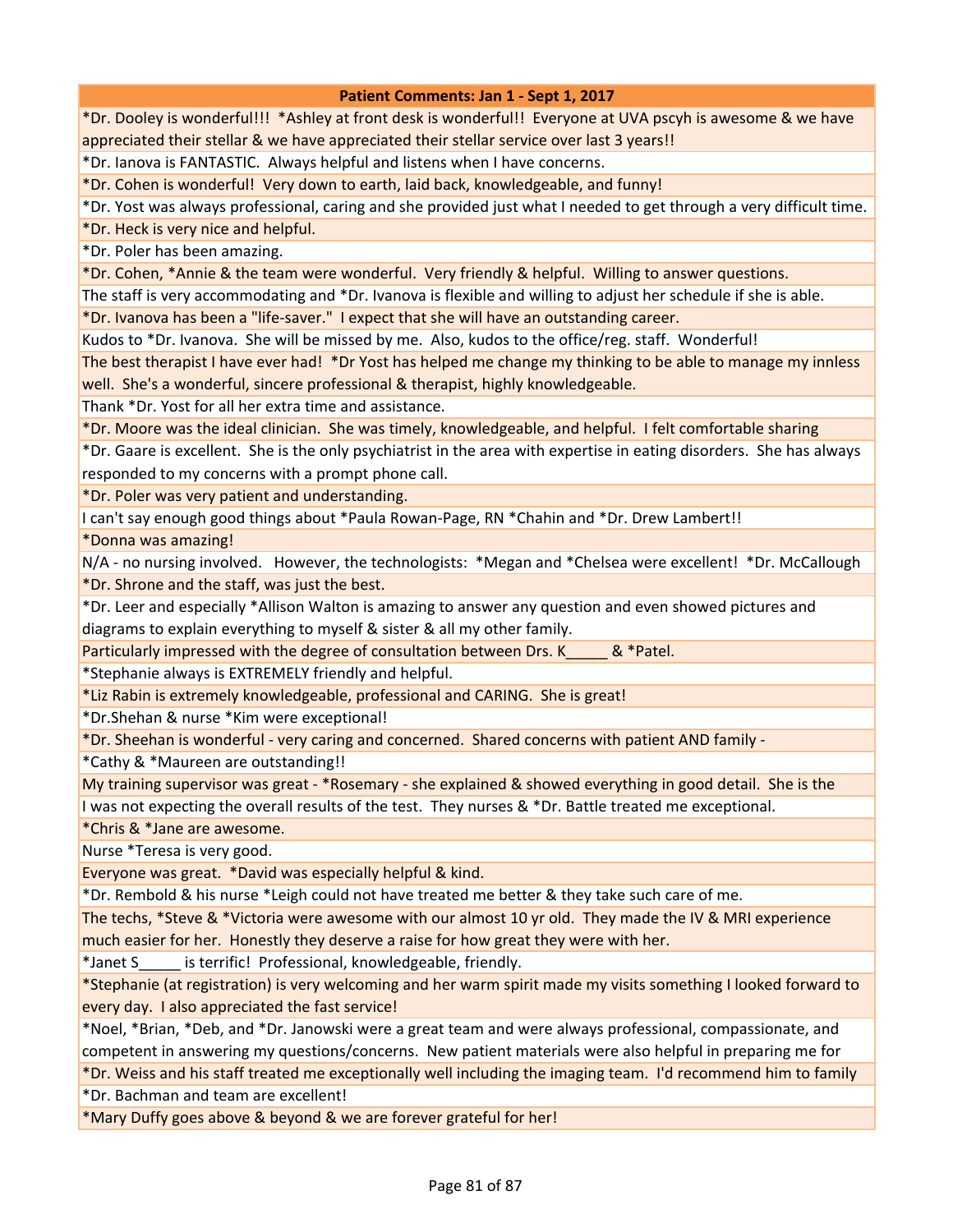| Patient Comments: Jan 1 - Sept 1, 2017 |
| --- |
| *Dr. Dooley is wonderful!!! *Ashley at front desk is wonderful!! Everyone at UVA pscyh is awesome & we have appreciated their stellar & we have appreciated their stellar service over last 3 years!! |
| *Dr. Ianova is FANTASTIC. Always helpful and listens when I have concerns. |
| *Dr. Cohen is wonderful! Very down to earth, laid back, knowledgeable, and funny! |
| *Dr. Yost was always professional, caring and she provided just what I needed to get through a very difficult time. |
| *Dr. Heck is very nice and helpful. |
| *Dr. Poler has been amazing. |
| *Dr. Cohen, *Annie & the team were wonderful. Very friendly & helpful. Willing to answer questions. |
| The staff is very accommodating and *Dr. Ivanova is flexible and willing to adjust her schedule if she is able. |
| *Dr. Ivanova has been a "life-saver." I expect that she will have an outstanding career. |
| Kudos to *Dr. Ivanova. She will be missed by me. Also, kudos to the office/reg. staff. Wonderful! |
| The best therapist I have ever had! *Dr Yost has helped me change my thinking to be able to manage my innless well. She's a wonderful, sincere professional & therapist, highly knowledgeable. |
| Thank *Dr. Yost for all her extra time and assistance. |
| *Dr. Moore was the ideal clinician. She was timely, knowledgeable, and helpful. I felt comfortable sharing |
| *Dr. Gaare is excellent. She is the only psychiatrist in the area with expertise in eating disorders. She has always responded to my concerns with a prompt phone call. |
| *Dr. Poler was very patient and understanding. |
| I can't say enough good things about *Paula Rowan-Page, RN *Chahin and *Dr. Drew Lambert!! |
| *Donna was amazing! |
| N/A - no nursing involved. However, the technologists: *Megan and *Chelsea were excellent! *Dr. McCallough |
| *Dr. Shrone and the staff, was just the best. |
| *Dr. Leer and especially *Allison Walton is amazing to answer any question and even showed pictures and diagrams to explain everything to myself & sister & all my other family. |
| Particularly impressed with the degree of consultation between Drs. K_____ & *Patel. |
| *Stephanie always is EXTREMELY friendly and helpful. |
| *Liz Rabin is extremely knowledgeable, professional and CARING. She is great! |
| *Dr.Shehan & nurse *Kim were exceptional! |
| *Dr. Sheehan is wonderful - very caring and concerned. Shared concerns with patient AND family - |
| *Cathy & *Maureen are outstanding!! |
| My training supervisor was great - *Rosemary - she explained & showed everything in good detail. She is the |
| I was not expecting the overall results of the test. They nurses & *Dr. Battle treated me exceptional. |
| *Chris & *Jane are awesome. |
| Nurse *Teresa is very good. |
| Everyone was great. *David was especially helpful & kind. |
| *Dr. Rembold & his nurse *Leigh could not have treated me better & they take such care of me. |
| The techs, *Steve & *Victoria were awesome with our almost 10 yr old. They made the IV & MRI experience much easier for her. Honestly they deserve a raise for how great they were with her. |
| *Janet S_____ is terrific! Professional, knowledgeable, friendly. |
| *Stephanie (at registration) is very welcoming and her warm spirit made my visits something I looked forward to every day. I also appreciated the fast service! |
| *Noel, *Brian, *Deb, and *Dr. Janowski were a great team and were always professional, compassionate, and competent in answering my questions/concerns. New patient materials were also helpful in preparing me for |
| *Dr. Weiss and his staff treated me exceptionally well including the imaging team. I'd recommend him to family |
| *Dr. Bachman and team are excellent! |
| *Mary Duffy goes above & beyond & we are forever grateful for her! |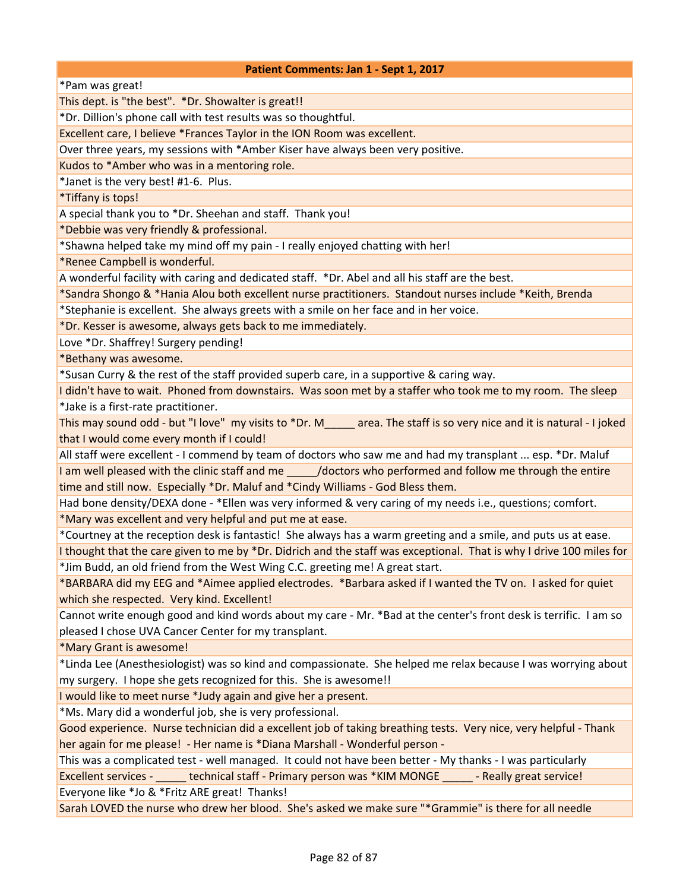| Patient Comments: Jan 1 - Sept 1, 2017 |
|---|
| *Pam was great! |
| This dept. is "the best". *Dr. Showalter is great!! |
| *Dr. Dillion's phone call with test results was so thoughtful. |
| Excellent care, I believe *Frances Taylor in the ION Room was excellent. |
| Over three years, my sessions with *Amber Kiser have always been very positive. |
| Kudos to *Amber who was in a mentoring role. |
| *Janet is the very best! #1-6. Plus. |
| *Tiffany is tops! |
| A special thank you to *Dr. Sheehan and staff. Thank you! |
| *Debbie was very friendly & professional. |
| *Shawna helped take my mind off my pain - I really enjoyed chatting with her! |
| *Renee Campbell is wonderful. |
| A wonderful facility with caring and dedicated staff. *Dr. Abel and all his staff are the best. |
| *Sandra Shongo & *Hania Alou both excellent nurse practitioners. Standout nurses include *Keith, Brenda |
| *Stephanie is excellent. She always greets with a smile on her face and in her voice. |
| *Dr. Kesser is awesome, always gets back to me immediately. |
| Love *Dr. Shaffrey! Surgery pending! |
| *Bethany was awesome. |
| *Susan Curry & the rest of the staff provided superb care, in a supportive & caring way. |
| I didn't have to wait. Phoned from downstairs. Was soon met by a staffer who took me to my room. The sleep |
| *Jake is a first-rate practitioner. |
| This may sound odd - but "I love" my visits to *Dr. M_____ area. The staff is so very nice and it is natural - I joked that I would come every month if I could! |
| All staff were excellent - I commend by team of doctors who saw me and had my transplant ... esp. *Dr. Maluf |
| I am well pleased with the clinic staff and me _____/doctors who performed and follow me through the entire time and still now. Especially *Dr. Maluf and *Cindy Williams - God Bless them. |
| Had bone density/DEXA done - *Ellen was very informed & very caring of my needs i.e., questions; comfort. |
| *Mary was excellent and very helpful and put me at ease. |
| *Courtney at the reception desk is fantastic! She always has a warm greeting and a smile, and puts us at ease. |
| I thought that the care given to me by *Dr. Didrich and the staff was exceptional. That is why I drive 100 miles for |
| *Jim Budd, an old friend from the West Wing C.C. greeting me! A great start. |
| *BARBARA did my EEG and *Aimee applied electrodes. *Barbara asked if I wanted the TV on. I asked for quiet which she respected. Very kind. Excellent! |
| Cannot write enough good and kind words about my care - Mr. *Bad at the center's front desk is terrific. I am so pleased I chose UVA Cancer Center for my transplant. |
| *Mary Grant is awesome! |
| *Linda Lee (Anesthesiologist) was so kind and compassionate. She helped me relax because I was worrying about my surgery. I hope she gets recognized for this. She is awesome!! |
| I would like to meet nurse *Judy again and give her a present. |
| *Ms. Mary did a wonderful job, she is very professional. |
| Good experience. Nurse technician did a excellent job of taking breathing tests. Very nice, very helpful - Thank her again for me please! - Her name is *Diana Marshall - Wonderful person - |
| This was a complicated test - well managed. It could not have been better - My thanks - I was particularly |
| Excellent services - _____ technical staff - Primary person was *KIM MONGE _____ - Really great service! |
| Everyone like *Jo & *Fritz ARE great! Thanks! |
| Sarah LOVED the nurse who drew her blood. She's asked we make sure "*Grammie" is there for all needle |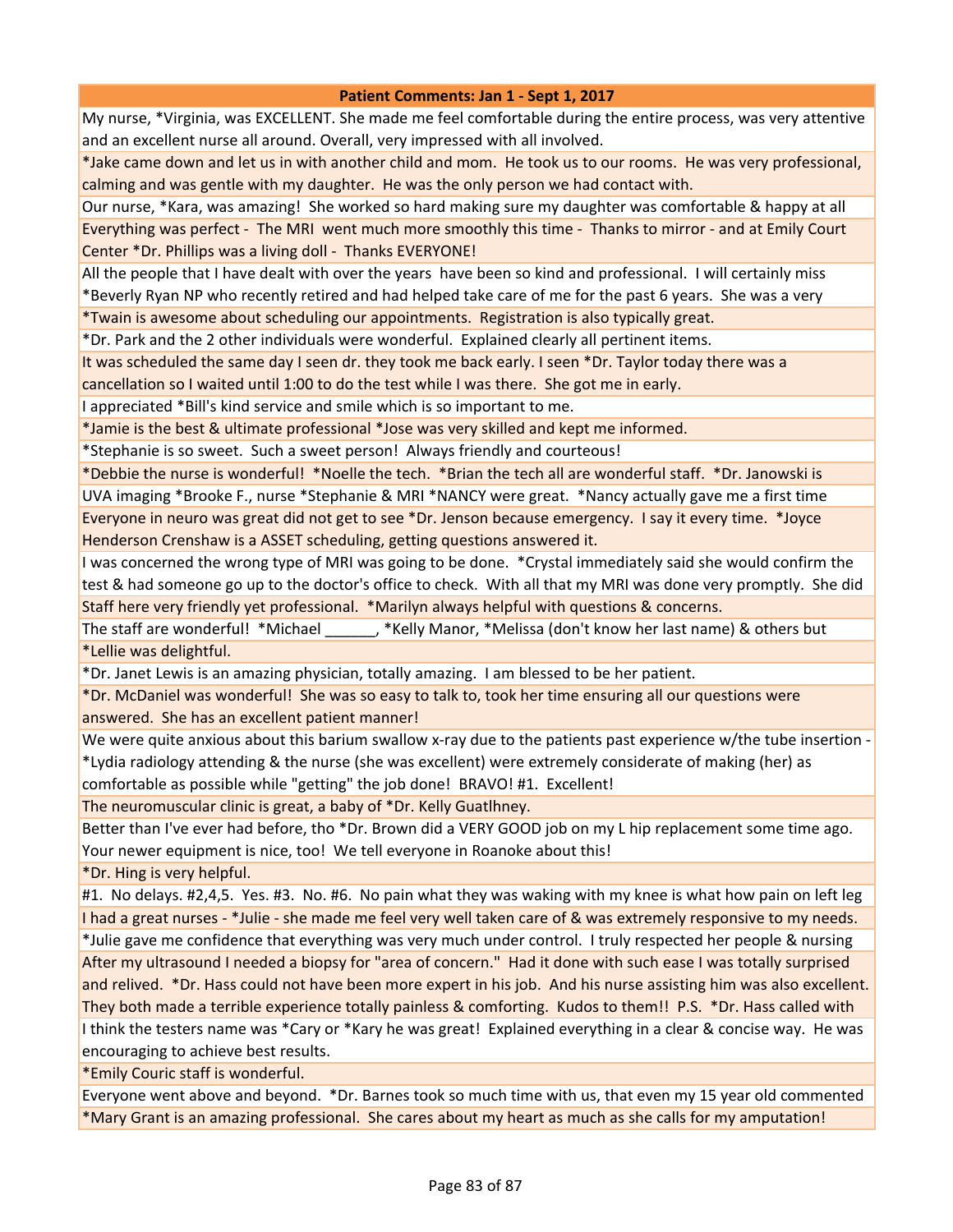| Patient Comments: Jan 1 - Sept 1, 2017 |
| --- |
| My nurse, *Virginia, was EXCELLENT. She made me feel comfortable during the entire process, was very attentive and an excellent nurse all around. Overall, very impressed with all involved. |
| *Jake came down and let us in with another child and mom. He took us to our rooms. He was very professional, calming and was gentle with my daughter. He was the only person we had contact with. |
| Our nurse, *Kara, was amazing! She worked so hard making sure my daughter was comfortable & happy at all |
| Everything was perfect - The MRI went much more smoothly this time - Thanks to mirror - and at Emily Court Center *Dr. Phillips was a living doll - Thanks EVERYONE! |
| All the people that I have dealt with over the years have been so kind and professional. I will certainly miss *Beverly Ryan NP who recently retired and had helped take care of me for the past 6 years. She was a very |
| *Twain is awesome about scheduling our appointments. Registration is also typically great. |
| *Dr. Park and the 2 other individuals were wonderful. Explained clearly all pertinent items. |
| It was scheduled the same day I seen dr. they took me back early. I seen *Dr. Taylor today there was a cancellation so I waited until 1:00 to do the test while I was there. She got me in early. |
| I appreciated *Bill's kind service and smile which is so important to me. |
| *Jamie is the best & ultimate professional *Jose was very skilled and kept me informed. |
| *Stephanie is so sweet. Such a sweet person! Always friendly and courteous! |
| *Debbie the nurse is wonderful! *Noelle the tech. *Brian the tech all are wonderful staff. *Dr. Janowski is |
| UVA imaging *Brooke F., nurse *Stephanie & MRI *NANCY were great. *Nancy actually gave me a first time |
| Everyone in neuro was great did not get to see *Dr. Jenson because emergency. I say it every time. *Joyce Henderson Crenshaw is a ASSET scheduling, getting questions answered it. |
| I was concerned the wrong type of MRI was going to be done. *Crystal immediately said she would confirm the test & had someone go up to the doctor's office to check. With all that my MRI was done very promptly. She did |
| Staff here very friendly yet professional. *Marilyn always helpful with questions & concerns. |
| The staff are wonderful! *Michael ______, *Kelly Manor, *Melissa (don't know her last name) & others but |
| *Lellie was delightful. |
| *Dr. Janet Lewis is an amazing physician, totally amazing. I am blessed to be her patient. |
| *Dr. McDaniel was wonderful! She was so easy to talk to, took her time ensuring all our questions were answered. She has an excellent patient manner! |
| We were quite anxious about this barium swallow x-ray due to the patients past experience w/the tube insertion - *Lydia radiology attending & the nurse (she was excellent) were extremely considerate of making (her) as comfortable as possible while "getting" the job done! BRAVO! #1. Excellent! |
| The neuromuscular clinic is great, a baby of *Dr. Kelly Guatlhney. |
| Better than I've ever had before, tho *Dr. Brown did a VERY GOOD job on my L hip replacement some time ago. Your newer equipment is nice, too! We tell everyone in Roanoke about this! |
| *Dr. Hing is very helpful. |
| #1. No delays. #2,4,5. Yes. #3. No. #6. No pain what they was waking with my knee is what how pain on left leg |
| I had a great nurses - *Julie - she made me feel very well taken care of & was extremely responsive to my needs. |
| *Julie gave me confidence that everything was very much under control. I truly respected her people & nursing |
| After my ultrasound I needed a biopsy for "area of concern." Had it done with such ease I was totally surprised and relived. *Dr. Hass could not have been more expert in his job. And his nurse assisting him was also excellent. They both made a terrible experience totally painless & comforting. Kudos to them!! P.S. *Dr. Hass called with |
| I think the testers name was *Cary or *Kary he was great! Explained everything in a clear & concise way. He was encouraging to achieve best results. |
| *Emily Couric staff is wonderful. |
| Everyone went above and beyond. *Dr. Barnes took so much time with us, that even my 15 year old commented |
| *Mary Grant is an amazing professional. She cares about my heart as much as she calls for my amputation! |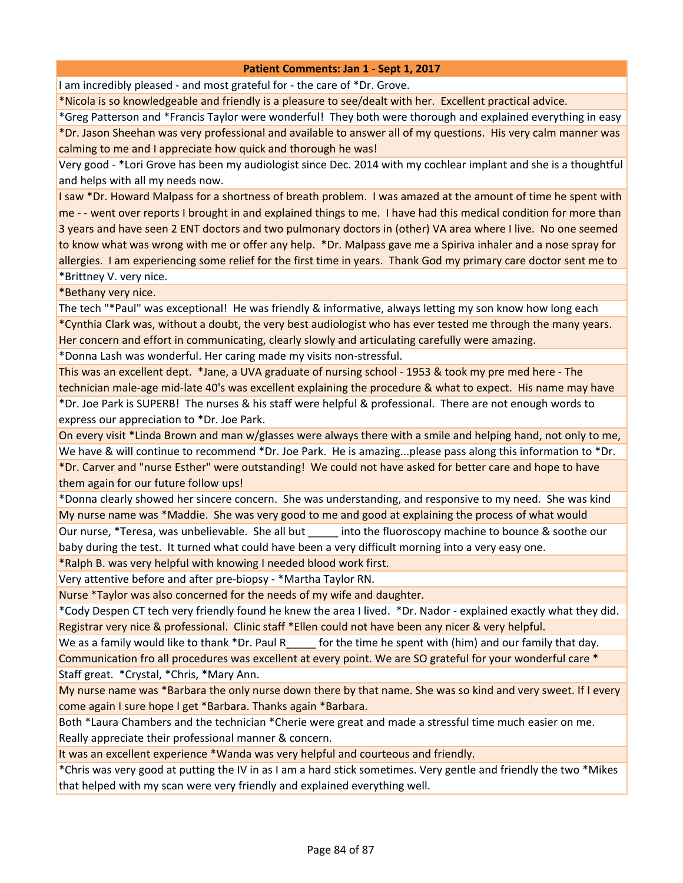| Patient Comments: Jan 1 - Sept 1, 2017 |
|---|
| I am incredibly pleased - and most grateful for - the care of *Dr. Grove. |
| *Nicola is so knowledgeable and friendly is a pleasure to see/dealt with her. Excellent practical advice. |
| *Greg Patterson and *Francis Taylor were wonderful! They both were thorough and explained everything in easy |
| *Dr. Jason Sheehan was very professional and available to answer all of my questions. His very calm manner was calming to me and I appreciate how quick and thorough he was! |
| Very good - *Lori Grove has been my audiologist since Dec. 2014 with my cochlear implant and she is a thoughtful and helps with all my needs now. |
| I saw *Dr. Howard Malpass for a shortness of breath problem. I was amazed at the amount of time he spent with me - - went over reports I brought in and explained things to me. I have had this medical condition for more than 3 years and have seen 2 ENT doctors and two pulmonary doctors in (other) VA area where I live. No one seemed to know what was wrong with me or offer any help. *Dr. Malpass gave me a Spiriva inhaler and a nose spray for allergies. I am experiencing some relief for the first time in years. Thank God my primary care doctor sent me to |
| *Brittney V. very nice. |
| *Bethany very nice. |
| The tech "*Paul" was exceptional! He was friendly & informative, always letting my son know how long each |
| *Cynthia Clark was, without a doubt, the very best audiologist who has ever tested me through the many years. Her concern and effort in communicating, clearly slowly and articulating carefully were amazing. |
| *Donna Lash was wonderful. Her caring made my visits non-stressful. |
| This was an excellent dept. *Jane, a UVA graduate of nursing school - 1953 & took my pre med here - The technician male-age mid-late 40's was excellent explaining the procedure & what to expect. His name may have |
| *Dr. Joe Park is SUPERB! The nurses & his staff were helpful & professional. There are not enough words to express our appreciation to *Dr. Joe Park. |
| On every visit *Linda Brown and man w/glasses were always there with a smile and helping hand, not only to me, |
| We have & will continue to recommend *Dr. Joe Park. He is amazing...please pass along this information to *Dr. |
| *Dr. Carver and "nurse Esther" were outstanding! We could not have asked for better care and hope to have them again for our future follow ups! |
| *Donna clearly showed her sincere concern. She was understanding, and responsive to my need. She was kind |
| My nurse name was *Maddie. She was very good to me and good at explaining the process of what would |
| Our nurse, *Teresa, was unbelievable. She all but _____ into the fluoroscopy machine to bounce & soothe our baby during the test. It turned what could have been a very difficult morning into a very easy one. |
| *Ralph B. was very helpful with knowing I needed blood work first. |
| Very attentive before and after pre-biopsy - *Martha Taylor RN. |
| Nurse *Taylor was also concerned for the needs of my wife and daughter. |
| *Cody Despen CT tech very friendly found he knew the area I lived. *Dr. Nador - explained exactly what they did. |
| Registrar very nice & professional. Clinic staff *Ellen could not have been any nicer & very helpful. |
| We as a family would like to thank *Dr. Paul R_____ for the time he spent with (him) and our family that day. |
| Communication fro all procedures was excellent at every point. We are SO grateful for your wonderful care * |
| Staff great. *Crystal, *Chris, *Mary Ann. |
| My nurse name was *Barbara the only nurse down there by that name. She was so kind and very sweet. If I every come again I sure hope I get *Barbara. Thanks again *Barbara. |
| Both *Laura Chambers and the technician *Cherie were great and made a stressful time much easier on me. Really appreciate their professional manner & concern. |
| It was an excellent experience *Wanda was very helpful and courteous and friendly. |
| *Chris was very good at putting the IV in as I am a hard stick sometimes. Very gentle and friendly the two *Mikes that helped with my scan were very friendly and explained everything well. |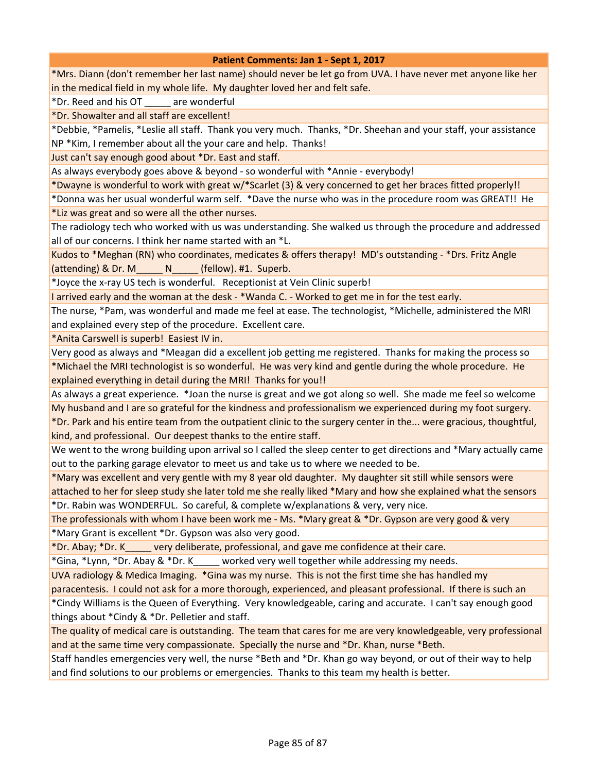| Patient Comments: Jan 1 - Sept 1, 2017 |
|---|
| *Mrs. Diann (don't remember her last name) should never be let go from UVA. I have never met anyone like her in the medical field in my whole life. My daughter loved her and felt safe. |
| *Dr. Reed and his OT _____ are wonderful |
| *Dr. Showalter and all staff are excellent! |
| *Debbie, *Pamelis, *Leslie all staff. Thank you very much. Thanks, *Dr. Sheehan and your staff, your assistance NP *Kim, I remember about all the your care and help. Thanks! |
| Just can't say enough good about *Dr. East and staff. |
| As always everybody goes above & beyond - so wonderful with *Annie - everybody! |
| *Dwayne is wonderful to work with great w/*Scarlet (3) & very concerned to get her braces fitted properly!! |
| *Donna was her usual wonderful warm self. *Dave the nurse who was in the procedure room was GREAT!! He |
| *Liz was great and so were all the other nurses. |
| The radiology tech who worked with us was understanding. She walked us through the procedure and addressed all of our concerns. I think her name started with an *L. |
| Kudos to *Meghan (RN) who coordinates, medicates & offers therapy! MD's outstanding - *Drs. Fritz Angle (attending) & Dr. M_____ N_____ (fellow). #1. Superb. |
| *Joyce the x-ray US tech is wonderful. Receptionist at Vein Clinic superb! |
| I arrived early and the woman at the desk - *Wanda C. - Worked to get me in for the test early. |
| The nurse, *Pam, was wonderful and made me feel at ease. The technologist, *Michelle, administered the MRI and explained every step of the procedure. Excellent care. |
| *Anita Carswell is superb! Easiest IV in. |
| Very good as always and *Meagan did a excellent job getting me registered. Thanks for making the process so |
| *Michael the MRI technologist is so wonderful. He was very kind and gentle during the whole procedure. He explained everything in detail during the MRI! Thanks for you!! |
| As always a great experience. *Joan the nurse is great and we got along so well. She made me feel so welcome |
| My husband and I are so grateful for the kindness and professionalism we experienced during my foot surgery. *Dr. Park and his entire team from the outpatient clinic to the surgery center in the... were gracious, thoughtful, kind, and professional. Our deepest thanks to the entire staff. |
| We went to the wrong building upon arrival so I called the sleep center to get directions and *Mary actually came out to the parking garage elevator to meet us and take us to where we needed to be. |
| *Mary was excellent and very gentle with my 8 year old daughter. My daughter sit still while sensors were attached to her for sleep study she later told me she really liked *Mary and how she explained what the sensors |
| *Dr. Rabin was WONDERFUL. So careful, & complete w/explanations & very, very nice. |
| The professionals with whom I have been work me - Ms. *Mary great & *Dr. Gypson are very good & very |
| *Mary Grant is excellent *Dr. Gypson was also very good. |
| *Dr. Abay; *Dr. K_____ very deliberate, professional, and gave me confidence at their care. |
| *Gina, *Lynn, *Dr. Abay & *Dr. K_____ worked very well together while addressing my needs. |
| UVA radiology & Medica Imaging. *Gina was my nurse. This is not the first time she has handled my paracentesis. I could not ask for a more thorough, experienced, and pleasant professional. If there is such an |
| *Cindy Williams is the Queen of Everything. Very knowledgeable, caring and accurate. I can't say enough good things about *Cindy & *Dr. Pelletier and staff. |
| The quality of medical care is outstanding. The team that cares for me are very knowledgeable, very professional and at the same time very compassionate. Specially the nurse and *Dr. Khan, nurse *Beth. |
| Staff handles emergencies very well, the nurse *Beth and *Dr. Khan go way beyond, or out of their way to help and find solutions to our problems or emergencies. Thanks to this team my health is better. |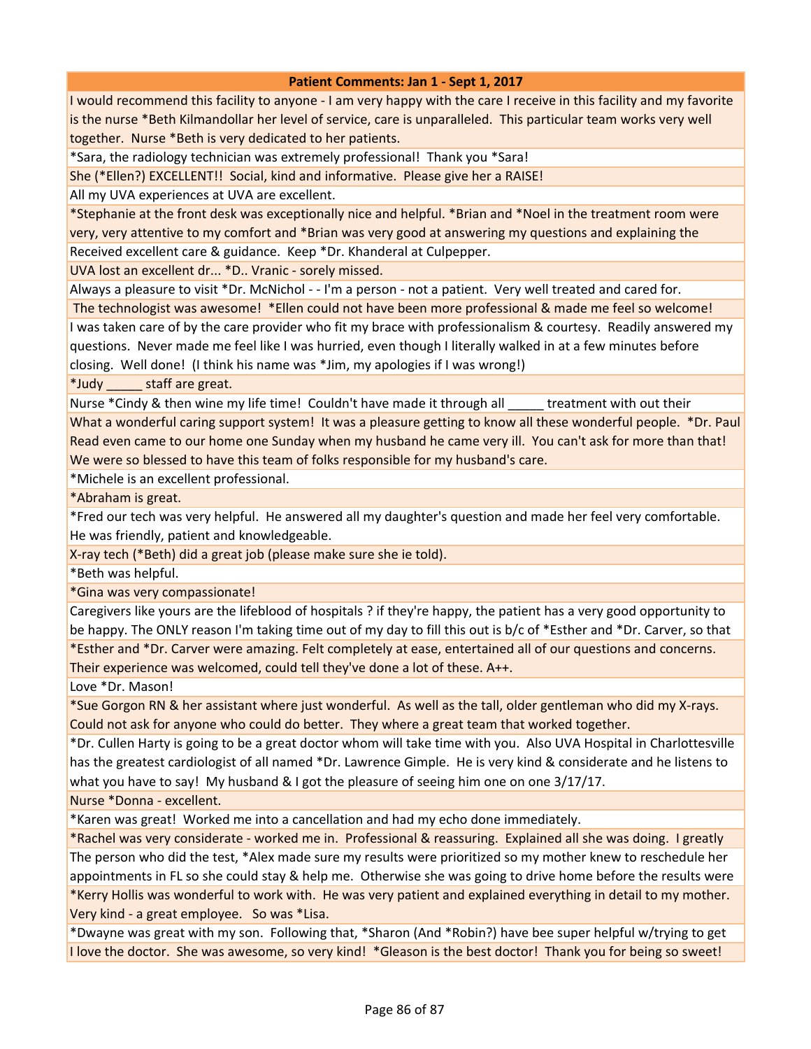| Patient Comments: Jan 1 - Sept 1, 2017 |
|---|
| I would recommend this facility to anyone - I am very happy with the care I receive in this facility and my favorite is the nurse *Beth Kilmandollar her level of service, care is unparalleled. This particular team works very well together. Nurse *Beth is very dedicated to her patients. |
| *Sara, the radiology technician was extremely professional! Thank you *Sara! |
| She (*Ellen?) EXCELLENT!! Social, kind and informative. Please give her a RAISE! |
| All my UVA experiences at UVA are excellent. |
| *Stephanie at the front desk was exceptionally nice and helpful. *Brian and *Noel in the treatment room were very, very attentive to my comfort and *Brian was very good at answering my questions and explaining the |
| Received excellent care & guidance. Keep *Dr. Khanderal at Culpepper. |
| UVA lost an excellent dr... *D.. Vranic - sorely missed. |
| Always a pleasure to visit *Dr. McNichol - - I'm a person - not a patient. Very well treated and cared for. |
| The technologist was awesome! *Ellen could not have been more professional & made me feel so welcome! |
| I was taken care of by the care provider who fit my brace with professionalism & courtesy. Readily answered my questions. Never made me feel like I was hurried, even though I literally walked in at a few minutes before closing. Well done! (I think his name was *Jim, my apologies if I was wrong!) |
| *Judy _____ staff are great. |
| Nurse *Cindy & then wine my life time! Couldn't have made it through all _____ treatment with out their |
| What a wonderful caring support system! It was a pleasure getting to know all these wonderful people. *Dr. Paul Read even came to our home one Sunday when my husband he came very ill. You can't ask for more than that! We were so blessed to have this team of folks responsible for my husband's care. |
| *Michele is an excellent professional. |
| *Abraham is great. |
| *Fred our tech was very helpful. He answered all my daughter's question and made her feel very comfortable. He was friendly, patient and knowledgeable. |
| X-ray tech (*Beth) did a great job (please make sure she ie told). |
| *Beth was helpful. |
| *Gina was very compassionate! |
| Caregivers like yours are the lifeblood of hospitals ? if they're happy, the patient has a very good opportunity to be happy. The ONLY reason I'm taking time out of my day to fill this out is b/c of *Esther and *Dr. Carver, so that |
| *Esther and *Dr. Carver were amazing. Felt completely at ease, entertained all of our questions and concerns. Their experience was welcomed, could tell they've done a lot of these. A++. |
| Love *Dr. Mason! |
| *Sue Gorgon RN & her assistant where just wonderful. As well as the tall, older gentleman who did my X-rays. Could not ask for anyone who could do better. They where a great team that worked together. |
| *Dr. Cullen Harty is going to be a great doctor whom will take time with you. Also UVA Hospital in Charlottesville has the greatest cardiologist of all named *Dr. Lawrence Gimple. He is very kind & considerate and he listens to what you have to say! My husband & I got the pleasure of seeing him one on one 3/17/17. |
| Nurse *Donna - excellent. |
| *Karen was great! Worked me into a cancellation and had my echo done immediately. |
| *Rachel was very considerate - worked me in. Professional & reassuring. Explained all she was doing. I greatly |
| The person who did the test, *Alex made sure my results were prioritized so my mother knew to reschedule her appointments in FL so she could stay & help me. Otherwise she was going to drive home before the results were |
| *Kerry Hollis was wonderful to work with. He was very patient and explained everything in detail to my mother. Very kind - a great employee. So was *Lisa. |
| *Dwayne was great with my son. Following that, *Sharon (And *Robin?) have bee super helpful w/trying to get |
| I love the doctor. She was awesome, so very kind! *Gleason is the best doctor! Thank you for being so sweet! |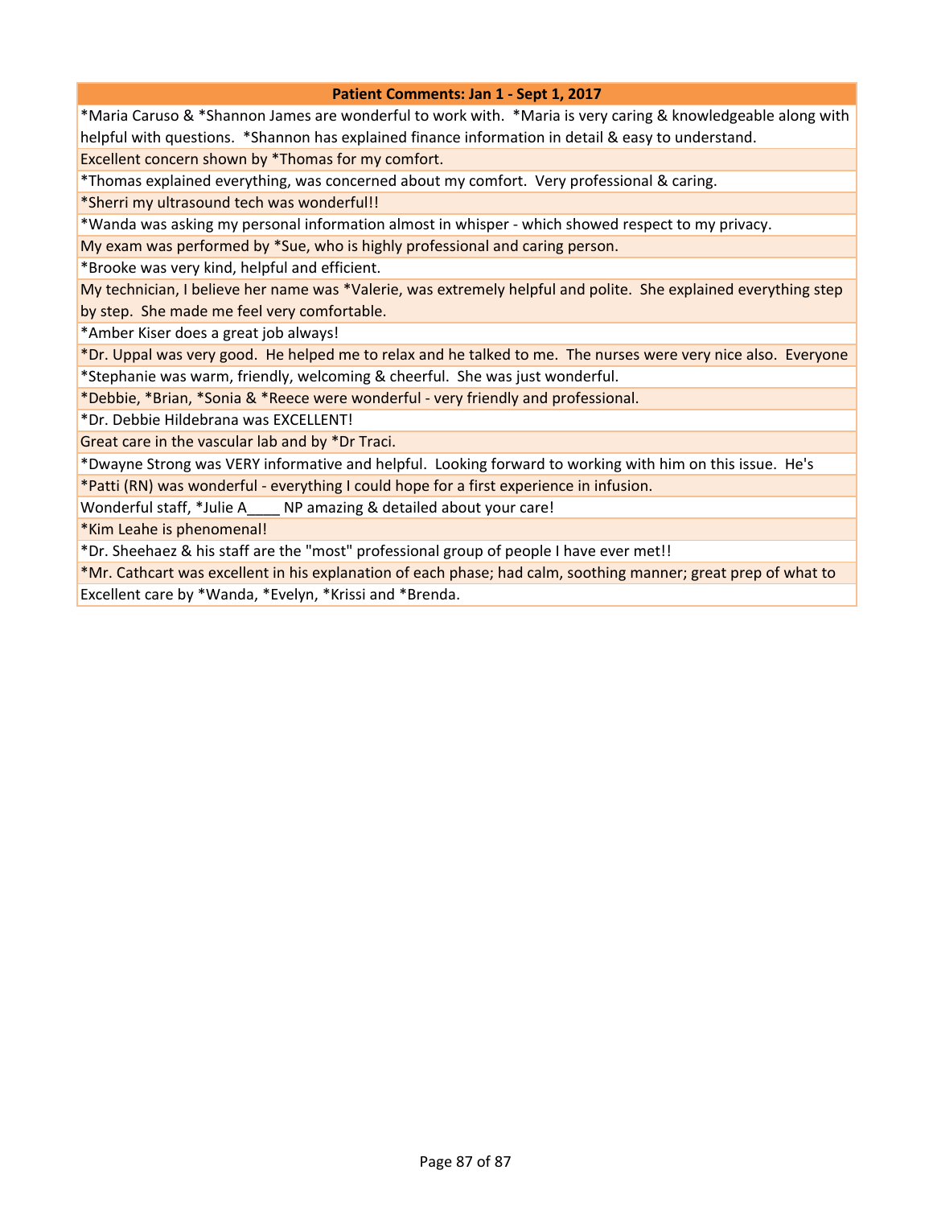| Patient Comments: Jan 1 - Sept 1, 2017 |
|---|
| *Maria Caruso & *Shannon James are wonderful to work with. *Maria is very caring & knowledgeable along with helpful with questions. *Shannon has explained finance information in detail & easy to understand. |
| Excellent concern shown by *Thomas for my comfort. |
| *Thomas explained everything, was concerned about my comfort. Very professional & caring. |
| *Sherri my ultrasound tech was wonderful!! |
| *Wanda was asking my personal information almost in whisper - which showed respect to my privacy. |
| My exam was performed by *Sue, who is highly professional and caring person. |
| *Brooke was very kind, helpful and efficient. |
| My technician, I believe her name was *Valerie, was extremely helpful and polite. She explained everything step by step. She made me feel very comfortable. |
| *Amber Kiser does a great job always! |
| *Dr. Uppal was very good. He helped me to relax and he talked to me. The nurses were very nice also. Everyone |
| *Stephanie was warm, friendly, welcoming & cheerful. She was just wonderful. |
| *Debbie, *Brian, *Sonia & *Reece were wonderful - very friendly and professional. |
| *Dr. Debbie Hildebrana was EXCELLENT! |
| Great care in the vascular lab and by *Dr Traci. |
| *Dwayne Strong was VERY informative and helpful. Looking forward to working with him on this issue. He's |
| *Patti (RN) was wonderful - everything I could hope for a first experience in infusion. |
| Wonderful staff, *Julie A____ NP amazing & detailed about your care! |
| *Kim Leahe is phenomenal! |
| *Dr. Sheehaez & his staff are the "most" professional group of people I have ever met!! |
| *Mr. Cathcart was excellent in his explanation of each phase; had calm, soothing manner; great prep of what to |
| Excellent care by *Wanda, *Evelyn, *Krissi and *Brenda. |